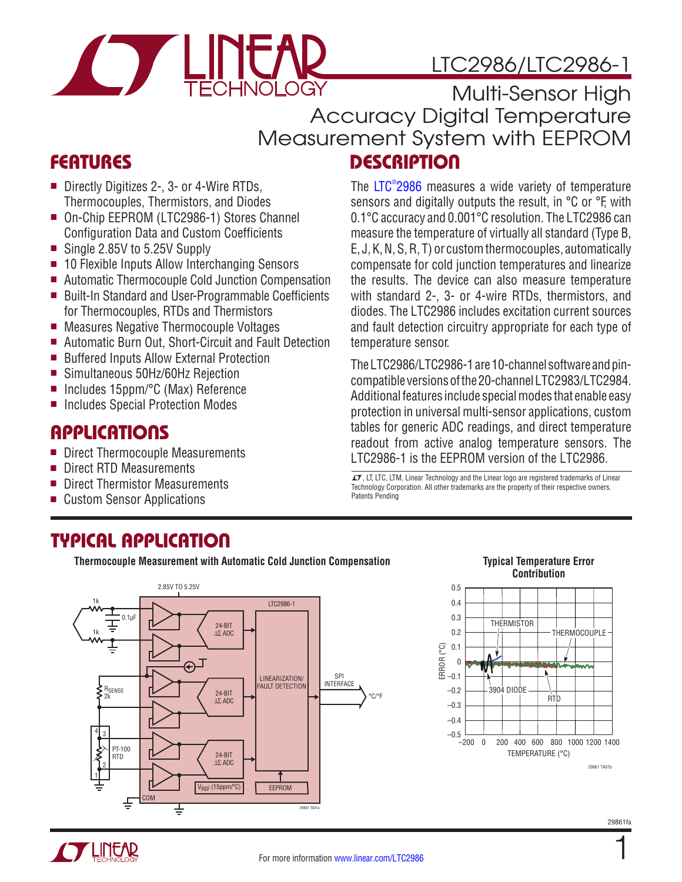# LTC2986/LTC2986-1

## Multi-Sensor High Accuracy Digital Temperature Measurement System with EEPROM

## FEATURES

- Directly Digitizes 2-, 3- or 4-Wire RTDs, Thermocouples, Thermistors, and Diodes
- On-Chip EEPROM (LTC2986-1) Stores Channel Configuration Data and Custom Coefficients
- Single 2.85V to 5.25V Supply
- 10 Flexible Inputs Allow Interchanging Sensors
- Automatic Thermocouple Cold Junction Compensation
- Built-In Standard and User-Programmable Coefficients for Thermocouples, RTDs and Thermistors
- Measures Negative Thermocouple Voltages
- Automatic Burn Out, Short-Circuit and Fault Detection
- Buffered Inputs Allow External Protection
- Simultaneous 50Hz/60Hz Rejection
- Includes 15ppm/°C (Max) Reference
- Includes Special Protection Modes

## APPLICATIONS

- Direct Thermocouple Measurements
- Direct RTD Measurements
- Direct Thermistor Measurements
- Custom Sensor Applications

## DESCRIPTION

The LTC®2986 measures a wide variety of temperature sensors and digitally outputs the result, in °C or °F, with 0.1°C accuracy and 0.001°C resolution. The LTC2986 can measure the temperature of virtually all standard (Type B, E, J, K, N, S, R, T) or custom thermocouples, automatically compensate for cold junction temperatures and linearize the results. The device can also measure temperature with standard 2-, 3- or 4-wire RTDs, thermistors, and diodes. The LTC2986 includes excitation current sources and fault detection circuitry appropriate for each type of temperature sensor.

The LTC2986/LTC2986-1 are 10-channel software and pin-compatible versions of the 20-channel LTC2983/LTC2984. Additional features include special modes that enable easy protection in universal multi-sensor applications, custom tables for generic ADC readings, and direct temperature readout from active analog temperature sensors. The LTC2986-1 is the EEPROM version of the LTC2986.

LT, LTC, LTM, Linear Technology and the Linear logo are registered trademarks of Linear Technology Corporation. All other trademarks are the property of their respective owners. Patents Pending

## TYPICAL APPLICATION

**Thermocouple Measurement with Automatic Cold Junction Compensation**

**Typical Temperature Error Contribution**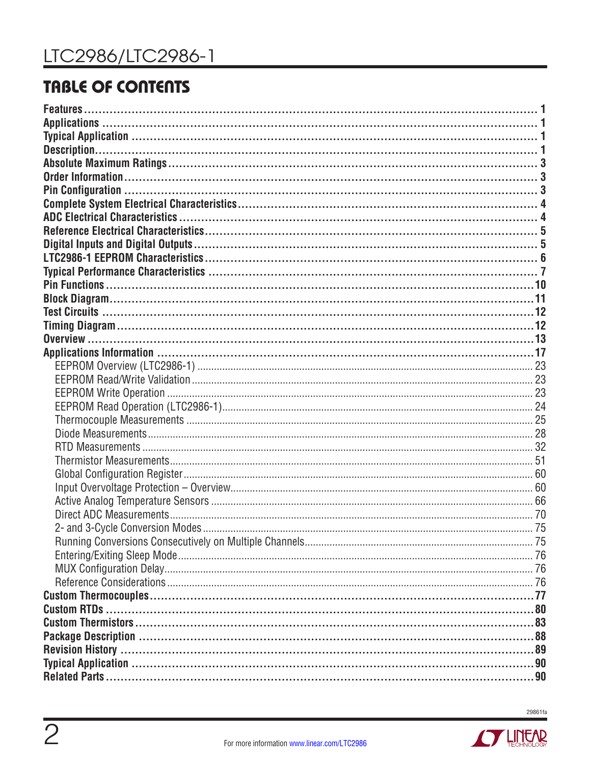## TABLE OF CONTENTS

**Features** ........................................................ 1
**Applications** ........................................................ 1
**Typical Application** ........................................................ 1
**Description** ........................................................ 1
**Absolute Maximum Ratings** ........................................................ 3
**Order Information** ........................................................ 3
**Pin Configuration** ........................................................ 3
**Complete System Electrical Characteristics** ........................................................ 4
**ADC Electrical Characteristics** ........................................................ 4
**Reference Electrical Characteristics** ........................................................ 5
**Digital Inputs and Digital Outputs** ........................................................ 5
**LTC2986-1 EEPROM Characteristics** ........................................................ 6
**Typical Performance Characteristics** ........................................................ 7
**Pin Functions** ........................................................ 10
**Block Diagram** ........................................................ 11
**Test Circuits** ........................................................ 12
**Timing Diagram** ........................................................ 12
**Overview** ........................................................ 13
**Applications Information** ........................................................ 17

- EEPROM Overview (LTC2986-1) ........................................................ 23
- EEPROM Read/Write Validation ........................................................ 23
- EEPROM Write Operation ........................................................ 23
- EEPROM Read Operation (LTC2986-1) ........................................................ 24
- Thermocouple Measurements ........................................................ 25
- Diode Measurements ........................................................ 28
- RTD Measurements ........................................................ 32
- Thermistor Measurements ........................................................ 51
- Global Configuration Register ........................................................ 60
- Input Overvoltage Protection – Overview ........................................................ 60
- Active Analog Temperature Sensors ........................................................ 66
- Direct ADC Measurements ........................................................ 70
- 2- and 3-Cycle Conversion Modes ........................................................ 75
- Running Conversions Consecutively on Multiple Channels ........................................................ 75
- Entering/Exiting Sleep Mode ........................................................ 76
- MUX Configuration Delay ........................................................ 76
- Reference Considerations ........................................................ 76

**Custom Thermocouples** ........................................................ 77
**Custom RTDs** ........................................................ 80
**Custom Thermistors** ........................................................ 83
**Package Description** ........................................................ 88
**Revision History** ........................................................ 89
**Typical Application** ........................................................ 90
**Related Parts** ........................................................ 90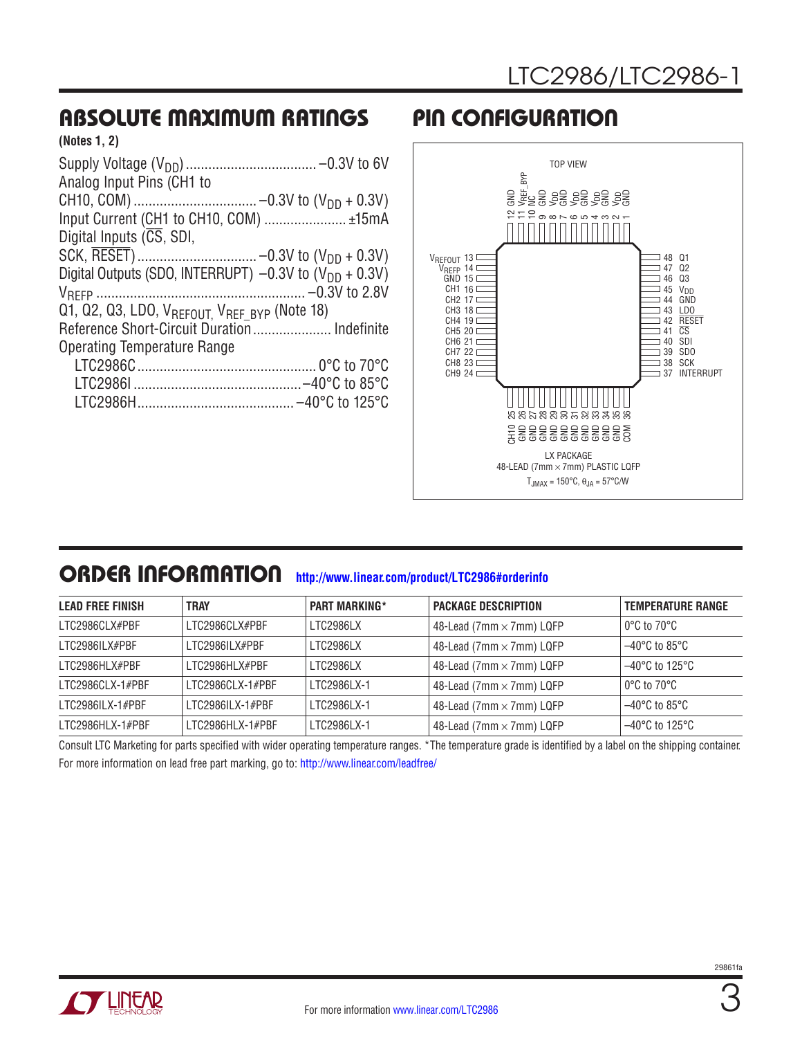## ABSOLUTE MAXIMUM RATINGS

**(Notes 1, 2)**

Supply Voltage ($V_{DD}$) .................................. –0.3V to 6V
Analog Input Pins (CH1 to CH10, COM) ................................ –0.3V to ($V_{DD}$ + 0.3V)
Input Current (CH1 to CH10, COM) ...................... ±15mA
Digital Inputs ($\overline{CS}$, SDI, SCK, $\overline{RESET}$) ................................ –0.3V to ($V_{DD}$ + 0.3V)
Digital Outputs (SDO, INTERRUPT) –0.3V to ($V_{DD}$ + 0.3V)
$V_{REFP}$ ........................................................ –0.3V to 2.8V
Q1, Q2, Q3, LDO, $V_{REFOUT}$, $V_{REF\_BYP}$ (Note 18)
Reference Short-Circuit Duration..................... Indefinite
Operating Temperature Range
  LTC2986C................................................ 0°C to 70°C
  LTC2986I ............................................. –40°C to 85°C
  LTC2986H.......................................... –40°C to 125°C

## PIN CONFIGURATION

TOP VIEW

Pins 1–12 (top): 1 GND, 2 $V_{DD}$, 3 GND, 4 $V_{DD}$, 5 GND, 6 $V_{DD}$, 7 GND, 8 $V_{DD}$, 9 GND, 10 NC, 11 $V_{REF\_BYP}$, 12 GND

Pins 13–24 (left): 13 $V_{REFOUT}$, 14 $V_{REFP}$, 15 GND, 16 CH1, 17 CH2, 18 CH3, 19 CH4, 20 CH5, 21 CH6, 22 CH7, 23 CH8, 24 CH9

Pins 25–36 (bottom): 25 CH10, 26 GND, 27 GND, 28 GND, 29 GND, 30 GND, 31 GND, 32 GND, 33 GND, 34 GND, 35 GND, 36 COM

Pins 37–48 (right): 37 INTERRUPT, 38 SCK, 39 SDO, 40 SDI, 41 $\overline{CS}$, 42 $\overline{RESET}$, 43 LDO, 44 GND, 45 $V_{DD}$, 46 Q3, 47 Q2, 48 Q1

LX PACKAGE
48-LEAD (7mm × 7mm) PLASTIC LQFP

$T_{JMAX}$ = 150°C, $\theta_{JA}$ = 57°C/W

## ORDER INFORMATION http://www.linear.com/product/LTC2986#orderinfo

| LEAD FREE FINISH | TRAY | PART MARKING* | PACKAGE DESCRIPTION | TEMPERATURE RANGE |
|---|---|---|---|---|
| LTC2986CLX#PBF | LTC2986CLX#PBF | LTC2986LX | 48-Lead (7mm × 7mm) LQFP | 0°C to 70°C |
| LTC2986ILX#PBF | LTC2986ILX#PBF | LTC2986LX | 48-Lead (7mm × 7mm) LQFP | –40°C to 85°C |
| LTC2986HLX#PBF | LTC2986HLX#PBF | LTC2986LX | 48-Lead (7mm × 7mm) LQFP | –40°C to 125°C |
| LTC2986CLX-1#PBF | LTC2986CLX-1#PBF | LTC2986LX-1 | 48-Lead (7mm × 7mm) LQFP | 0°C to 70°C |
| LTC2986ILX-1#PBF | LTC2986ILX-1#PBF | LTC2986LX-1 | 48-Lead (7mm × 7mm) LQFP | –40°C to 85°C |
| LTC2986HLX-1#PBF | LTC2986HLX-1#PBF | LTC2986LX-1 | 48-Lead (7mm × 7mm) LQFP | –40°C to 125°C |

Consult LTC Marketing for parts specified with wider operating temperature ranges. *The temperature grade is identified by a label on the shipping container.
For more information on lead free part marking, go to: http://www.linear.com/leadfree/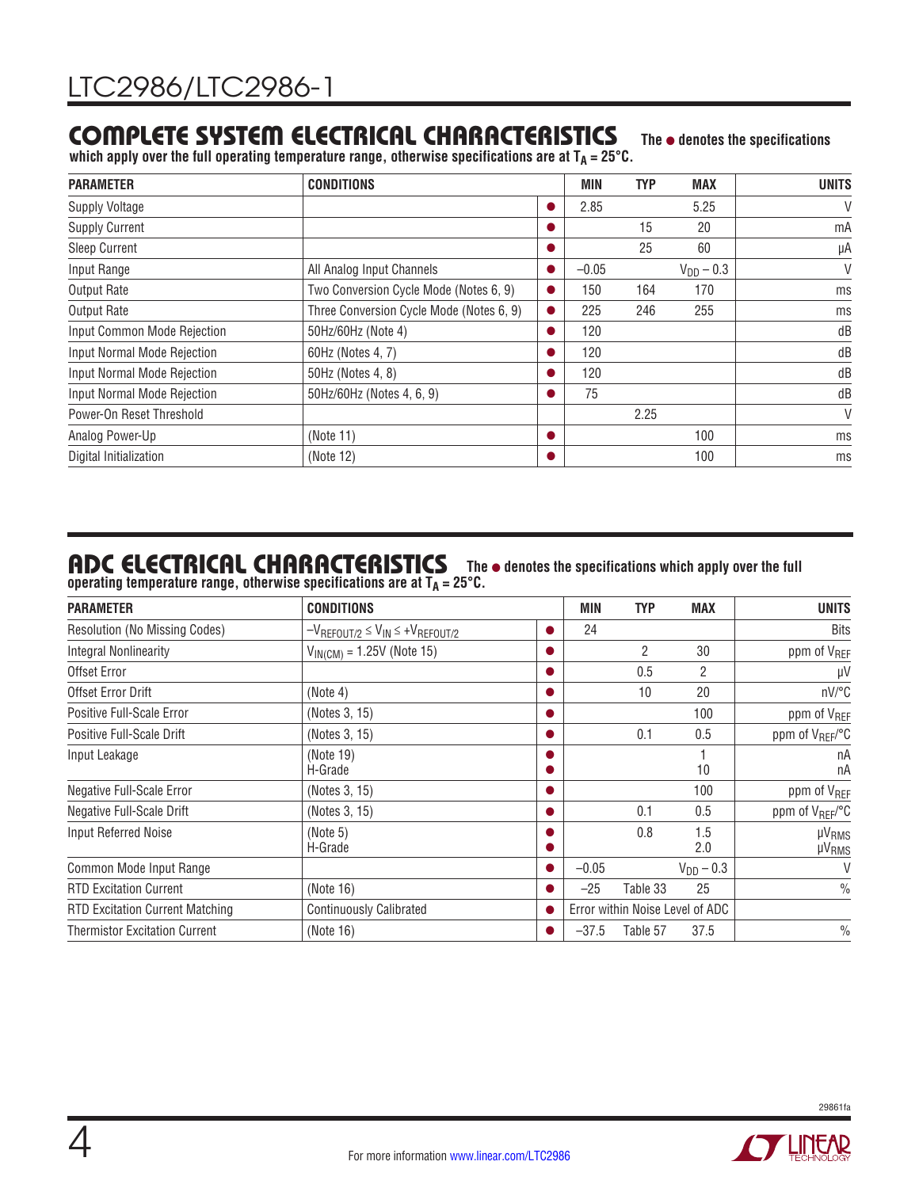## COMPLETE SYSTEM ELECTRICAL CHARACTERISTICS

**The ● denotes the specifications which apply over the full operating temperature range, otherwise specifications are at $T_A$ = 25°C.**

| PARAMETER | CONDITIONS | | MIN | TYP | MAX | UNITS |
|---|---|---|---|---|---|---|
| Supply Voltage | | ● | 2.85 | | 5.25 | V |
| Supply Current | | ● | | 15 | 20 | mA |
| Sleep Current | | ● | | 25 | 60 | µA |
| Input Range | All Analog Input Channels | ● | –0.05 | | $V_{DD}$ – 0.3 | V |
| Output Rate | Two Conversion Cycle Mode (Notes 6, 9) | ● | 150 | 164 | 170 | ms |
| Output Rate | Three Conversion Cycle Mode (Notes 6, 9) | ● | 225 | 246 | 255 | ms |
| Input Common Mode Rejection | 50Hz/60Hz (Note 4) | ● | 120 | | | dB |
| Input Normal Mode Rejection | 60Hz (Notes 4, 7) | ● | 120 | | | dB |
| Input Normal Mode Rejection | 50Hz (Notes 4, 8) | ● | 120 | | | dB |
| Input Normal Mode Rejection | 50Hz/60Hz (Notes 4, 6, 9) | ● | 75 | | | dB |
| Power-On Reset Threshold | | | | 2.25 | | V |
| Analog Power-Up | (Note 11) | ● | | | 100 | ms |
| Digital Initialization | (Note 12) | ● | | | 100 | ms |

## ADC ELECTRICAL CHARACTERISTICS

**The ● denotes the specifications which apply over the full operating temperature range, otherwise specifications are at $T_A$ = 25°C.**

| PARAMETER | CONDITIONS | | MIN | TYP | MAX | UNITS |
|---|---|---|---|---|---|---|
| Resolution (No Missing Codes) | $-V_{REFOUT/2} \le V_{IN} \le +V_{REFOUT/2}$ | ● | 24 | | | Bits |
| Integral Nonlinearity | $V_{IN(CM)}$ = 1.25V (Note 15) | ● | | 2 | 30 | ppm of $V_{REF}$ |
| Offset Error | | ● | | 0.5 | 2 | µV |
| Offset Error Drift | (Note 4) | ● | | 10 | 20 | nV/°C |
| Positive Full-Scale Error | (Notes 3, 15) | ● | | | 100 | ppm of $V_{REF}$ |
| Positive Full-Scale Drift | (Notes 3, 15) | ● | | 0.1 | 0.5 | ppm of $V_{REF}$/°C |
| Input Leakage | (Note 19)<br>H-Grade | ●<br>● | | | 1<br>10 | nA<br>nA |
| Negative Full-Scale Error | (Notes 3, 15) | ● | | | 100 | ppm of $V_{REF}$ |
| Negative Full-Scale Drift | (Notes 3, 15) | ● | | 0.1 | 0.5 | ppm of $V_{REF}$/°C |
| Input Referred Noise | (Note 5)<br>H-Grade | ●<br>● | | 0.8 | 1.5<br>2.0 | $µV_{RMS}$<br>$µV_{RMS}$ |
| Common Mode Input Range | | ● | –0.05 | | $V_{DD}$ – 0.3 | V |
| RTD Excitation Current | (Note 16) | ● | –25 | Table 33 | 25 | % |
| RTD Excitation Current Matching | Continuously Calibrated | ● | Error within Noise Level of ADC | | | |
| Thermistor Excitation Current | (Note 16) | ● | –37.5 | Table 57 | 37.5 | % |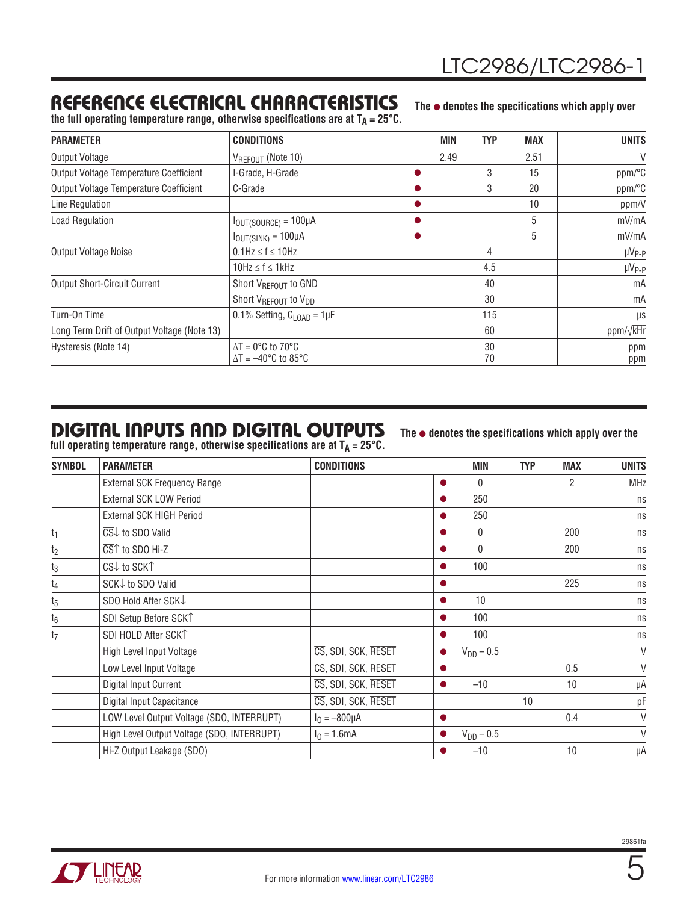## REFERENCE ELECTRICAL CHARACTERISTICS

The ● denotes the specifications which apply over the full operating temperature range, otherwise specifications are at $T_A = 25°C$.

| PARAMETER | CONDITIONS | | MIN | TYP | MAX | UNITS |
|---|---|---|---|---|---|---|
| Output Voltage | $V_{REFOUT}$ (Note 10) | | 2.49 | | 2.51 | V |
| Output Voltage Temperature Coefficient | I-Grade, H-Grade | ● | | 3 | 15 | ppm/°C |
| Output Voltage Temperature Coefficient | C-Grade | ● | | 3 | 20 | ppm/°C |
| Line Regulation | | ● | | | 10 | ppm/V |
| Load Regulation | $I_{OUT(SOURCE)}$ = 100µA | ● | | | 5 | mV/mA |
| | $I_{OUT(SINK)}$ = 100µA | ● | | | 5 | mV/mA |
| Output Voltage Noise | 0.1Hz ≤ f ≤ 10Hz | | | 4 | | $µV_{P-P}$ |
| | 10Hz ≤ f ≤ 1kHz | | | 4.5 | | $µV_{P-P}$ |
| Output Short-Circuit Current | Short $V_{REFOUT}$ to GND | | | 40 | | mA |
| | Short $V_{REFOUT}$ to $V_{DD}$ | | | 30 | | mA |
| Turn-On Time | 0.1% Setting, $C_{LOAD}$ = 1µF | | | 115 | | µs |
| Long Term Drift of Output Voltage (Note 13) | | | | 60 | | ppm/$\sqrt{kHr}$ |
| Hysteresis (Note 14) | ΔT = 0°C to 70°C<br>ΔT = –40°C to 85°C | | | 30<br>70 | | ppm<br>ppm |

## DIGITAL INPUTS AND DIGITAL OUTPUTS

The ● denotes the specifications which apply over the full operating temperature range, otherwise specifications are at $T_A = 25°C$.

| SYMBOL | PARAMETER | CONDITIONS | | MIN | TYP | MAX | UNITS |
|---|---|---|---|---|---|---|---|
| | External SCK Frequency Range | | ● | 0 | | 2 | MHz |
| | External SCK LOW Period | | ● | 250 | | | ns |
| | External SCK HIGH Period | | ● | 250 | | | ns |
| $t_1$ | $\overline{CS}$↓ to SDO Valid | | ● | 0 | | 200 | ns |
| $t_2$ | $\overline{CS}$↑ to SDO Hi-Z | | ● | 0 | | 200 | ns |
| $t_3$ | $\overline{CS}$↓ to SCK↑ | | ● | 100 | | | ns |
| $t_4$ | SCK↓ to SDO Valid | | ● | | | 225 | ns |
| $t_5$ | SDO Hold After SCK↓ | | ● | 10 | | | ns |
| $t_6$ | SDI Setup Before SCK↑ | | ● | 100 | | | ns |
| $t_7$ | SDI HOLD After SCK↑ | | ● | 100 | | | ns |
| | High Level Input Voltage | $\overline{CS}$, SDI, SCK, $\overline{RESET}$ | ● | $V_{DD}$ – 0.5 | | | V |
| | Low Level Input Voltage | $\overline{CS}$, SDI, SCK, $\overline{RESET}$ | ● | | | 0.5 | V |
| | Digital Input Current | $\overline{CS}$, SDI, SCK, $\overline{RESET}$ | ● | –10 | | 10 | µA |
| | Digital Input Capacitance | $\overline{CS}$, SDI, SCK, $\overline{RESET}$ | | | 10 | | pF |
| | LOW Level Output Voltage (SDO, INTERRUPT) | $I_O$ = –800µA | ● | | | 0.4 | V |
| | High Level Output Voltage (SDO, INTERRUPT) | $I_O$ = 1.6mA | ● | $V_{DD}$ – 0.5 | | | V |
| | Hi-Z Output Leakage (SDO) | | ● | –10 | | 10 | µA |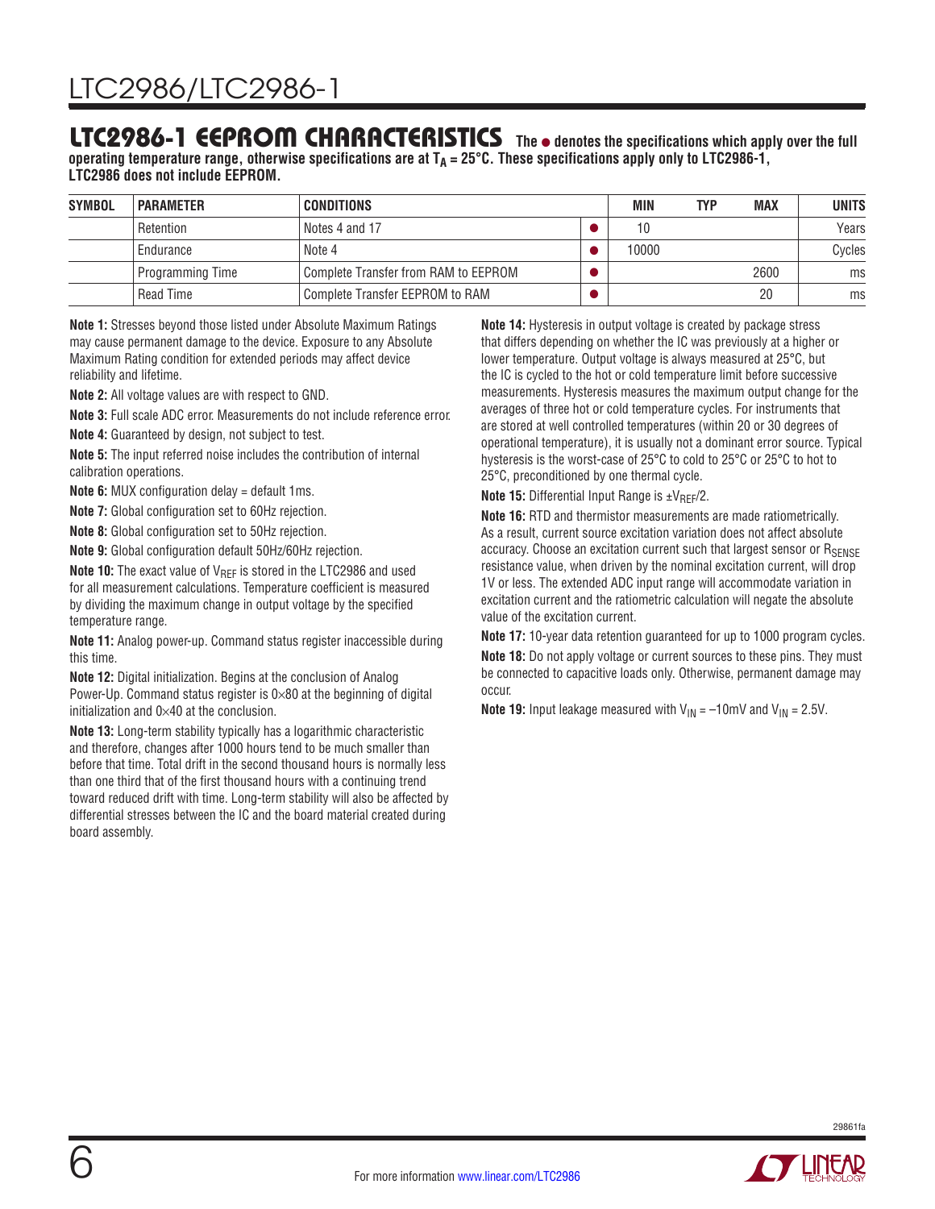## LTC2986-1 EEPROM CHARACTERISTICS

**The ● denotes the specifications which apply over the full operating temperature range, otherwise specifications are at $T_A$ = 25°C. These specifications apply only to LTC2986-1, LTC2986 does not include EEPROM.**

| SYMBOL | PARAMETER | CONDITIONS | | MIN | TYP | MAX | UNITS |
|---|---|---|---|---|---|---|---|
| | Retention | Notes 4 and 17 | ● | 10 | | | Years |
| | Endurance | Note 4 | ● | 10000 | | | Cycles |
| | Programming Time | Complete Transfer from RAM to EEPROM | ● | | | 2600 | ms |
| | Read Time | Complete Transfer EEPROM to RAM | ● | | | 20 | ms |

**Note 1:** Stresses beyond those listed under Absolute Maximum Ratings may cause permanent damage to the device. Exposure to any Absolute Maximum Rating condition for extended periods may affect device reliability and lifetime.

**Note 2:** All voltage values are with respect to GND.

**Note 3:** Full scale ADC error. Measurements do not include reference error.

**Note 4:** Guaranteed by design, not subject to test.

**Note 5:** The input referred noise includes the contribution of internal calibration operations.

**Note 6:** MUX configuration delay = default 1ms.

**Note 7:** Global configuration set to 60Hz rejection.

**Note 8:** Global configuration set to 50Hz rejection.

**Note 9:** Global configuration default 50Hz/60Hz rejection.

**Note 10:** The exact value of $V_{REF}$ is stored in the LTC2986 and used for all measurement calculations. Temperature coefficient is measured by dividing the maximum change in output voltage by the specified temperature range.

**Note 11:** Analog power-up. Command status register inaccessible during this time.

**Note 12:** Digital initialization. Begins at the conclusion of Analog Power-Up. Command status register is 0×80 at the beginning of digital initialization and 0×40 at the conclusion.

**Note 13:** Long-term stability typically has a logarithmic characteristic and therefore, changes after 1000 hours tend to be much smaller than before that time. Total drift in the second thousand hours is normally less than one third that of the first thousand hours with a continuing trend toward reduced drift with time. Long-term stability will also be affected by differential stresses between the IC and the board material created during board assembly.

**Note 14:** Hysteresis in output voltage is created by package stress that differs depending on whether the IC was previously at a higher or lower temperature. Output voltage is always measured at 25°C, but the IC is cycled to the hot or cold temperature limit before successive measurements. Hysteresis measures the maximum output change for the averages of three hot or cold temperature cycles. For instruments that are stored at well controlled temperatures (within 20 or 30 degrees of operational temperature), it is usually not a dominant error source. Typical hysteresis is the worst-case of 25°C to cold to 25°C or 25°C to hot to 25°C, preconditioned by one thermal cycle.

**Note 15:** Differential Input Range is $\pm V_{REF}/2$.

**Note 16:** RTD and thermistor measurements are made ratiometrically. As a result, current source excitation variation does not affect absolute accuracy. Choose an excitation current such that largest sensor or $R_{SENSE}$ resistance value, when driven by the nominal excitation current, will drop 1V or less. The extended ADC input range will accommodate variation in excitation current and the ratiometric calculation will negate the absolute value of the excitation current.

**Note 17:** 10-year data retention guaranteed for up to 1000 program cycles.

**Note 18:** Do not apply voltage or current sources to these pins. They must be connected to capacitive loads only. Otherwise, permanent damage may occur.

**Note 19:** Input leakage measured with $V_{IN}$ = –10mV and $V_{IN}$ = 2.5V.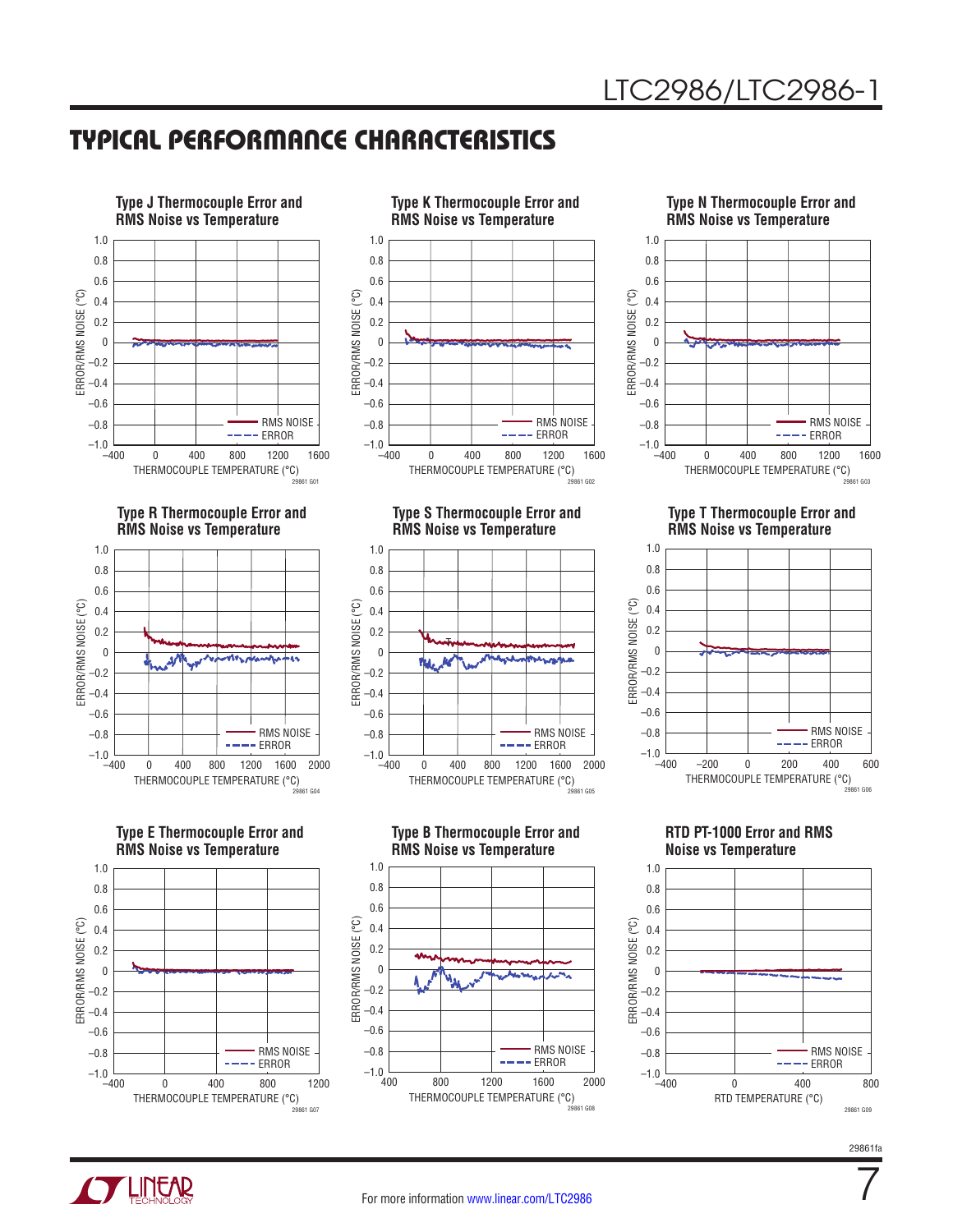## TYPICAL PERFORMANCE CHARACTERISTICS

**Type J Thermocouple Error and RMS Noise vs Temperature**

ERROR/RMS NOISE (°C) vs THERMOCOUPLE TEMPERATURE (°C)

RMS NOISE
ERROR

29861 G01

**Type K Thermocouple Error and RMS Noise vs Temperature**

ERROR/RMS NOISE (°C) vs THERMOCOUPLE TEMPERATURE (°C)

RMS NOISE
ERROR

29861 G02

**Type N Thermocouple Error and RMS Noise vs Temperature**

ERROR/RMS NOISE (°C) vs THERMOCOUPLE TEMPERATURE (°C)

RMS NOISE
ERROR

29861 G03

**Type R Thermocouple Error and RMS Noise vs Temperature**

ERROR/RMS NOISE (°C) vs THERMOCOUPLE TEMPERATURE (°C)

RMS NOISE
ERROR

29861 G04

**Type S Thermocouple Error and RMS Noise vs Temperature**

ERROR/RMS NOISE (°C) vs THERMOCOUPLE TEMPERATURE (°C)

RMS NOISE
ERROR

29861 G05

**Type T Thermocouple Error and RMS Noise vs Temperature**

ERROR/RMS NOISE (°C) vs THERMOCOUPLE TEMPERATURE (°C)

RMS NOISE
ERROR

29861 G06

**Type E Thermocouple Error and RMS Noise vs Temperature**

ERROR/RMS NOISE (°C) vs THERMOCOUPLE TEMPERATURE (°C)

RMS NOISE
ERROR

29861 G07

**Type B Thermocouple Error and RMS Noise vs Temperature**

ERROR/RMS NOISE (°C) vs THERMOCOUPLE TEMPERATURE (°C)

RMS NOISE
ERROR

29861 G08

**RTD PT-1000 Error and RMS Noise vs Temperature**

ERROR/RMS NOISE (°C) vs RTD TEMPERATURE (°C)

RMS NOISE
ERROR

29861 G09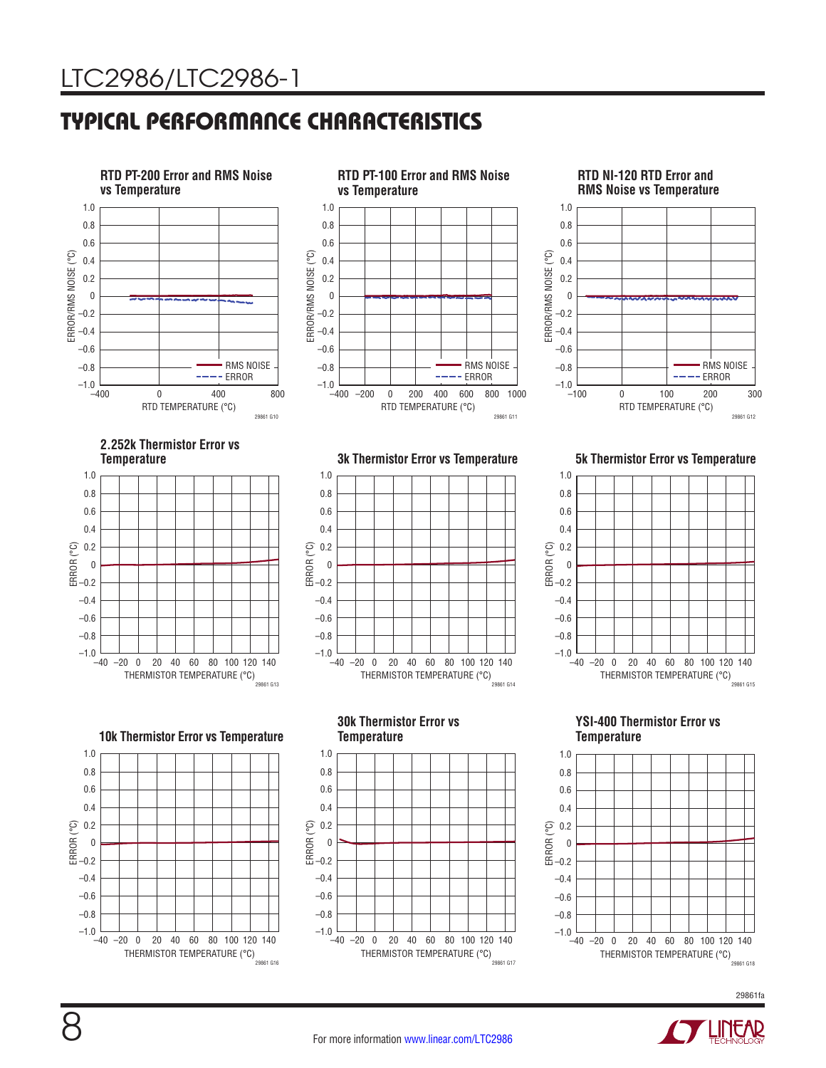## TYPICAL PERFORMANCE CHARACTERISTICS

**RTD PT-200 Error and RMS Noise vs Temperature**

ERROR/RMS NOISE (°C)

RMS NOISE
ERROR

RTD TEMPERATURE (°C)

29861 G10

**RTD PT-100 Error and RMS Noise vs Temperature**

ERROR/RMS NOISE (°C)

RMS NOISE
ERROR

RTD TEMPERATURE (°C)

29861 G11

**RTD NI-120 RTD Error and RMS Noise vs Temperature**

ERROR/RMS NOISE (°C)

RMS NOISE
ERROR

RTD TEMPERATURE (°C)

29861 G12

**2.252k Thermistor Error vs Temperature**

ERROR (°C)

THERMISTOR TEMPERATURE (°C)

29861 G13

**3k Thermistor Error vs Temperature**

ERROR (°C)

THERMISTOR TEMPERATURE (°C)

29861 G14

**5k Thermistor Error vs Temperature**

ERROR (°C)

THERMISTOR TEMPERATURE (°C)

29861 G15

**10k Thermistor Error vs Temperature**

ERROR (°C)

THERMISTOR TEMPERATURE (°C)

29861 G16

**30k Thermistor Error vs Temperature**

ERROR (°C)

THERMISTOR TEMPERATURE (°C)

29861 G17

**YSI-400 Thermistor Error vs Temperature**

ERROR (°C)

THERMISTOR TEMPERATURE (°C)

29861 G18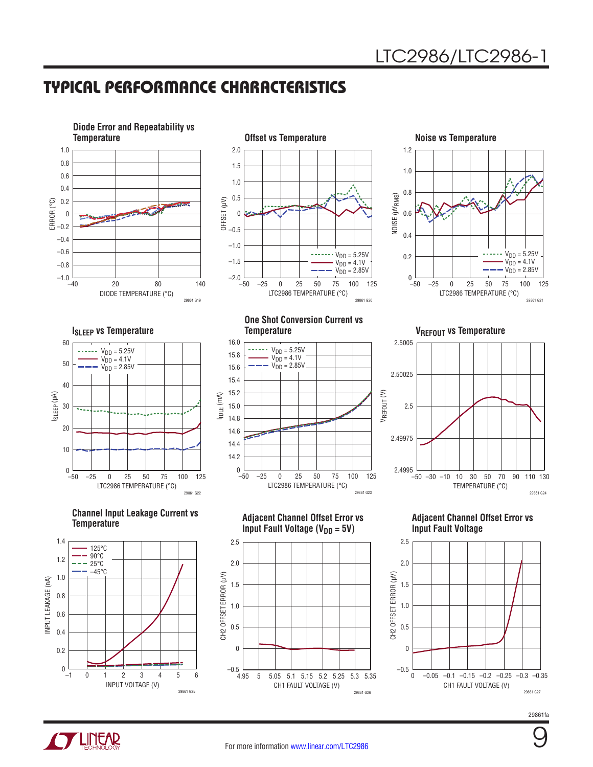## TYPICAL PERFORMANCE CHARACTERISTICS

**Diode Error and Repeatability vs Temperature**

ERROR (°C) vs DIODE TEMPERATURE (°C)

29861 G19

**Offset vs Temperature**

OFFSET (µV) vs LTC2986 TEMPERATURE (°C)

$V_{DD}$ = 5.25V, $V_{DD}$ = 4.1V, $V_{DD}$ = 2.85V

29861 G20

**Noise vs Temperature**

NOISE ($\mu V_{RMS}$) vs LTC2986 TEMPERATURE (°C)

$V_{DD}$ = 5.25V, $V_{DD}$ = 4.1V, $V_{DD}$ = 2.85V

29861 G21

**$I_{SLEEP}$ vs Temperature**

$I_{SLEEP}$ (µA) vs LTC2986 TEMPERATURE (°C)

$V_{DD}$ = 5.25V, $V_{DD}$ = 4.1V, $V_{DD}$ = 2.85V

29861 G22

**One Shot Conversion Current vs Temperature**

$I_{IDLE}$ (mA) vs LTC2986 TEMPERATURE (°C)

$V_{DD}$ = 5.25V, $V_{DD}$ = 4.1V, $V_{DD}$ = 2.85V

29861 G23

**$V_{REFOUT}$ vs Temperature**

$V_{REFOUT}$ (V) vs TEMPERATURE (°C)

29861 G24

**Channel Input Leakage Current vs Temperature**

INPUT LEAKAGE (nA) vs INPUT VOLTAGE (V)

125°C, 90°C, 25°C, –45°C

29861 G25

**Adjacent Channel Offset Error vs Input Fault Voltage ($V_{DD}$ = 5V)**

CH2 OFFSET ERROR (µV) vs CH1 FAULT VOLTAGE (V)

29861 G26

**Adjacent Channel Offset Error vs Input Fault Voltage**

CH2 OFFSET ERROR (µV) vs CH1 FAULT VOLTAGE (V)

29861 G27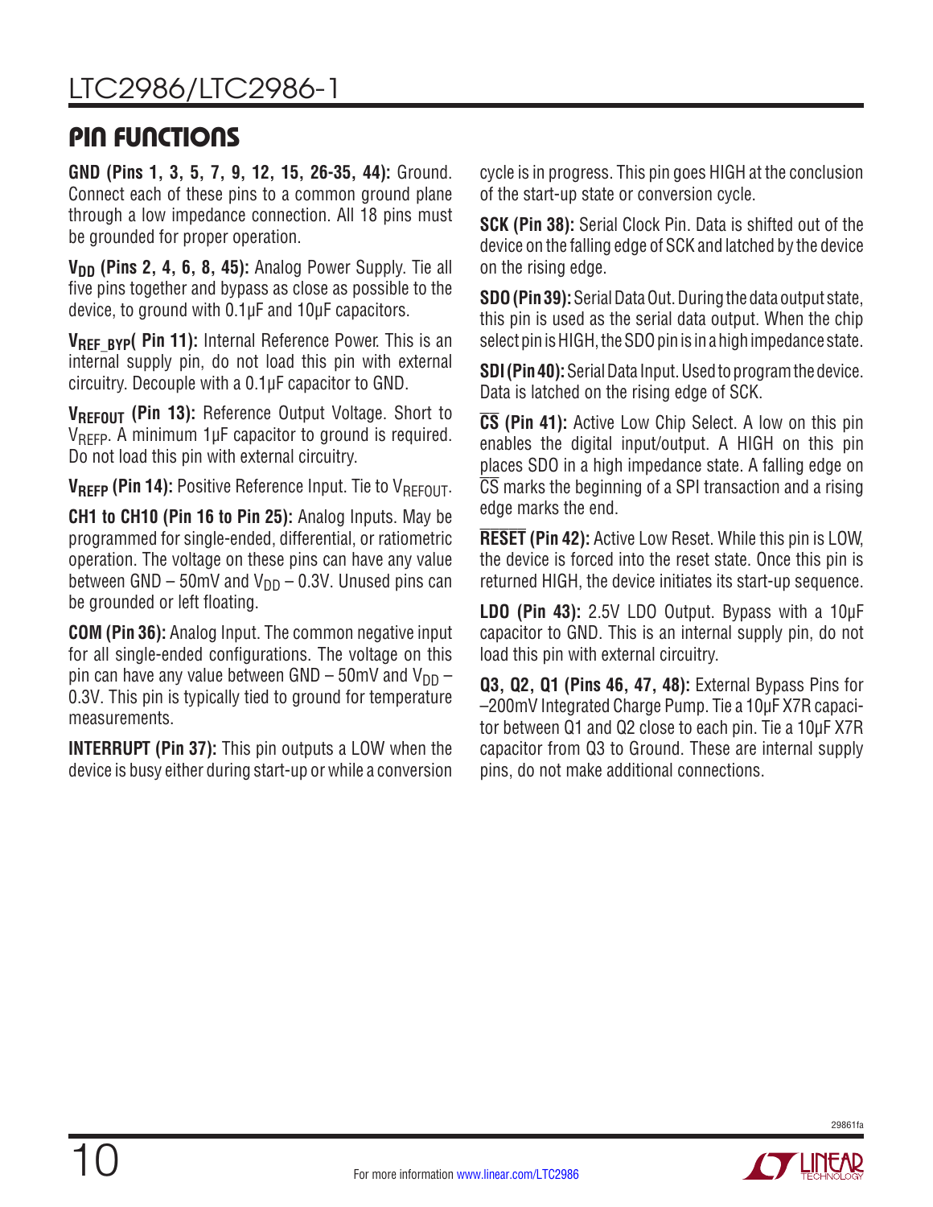## PIN FUNCTIONS

**GND (Pins 1, 3, 5, 7, 9, 12, 15, 26-35, 44):** Ground. Connect each of these pins to a common ground plane through a low impedance connection. All 18 pins must be grounded for proper operation.

**$V_{DD}$ (Pins 2, 4, 6, 8, 45):** Analog Power Supply. Tie all five pins together and bypass as close as possible to the device, to ground with 0.1µF and 10µF capacitors.

**$V_{REF\_BYP}$( Pin 11):** Internal Reference Power. This is an internal supply pin, do not load this pin with external circuitry. Decouple with a 0.1µF capacitor to GND.

**$V_{REFOUT}$ (Pin 13):** Reference Output Voltage. Short to $V_{REFP}$. A minimum 1µF capacitor to ground is required. Do not load this pin with external circuitry.

**$V_{REFP}$ (Pin 14):** Positive Reference Input. Tie to $V_{REFOUT}$.

**CH1 to CH10 (Pin 16 to Pin 25):** Analog Inputs. May be programmed for single-ended, differential, or ratiometric operation. The voltage on these pins can have any value between GND – 50mV and $V_{DD}$ – 0.3V. Unused pins can be grounded or left floating.

**COM (Pin 36):** Analog Input. The common negative input for all single-ended configurations. The voltage on this pin can have any value between GND – 50mV and $V_{DD}$ – 0.3V. This pin is typically tied to ground for temperature measurements.

**INTERRUPT (Pin 37):** This pin outputs a LOW when the device is busy either during start-up or while a conversion cycle is in progress. This pin goes HIGH at the conclusion of the start-up state or conversion cycle.

**SCK (Pin 38):** Serial Clock Pin. Data is shifted out of the device on the falling edge of SCK and latched by the device on the rising edge.

**SDO (Pin 39):** Serial Data Out. During the data output state, this pin is used as the serial data output. When the chip select pin is HIGH, the SDO pin is in a high impedance state.

**SDI (Pin 40):** Serial Data Input. Used to program the device. Data is latched on the rising edge of SCK.

**$\overline{CS}$ (Pin 41):** Active Low Chip Select. A low on this pin enables the digital input/output. A HIGH on this pin places SDO in a high impedance state. A falling edge on $\overline{CS}$ marks the beginning of a SPI transaction and a rising edge marks the end.

**$\overline{RESET}$ (Pin 42):** Active Low Reset. While this pin is LOW, the device is forced into the reset state. Once this pin is returned HIGH, the device initiates its start-up sequence.

**LDO (Pin 43):** 2.5V LDO Output. Bypass with a 10µF capacitor to GND. This is an internal supply pin, do not load this pin with external circuitry.

**Q3, Q2, Q1 (Pins 46, 47, 48):** External Bypass Pins for –200mV Integrated Charge Pump. Tie a 10µF X7R capacitor between Q1 and Q2 close to each pin. Tie a 10µF X7R capacitor from Q3 to Ground. These are internal supply pins, do not make additional connections.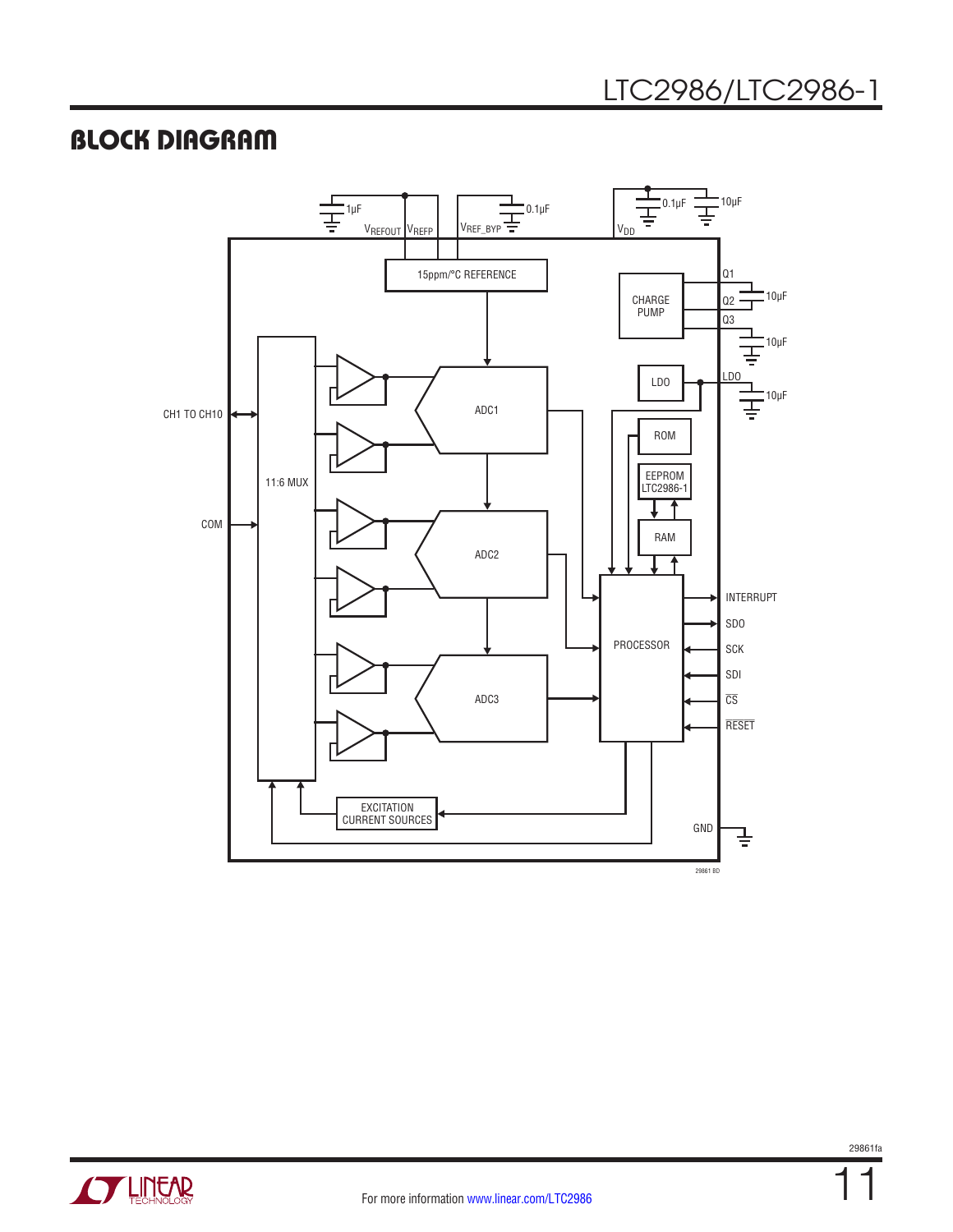## BLOCK DIAGRAM

1µF
$V_{REFOUT}$ $V_{REFP}$
$V_{REF\_BYP}$ 0.1µF
$V_{DD}$ 0.1µF 10µF

15ppm/°C REFERENCE

CHARGE PUMP
Q1
Q2 10µF
Q3 10µF

LDO
LDO 10µF

ROM
EEPROM LTC2986-1
RAM

CH1 TO CH10
COM
11:6 MUX

ADC1
ADC2
ADC3

PROCESSOR
INTERRUPT
SDO
SCK
SDI
$\overline{CS}$
$\overline{RESET}$

EXCITATION CURRENT SOURCES

GND

29861 BD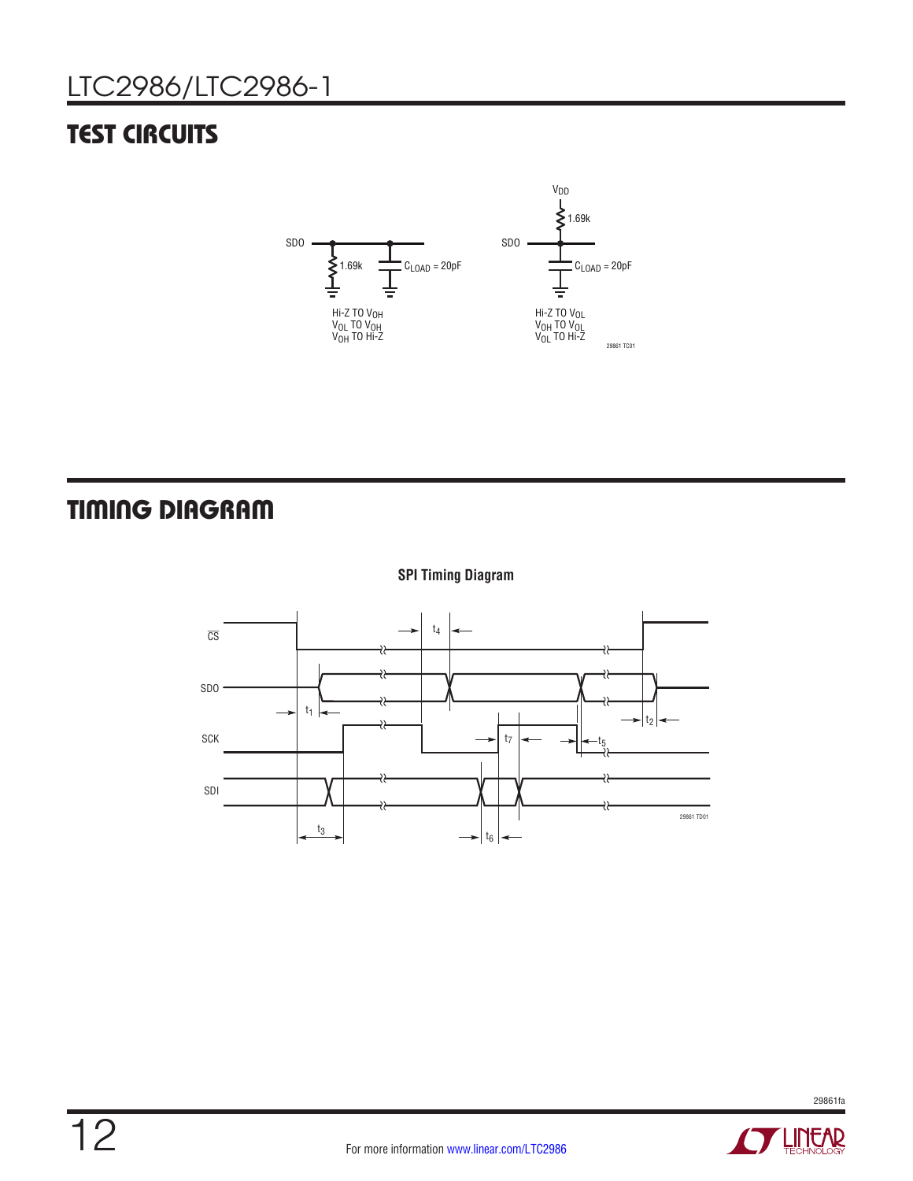## TEST CIRCUITS

SDO

1.69k

$C_{LOAD}$ = 20pF

Hi-Z TO $V_{OH}$
$V_{OL}$ TO $V_{OH}$
$V_{OH}$ TO Hi-Z

$V_{DD}$

1.69k

SDO

$C_{LOAD}$ = 20pF

Hi-Z TO $V_{OL}$
$V_{OH}$ TO $V_{OL}$
$V_{OL}$ TO Hi-Z

29861 TC01

## TIMING DIAGRAM

**SPI Timing Diagram**

$\overline{CS}$

SDO

SCK

SDI

$t_1$ $t_2$ $t_3$ $t_4$ $t_5$ $t_6$ $t_7$

29861 TD01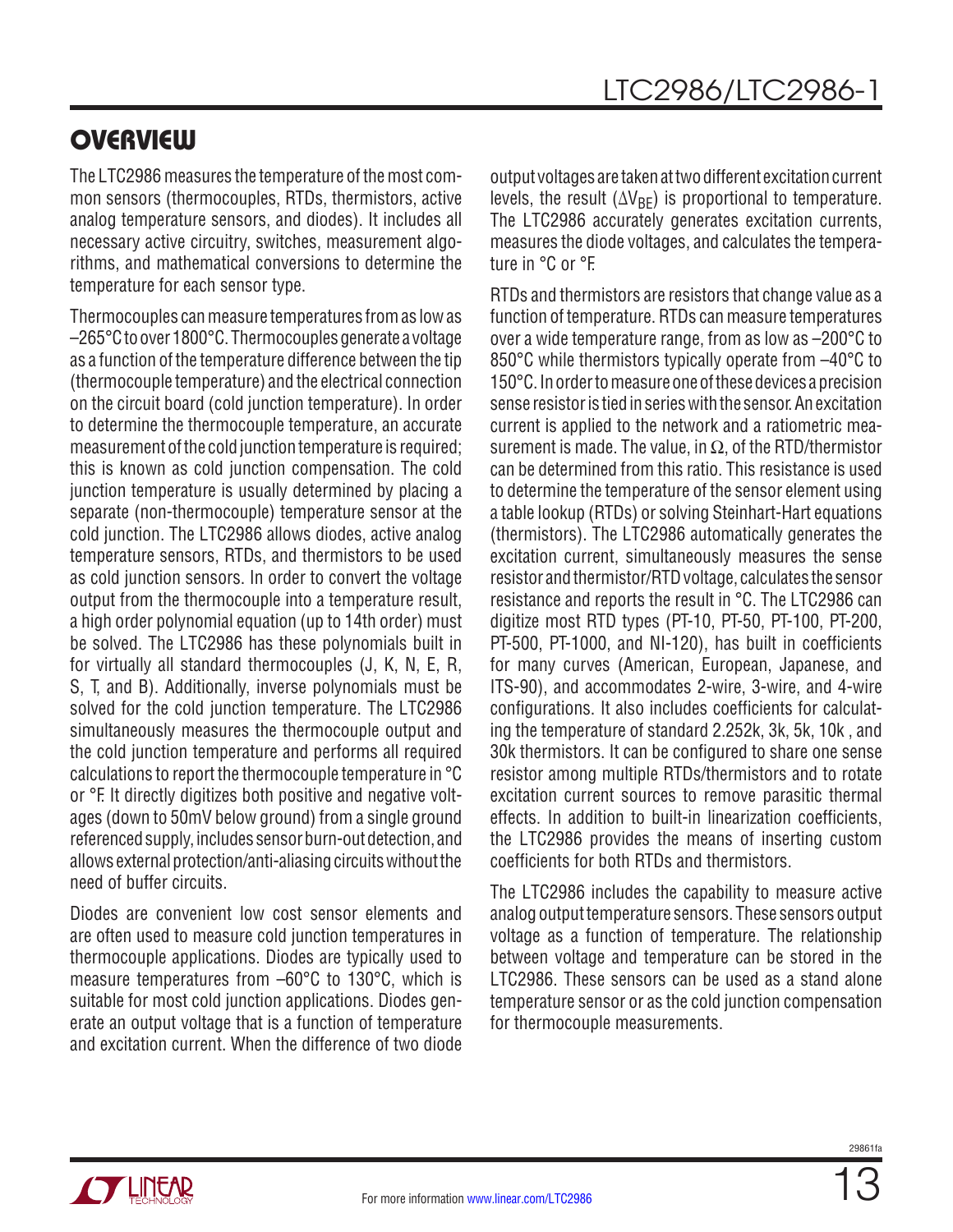# OVERVIEW

The LTC2986 measures the temperature of the most common sensors (thermocouples, RTDs, thermistors, active analog temperature sensors, and diodes). It includes all necessary active circuitry, switches, measurement algorithms, and mathematical conversions to determine the temperature for each sensor type.

Thermocouples can measure temperatures from as low as –265°C to over 1800°C. Thermocouples generate a voltage as a function of the temperature difference between the tip (thermocouple temperature) and the electrical connection on the circuit board (cold junction temperature). In order to determine the thermocouple temperature, an accurate measurement of the cold junction temperature is required; this is known as cold junction compensation. The cold junction temperature is usually determined by placing a separate (non-thermocouple) temperature sensor at the cold junction. The LTC2986 allows diodes, active analog temperature sensors, RTDs, and thermistors to be used as cold junction sensors. In order to convert the voltage output from the thermocouple into a temperature result, a high order polynomial equation (up to 14th order) must be solved. The LTC2986 has these polynomials built in for virtually all standard thermocouples (J, K, N, E, R, S, T, and B). Additionally, inverse polynomials must be solved for the cold junction temperature. The LTC2986 simultaneously measures the thermocouple output and the cold junction temperature and performs all required calculations to report the thermocouple temperature in °C or °F. It directly digitizes both positive and negative voltages (down to 50mV below ground) from a single ground referenced supply, includes sensor burn-out detection, and allows external protection/anti-aliasing circuits without the need of buffer circuits.

Diodes are convenient low cost sensor elements and are often used to measure cold junction temperatures in thermocouple applications. Diodes are typically used to measure temperatures from –60°C to 130°C, which is suitable for most cold junction applications. Diodes generate an output voltage that is a function of temperature and excitation current. When the difference of two diode output voltages are taken at two different excitation current levels, the result ($\Delta V_{BE}$) is proportional to temperature. The LTC2986 accurately generates excitation currents, measures the diode voltages, and calculates the temperature in °C or °F.

RTDs and thermistors are resistors that change value as a function of temperature. RTDs can measure temperatures over a wide temperature range, from as low as –200°C to 850°C while thermistors typically operate from –40°C to 150°C. In order to measure one of these devices a precision sense resistor is tied in series with the sensor. An excitation current is applied to the network and a ratiometric measurement is made. The value, in Ω, of the RTD/thermistor can be determined from this ratio. This resistance is used to determine the temperature of the sensor element using a table lookup (RTDs) or solving Steinhart-Hart equations (thermistors). The LTC2986 automatically generates the excitation current, simultaneously measures the sense resistor and thermistor/RTD voltage, calculates the sensor resistance and reports the result in °C. The LTC2986 can digitize most RTD types (PT-10, PT-50, PT-100, PT-200, PT-500, PT-1000, and NI-120), has built in coefficients for many curves (American, European, Japanese, and ITS-90), and accommodates 2-wire, 3-wire, and 4-wire configurations. It also includes coefficients for calculating the temperature of standard 2.252k, 3k, 5k, 10k , and 30k thermistors. It can be configured to share one sense resistor among multiple RTDs/thermistors and to rotate excitation current sources to remove parasitic thermal effects. In addition to built-in linearization coefficients, the LTC2986 provides the means of inserting custom coefficients for both RTDs and thermistors.

The LTC2986 includes the capability to measure active analog output temperature sensors. These sensors output voltage as a function of temperature. The relationship between voltage and temperature can be stored in the LTC2986. These sensors can be used as a stand alone temperature sensor or as the cold junction compensation for thermocouple measurements.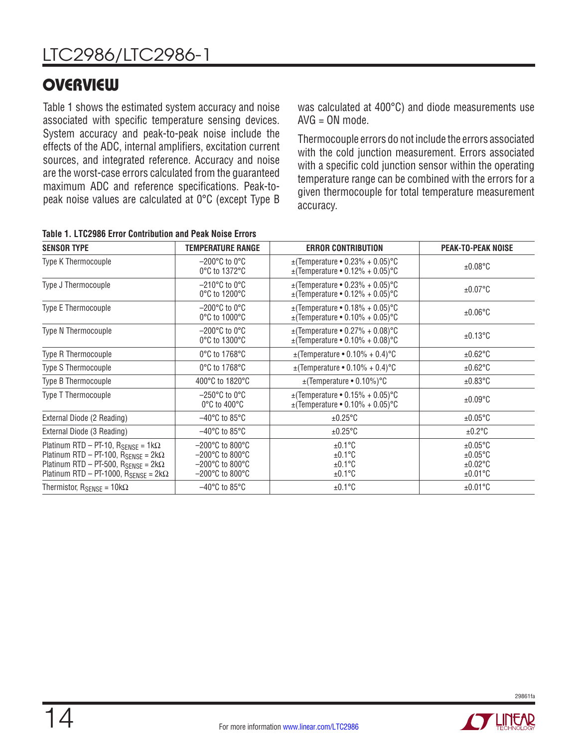## OVERVIEW

Table 1 shows the estimated system accuracy and noise associated with specific temperature sensing devices. System accuracy and peak-to-peak noise include the effects of the ADC, internal amplifiers, excitation current sources, and integrated reference. Accuracy and noise are the worst-case errors calculated from the guaranteed maximum ADC and reference specifications. Peak-to-peak noise values are calculated at 0°C (except Type B was calculated at 400°C) and diode measurements use AVG = ON mode.

Thermocouple errors do not include the errors associated with the cold junction measurement. Errors associated with a specific cold junction sensor within the operating temperature range can be combined with the errors for a given thermocouple for total temperature measurement accuracy.

**Table 1. LTC2986 Error Contribution and Peak Noise Errors**

| SENSOR TYPE | TEMPERATURE RANGE | ERROR CONTRIBUTION | PEAK-TO-PEAK NOISE |
|---|---|---|---|
| Type K Thermocouple | –200°C to 0°C<br>0°C to 1372°C | ±(Temperature • 0.23% + 0.05)°C<br>±(Temperature • 0.12% + 0.05)°C | ±0.08°C |
| Type J Thermocouple | –210°C to 0°C<br>0°C to 1200°C | ±(Temperature • 0.23% + 0.05)°C<br>±(Temperature • 0.12% + 0.05)°C | ±0.07°C |
| Type E Thermocouple | –200°C to 0°C<br>0°C to 1000°C | ±(Temperature • 0.18% + 0.05)°C<br>±(Temperature • 0.10% + 0.05)°C | ±0.06°C |
| Type N Thermocouple | –200°C to 0°C<br>0°C to 1300°C | ±(Temperature • 0.27% + 0.08)°C<br>±(Temperature • 0.10% + 0.08)°C | ±0.13°C |
| Type R Thermocouple | 0°C to 1768°C | ±(Temperature • 0.10% + 0.4)°C | ±0.62°C |
| Type S Thermocouple | 0°C to 1768°C | ±(Temperature • 0.10% + 0.4)°C | ±0.62°C |
| Type B Thermocouple | 400°C to 1820°C | ±(Temperature • 0.10%)°C | ±0.83°C |
| Type T Thermocouple | –250°C to 0°C<br>0°C to 400°C | ±(Temperature • 0.15% + 0.05)°C<br>±(Temperature • 0.10% + 0.05)°C | ±0.09°C |
| External Diode (2 Reading) | –40°C to 85°C | ±0.25°C | ±0.05°C |
| External Diode (3 Reading) | –40°C to 85°C | ±0.25°C | ±0.2°C |
| Platinum RTD – PT-10, $R_{SENSE}$ = 1kΩ<br>Platinum RTD – PT-100, $R_{SENSE}$ = 2kΩ<br>Platinum RTD – PT-500, $R_{SENSE}$ = 2kΩ<br>Platinum RTD – PT-1000, $R_{SENSE}$ = 2kΩ | –200°C to 800°C<br>–200°C to 800°C<br>–200°C to 800°C<br>–200°C to 800°C | ±0.1°C<br>±0.1°C<br>±0.1°C<br>±0.1°C | ±0.05°C<br>±0.05°C<br>±0.02°C<br>±0.01°C |
| Thermistor, $R_{SENSE}$ = 10kΩ | –40°C to 85°C | ±0.1°C | ±0.01°C |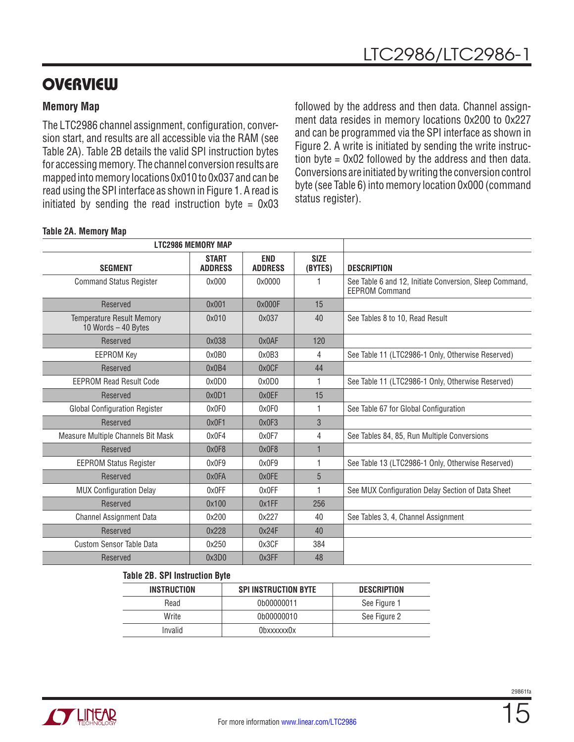## OVERVIEW

### Memory Map

The LTC2986 channel assignment, configuration, conversion start, and results are all accessible via the RAM (see Table 2A). Table 2B details the valid SPI instruction bytes for accessing memory. The channel conversion results are mapped into memory locations 0x010 to 0x037 and can be read using the SPI interface as shown in Figure 1. A read is initiated by sending the read instruction byte = 0x03 followed by the address and then data. Channel assignment data resides in memory locations 0x200 to 0x227 and can be programmed via the SPI interface as shown in Figure 2. A write is initiated by sending the write instruction byte = 0x02 followed by the address and then data. Conversions are initiated by writing the conversion control byte (see Table 6) into memory location 0x000 (command status register).

**Table 2A. Memory Map**

| LTC2986 MEMORY MAP | | | | |
|---|---|---|---|---|
| **SEGMENT** | **START ADDRESS** | **END ADDRESS** | **SIZE (BYTES)** | **DESCRIPTION** |
| Command Status Register | 0x000 | 0x0000 | 1 | See Table 6 and 12, Initiate Conversion, Sleep Command, EEPROM Command |
| Reserved | 0x001 | 0x000F | 15 | |
| Temperature Result Memory 10 Words – 40 Bytes | 0x010 | 0x037 | 40 | See Tables 8 to 10, Read Result |
| Reserved | 0x038 | 0x0AF | 120 | |
| EEPROM Key | 0x0B0 | 0x0B3 | 4 | See Table 11 (LTC2986-1 Only, Otherwise Reserved) |
| Reserved | 0x0B4 | 0x0CF | 44 | |
| EEPROM Read Result Code | 0x0D0 | 0x0D0 | 1 | See Table 11 (LTC2986-1 Only, Otherwise Reserved) |
| Reserved | 0x0D1 | 0x0EF | 15 | |
| Global Configuration Register | 0x0F0 | 0x0F0 | 1 | See Table 67 for Global Configuration |
| Reserved | 0x0F1 | 0x0F3 | 3 | |
| Measure Multiple Channels Bit Mask | 0x0F4 | 0x0F7 | 4 | See Tables 84, 85, Run Multiple Conversions |
| Reserved | 0x0F8 | 0x0F8 | 1 | |
| EEPROM Status Register | 0x0F9 | 0x0F9 | 1 | See Table 13 (LTC2986-1 Only, Otherwise Reserved) |
| Reserved | 0x0FA | 0x0FE | 5 | |
| MUX Configuration Delay | 0x0FF | 0x0FF | 1 | See MUX Configuration Delay Section of Data Sheet |
| Reserved | 0x100 | 0x1FF | 256 | |
| Channel Assignment Data | 0x200 | 0x227 | 40 | See Tables 3, 4, Channel Assignment |
| Reserved | 0x228 | 0x24F | 40 | |
| Custom Sensor Table Data | 0x250 | 0x3CF | 384 | |
| Reserved | 0x3D0 | 0x3FF | 48 | |

**Table 2B. SPI Instruction Byte**

| INSTRUCTION | SPI INSTRUCTION BYTE | DESCRIPTION |
|---|---|---|
| Read | 0b00000011 | See Figure 1 |
| Write | 0b00000010 | See Figure 2 |
| Invalid | 0bxxxxxx0x | |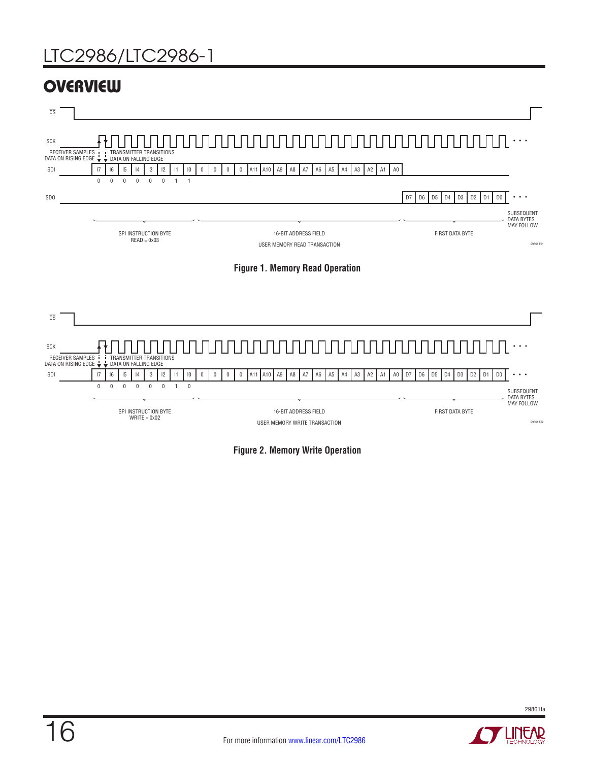## OVERVIEW

CS

SCK

RECEIVER SAMPLES DATA ON RISING EDGE

TRANSMITTER TRANSITIONS DATA ON FALLING EDGE

SDI

| I7 | I6 | I5 | I4 | I3 | I2 | I1 | I0 | 0 | 0 | 0 | 0 | A11 | A10 | A9 | A8 | A7 | A6 | A5 | A4 | A3 | A2 | A1 | A0 |
|---|---|---|---|---|---|---|---|---|---|---|---|---|---|---|---|---|---|---|---|---|---|---|---|
| 0 | 0 | 0 | 0 | 0 | 0 | 1 | 1 | | | | | | | | | | | | | | | | |

SDO

| D7 | D6 | D5 | D4 | D3 | D2 | D1 | D0 |
|---|---|---|---|---|---|---|---|

SUBSEQUENT DATA BYTES MAY FOLLOW

SPI INSTRUCTION BYTE READ = 0x03

16-BIT ADDRESS FIELD

FIRST DATA BYTE

USER MEMORY READ TRANSACTION

29861 F01

**Figure 1. Memory Read Operation**

CS

SCK

RECEIVER SAMPLES DATA ON RISING EDGE

TRANSMITTER TRANSITIONS DATA ON FALLING EDGE

SDI

| I7 | I6 | I5 | I4 | I3 | I2 | I1 | I0 | 0 | 0 | 0 | 0 | A11 | A10 | A9 | A8 | A7 | A6 | A5 | A4 | A3 | A2 | A1 | A0 | D7 | D6 | D5 | D4 | D3 | D2 | D1 | D0 |
|---|---|---|---|---|---|---|---|---|---|---|---|---|---|---|---|---|---|---|---|---|---|---|---|---|---|---|---|---|---|---|---|
| 0 | 0 | 0 | 0 | 0 | 0 | 1 | 0 | | | | | | | | | | | | | | | | | | | | | | | | |

SUBSEQUENT DATA BYTES MAY FOLLOW

SPI INSTRUCTION BYTE WRITE = 0x02

16-BIT ADDRESS FIELD

FIRST DATA BYTE

USER MEMORY WRITE TRANSACTION

29861 F02

**Figure 2. Memory Write Operation**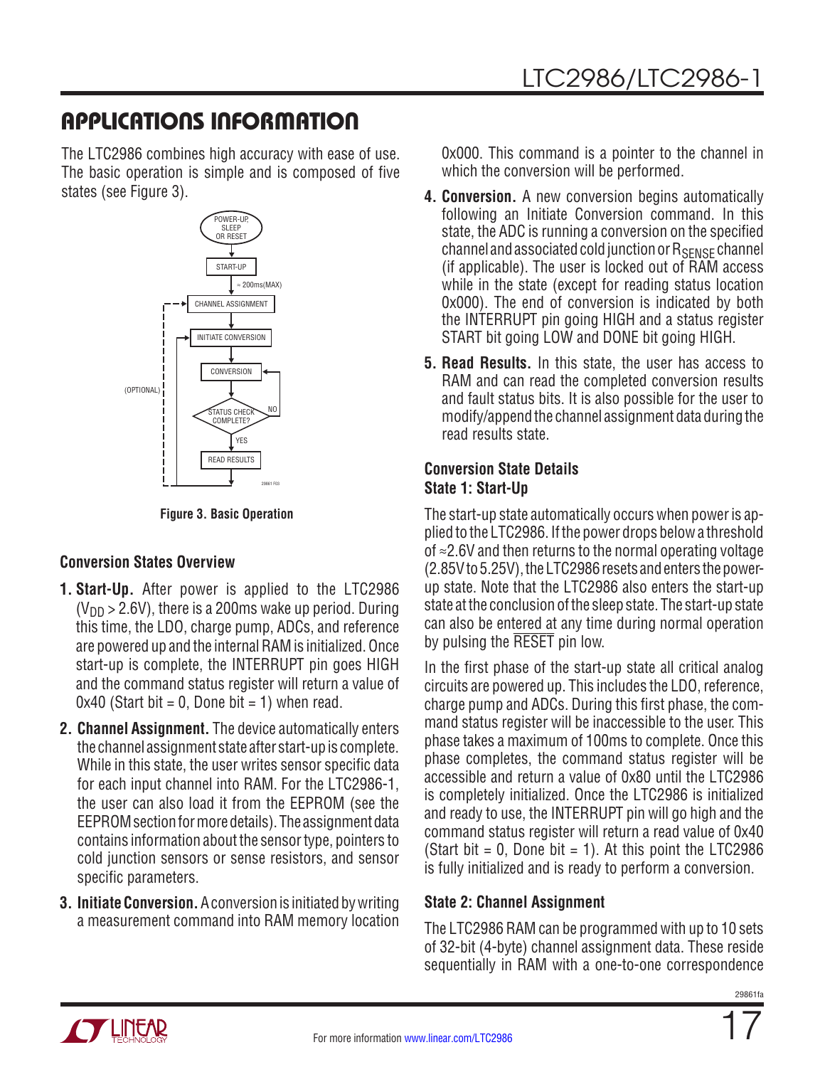## APPLICATIONS INFORMATION

The LTC2986 combines high accuracy with ease of use. The basic operation is simple and is composed of five states (see Figure 3).

Figure 3. Basic Operation

### Conversion States Overview

1. **Start-Up.** After power is applied to the LTC2986 ($V_{DD}$ > 2.6V), there is a 200ms wake up period. During this time, the LDO, charge pump, ADCs, and reference are powered up and the internal RAM is initialized. Once start-up is complete, the INTERRUPT pin goes HIGH and the command status register will return a value of 0x40 (Start bit = 0, Done bit = 1) when read.
2. **Channel Assignment.** The device automatically enters the channel assignment state after start-up is complete. While in this state, the user writes sensor specific data for each input channel into RAM. For the LTC2986-1, the user can also load it from the EEPROM (see the EEPROM section for more details). The assignment data contains information about the sensor type, pointers to cold junction sensors or sense resistors, and sensor specific parameters.
3. **Initiate Conversion.** A conversion is initiated by writing a measurement command into RAM memory location 0x000. This command is a pointer to the channel in which the conversion will be performed.
4. **Conversion.** A new conversion begins automatically following an Initiate Conversion command. In this state, the ADC is running a conversion on the specified channel and associated cold junction or $R_{SENSE}$ channel (if applicable). The user is locked out of RAM access while in the state (except for reading status location 0x000). The end of conversion is indicated by both the INTERRUPT pin going HIGH and a status register START bit going LOW and DONE bit going HIGH.
5. **Read Results.** In this state, the user has access to RAM and can read the completed conversion results and fault status bits. It is also possible for the user to modify/append the channel assignment data during the read results state.

### Conversion State Details

### State 1: Start-Up

The start-up state automatically occurs when power is applied to the LTC2986. If the power drops below a threshold of ≈2.6V and then returns to the normal operating voltage (2.85V to 5.25V), the LTC2986 resets and enters the power-up state. Note that the LTC2986 also enters the start-up state at the conclusion of the sleep state. The start-up state can also be entered at any time during normal operation by pulsing the $\overline{\text{RESET}}$ pin low.

In the first phase of the start-up state all critical analog circuits are powered up. This includes the LDO, reference, charge pump and ADCs. During this first phase, the command status register will be inaccessible to the user. This phase takes a maximum of 100ms to complete. Once this phase completes, the command status register will be accessible and return a value of 0x80 until the LTC2986 is completely initialized. Once the LTC2986 is initialized and ready to use, the INTERRUPT pin will go high and the command status register will return a read value of 0x40 (Start bit = 0, Done bit = 1). At this point the LTC2986 is fully initialized and is ready to perform a conversion.

### State 2: Channel Assignment

The LTC2986 RAM can be programmed with up to 10 sets of 32-bit (4-byte) channel assignment data. These reside sequentially in RAM with a one-to-one correspondence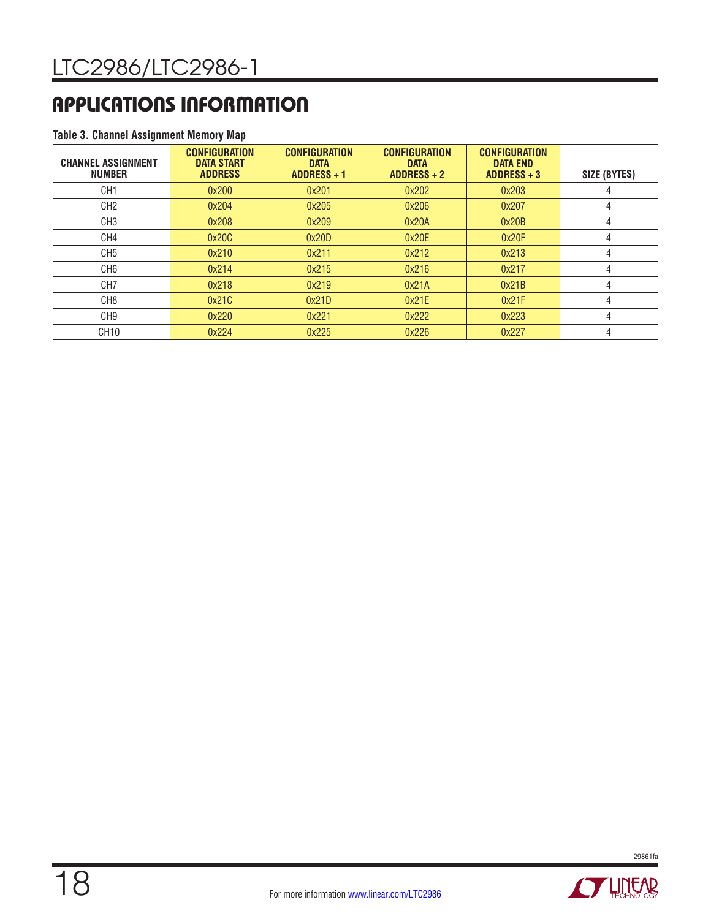## APPLICATIONS INFORMATION

**Table 3. Channel Assignment Memory Map**

| CHANNEL ASSIGNMENT NUMBER | CONFIGURATION DATA START ADDRESS | CONFIGURATION DATA ADDRESS + 1 | CONFIGURATION DATA ADDRESS + 2 | CONFIGURATION DATA END ADDRESS + 3 | SIZE (BYTES) |
|---|---|---|---|---|---|
| CH1 | 0x200 | 0x201 | 0x202 | 0x203 | 4 |
| CH2 | 0x204 | 0x205 | 0x206 | 0x207 | 4 |
| CH3 | 0x208 | 0x209 | 0x20A | 0x20B | 4 |
| CH4 | 0x20C | 0x20D | 0x20E | 0x20F | 4 |
| CH5 | 0x210 | 0x211 | 0x212 | 0x213 | 4 |
| CH6 | 0x214 | 0x215 | 0x216 | 0x217 | 4 |
| CH7 | 0x218 | 0x219 | 0x21A | 0x21B | 4 |
| CH8 | 0x21C | 0x21D | 0x21E | 0x21F | 4 |
| CH9 | 0x220 | 0x221 | 0x222 | 0x223 | 4 |
| CH10 | 0x224 | 0x225 | 0x226 | 0x227 | 4 |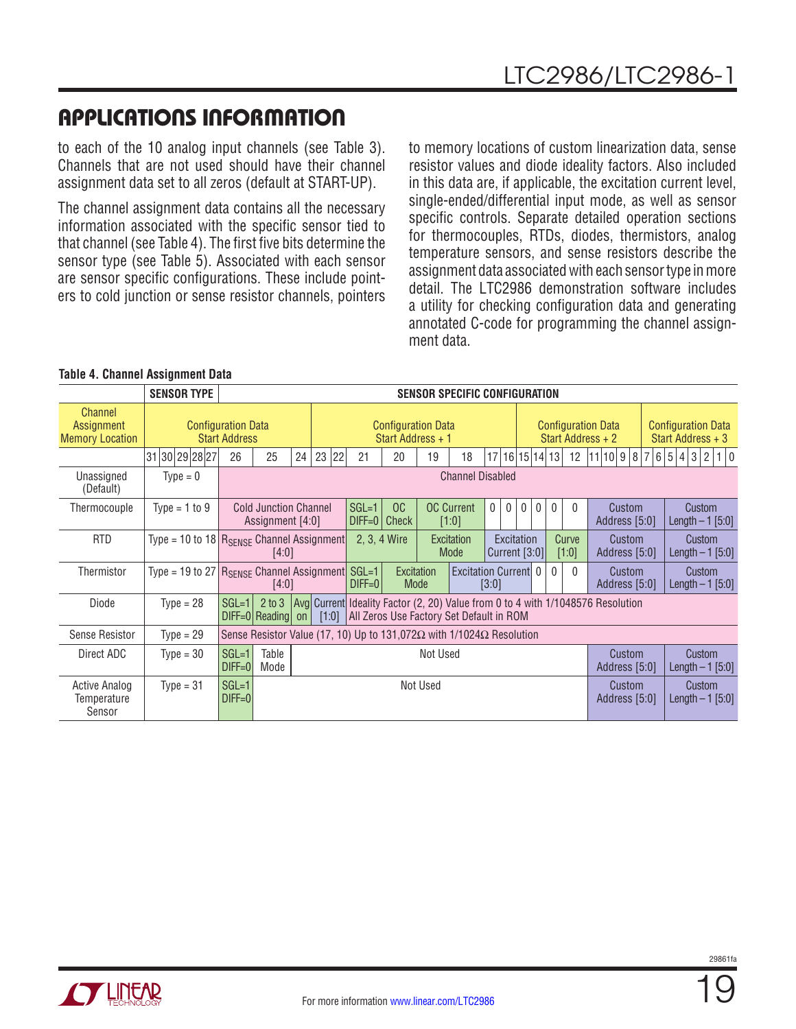# APPLICATIONS INFORMATION

to each of the 10 analog input channels (see Table 3). Channels that are not used should have their channel assignment data set to all zeros (default at START-UP).

The channel assignment data contains all the necessary information associated with the specific sensor tied to that channel (see Table 4). The first five bits determine the sensor type (see Table 5). Associated with each sensor are sensor specific configurations. These include pointers to cold junction or sense resistor channels, pointers to memory locations of custom linearization data, sense resistor values and diode ideality factors. Also included in this data are, if applicable, the excitation current level, single-ended/differential input mode, as well as sensor specific controls. Separate detailed operation sections for thermocouples, RTDs, diodes, thermistors, analog temperature sensors, and sense resistors describe the assignment data associated with each sensor type in more detail. The LTC2986 demonstration software includes a utility for checking configuration data and generating annotated C-code for programming the channel assignment data.

**Table 4. Channel Assignment Data**

| | SENSOR TYPE | SENSOR SPECIFIC CONFIGURATION | | | | | | | | |
|---|---|---|---|---|---|---|---|---|---|---|
| Channel Assignment Memory Location | Configuration Data Start Address (31–24) | | | Configuration Data Start Address + 1 (23–16) | | | Configuration Data Start Address + 2 (15–8) | | Configuration Data Start Address + 3 (7–0) | |
| Bits | 31–27 | 26–22 | | 21 | 20 | 19–18 | 17–12 | | 11–6 | 5–0 |
| Unassigned (Default) | Type = 0 | Channel Disabled | | | | | | | | |
| Thermocouple | Type = 1 to 9 | Cold Junction Channel Assignment [4:0] (26–22) | | SGL=1 DIFF=0 (21) | OC Check (20) | OC Current [1:0] (19–18) | 0 0 0 0 0 0 (17–12) | | Custom Address [5:0] | Custom Length – 1 [5:0] |
| RTD | Type = 10 to 18 | $R_{SENSE}$ Channel Assignment [4:0] (26–22) | | 2, 3, 4 Wire (21–20) | | Excitation Mode (19–18) | Excitation Current [3:0] (17–14) | Curve [1:0] (13–12) | Custom Address [5:0] | Custom Length – 1 [5:0] |
| Thermistor | Type = 19 to 27 | $R_{SENSE}$ Channel Assignment [4:0] (26–22) | | SGL=1 DIFF=0 (21) | Excitation Mode (20–19) | | Excitation Current [3:0] (18–15), 0 0 0 (14–12) | | Custom Address [5:0] | Custom Length – 1 [5:0] |
| Diode | Type = 28 | SGL=1 DIFF=0 (26) | 2 to 3 Reading (25), Avg on (24), Current [1:0] (23–22) | Ideality Factor (2, 20) Value from 0 to 4 with 1/1048576 Resolution All Zeros Use Factory Set Default in ROM (21–0) | | | | | | |
| Sense Resistor | Type = 29 | Sense Resistor Value (17, 10) Up to 131,072Ω with 1/1024Ω Resolution (26–0) | | | | | | | | |
| Direct ADC | Type = 30 | SGL=1 DIFF=0 (26) | Table Mode (25) | Not Used (24–12) | | | | | Custom Address [5:0] | Custom Length – 1 [5:0] |
| Active Analog Temperature Sensor | Type = 31 | SGL=1 DIFF=0 (26) | Not Used (25–12) | | | | | | Custom Address [5:0] | Custom Length – 1 [5:0] |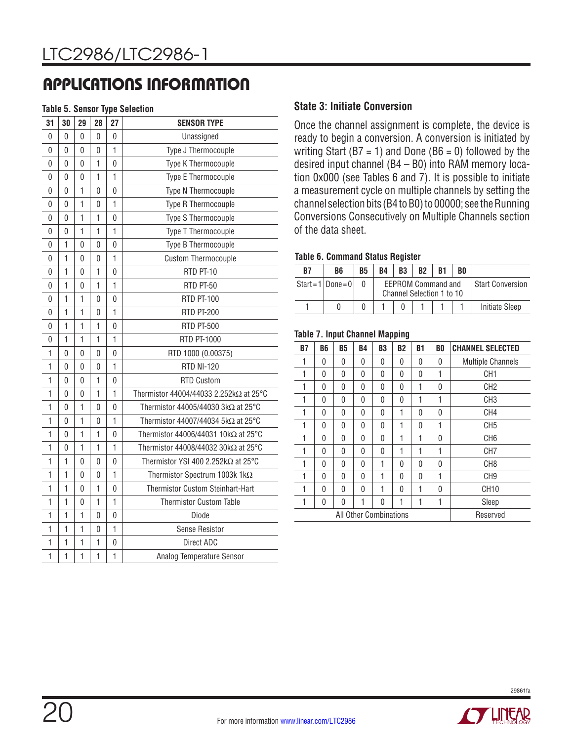## APPLICATIONS INFORMATION

**Table 5. Sensor Type Selection**

| 31 | 30 | 29 | 28 | 27 | SENSOR TYPE |
|---|---|---|---|---|---|
| 0 | 0 | 0 | 0 | 0 | Unassigned |
| 0 | 0 | 0 | 0 | 1 | Type J Thermocouple |
| 0 | 0 | 0 | 1 | 0 | Type K Thermocouple |
| 0 | 0 | 0 | 1 | 1 | Type E Thermocouple |
| 0 | 0 | 1 | 0 | 0 | Type N Thermocouple |
| 0 | 0 | 1 | 0 | 1 | Type R Thermocouple |
| 0 | 0 | 1 | 1 | 0 | Type S Thermocouple |
| 0 | 0 | 1 | 1 | 1 | Type T Thermocouple |
| 0 | 1 | 0 | 0 | 0 | Type B Thermocouple |
| 0 | 1 | 0 | 0 | 1 | Custom Thermocouple |
| 0 | 1 | 0 | 1 | 0 | RTD PT-10 |
| 0 | 1 | 0 | 1 | 1 | RTD PT-50 |
| 0 | 1 | 1 | 0 | 0 | RTD PT-100 |
| 0 | 1 | 1 | 0 | 1 | RTD PT-200 |
| 0 | 1 | 1 | 1 | 0 | RTD PT-500 |
| 0 | 1 | 1 | 1 | 1 | RTD PT-1000 |
| 1 | 0 | 0 | 0 | 0 | RTD 1000 (0.00375) |
| 1 | 0 | 0 | 0 | 1 | RTD NI-120 |
| 1 | 0 | 0 | 1 | 0 | RTD Custom |
| 1 | 0 | 0 | 1 | 1 | Thermistor 44004/44033 2.252kΩ at 25°C |
| 1 | 0 | 1 | 0 | 0 | Thermistor 44005/44030 3kΩ at 25°C |
| 1 | 0 | 1 | 0 | 1 | Thermistor 44007/44034 5kΩ at 25°C |
| 1 | 0 | 1 | 1 | 0 | Thermistor 44006/44031 10kΩ at 25°C |
| 1 | 0 | 1 | 1 | 1 | Thermistor 44008/44032 30kΩ at 25°C |
| 1 | 1 | 0 | 0 | 0 | Thermistor YSI 400 2.252kΩ at 25°C |
| 1 | 1 | 0 | 0 | 1 | Thermistor Spectrum 1003k 1kΩ |
| 1 | 1 | 0 | 1 | 0 | Thermistor Custom Steinhart-Hart |
| 1 | 1 | 0 | 1 | 1 | Thermistor Custom Table |
| 1 | 1 | 1 | 0 | 0 | Diode |
| 1 | 1 | 1 | 0 | 1 | Sense Resistor |
| 1 | 1 | 1 | 1 | 0 | Direct ADC |
| 1 | 1 | 1 | 1 | 1 | Analog Temperature Sensor |

### State 3: Initiate Conversion

Once the channel assignment is complete, the device is ready to begin a conversion. A conversion is initiated by writing Start (B7 = 1) and Done (B6 = 0) followed by the desired input channel (B4 – B0) into RAM memory location 0x000 (see Tables 6 and 7). It is possible to initiate a measurement cycle on multiple channels by setting the channel selection bits (B4 to B0) to 00000; see the Running Conversions Consecutively on Multiple Channels section of the data sheet.

**Table 6. Command Status Register**

| B7 | B6 | B5 | B4 | B3 | B2 | B1 | B0 | |
|---|---|---|---|---|---|---|---|---|
| Start = 1 | Done = 0 | 0 | EEPROM Command and Channel Selection 1 to 10 | | | | | Start Conversion |
| 1 | 0 | 0 | 1 | 0 | 1 | 1 | 1 | Initiate Sleep |

**Table 7. Input Channel Mapping**

| B7 | B6 | B5 | B4 | B3 | B2 | B1 | B0 | CHANNEL SELECTED |
|---|---|---|---|---|---|---|---|---|
| 1 | 0 | 0 | 0 | 0 | 0 | 0 | 0 | Multiple Channels |
| 1 | 0 | 0 | 0 | 0 | 0 | 0 | 1 | CH1 |
| 1 | 0 | 0 | 0 | 0 | 0 | 1 | 0 | CH2 |
| 1 | 0 | 0 | 0 | 0 | 0 | 1 | 1 | CH3 |
| 1 | 0 | 0 | 0 | 0 | 1 | 0 | 0 | CH4 |
| 1 | 0 | 0 | 0 | 0 | 1 | 0 | 1 | CH5 |
| 1 | 0 | 0 | 0 | 0 | 1 | 1 | 0 | CH6 |
| 1 | 0 | 0 | 0 | 0 | 1 | 1 | 1 | CH7 |
| 1 | 0 | 0 | 0 | 1 | 0 | 0 | 0 | CH8 |
| 1 | 0 | 0 | 0 | 1 | 0 | 0 | 1 | CH9 |
| 1 | 0 | 0 | 0 | 1 | 0 | 1 | 0 | CH10 |
| 1 | 0 | 0 | 1 | 0 | 1 | 1 | 1 | Sleep |
| All Other Combinations | | | | | | | | Reserved |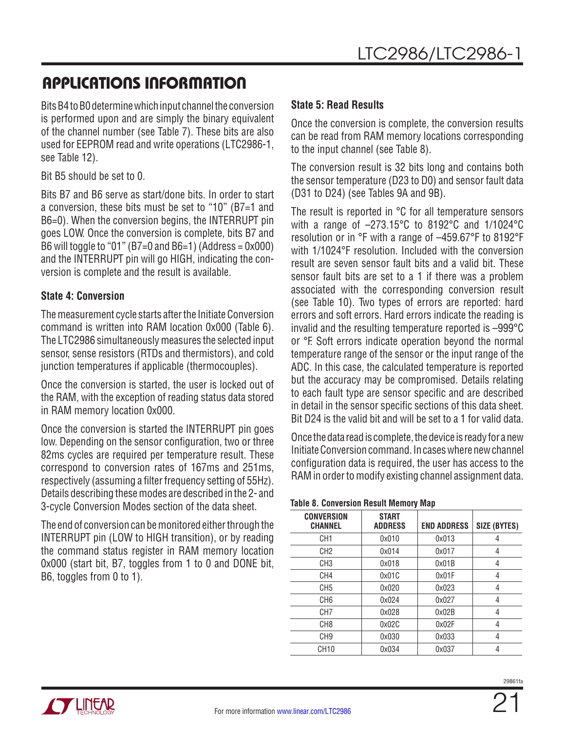## APPLICATIONS INFORMATION

Bits B4 to B0 determine which input channel the conversion is performed upon and are simply the binary equivalent of the channel number (see Table 7). These bits are also used for EEPROM read and write operations (LTC2986-1, see Table 12).

Bit B5 should be set to 0.

Bits B7 and B6 serve as start/done bits. In order to start a conversion, these bits must be set to "10" (B7=1 and B6=0). When the conversion begins, the INTERRUPT pin goes LOW. Once the conversion is complete, bits B7 and B6 will toggle to "01" (B7=0 and B6=1) (Address = 0x000) and the INTERRUPT pin will go HIGH, indicating the conversion is complete and the result is available.

### State 4: Conversion

The measurement cycle starts after the Initiate Conversion command is written into RAM location 0x000 (Table 6). The LTC2986 simultaneously measures the selected input sensor, sense resistors (RTDs and thermistors), and cold junction temperatures if applicable (thermocouples).

Once the conversion is started, the user is locked out of the RAM, with the exception of reading status data stored in RAM memory location 0x000.

Once the conversion is started the INTERRUPT pin goes low. Depending on the sensor configuration, two or three 82ms cycles are required per temperature result. These correspond to conversion rates of 167ms and 251ms, respectively (assuming a filter frequency setting of 55Hz). Details describing these modes are described in the 2- and 3-cycle Conversion Modes section of the data sheet.

The end of conversion can be monitored either through the INTERRUPT pin (LOW to HIGH transition), or by reading the command status register in RAM memory location 0x000 (start bit, B7, toggles from 1 to 0 and DONE bit, B6, toggles from 0 to 1).

### State 5: Read Results

Once the conversion is complete, the conversion results can be read from RAM memory locations corresponding to the input channel (see Table 8).

The conversion result is 32 bits long and contains both the sensor temperature (D23 to D0) and sensor fault data (D31 to D24) (see Tables 9A and 9B).

The result is reported in °C for all temperature sensors with a range of –273.15°C to 8192°C and 1/1024°C resolution or in °F with a range of –459.67°F to 8192°F with 1/1024°F resolution. Included with the conversion result are seven sensor fault bits and a valid bit. These sensor fault bits are set to a 1 if there was a problem associated with the corresponding conversion result (see Table 10). Two types of errors are reported: hard errors and soft errors. Hard errors indicate the reading is invalid and the resulting temperature reported is –999°C or °F. Soft errors indicate operation beyond the normal temperature range of the sensor or the input range of the ADC. In this case, the calculated temperature is reported but the accuracy may be compromised. Details relating to each fault type are sensor specific and are described in detail in the sensor specific sections of this data sheet. Bit D24 is the valid bit and will be set to a 1 for valid data.

Once the data read is complete, the device is ready for a new Initiate Conversion command. In cases where new channel configuration data is required, the user has access to the RAM in order to modify existing channel assignment data.

**Table 8. Conversion Result Memory Map**

| CONVERSION CHANNEL | START ADDRESS | END ADDRESS | SIZE (BYTES) |
|---|---|---|---|
| CH1 | 0x010 | 0x013 | 4 |
| CH2 | 0x014 | 0x017 | 4 |
| CH3 | 0x018 | 0x01B | 4 |
| CH4 | 0x01C | 0x01F | 4 |
| CH5 | 0x020 | 0x023 | 4 |
| CH6 | 0x024 | 0x027 | 4 |
| CH7 | 0x028 | 0x02B | 4 |
| CH8 | 0x02C | 0x02F | 4 |
| CH9 | 0x030 | 0x033 | 4 |
| CH10 | 0x034 | 0x037 | 4 |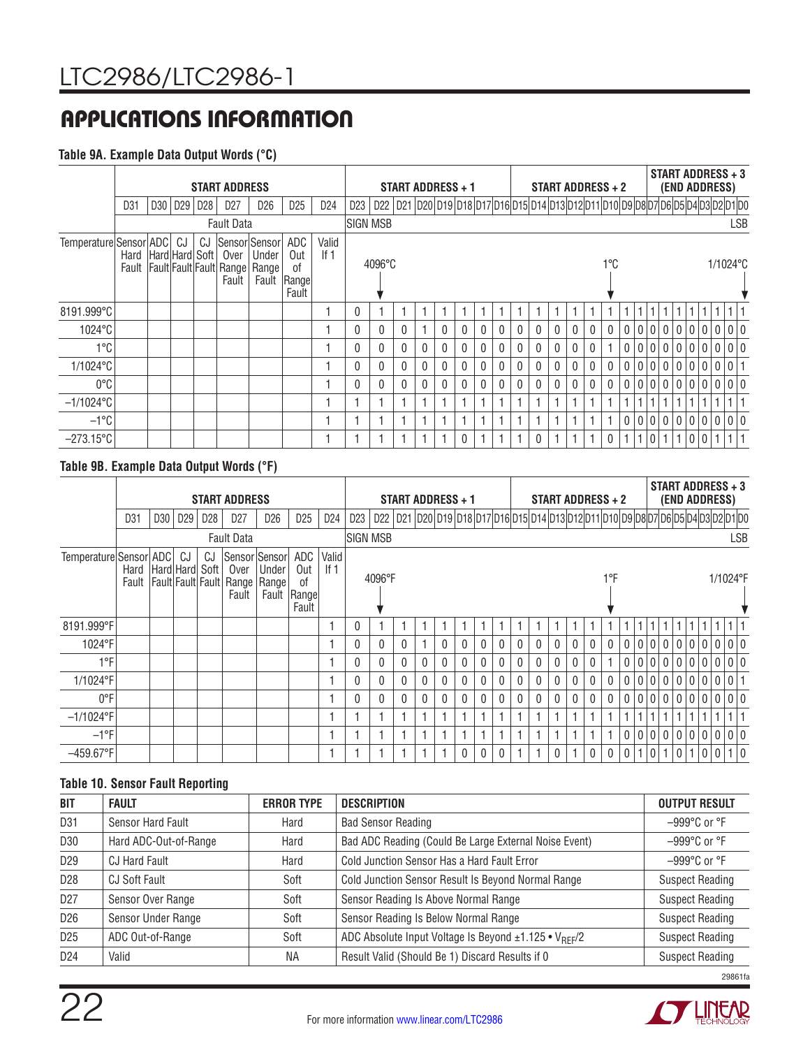# APPLICATIONS INFORMATION

**Table 9A. Example Data Output Words (°C)**

| | START ADDRESS | | | | | | | | START ADDRESS + 1 | | | | | | | | START ADDRESS + 2 | | | | | | | | START ADDRESS + 3 (END ADDRESS) | | | | | | | |
|---|---|---|---|---|---|---|---|---|---|---|---|---|---|---|---|---|---|---|---|---|---|---|---|---|---|---|---|---|---|---|---|---|
| | D31 | D30 | D29 | D28 | D27 | D26 | D25 | D24 | D23 | D22 | D21 | D20 | D19 | D18 | D17 | D16 | D15 | D14 | D13 | D12 | D11 | D10 | D9 | D8 | D7 | D6 | D5 | D4 | D3 | D2 | D1 | D0 |
| | Fault Data | | | | | | | | SIGN | MSB | | | | | | | | | | | | | | | | | | | | | | LSB |
| Temperature | Sensor Hard Fault | ADC Hard Fault | CJ Hard Fault | CJ Soft Fault | Sensor Over Range Fault | Sensor Under Range Fault | ADC Out of Range Fault | Valid If 1 | | 4096°C | | | | | | | | | | | | 1°C | | | | | | | | | | 1/1024°C |
| 8191.999°C | | | | | | | | 1 | 0 | 1 | 1 | 1 | 1 | 1 | 1 | 1 | 1 | 1 | 1 | 1 | 1 | 1 | 1 | 1 | 1 | 1 | 1 | 1 | 1 | 1 | 1 | 1 |
| 1024°C | | | | | | | | 1 | 0 | 0 | 0 | 1 | 0 | 0 | 0 | 0 | 0 | 0 | 0 | 0 | 0 | 0 | 0 | 0 | 0 | 0 | 0 | 0 | 0 | 0 | 0 | 0 |
| 1°C | | | | | | | | 1 | 0 | 0 | 0 | 0 | 0 | 0 | 0 | 0 | 0 | 0 | 0 | 0 | 0 | 1 | 0 | 0 | 0 | 0 | 0 | 0 | 0 | 0 | 0 | 0 |
| 1/1024°C | | | | | | | | 1 | 0 | 0 | 0 | 0 | 0 | 0 | 0 | 0 | 0 | 0 | 0 | 0 | 0 | 0 | 0 | 0 | 0 | 0 | 0 | 0 | 0 | 0 | 0 | 1 |
| 0°C | | | | | | | | 1 | 0 | 0 | 0 | 0 | 0 | 0 | 0 | 0 | 0 | 0 | 0 | 0 | 0 | 0 | 0 | 0 | 0 | 0 | 0 | 0 | 0 | 0 | 0 | 0 |
| –1/1024°C | | | | | | | | 1 | 1 | 1 | 1 | 1 | 1 | 1 | 1 | 1 | 1 | 1 | 1 | 1 | 1 | 1 | 1 | 1 | 1 | 1 | 1 | 1 | 1 | 1 | 1 | 1 |
| –1°C | | | | | | | | 1 | 1 | 1 | 1 | 1 | 1 | 1 | 1 | 1 | 1 | 1 | 1 | 1 | 1 | 1 | 0 | 0 | 0 | 0 | 0 | 0 | 0 | 0 | 0 | 0 |
| –273.15°C | | | | | | | | 1 | 1 | 1 | 1 | 1 | 1 | 0 | 1 | 1 | 1 | 0 | 1 | 1 | 1 | 0 | 1 | 1 | 0 | 1 | 1 | 0 | 0 | 1 | 1 | 1 |

**Table 9B. Example Data Output Words (°F)**

| | START ADDRESS | | | | | | | | START ADDRESS + 1 | | | | | | | | START ADDRESS + 2 | | | | | | | | START ADDRESS + 3 (END ADDRESS) | | | | | | | |
|---|---|---|---|---|---|---|---|---|---|---|---|---|---|---|---|---|---|---|---|---|---|---|---|---|---|---|---|---|---|---|---|---|
| | D31 | D30 | D29 | D28 | D27 | D26 | D25 | D24 | D23 | D22 | D21 | D20 | D19 | D18 | D17 | D16 | D15 | D14 | D13 | D12 | D11 | D10 | D9 | D8 | D7 | D6 | D5 | D4 | D3 | D2 | D1 | D0 |
| | Fault Data | | | | | | | | SIGN | MSB | | | | | | | | | | | | | | | | | | | | | | LSB |
| Temperature | Sensor Hard Fault | ADC Hard Fault | CJ Hard Fault | CJ Soft Fault | Sensor Over Range Fault | Sensor Under Range Fault | ADC Out of Range Fault | Valid If 1 | | 4096°F | | | | | | | | | | | | 1°F | | | | | | | | | | 1/1024°F |
| 8191.999°F | | | | | | | | 1 | 0 | 1 | 1 | 1 | 1 | 1 | 1 | 1 | 1 | 1 | 1 | 1 | 1 | 1 | 1 | 1 | 1 | 1 | 1 | 1 | 1 | 1 | 1 | 1 |
| 1024°F | | | | | | | | 1 | 0 | 0 | 0 | 1 | 0 | 0 | 0 | 0 | 0 | 0 | 0 | 0 | 0 | 0 | 0 | 0 | 0 | 0 | 0 | 0 | 0 | 0 | 0 | 0 |
| 1°F | | | | | | | | 1 | 0 | 0 | 0 | 0 | 0 | 0 | 0 | 0 | 0 | 0 | 0 | 0 | 0 | 1 | 0 | 0 | 0 | 0 | 0 | 0 | 0 | 0 | 0 | 0 |
| 1/1024°F | | | | | | | | 1 | 0 | 0 | 0 | 0 | 0 | 0 | 0 | 0 | 0 | 0 | 0 | 0 | 0 | 0 | 0 | 0 | 0 | 0 | 0 | 0 | 0 | 0 | 0 | 1 |
| 0°F | | | | | | | | 1 | 0 | 0 | 0 | 0 | 0 | 0 | 0 | 0 | 0 | 0 | 0 | 0 | 0 | 0 | 0 | 0 | 0 | 0 | 0 | 0 | 0 | 0 | 0 | 0 |
| –1/1024°F | | | | | | | | 1 | 1 | 1 | 1 | 1 | 1 | 1 | 1 | 1 | 1 | 1 | 1 | 1 | 1 | 1 | 1 | 1 | 1 | 1 | 1 | 1 | 1 | 1 | 1 | 1 |
| –1°F | | | | | | | | 1 | 1 | 1 | 1 | 1 | 1 | 1 | 1 | 1 | 1 | 1 | 1 | 1 | 1 | 1 | 0 | 0 | 0 | 0 | 0 | 0 | 0 | 0 | 0 | 0 |
| –459.67°F | | | | | | | | 1 | 1 | 1 | 1 | 1 | 1 | 0 | 0 | 0 | 1 | 1 | 0 | 1 | 0 | 0 | 0 | 1 | 0 | 1 | 0 | 1 | 0 | 0 | 1 | 0 |

**Table 10. Sensor Fault Reporting**

| BIT | FAULT | ERROR TYPE | DESCRIPTION | OUTPUT RESULT |
|---|---|---|---|---|
| D31 | Sensor Hard Fault | Hard | Bad Sensor Reading | –999°C or °F |
| D30 | Hard ADC-Out-of-Range | Hard | Bad ADC Reading (Could Be Large External Noise Event) | –999°C or °F |
| D29 | CJ Hard Fault | Hard | Cold Junction Sensor Has a Hard Fault Error | –999°C or °F |
| D28 | CJ Soft Fault | Soft | Cold Junction Sensor Result Is Beyond Normal Range | Suspect Reading |
| D27 | Sensor Over Range | Soft | Sensor Reading Is Above Normal Range | Suspect Reading |
| D26 | Sensor Under Range | Soft | Sensor Reading Is Below Normal Range | Suspect Reading |
| D25 | ADC Out-of-Range | Soft | ADC Absolute Input Voltage Is Beyond ±1.125 • $V_{REF}/2$ | Suspect Reading |
| D24 | Valid | NA | Result Valid (Should Be 1) Discard Results if 0 | Suspect Reading |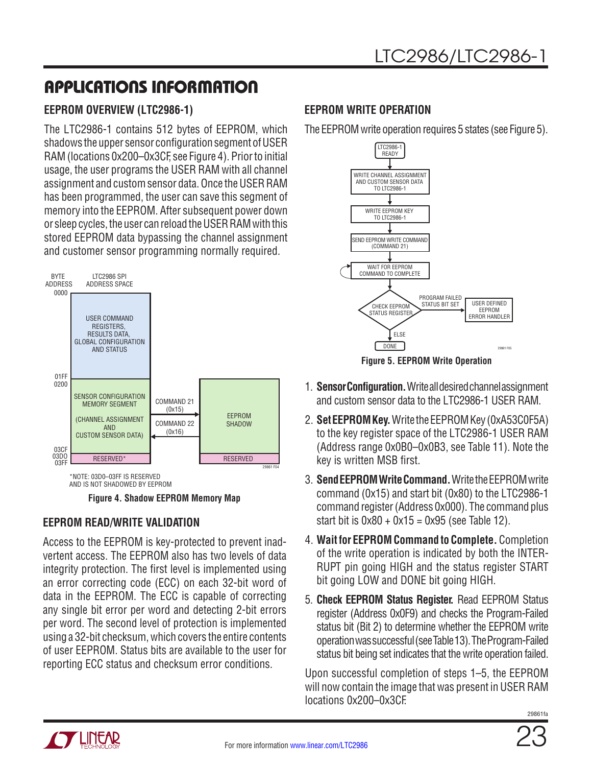## APPLICATIONS INFORMATION

### EEPROM OVERVIEW (LTC2986-1)

The LTC2986-1 contains 512 bytes of EEPROM, which shadows the upper sensor configuration segment of USER RAM (locations 0x200–0x3CF, see Figure 4). Prior to initial usage, the user programs the USER RAM with all channel assignment and custom sensor data. Once the USER RAM has been programmed, the user can save this segment of memory into the EEPROM. After subsequent power down or sleep cycles, the user can reload the USER RAM with this stored EEPROM data bypassing the channel assignment and customer sensor programming normally required.

*NOTE: 03D0–03FF IS RESERVED AND IS NOT SHADOWED BY EEPROM

Figure 4. Shadow EEPROM Memory Map

### EEPROM READ/WRITE VALIDATION

Access to the EEPROM is key-protected to prevent inadvertent access. The EEPROM also has two levels of data integrity protection. The first level is implemented using an error correcting code (ECC) on each 32-bit word of data in the EEPROM. The ECC is capable of correcting any single bit error per word and detecting 2-bit errors per word. The second level of protection is implemented using a 32-bit checksum, which covers the entire contents of user EEPROM. Status bits are available to the user for reporting ECC status and checksum error conditions.

### EEPROM WRITE OPERATION

The EEPROM write operation requires 5 states (see Figure 5).

Figure 5. EEPROM Write Operation

1. **Sensor Configuration.** Write all desired channel assignment and custom sensor data to the LTC2986-1 USER RAM.
2. **Set EEPROM Key.** Write the EEPROM Key (0xA53C0F5A) to the key register space of the LTC2986-1 USER RAM (Address range 0x0B0–0x0B3, see Table 11). Note the key is written MSB first.
3. **Send EEPROM Write Command.** Write the EEPROM write command (0x15) and start bit (0x80) to the LTC2986-1 command register (Address 0x000). The command plus start bit is 0x80 + 0x15 = 0x95 (see Table 12).
4. **Wait for EEPROM Command to Complete.** Completion of the write operation is indicated by both the INTERRUPT pin going HIGH and the status register START bit going LOW and DONE bit going HIGH.
5. **Check EEPROM Status Register.** Read EEPROM Status register (Address 0x0F9) and checks the Program-Failed status bit (Bit 2) to determine whether the EEPROM write operation was successful (see Table 13). The Program-Failed status bit being set indicates that the write operation failed.

Upon successful completion of steps 1–5, the EEPROM will now contain the image that was present in USER RAM locations 0x200–0x3CF.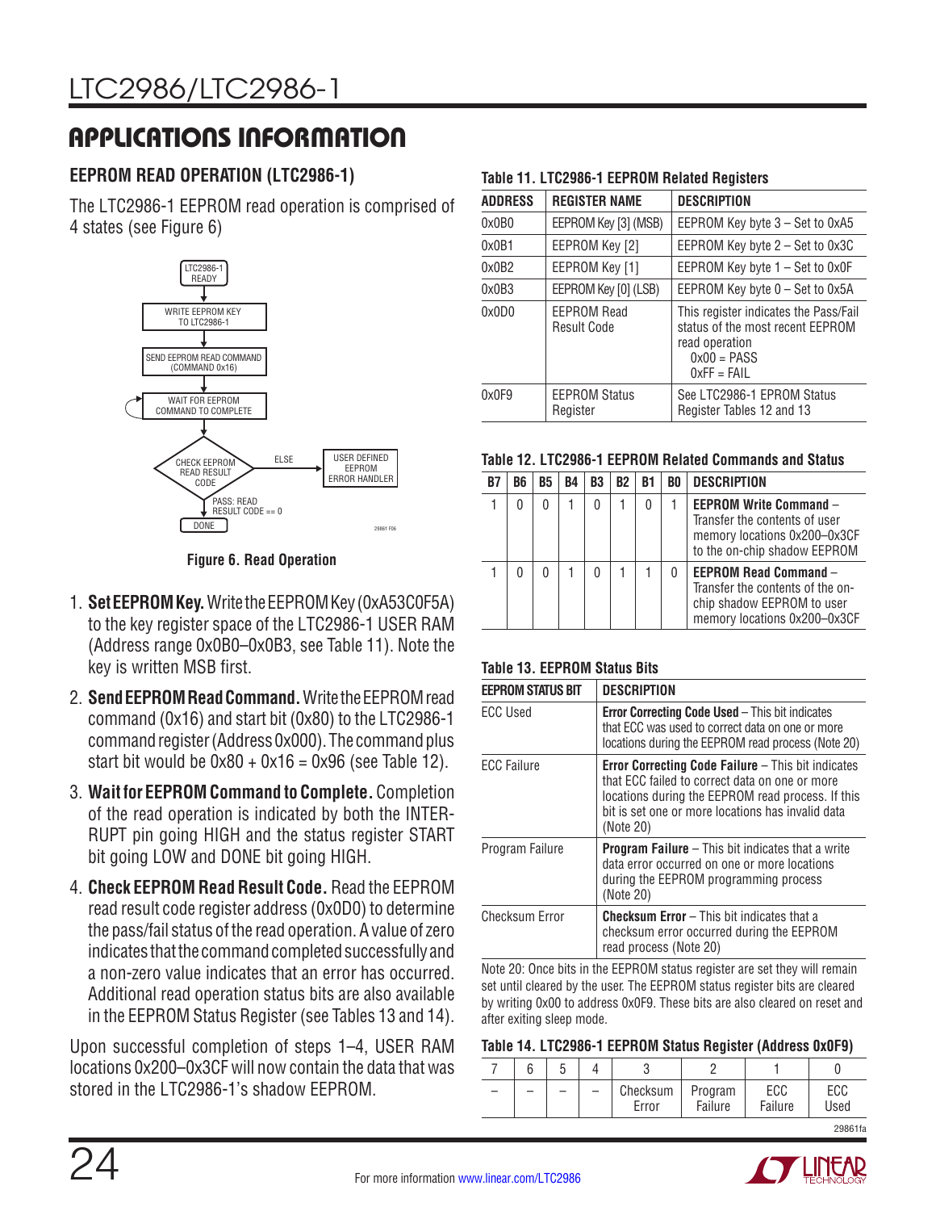## APPLICATIONS INFORMATION

### EEPROM READ OPERATION (LTC2986-1)

The LTC2986-1 EEPROM read operation is comprised of 4 states (see Figure 6)

LTC2986-1 READY → WRITE EEPROM KEY TO LTC2986-1 → SEND EEPROM READ COMMAND (COMMAND 0x16) → WAIT FOR EEPROM COMMAND TO COMPLETE → CHECK EEPROM READ RESULT CODE → PASS: READ RESULT CODE == 0 → DONE; ELSE → USER DEFINED EEPROM ERROR HANDLER

**Figure 6. Read Operation**

1. **Set EEPROM Key.** Write the EEPROM Key (0xA53C0F5A) to the key register space of the LTC2986-1 USER RAM (Address range 0x0B0–0x0B3, see Table 11). Note the key is written MSB first.
2. **Send EEPROM Read Command.** Write the EEPROM read command (0x16) and start bit (0x80) to the LTC2986-1 command register (Address 0x000). The command plus start bit would be 0x80 + 0x16 = 0x96 (see Table 12).
3. **Wait for EEPROM Command to Complete.** Completion of the read operation is indicated by both the INTERRUPT pin going HIGH and the status register START bit going LOW and DONE bit going HIGH.
4. **Check EEPROM Read Result Code.** Read the EEPROM read result code register address (0x0D0) to determine the pass/fail status of the read operation. A value of zero indicates that the command completed successfully and a non-zero value indicates that an error has occurred. Additional read operation status bits are also available in the EEPROM Status Register (see Tables 13 and 14).

Upon successful completion of steps 1–4, USER RAM locations 0x200–0x3CF will now contain the data that was stored in the LTC2986-1's shadow EEPROM.

**Table 11. LTC2986-1 EEPROM Related Registers**

| ADDRESS | REGISTER NAME | DESCRIPTION |
|---|---|---|
| 0x0B0 | EEPROM Key [3] (MSB) | EEPROM Key byte 3 – Set to 0xA5 |
| 0x0B1 | EEPROM Key [2] | EEPROM Key byte 2 – Set to 0x3C |
| 0x0B2 | EEPROM Key [1] | EEPROM Key byte 1 – Set to 0x0F |
| 0x0B3 | EEPROM Key [0] (LSB) | EEPROM Key byte 0 – Set to 0x5A |
| 0x0D0 | EEPROM Read Result Code | This register indicates the Pass/Fail status of the most recent EEPROM read operation<br>0x00 = PASS<br>0xFF = FAIL |
| 0x0F9 | EEPROM Status Register | See LTC2986-1 EPROM Status Register Tables 12 and 13 |

**Table 12. LTC2986-1 EEPROM Related Commands and Status**

| B7 | B6 | B5 | B4 | B3 | B2 | B1 | B0 | DESCRIPTION |
|---|---|---|---|---|---|---|---|---|
| 1 | 0 | 0 | 1 | 0 | 1 | 0 | 1 | **EEPROM Write Command** – Transfer the contents of user memory locations 0x200–0x3CF to the on-chip shadow EEPROM |
| 1 | 0 | 0 | 1 | 0 | 1 | 1 | 0 | **EEPROM Read Command** – Transfer the contents of the on-chip shadow EEPROM to user memory locations 0x200–0x3CF |

**Table 13. EEPROM Status Bits**

| EEPROM STATUS BIT | DESCRIPTION |
|---|---|
| ECC Used | **Error Correcting Code Used** – This bit indicates that ECC was used to correct data on one or more locations during the EEPROM read process (Note 20) |
| ECC Failure | **Error Correcting Code Failure** – This bit indicates that ECC failed to correct data on one or more locations during the EEPROM read process. If this bit is set one or more locations has invalid data (Note 20) |
| Program Failure | **Program Failure** – This bit indicates that a write data error occurred on one or more locations during the EEPROM programming process (Note 20) |
| Checksum Error | **Checksum Error** – This bit indicates that a checksum error occurred during the EEPROM read process (Note 20) |

Note 20: Once bits in the EEPROM status register are set they will remain set until cleared by the user. The EEPROM status register bits are cleared by writing 0x00 to address 0x0F9. These bits are also cleared on reset and after exiting sleep mode.

**Table 14. LTC2986-1 EEPROM Status Register (Address 0x0F9)**

| 7 | 6 | 5 | 4 | 3 | 2 | 1 | 0 |
|---|---|---|---|---|---|---|---|
| – | – | – | – | Checksum Error | Program Failure | ECC Failure | ECC Used |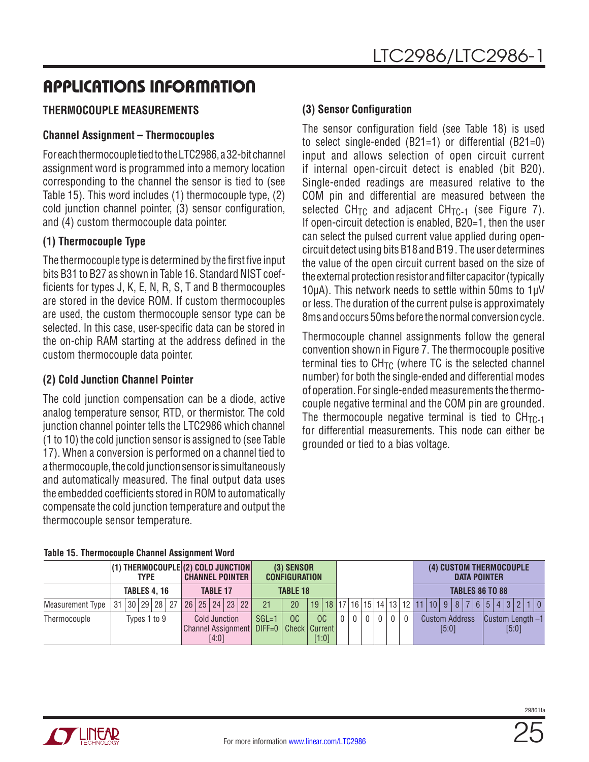# APPLICATIONS INFORMATION

## THERMOCOUPLE MEASUREMENTS

### Channel Assignment – Thermocouples

For each thermocouple tied to the LTC2986, a 32-bit channel assignment word is programmed into a memory location corresponding to the channel the sensor is tied to (see Table 15). This word includes (1) thermocouple type, (2) cold junction channel pointer, (3) sensor configuration, and (4) custom thermocouple data pointer.

### (1) Thermocouple Type

The thermocouple type is determined by the first five input bits B31 to B27 as shown in Table 16. Standard NIST coefficients for types J, K, E, N, R, S, T and B thermocouples are stored in the device ROM. If custom thermocouples are used, the custom thermocouple sensor type can be selected. In this case, user-specific data can be stored in the on-chip RAM starting at the address defined in the custom thermocouple data pointer.

### (2) Cold Junction Channel Pointer

The cold junction compensation can be a diode, active analog temperature sensor, RTD, or thermistor. The cold junction channel pointer tells the LTC2986 which channel (1 to 10) the cold junction sensor is assigned to (see Table 17). When a conversion is performed on a channel tied to a thermocouple, the cold junction sensor is simultaneously and automatically measured. The final output data uses the embedded coefficients stored in ROM to automatically compensate the cold junction temperature and output the thermocouple sensor temperature.

### (3) Sensor Configuration

The sensor configuration field (see Table 18) is used to select single-ended (B21=1) or differential (B21=0) input and allows selection of open circuit current if internal open-circuit detect is enabled (bit B20). Single-ended readings are measured relative to the COM pin and differential are measured between the selected $CH_{TC}$ and adjacent $CH_{TC-1}$ (see Figure 7). If open-circuit detection is enabled, B20=1, then the user can select the pulsed current value applied during open-circuit detect using bits B18 and B19. The user determines the value of the open circuit current based on the size of the external protection resistor and filter capacitor (typically 10µA). This network needs to settle within 50ms to 1µV or less. The duration of the current pulse is approximately 8ms and occurs 50ms before the normal conversion cycle.

Thermocouple channel assignments follow the general convention shown in Figure 7. The thermocouple positive terminal ties to $CH_{TC}$ (where TC is the selected channel number) for both the single-ended and differential modes of operation. For single-ended measurements the thermocouple negative terminal and the COM pin are grounded. The thermocouple negative terminal is tied to $CH_{TC-1}$ for differential measurements. This node can either be grounded or tied to a bias voltage.

**Table 15. Thermocouple Channel Assignment Word**

| | (1) THERMOCOUPLE TYPE | (2) COLD JUNCTION CHANNEL POINTER | (3) SENSOR CONFIGURATION | | | | | | | | | | (4) CUSTOM THERMOCOUPLE DATA POINTER | |
|---|---|---|---|---|---|---|---|---|---|---|---|---|---|---|
| | TABLES 4, 16 | TABLE 17 | TABLE 18 | | | | | | | | | | TABLES 86 TO 88 | |
| Measurement Type | 31–27 | 26–22 | 21 | 20 | 19–18 | 17 | 16 | 15 | 14 | 13 | 12 | | 11–6 | 5–0 |
| Thermocouple | Types 1 to 9 | Cold Junction Channel Assignment [4:0] | SGL=1 DIFF=0 | OC Check | OC Current [1:0] | 0 | 0 | 0 | 0 | 0 | 0 | | Custom Address [5:0] | Custom Length –1 [5:0] |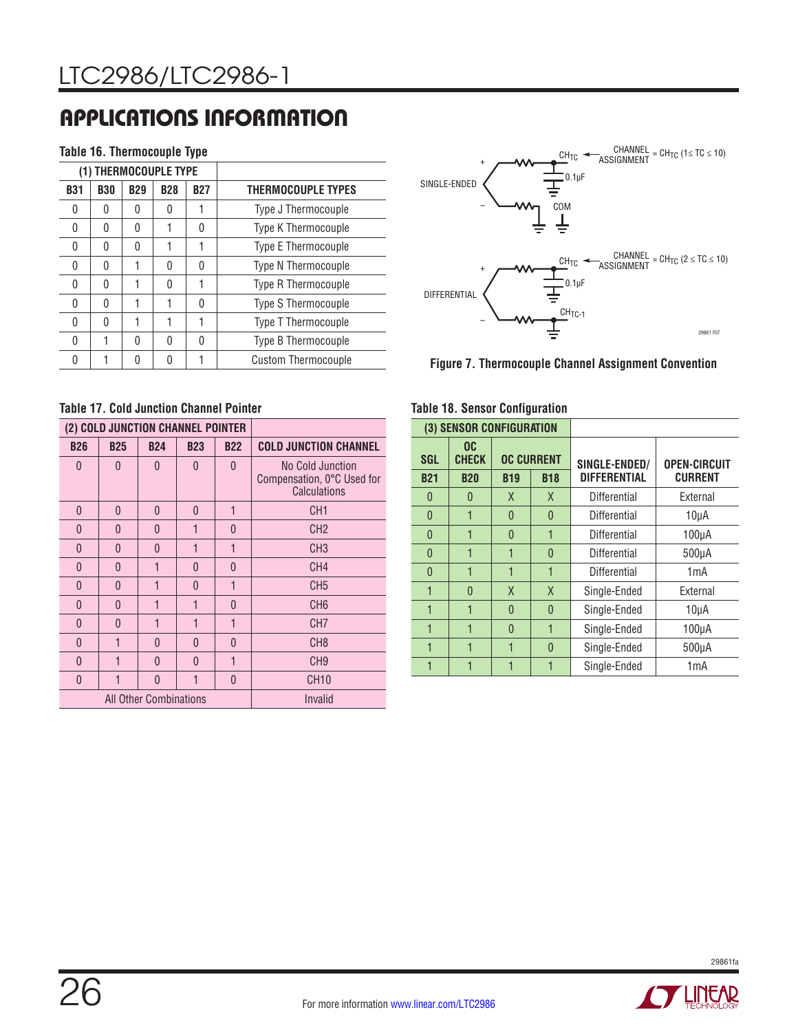## APPLICATIONS INFORMATION

**Table 16. Thermocouple Type**

| (1) THERMOCOUPLE TYPE | | | | | |
|---|---|---|---|---|---|
| B31 | B30 | B29 | B28 | B27 | THERMOCOUPLE TYPES |
| 0 | 0 | 0 | 0 | 1 | Type J Thermocouple |
| 0 | 0 | 0 | 1 | 0 | Type K Thermocouple |
| 0 | 0 | 0 | 1 | 1 | Type E Thermocouple |
| 0 | 0 | 1 | 0 | 0 | Type N Thermocouple |
| 0 | 0 | 1 | 0 | 1 | Type R Thermocouple |
| 0 | 0 | 1 | 1 | 0 | Type S Thermocouple |
| 0 | 0 | 1 | 1 | 1 | Type T Thermocouple |
| 0 | 1 | 0 | 0 | 0 | Type B Thermocouple |
| 0 | 1 | 0 | 0 | 1 | Custom Thermocouple |

SINGLE-ENDED: + / − ; $CH_{TC}$ ← CHANNEL ASSIGNMENT = $CH_{TC}$ ($1 \le TC \le 10$); 0.1µF; COM

DIFFERENTIAL: + / − ; $CH_{TC}$ ← CHANNEL ASSIGNMENT = $CH_{TC}$ ($2 \le TC \le 10$); 0.1µF; $CH_{TC-1}$

**Figure 7. Thermocouple Channel Assignment Convention**

**Table 17. Cold Junction Channel Pointer**

| (2) COLD JUNCTION CHANNEL POINTER | | | | | |
|---|---|---|---|---|---|
| B26 | B25 | B24 | B23 | B22 | COLD JUNCTION CHANNEL |
| 0 | 0 | 0 | 0 | 0 | No Cold Junction Compensation, 0°C Used for Calculations |
| 0 | 0 | 0 | 0 | 1 | CH1 |
| 0 | 0 | 0 | 1 | 0 | CH2 |
| 0 | 0 | 0 | 1 | 1 | CH3 |
| 0 | 0 | 1 | 0 | 0 | CH4 |
| 0 | 0 | 1 | 0 | 1 | CH5 |
| 0 | 0 | 1 | 1 | 0 | CH6 |
| 0 | 0 | 1 | 1 | 1 | CH7 |
| 0 | 1 | 0 | 0 | 0 | CH8 |
| 0 | 1 | 0 | 0 | 1 | CH9 |
| 0 | 1 | 0 | 1 | 0 | CH10 |
| All Other Combinations | | | | | Invalid |

**Table 18. Sensor Configuration**

| (3) SENSOR CONFIGURATION | | | | | |
|---|---|---|---|---|---|
| SGL | OC CHECK | OC CURRENT | | SINGLE-ENDED/ DIFFERENTIAL | OPEN-CIRCUIT CURRENT |
| B21 | B20 | B19 | B18 | | |
| 0 | 0 | X | X | Differential | External |
| 0 | 1 | 0 | 0 | Differential | 10µA |
| 0 | 1 | 0 | 1 | Differential | 100µA |
| 0 | 1 | 1 | 0 | Differential | 500µA |
| 0 | 1 | 1 | 1 | Differential | 1mA |
| 1 | 0 | X | X | Single-Ended | External |
| 1 | 1 | 0 | 0 | Single-Ended | 10µA |
| 1 | 1 | 0 | 1 | Single-Ended | 100µA |
| 1 | 1 | 1 | 0 | Single-Ended | 500µA |
| 1 | 1 | 1 | 1 | Single-Ended | 1mA |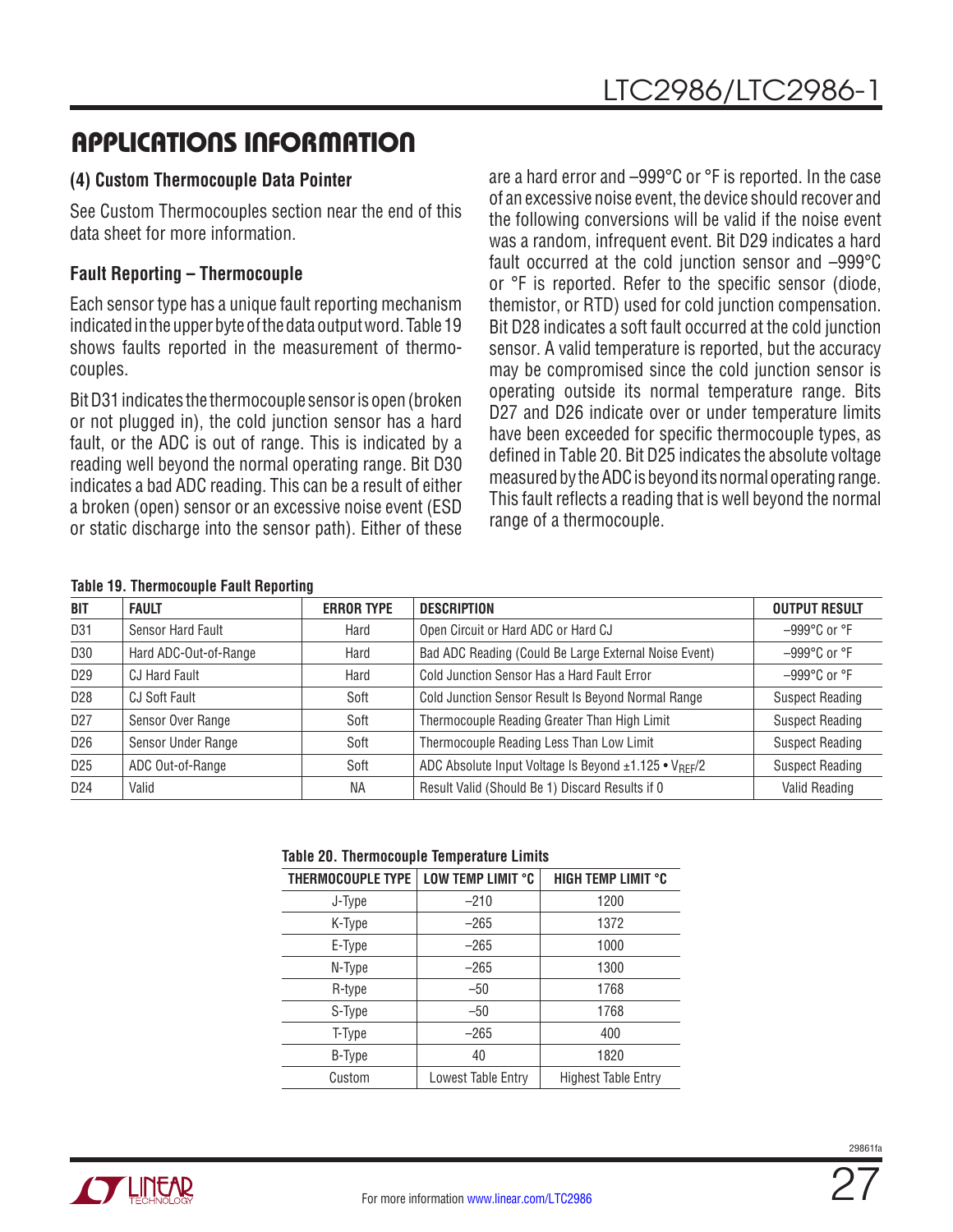## APPLICATIONS INFORMATION

### (4) Custom Thermocouple Data Pointer

See Custom Thermocouples section near the end of this data sheet for more information.

### Fault Reporting – Thermocouple

Each sensor type has a unique fault reporting mechanism indicated in the upper byte of the data output word. Table 19 shows faults reported in the measurement of thermocouples.

Bit D31 indicates the thermocouple sensor is open (broken or not plugged in), the cold junction sensor has a hard fault, or the ADC is out of range. This is indicated by a reading well beyond the normal operating range. Bit D30 indicates a bad ADC reading. This can be a result of either a broken (open) sensor or an excessive noise event (ESD or static discharge into the sensor path). Either of these are a hard error and –999°C or °F is reported. In the case of an excessive noise event, the device should recover and the following conversions will be valid if the noise event was a random, infrequent event. Bit D29 indicates a hard fault occurred at the cold junction sensor and –999°C or °F is reported. Refer to the specific sensor (diode, themistor, or RTD) used for cold junction compensation. Bit D28 indicates a soft fault occurred at the cold junction sensor. A valid temperature is reported, but the accuracy may be compromised since the cold junction sensor is operating outside its normal temperature range. Bits D27 and D26 indicate over or under temperature limits have been exceeded for specific thermocouple types, as defined in Table 20. Bit D25 indicates the absolute voltage measured by the ADC is beyond its normal operating range. This fault reflects a reading that is well beyond the normal range of a thermocouple.

**Table 19. Thermocouple Fault Reporting**

| BIT | FAULT | ERROR TYPE | DESCRIPTION | OUTPUT RESULT |
|---|---|---|---|---|
| D31 | Sensor Hard Fault | Hard | Open Circuit or Hard ADC or Hard CJ | –999°C or °F |
| D30 | Hard ADC-Out-of-Range | Hard | Bad ADC Reading (Could Be Large External Noise Event) | –999°C or °F |
| D29 | CJ Hard Fault | Hard | Cold Junction Sensor Has a Hard Fault Error | –999°C or °F |
| D28 | CJ Soft Fault | Soft | Cold Junction Sensor Result Is Beyond Normal Range | Suspect Reading |
| D27 | Sensor Over Range | Soft | Thermocouple Reading Greater Than High Limit | Suspect Reading |
| D26 | Sensor Under Range | Soft | Thermocouple Reading Less Than Low Limit | Suspect Reading |
| D25 | ADC Out-of-Range | Soft | ADC Absolute Input Voltage Is Beyond ±1.125 • $V_{REF}/2$ | Suspect Reading |
| D24 | Valid | NA | Result Valid (Should Be 1) Discard Results if 0 | Valid Reading |

**Table 20. Thermocouple Temperature Limits**

| THERMOCOUPLE TYPE | LOW TEMP LIMIT °C | HIGH TEMP LIMIT °C |
|---|---|---|
| J-Type | –210 | 1200 |
| K-Type | –265 | 1372 |
| E-Type | –265 | 1000 |
| N-Type | –265 | 1300 |
| R-type | –50 | 1768 |
| S-Type | –50 | 1768 |
| T-Type | –265 | 400 |
| B-Type | 40 | 1820 |
| Custom | Lowest Table Entry | Highest Table Entry |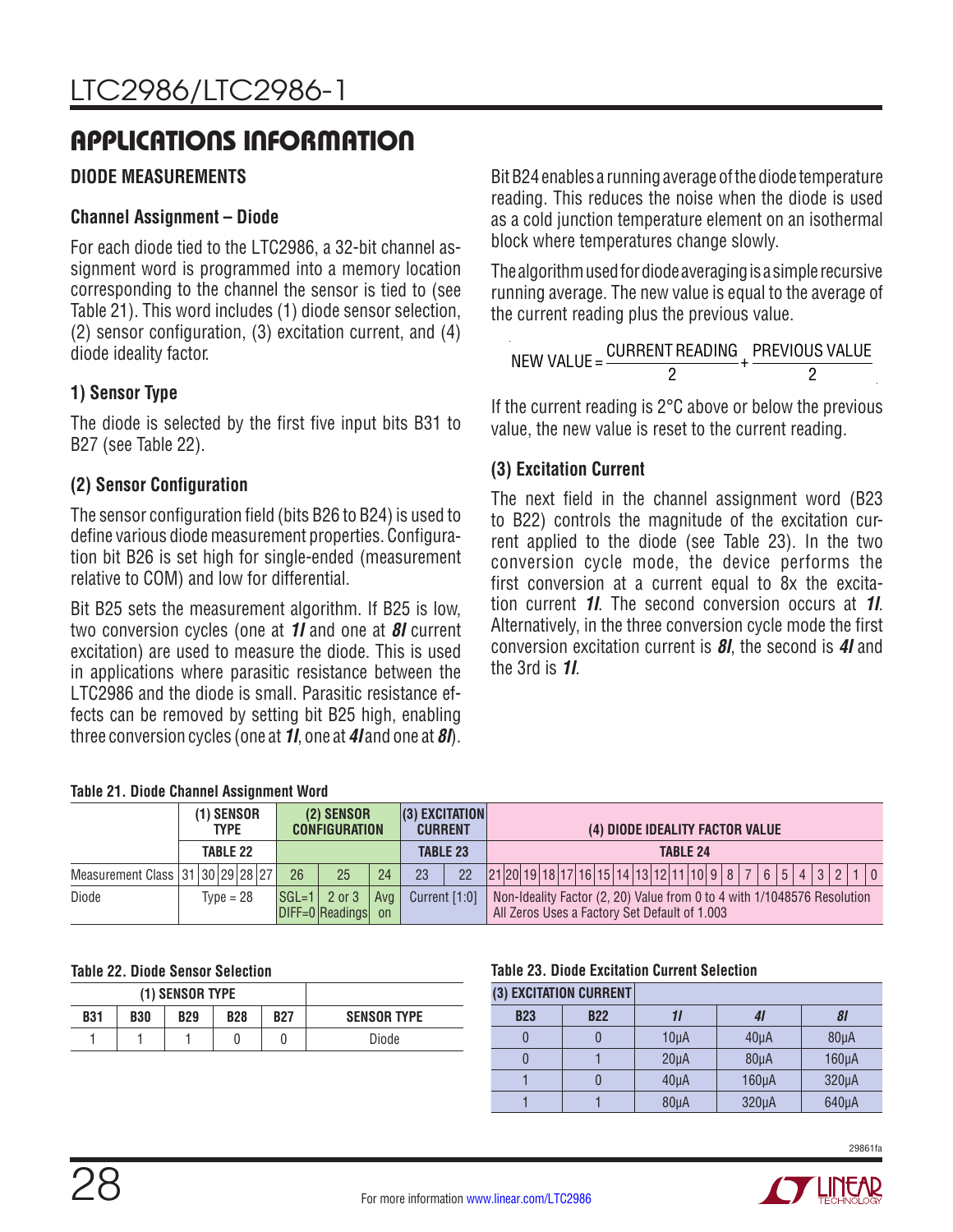## APPLICATIONS INFORMATION

### DIODE MEASUREMENTS

#### Channel Assignment – Diode

For each diode tied to the LTC2986, a 32-bit channel assignment word is programmed into a memory location corresponding to the channel the sensor is tied to (see Table 21). This word includes (1) diode sensor selection, (2) sensor configuration, (3) excitation current, and (4) diode ideality factor.

#### 1) Sensor Type

The diode is selected by the first five input bits B31 to B27 (see Table 22).

#### (2) Sensor Configuration

The sensor configuration field (bits B26 to B24) is used to define various diode measurement properties. Configuration bit B26 is set high for single-ended (measurement relative to COM) and low for differential.

Bit B25 sets the measurement algorithm. If B25 is low, two conversion cycles (one at ***1I*** and one at ***8I*** current excitation) are used to measure the diode. This is used in applications where parasitic resistance between the LTC2986 and the diode is small. Parasitic resistance effects can be removed by setting bit B25 high, enabling three conversion cycles (one at ***1I***, one at ***4I*** and one at ***8I***).

Bit B24 enables a running average of the diode temperature reading. This reduces the noise when the diode is used as a cold junction temperature element on an isothermal block where temperatures change slowly.

The algorithm used for diode averaging is a simple recursive running average. The new value is equal to the average of the current reading plus the previous value.

$$\text{NEW VALUE} = \frac{\text{CURRENT READING}}{2} + \frac{\text{PREVIOUS VALUE}}{2}$$

If the current reading is 2°C above or below the previous value, the new value is reset to the current reading.

#### (3) Excitation Current

The next field in the channel assignment word (B23 to B22) controls the magnitude of the excitation current applied to the diode (see Table 23). In the two conversion cycle mode, the device performs the first conversion at a current equal to 8x the excitation current ***1I***. The second conversion occurs at ***1I***. Alternatively, in the three conversion cycle mode the first conversion excitation current is ***8I***, the second is ***4I*** and the 3rd is ***1I***.

**Table 21. Diode Channel Assignment Word**

| | (1) SENSOR TYPE | (2) SENSOR CONFIGURATION | | | (3) EXCITATION CURRENT | | (4) DIODE IDEALITY FACTOR VALUE |
|---|---|---|---|---|---|---|---|
| | TABLE 22 | | | | TABLE 23 | | TABLE 24 |
| Measurement Class | 31 30 29 28 27 | 26 | 25 | 24 | 23 | 22 | 21 20 19 18 17 16 15 14 13 12 11 10 9 8 7 6 5 4 3 2 1 0 |
| Diode | Type = 28 | SGL=1 DIFF=0 | 2 or 3 Readings | Avg on | Current [1:0] | | Non-Ideality Factor (2, 20) Value from 0 to 4 with 1/1048576 Resolution All Zeros Uses a Factory Set Default of 1.003 |

**Table 22. Diode Sensor Selection**

| (1) SENSOR TYPE | | | | | |
|---|---|---|---|---|---|
| B31 | B30 | B29 | B28 | B27 | SENSOR TYPE |
| 1 | 1 | 1 | 0 | 0 | Diode |

**Table 23. Diode Excitation Current Selection**

| (3) EXCITATION CURRENT | | | | |
|---|---|---|---|---|
| B23 | B22 | *1I* | *4I* | *8I* |
| 0 | 0 | 10µA | 40µA | 80µA |
| 0 | 1 | 20µA | 80µA | 160µA |
| 1 | 0 | 40µA | 160µA | 320µA |
| 1 | 1 | 80µA | 320µA | 640µA |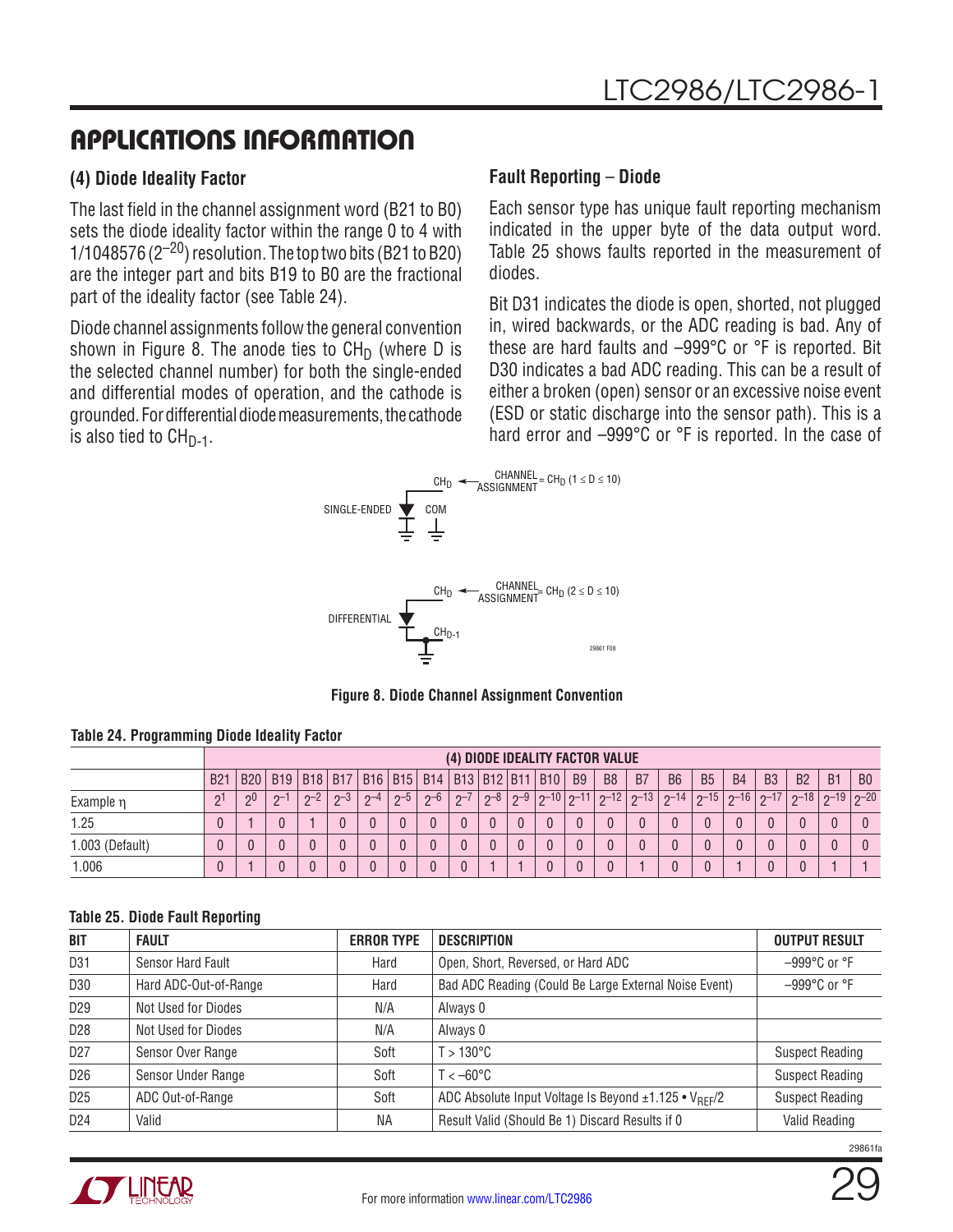## APPLICATIONS INFORMATION

### (4) Diode Ideality Factor

The last field in the channel assignment word (B21 to B0) sets the diode ideality factor within the range 0 to 4 with 1/1048576 ($2^{-20}$) resolution. The top two bits (B21 to B20) are the integer part and bits B19 to B0 are the fractional part of the ideality factor (see Table 24).

Diode channel assignments follow the general convention shown in Figure 8. The anode ties to $CH_D$ (where D is the selected channel number) for both the single-ended and differential modes of operation, and the cathode is grounded. For differential diode measurements, the cathode is also tied to $CH_{D-1}$.

### Fault Reporting – Diode

Each sensor type has unique fault reporting mechanism indicated in the upper byte of the data output word. Table 25 shows faults reported in the measurement of diodes.

Bit D31 indicates the diode is open, shorted, not plugged in, wired backwards, or the ADC reading is bad. Any of these are hard faults and –999°C or °F is reported. Bit D30 indicates a bad ADC reading. This can be a result of either a broken (open) sensor or an excessive noise event (ESD or static discharge into the sensor path). This is a hard error and –999°C or °F is reported. In the case of

SINGLE-ENDED: $CH_D$ ← CHANNEL ASSIGNMENT = $CH_D$ ($1 \le D \le 10$), COM

DIFFERENTIAL: $CH_D$ ← CHANNEL ASSIGNMENT = $CH_D$ ($2 \le D \le 10$), $CH_{D-1}$

**Figure 8. Diode Channel Assignment Convention**

**Table 24. Programming Diode Ideality Factor**

| | (4) DIODE IDEALITY FACTOR VALUE | | | | | | | | | | | | | | | | | | | | | |
|---|---|---|---|---|---|---|---|---|---|---|---|---|---|---|---|---|---|---|---|---|---|---|
| | B21 | B20 | B19 | B18 | B17 | B16 | B15 | B14 | B13 | B12 | B11 | B10 | B9 | B8 | B7 | B6 | B5 | B4 | B3 | B2 | B1 | B0 |
| Example η | $2^1$ | $2^0$ | $2^{-1}$ | $2^{-2}$ | $2^{-3}$ | $2^{-4}$ | $2^{-5}$ | $2^{-6}$ | $2^{-7}$ | $2^{-8}$ | $2^{-9}$ | $2^{-10}$ | $2^{-11}$ | $2^{-12}$ | $2^{-13}$ | $2^{-14}$ | $2^{-15}$ | $2^{-16}$ | $2^{-17}$ | $2^{-18}$ | $2^{-19}$ | $2^{-20}$ |
| 1.25 | 0 | 1 | 0 | 1 | 0 | 0 | 0 | 0 | 0 | 0 | 0 | 0 | 0 | 0 | 0 | 0 | 0 | 0 | 0 | 0 | 0 | 0 |
| 1.003 (Default) | 0 | 0 | 0 | 0 | 0 | 0 | 0 | 0 | 0 | 0 | 0 | 0 | 0 | 0 | 0 | 0 | 0 | 0 | 0 | 0 | 0 | 0 |
| 1.006 | 0 | 1 | 0 | 0 | 0 | 0 | 0 | 0 | 0 | 1 | 1 | 0 | 0 | 0 | 1 | 0 | 0 | 1 | 0 | 0 | 1 | 1 |

**Table 25. Diode Fault Reporting**

| BIT | FAULT | ERROR TYPE | DESCRIPTION | OUTPUT RESULT |
|---|---|---|---|---|
| D31 | Sensor Hard Fault | Hard | Open, Short, Reversed, or Hard ADC | –999°C or °F |
| D30 | Hard ADC-Out-of-Range | Hard | Bad ADC Reading (Could Be Large External Noise Event) | –999°C or °F |
| D29 | Not Used for Diodes | N/A | Always 0 | |
| D28 | Not Used for Diodes | N/A | Always 0 | |
| D27 | Sensor Over Range | Soft | T > 130°C | Suspect Reading |
| D26 | Sensor Under Range | Soft | T < –60°C | Suspect Reading |
| D25 | ADC Out-of-Range | Soft | ADC Absolute Input Voltage Is Beyond ±1.125 • $V_{REF}$/2 | Suspect Reading |
| D24 | Valid | NA | Result Valid (Should Be 1) Discard Results if 0 | Valid Reading |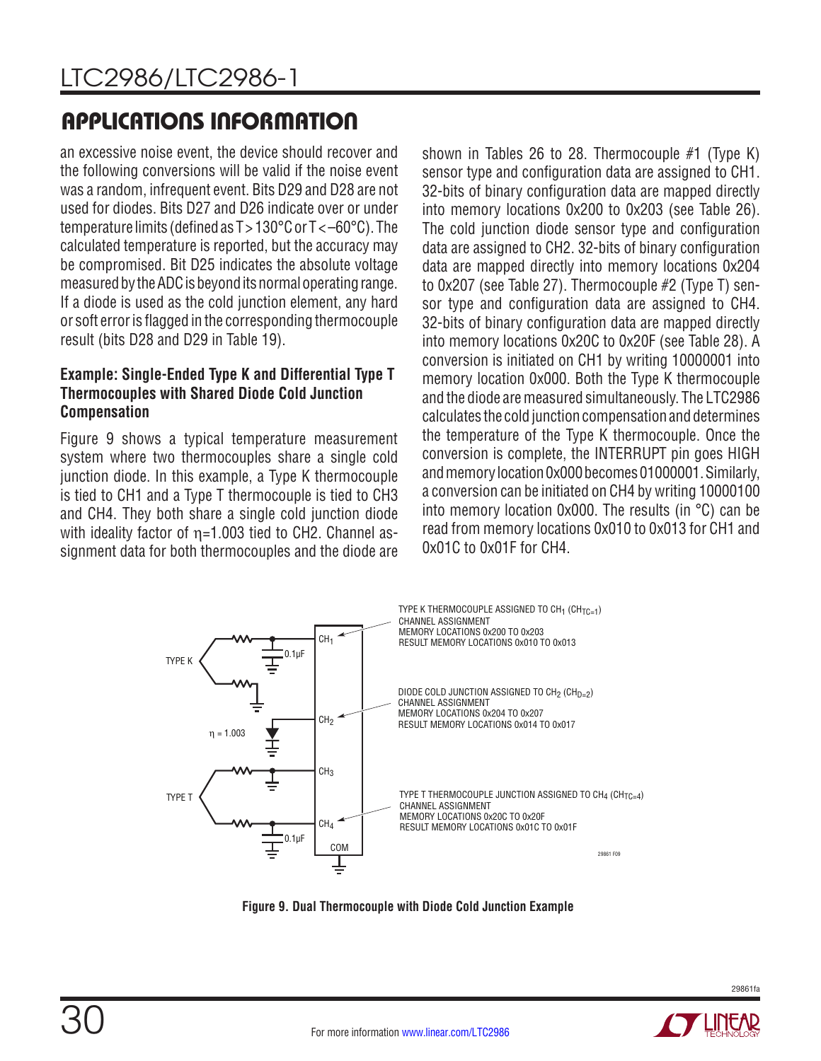## APPLICATIONS INFORMATION

an excessive noise event, the device should recover and the following conversions will be valid if the noise event was a random, infrequent event. Bits D29 and D28 are not used for diodes. Bits D27 and D26 indicate over or under temperature limits (defined as T > 130°C or T < –60°C). The calculated temperature is reported, but the accuracy may be compromised. Bit D25 indicates the absolute voltage measured by the ADC is beyond its normal operating range. If a diode is used as the cold junction element, any hard or soft error is flagged in the corresponding thermocouple result (bits D28 and D29 in Table 19).

### Example: Single-Ended Type K and Differential Type T Thermocouples with Shared Diode Cold Junction Compensation

Figure 9 shows a typical temperature measurement system where two thermocouples share a single cold junction diode. In this example, a Type K thermocouple is tied to CH1 and a Type T thermocouple is tied to CH3 and CH4. They both share a single cold junction diode with ideality factor of η=1.003 tied to CH2. Channel assignment data for both thermocouples and the diode are shown in Tables 26 to 28. Thermocouple #1 (Type K) sensor type and configuration data are assigned to CH1. 32-bits of binary configuration data are mapped directly into memory locations 0x200 to 0x203 (see Table 26). The cold junction diode sensor type and configuration data are assigned to CH2. 32-bits of binary configuration data are mapped directly into memory locations 0x204 to 0x207 (see Table 27). Thermocouple #2 (Type T) sensor type and configuration data are assigned to CH4. 32-bits of binary configuration data are mapped directly into memory locations 0x20C to 0x20F (see Table 28). A conversion is initiated on CH1 by writing 10000001 into memory location 0x000. Both the Type K thermocouple and the diode are measured simultaneously. The LTC2986 calculates the cold junction compensation and determines the temperature of the Type K thermocouple. Once the conversion is complete, the INTERRUPT pin goes HIGH and memory location 0x000 becomes 01000001. Similarly, a conversion can be initiated on CH4 by writing 10000100 into memory location 0x000. The results (in °C) can be read from memory locations 0x010 to 0x013 for CH1 and 0x01C to 0x01F for CH4.

TYPE K THERMOCOUPLE ASSIGNED TO $CH_1$ ($CH_{TC=1}$)
CHANNEL ASSIGNMENT
MEMORY LOCATIONS 0x200 TO 0x203
RESULT MEMORY LOCATIONS 0x010 TO 0x013

DIODE COLD JUNCTION ASSIGNED TO $CH_2$ ($CH_{D=2}$)
CHANNEL ASSIGNMENT
MEMORY LOCATIONS 0x204 TO 0x207
RESULT MEMORY LOCATIONS 0x014 TO 0x017

TYPE T THERMOCOUPLE JUNCTION ASSIGNED TO $CH_4$ ($CH_{TC=4}$)
CHANNEL ASSIGNMENT
MEMORY LOCATIONS 0x20C TO 0x20F
RESULT MEMORY LOCATIONS 0x01C TO 0x01F

TYPE K, TYPE T, η = 1.003, 0.1µF, $CH_1$, $CH_2$, $CH_3$, $CH_4$, COM

**Figure 9. Dual Thermocouple with Diode Cold Junction Example**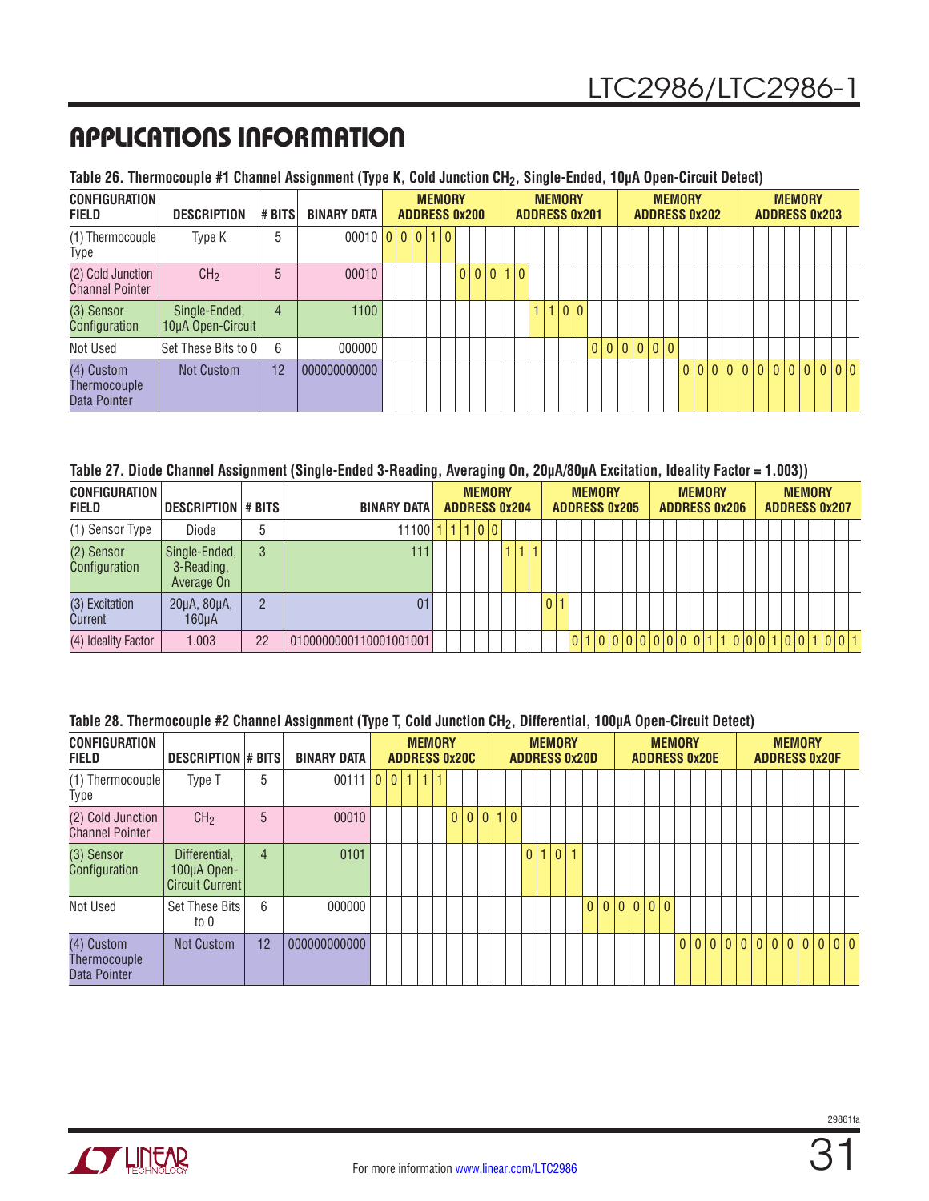## APPLICATIONS INFORMATION

**Table 26. Thermocouple #1 Channel Assignment (Type K, Cold Junction $CH_2$, Single-Ended, 10µA Open-Circuit Detect)**

| CONFIGURATION FIELD | DESCRIPTION | # BITS | BINARY DATA | MEMORY ADDRESS 0x200 | | | | | | | | MEMORY ADDRESS 0x201 | | | | | | | | MEMORY ADDRESS 0x202 | | | | | | | | MEMORY ADDRESS 0x203 | | | | | | | |
|---|---|---|---|---|---|---|---|---|---|---|---|---|---|---|---|---|---|---|---|---|---|---|---|---|---|---|---|---|---|---|---|---|---|---|---|
| (1) Thermocouple Type | Type K | 5 | 00010 | 0 | 0 | 0 | 1 | 0 | | | | | | | | | | | | | | | | | | | | | | | | | | | |
| (2) Cold Junction Channel Pointer | $CH_2$ | 5 | 00010 | | | | | | 0 | 0 | 0 | 1 | 0 | | | | | | | | | | | | | | | | | | | | | | |
| (3) Sensor Configuration | Single-Ended, 10µA Open-Circuit | 4 | 1100 | | | | | | | | | | | 1 | 1 | 0 | 0 | | | | | | | | | | | | | | | | | | |
| Not Used | Set These Bits to 0 | 6 | 000000 | | | | | | | | | | | | | | | 0 | 0 | 0 | 0 | 0 | 0 | | | | | | | | | | | | |
| (4) Custom Thermocouple Data Pointer | Not Custom | 12 | 000000000000 | | | | | | | | | | | | | | | | | | | | | 0 | 0 | 0 | 0 | 0 | 0 | 0 | 0 | 0 | 0 | 0 | 0 |

**Table 27. Diode Channel Assignment (Single-Ended 3-Reading, Averaging On, 20µA/80µA Excitation, Ideality Factor = 1.003))**

| CONFIGURATION FIELD | DESCRIPTION | # BITS | BINARY DATA | MEMORY ADDRESS 0x204 | | | | | | | | MEMORY ADDRESS 0x205 | | | | | | | | MEMORY ADDRESS 0x206 | | | | | | | | MEMORY ADDRESS 0x207 | | | | | | | |
|---|---|---|---|---|---|---|---|---|---|---|---|---|---|---|---|---|---|---|---|---|---|---|---|---|---|---|---|---|---|---|---|---|---|---|---|
| (1) Sensor Type | Diode | 5 | 11100 | 1 | 1 | 1 | 0 | 0 | | | | | | | | | | | | | | | | | | | | | | | | | | | |
| (2) Sensor Configuration | Single-Ended, 3-Reading, Average On | 3 | 111 | | | | | | 1 | 1 | 1 | | | | | | | | | | | | | | | | | | | | | | | | |
| (3) Excitation Current | 20µA, 80µA, 160µA | 2 | 01 | | | | | | | | | 0 | 1 | | | | | | | | | | | | | | | | | | | | | | |
| (4) Ideality Factor | 1.003 | 22 | 0100000000110001001001 | | | | | | | | | | | 0 | 1 | 0 | 0 | 0 | 0 | 0 | 0 | 0 | 0 | 1 | 1 | 0 | 0 | 0 | 1 | 0 | 0 | 1 | 0 | 0 | 1 |

**Table 28. Thermocouple #2 Channel Assignment (Type T, Cold Junction $CH_2$, Differential, 100µA Open-Circuit Detect)**

| CONFIGURATION FIELD | DESCRIPTION | # BITS | BINARY DATA | MEMORY ADDRESS 0x20C | | | | | | | | MEMORY ADDRESS 0x20D | | | | | | | | MEMORY ADDRESS 0x20E | | | | | | | | MEMORY ADDRESS 0x20F | | | | | | | |
|---|---|---|---|---|---|---|---|---|---|---|---|---|---|---|---|---|---|---|---|---|---|---|---|---|---|---|---|---|---|---|---|---|---|---|---|
| (1) Thermocouple Type | Type T | 5 | 00111 | 0 | 0 | 1 | 1 | 1 | | | | | | | | | | | | | | | | | | | | | | | | | | | |
| (2) Cold Junction Channel Pointer | $CH_2$ | 5 | 00010 | | | | | | 0 | 0 | 0 | 1 | 0 | | | | | | | | | | | | | | | | | | | | | | |
| (3) Sensor Configuration | Differential, 100µA Open-Circuit Current | 4 | 0101 | | | | | | | | | | | 0 | 1 | 0 | 1 | | | | | | | | | | | | | | | | | | |
| Not Used | Set These Bits to 0 | 6 | 000000 | | | | | | | | | | | | | | | 0 | 0 | 0 | 0 | 0 | 0 | | | | | | | | | | | | |
| (4) Custom Thermocouple Data Pointer | Not Custom | 12 | 000000000000 | | | | | | | | | | | | | | | | | | | | | 0 | 0 | 0 | 0 | 0 | 0 | 0 | 0 | 0 | 0 | 0 | 0 |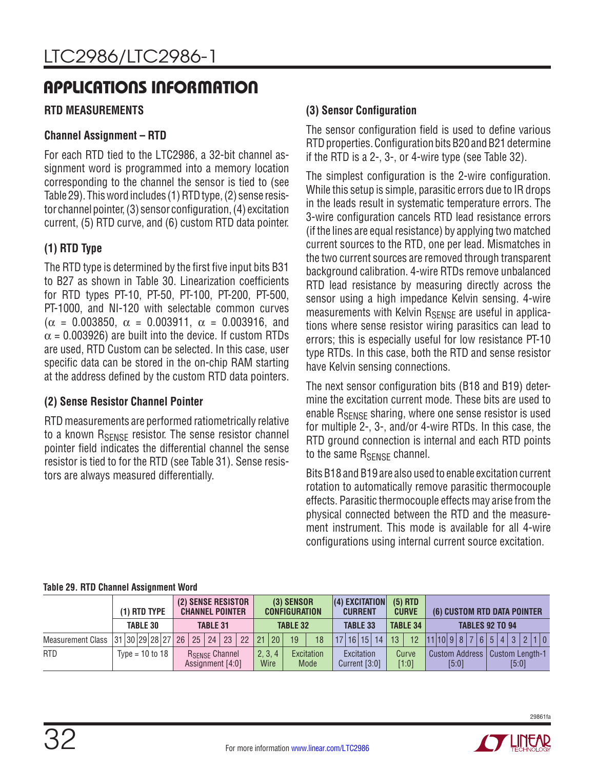## APPLICATIONS INFORMATION

### RTD MEASUREMENTS

#### Channel Assignment – RTD

For each RTD tied to the LTC2986, a 32-bit channel assignment word is programmed into a memory location corresponding to the channel the sensor is tied to (see Table 29). This word includes (1) RTD type, (2) sense resistor channel pointer, (3) sensor configuration, (4) excitation current, (5) RTD curve, and (6) custom RTD data pointer.

#### (1) RTD Type

The RTD type is determined by the first five input bits B31 to B27 as shown in Table 30. Linearization coefficients for RTD types PT-10, PT-50, PT-100, PT-200, PT-500, PT-1000, and NI-120 with selectable common curves ($\alpha$ = 0.003850, $\alpha$ = 0.003911, $\alpha$ = 0.003916, and $\alpha$ = 0.003926) are built into the device. If custom RTDs are used, RTD Custom can be selected. In this case, user specific data can be stored in the on-chip RAM starting at the address defined by the custom RTD data pointers.

#### (2) Sense Resistor Channel Pointer

RTD measurements are performed ratiometrically relative to a known $R_{SENSE}$ resistor. The sense resistor channel pointer field indicates the differential channel the sense resistor is tied to for the RTD (see Table 31). Sense resistors are always measured differentially.

#### (3) Sensor Configuration

The sensor configuration field is used to define various RTD properties. Configuration bits B20 and B21 determine if the RTD is a 2-, 3-, or 4-wire type (see Table 32).

The simplest configuration is the 2-wire configuration. While this setup is simple, parasitic errors due to IR drops in the leads result in systematic temperature errors. The 3-wire configuration cancels RTD lead resistance errors (if the lines are equal resistance) by applying two matched current sources to the RTD, one per lead. Mismatches in the two current sources are removed through transparent background calibration. 4-wire RTDs remove unbalanced RTD lead resistance by measuring directly across the sensor using a high impedance Kelvin sensing. 4-wire measurements with Kelvin $R_{SENSE}$ are useful in applications where sense resistor wiring parasitics can lead to errors; this is especially useful for low resistance PT-10 type RTDs. In this case, both the RTD and sense resistor have Kelvin sensing connections.

The next sensor configuration bits (B18 and B19) determine the excitation current mode. These bits are used to enable $R_{SENSE}$ sharing, where one sense resistor is used for multiple 2-, 3-, and/or 4-wire RTDs. In this case, the RTD ground connection is internal and each RTD points to the same $R_{SENSE}$ channel.

Bits B18 and B19 are also used to enable excitation current rotation to automatically remove parasitic thermocouple effects. Parasitic thermocouple effects may arise from the physical connected between the RTD and the measurement instrument. This mode is available for all 4-wire configurations using internal current source excitation.

**Table 29. RTD Channel Assignment Word**

| | (1) RTD TYPE | | | | | (2) SENSE RESISTOR CHANNEL POINTER | | | | | (3) SENSOR CONFIGURATION | | | | (4) EXCITATION CURRENT | | | | (5) RTD CURVE | | (6) CUSTOM RTD DATA POINTER | | | | | | | | | | | |
|---|---|---|---|---|---|---|---|---|---|---|---|---|---|---|---|---|---|---|---|---|---|---|---|---|---|---|---|---|---|---|---|---|
| | TABLE 30 | | | | | TABLE 31 | | | | | TABLE 32 | | | | TABLE 33 | | | | TABLE 34 | | TABLES 92 TO 94 | | | | | | | | | | | |
| Measurement Class | 31 | 30 | 29 | 28 | 27 | 26 | 25 | 24 | 23 | 22 | 21 | 20 | 19 | 18 | 17 | 16 | 15 | 14 | 13 | 12 | 11 | 10 | 9 | 8 | 7 | 6 | 5 | 4 | 3 | 2 | 1 | 0 |
| RTD | Type = 10 to 18 | | | | | $R_{SENSE}$ Channel Assignment [4:0] | | | | | 2, 3, 4 Wire | | Excitation Mode | | Excitation Current [3:0] | | | | Curve [1:0] | | Custom Address [5:0] | | | | | | Custom Length-1 [5:0] | | | | | |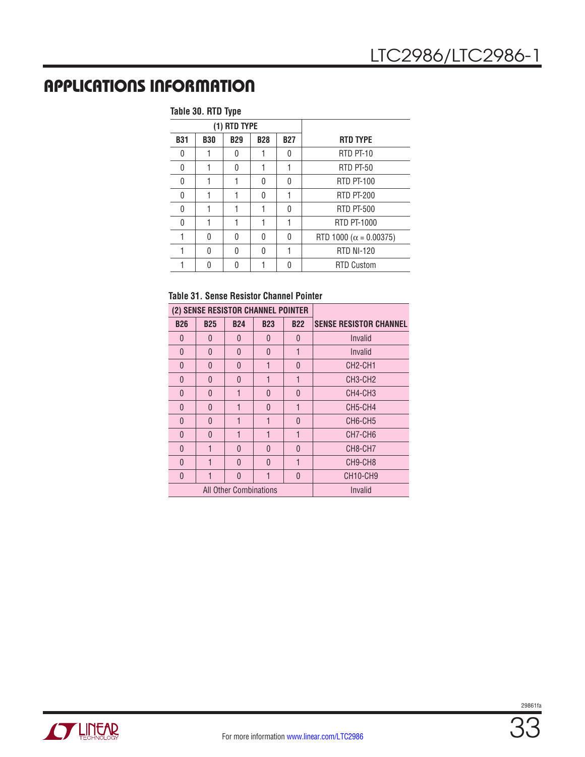## APPLICATIONS INFORMATION

**Table 30. RTD Type**

| (1) RTD TYPE | | | | | |
|---|---|---|---|---|---|
| **B31** | **B30** | **B29** | **B28** | **B27** | **RTD TYPE** |
| 0 | 1 | 0 | 1 | 0 | RTD PT-10 |
| 0 | 1 | 0 | 1 | 1 | RTD PT-50 |
| 0 | 1 | 1 | 0 | 0 | RTD PT-100 |
| 0 | 1 | 1 | 0 | 1 | RTD PT-200 |
| 0 | 1 | 1 | 1 | 0 | RTD PT-500 |
| 0 | 1 | 1 | 1 | 1 | RTD PT-1000 |
| 1 | 0 | 0 | 0 | 0 | RTD 1000 ($\alpha$ = 0.00375) |
| 1 | 0 | 0 | 0 | 1 | RTD NI-120 |
| 1 | 0 | 0 | 1 | 0 | RTD Custom |

**Table 31. Sense Resistor Channel Pointer**

| (2) SENSE RESISTOR CHANNEL POINTER | | | | | |
|---|---|---|---|---|---|
| **B26** | **B25** | **B24** | **B23** | **B22** | **SENSE RESISTOR CHANNEL** |
| 0 | 0 | 0 | 0 | 0 | Invalid |
| 0 | 0 | 0 | 0 | 1 | Invalid |
| 0 | 0 | 0 | 1 | 0 | CH2-CH1 |
| 0 | 0 | 0 | 1 | 1 | CH3-CH2 |
| 0 | 0 | 1 | 0 | 0 | CH4-CH3 |
| 0 | 0 | 1 | 0 | 1 | CH5-CH4 |
| 0 | 0 | 1 | 1 | 0 | CH6-CH5 |
| 0 | 0 | 1 | 1 | 1 | CH7-CH6 |
| 0 | 1 | 0 | 0 | 0 | CH8-CH7 |
| 0 | 1 | 0 | 0 | 1 | CH9-CH8 |
| 0 | 1 | 0 | 1 | 0 | CH10-CH9 |
| All Other Combinations | | | | | Invalid |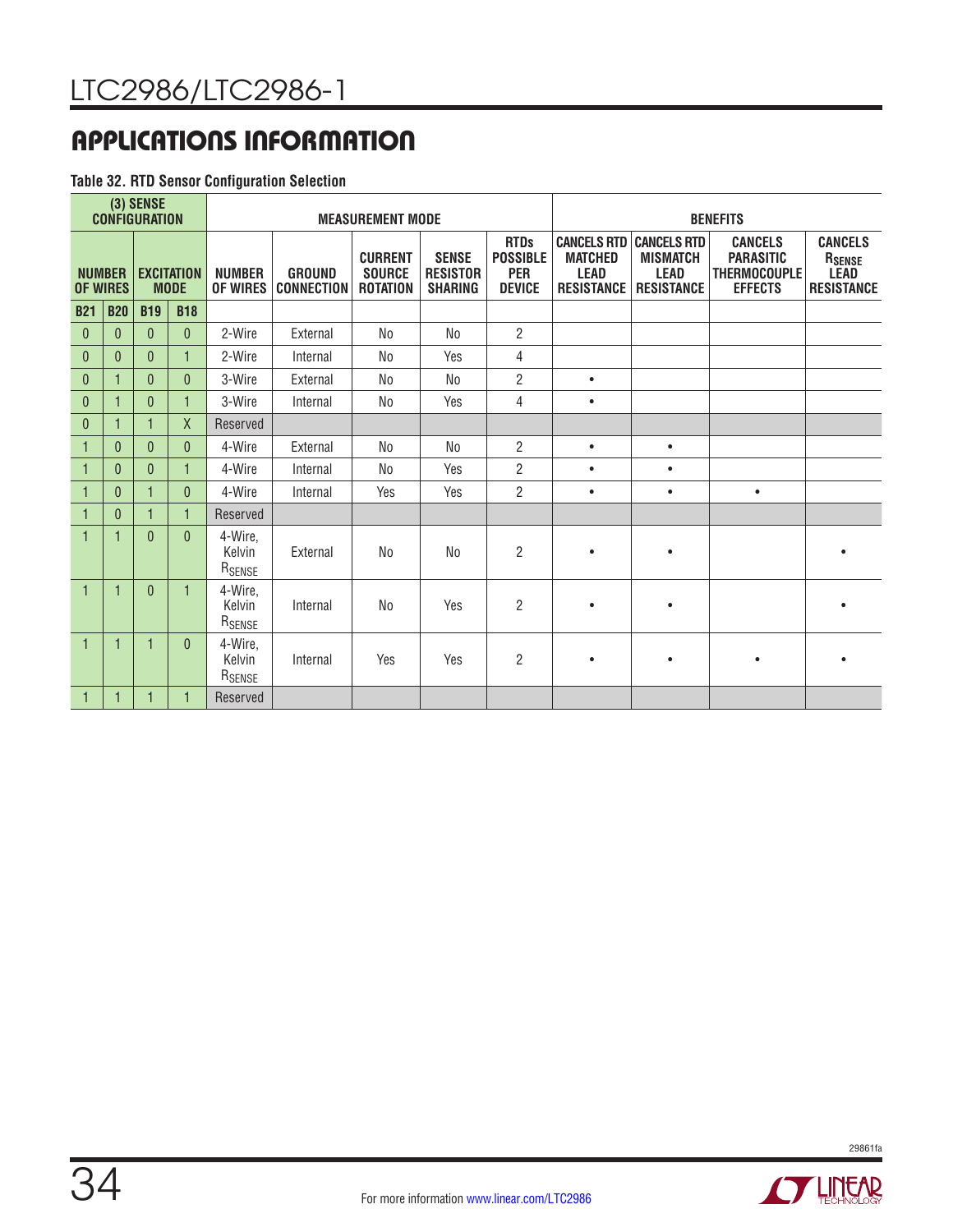## APPLICATIONS INFORMATION

**Table 32. RTD Sensor Configuration Selection**

| (3) SENSE CONFIGURATION | | | | MEASUREMENT MODE | | | | | BENEFITS | | | |
|---|---|---|---|---|---|---|---|---|---|---|---|---|
| NUMBER OF WIRES | | EXCITATION MODE | | NUMBER OF WIRES | GROUND CONNECTION | CURRENT SOURCE ROTATION | SENSE RESISTOR SHARING | RTDs POSSIBLE PER DEVICE | CANCELS RTD MATCHED LEAD RESISTANCE | CANCELS RTD MISMATCH LEAD RESISTANCE | CANCELS PARASITIC THERMOCOUPLE EFFECTS | CANCELS $R_{SENSE}$ LEAD RESISTANCE |
| B21 | B20 | B19 | B18 | | | | | | | | | |
| 0 | 0 | 0 | 0 | 2-Wire | External | No | No | 2 | | | | |
| 0 | 0 | 0 | 1 | 2-Wire | Internal | No | Yes | 4 | | | | |
| 0 | 1 | 0 | 0 | 3-Wire | External | No | No | 2 | • | | | |
| 0 | 1 | 0 | 1 | 3-Wire | Internal | No | Yes | 4 | • | | | |
| 0 | 1 | 1 | X | Reserved | | | | | | | | |
| 1 | 0 | 0 | 0 | 4-Wire | External | No | No | 2 | • | • | | |
| 1 | 0 | 0 | 1 | 4-Wire | Internal | No | Yes | 2 | • | • | | |
| 1 | 0 | 1 | 0 | 4-Wire | Internal | Yes | Yes | 2 | • | • | • | |
| 1 | 0 | 1 | 1 | Reserved | | | | | | | | |
| 1 | 1 | 0 | 0 | 4-Wire, Kelvin $R_{SENSE}$ | External | No | No | 2 | • | • | | • |
| 1 | 1 | 0 | 1 | 4-Wire, Kelvin $R_{SENSE}$ | Internal | No | Yes | 2 | • | • | | • |
| 1 | 1 | 1 | 0 | 4-Wire, Kelvin $R_{SENSE}$ | Internal | Yes | Yes | 2 | • | • | • | • |
| 1 | 1 | 1 | 1 | Reserved | | | | | | | | |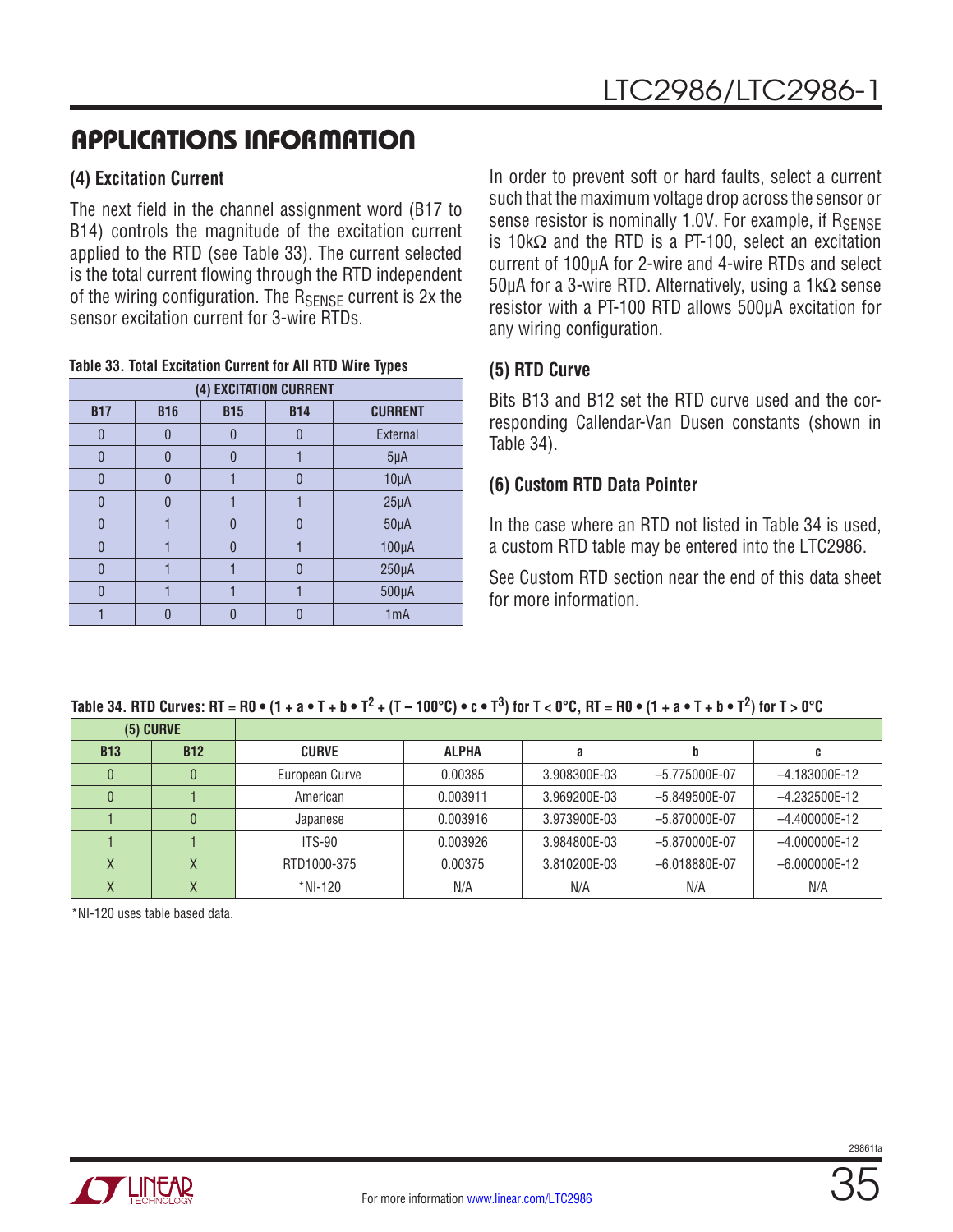## APPLICATIONS INFORMATION

### (4) Excitation Current

The next field in the channel assignment word (B17 to B14) controls the magnitude of the excitation current applied to the RTD (see Table 33). The current selected is the total current flowing through the RTD independent of the wiring configuration. The $R_{SENSE}$ current is 2x the sensor excitation current for 3-wire RTDs.

**Table 33. Total Excitation Current for All RTD Wire Types**

| (4) EXCITATION CURRENT | | | | |
|---|---|---|---|---|
| **B17** | **B16** | **B15** | **B14** | **CURRENT** |
| 0 | 0 | 0 | 0 | External |
| 0 | 0 | 0 | 1 | 5µA |
| 0 | 0 | 1 | 0 | 10µA |
| 0 | 0 | 1 | 1 | 25µA |
| 0 | 1 | 0 | 0 | 50µA |
| 0 | 1 | 0 | 1 | 100µA |
| 0 | 1 | 1 | 0 | 250µA |
| 0 | 1 | 1 | 1 | 500µA |
| 1 | 0 | 0 | 0 | 1mA |

In order to prevent soft or hard faults, select a current such that the maximum voltage drop across the sensor or sense resistor is nominally 1.0V. For example, if $R_{SENSE}$ is 10kΩ and the RTD is a PT-100, select an excitation current of 100µA for 2-wire and 4-wire RTDs and select 50µA for a 3-wire RTD. Alternatively, using a 1kΩ sense resistor with a PT-100 RTD allows 500µA excitation for any wiring configuration.

### (5) RTD Curve

Bits B13 and B12 set the RTD curve used and the corresponding Callendar-Van Dusen constants (shown in Table 34).

### (6) Custom RTD Data Pointer

In the case where an RTD not listed in Table 34 is used, a custom RTD table may be entered into the LTC2986.

See Custom RTD section near the end of this data sheet for more information.

**Table 34. RTD Curves: $RT = R0 \bullet (1 + a \bullet T + b \bullet T^2 + (T - 100°C) \bullet c \bullet T^3)$ for $T < 0°C$, $RT = R0 \bullet (1 + a \bullet T + b \bullet T^2)$ for $T > 0°C$**

| (5) CURVE | | | | | | |
|---|---|---|---|---|---|---|
| **B13** | **B12** | **CURVE** | **ALPHA** | **a** | **b** | **c** |
| 0 | 0 | European Curve | 0.00385 | 3.908300E-03 | –5.775000E-07 | –4.183000E-12 |
| 0 | 1 | American | 0.003911 | 3.969200E-03 | –5.849500E-07 | –4.232500E-12 |
| 1 | 0 | Japanese | 0.003916 | 3.973900E-03 | –5.870000E-07 | –4.400000E-12 |
| 1 | 1 | ITS-90 | 0.003926 | 3.984800E-03 | –5.870000E-07 | –4.000000E-12 |
| X | X | RTD1000-375 | 0.00375 | 3.810200E-03 | –6.018880E-07 | –6.000000E-12 |
| X | X | *NI-120 | N/A | N/A | N/A | N/A |

*NI-120 uses table based data.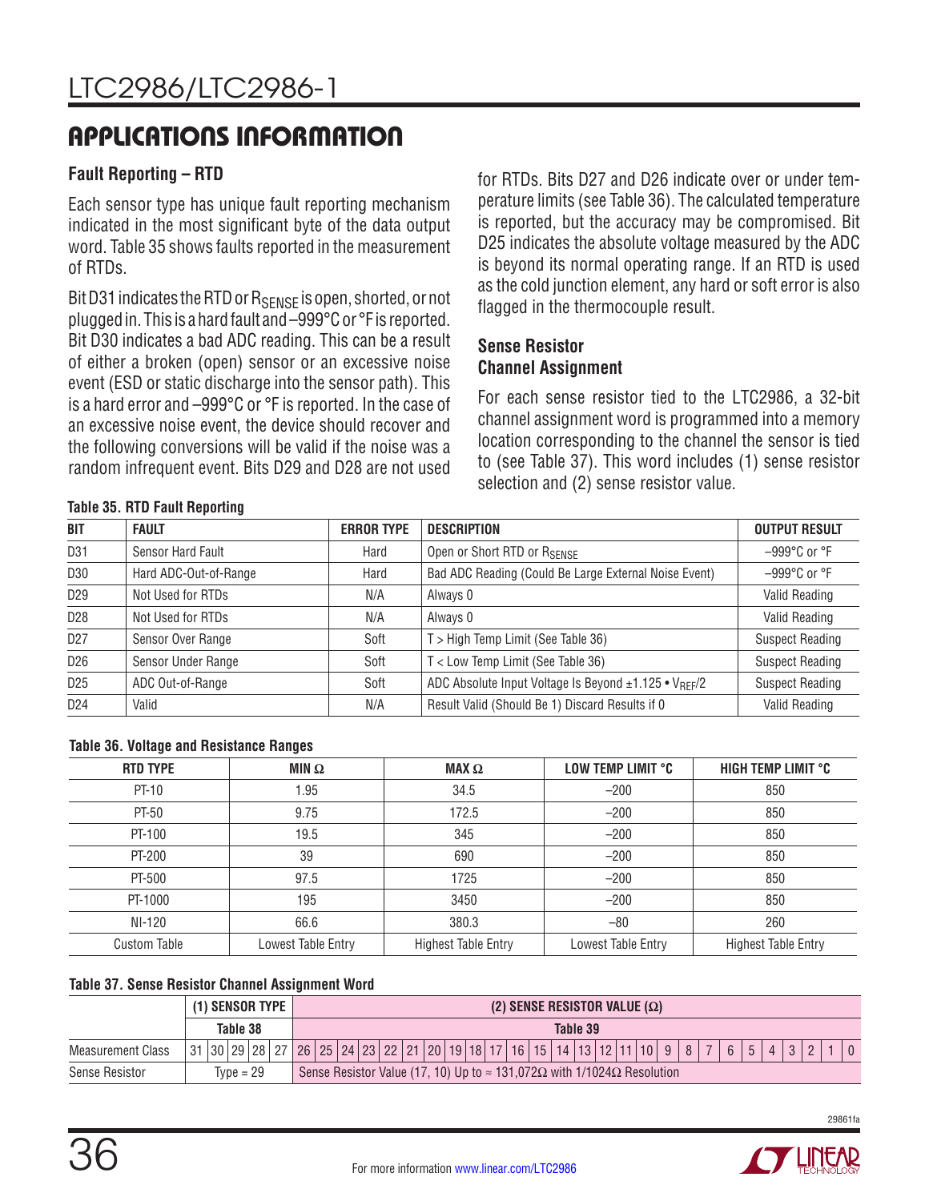# APPLICATIONS INFORMATION

### Fault Reporting – RTD

Each sensor type has unique fault reporting mechanism indicated in the most significant byte of the data output word. Table 35 shows faults reported in the measurement of RTDs.

Bit D31 indicates the RTD or $R_{SENSE}$ is open, shorted, or not plugged in. This is a hard fault and –999°C or °F is reported. Bit D30 indicates a bad ADC reading. This can be a result of either a broken (open) sensor or an excessive noise event (ESD or static discharge into the sensor path). This is a hard error and –999°C or °F is reported. In the case of an excessive noise event, the device should recover and the following conversions will be valid if the noise was a random infrequent event. Bits D29 and D28 are not used for RTDs. Bits D27 and D26 indicate over or under temperature limits (see Table 36). The calculated temperature is reported, but the accuracy may be compromised. Bit D25 indicates the absolute voltage measured by the ADC is beyond its normal operating range. If an RTD is used as the cold junction element, any hard or soft error is also flagged in the thermocouple result.

### Sense Resistor Channel Assignment

For each sense resistor tied to the LTC2986, a 32-bit channel assignment word is programmed into a memory location corresponding to the channel the sensor is tied to (see Table 37). This word includes (1) sense resistor selection and (2) sense resistor value.

**Table 35. RTD Fault Reporting**

| BIT | FAULT | ERROR TYPE | DESCRIPTION | OUTPUT RESULT |
|---|---|---|---|---|
| D31 | Sensor Hard Fault | Hard | Open or Short RTD or $R_{SENSE}$ | –999°C or °F |
| D30 | Hard ADC-Out-of-Range | Hard | Bad ADC Reading (Could Be Large External Noise Event) | –999°C or °F |
| D29 | Not Used for RTDs | N/A | Always 0 | Valid Reading |
| D28 | Not Used for RTDs | N/A | Always 0 | Valid Reading |
| D27 | Sensor Over Range | Soft | T > High Temp Limit (See Table 36) | Suspect Reading |
| D26 | Sensor Under Range | Soft | T < Low Temp Limit (See Table 36) | Suspect Reading |
| D25 | ADC Out-of-Range | Soft | ADC Absolute Input Voltage Is Beyond ±1.125 • $V_{REF}$/2 | Suspect Reading |
| D24 | Valid | N/A | Result Valid (Should Be 1) Discard Results if 0 | Valid Reading |

**Table 36. Voltage and Resistance Ranges**

| RTD TYPE | MIN Ω | MAX Ω | LOW TEMP LIMIT °C | HIGH TEMP LIMIT °C |
|---|---|---|---|---|
| PT-10 | 1.95 | 34.5 | –200 | 850 |
| PT-50 | 9.75 | 172.5 | –200 | 850 |
| PT-100 | 19.5 | 345 | –200 | 850 |
| PT-200 | 39 | 690 | –200 | 850 |
| PT-500 | 97.5 | 1725 | –200 | 850 |
| PT-1000 | 195 | 3450 | –200 | 850 |
| NI-120 | 66.6 | 380.3 | –80 | 260 |
| Custom Table | Lowest Table Entry | Highest Table Entry | Lowest Table Entry | Highest Table Entry |

**Table 37. Sense Resistor Channel Assignment Word**

| | (1) SENSOR TYPE | (2) SENSE RESISTOR VALUE (Ω) |
|---|---|---|
| | Table 38 | Table 39 |
| Measurement Class | 31 30 29 28 27 | 26 25 24 23 22 21 20 19 18 17 16 15 14 13 12 11 10 9 8 7 6 5 4 3 2 1 0 |
| Sense Resistor | Type = 29 | Sense Resistor Value (17, 10) Up to ≈ 131,072Ω with 1/1024Ω Resolution |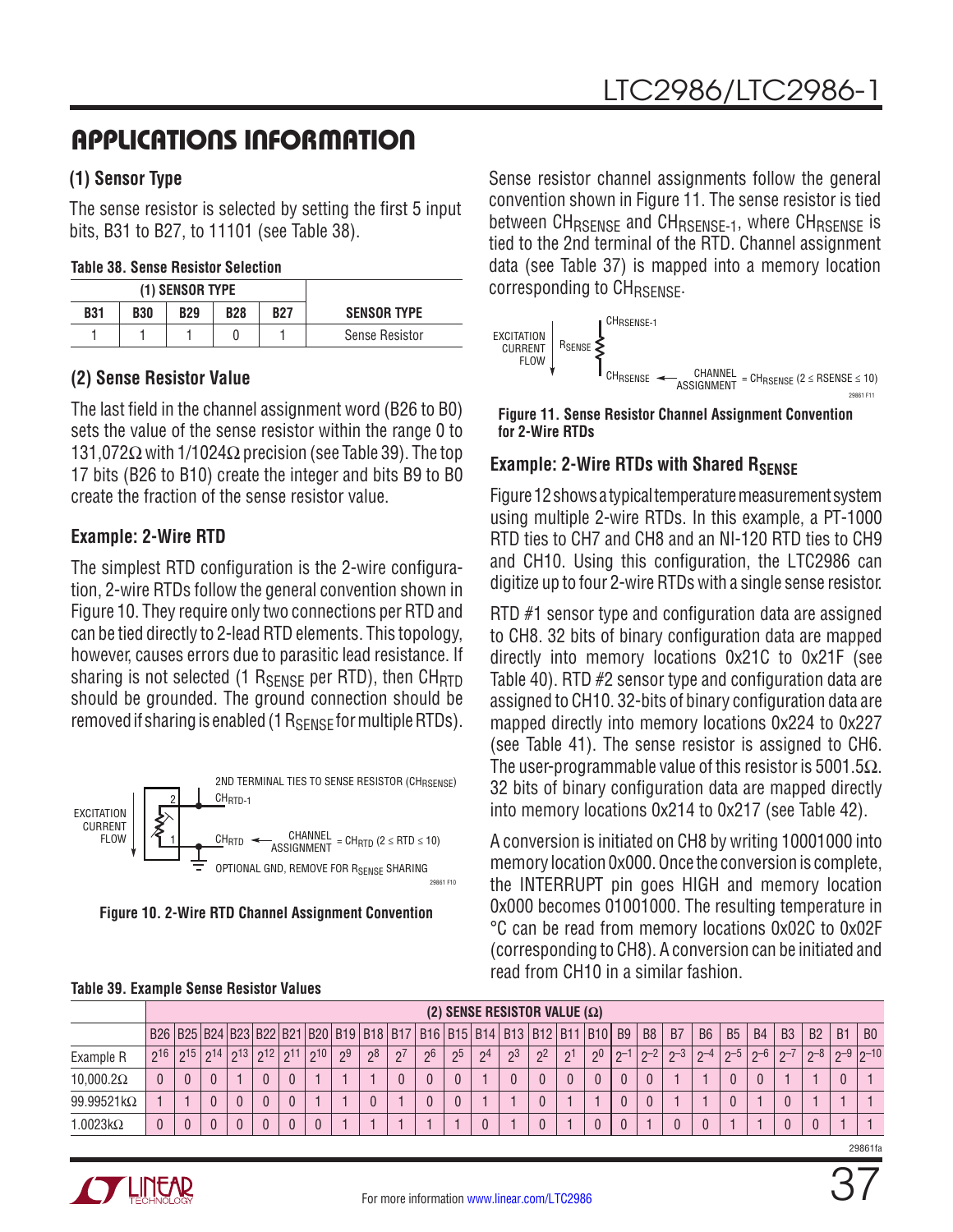## APPLICATIONS INFORMATION

### (1) Sensor Type

The sense resistor is selected by setting the first 5 input bits, B31 to B27, to 11101 (see Table 38).

**Table 38. Sense Resistor Selection**

| (1) SENSOR TYPE | | | | | |
|---|---|---|---|---|---|
| B31 | B30 | B29 | B28 | B27 | SENSOR TYPE |
| 1 | 1 | 1 | 0 | 1 | Sense Resistor |

### (2) Sense Resistor Value

The last field in the channel assignment word (B26 to B0) sets the value of the sense resistor within the range 0 to 131,072Ω with 1/1024Ω precision (see Table 39). The top 17 bits (B26 to B10) create the integer and bits B9 to B0 create the fraction of the sense resistor value.

### Example: 2-Wire RTD

The simplest RTD configuration is the 2-wire configuration, 2-wire RTDs follow the general convention shown in Figure 10. They require only two connections per RTD and can be tied directly to 2-lead RTD elements. This topology, however, causes errors due to parasitic lead resistance. If sharing is not selected (1 $R_{SENSE}$ per RTD), then $CH_{RTD}$ should be grounded. The ground connection should be removed if sharing is enabled (1 $R_{SENSE}$ for multiple RTDs).

**Figure 10. 2-Wire RTD Channel Assignment Convention**

Sense resistor channel assignments follow the general convention shown in Figure 11. The sense resistor is tied between $CH_{RSENSE}$ and $CH_{RSENSE-1}$, where $CH_{RSENSE}$ is tied to the 2nd terminal of the RTD. Channel assignment data (see Table 37) is mapped into a memory location corresponding to $CH_{RSENSE}$.

**Figure 11. Sense Resistor Channel Assignment Convention for 2-Wire RTDs**

### Example: 2-Wire RTDs with Shared $R_{SENSE}$

Figure 12 shows a typical temperature measurement system using multiple 2-wire RTDs. In this example, a PT-1000 RTD ties to CH7 and CH8 and an NI-120 RTD ties to CH9 and CH10. Using this configuration, the LTC2986 can digitize up to four 2-wire RTDs with a single sense resistor.

RTD #1 sensor type and configuration data are assigned to CH8. 32 bits of binary configuration data are mapped directly into memory locations 0x21C to 0x21F (see Table 40). RTD #2 sensor type and configuration data are assigned to CH10. 32-bits of binary configuration data are mapped directly into memory locations 0x224 to 0x227 (see Table 41). The sense resistor is assigned to CH6. The user-programmable value of this resistor is 5001.5Ω. 32 bits of binary configuration data are mapped directly into memory locations 0x214 to 0x217 (see Table 42).

A conversion is initiated on CH8 by writing 10001000 into memory location 0x000. Once the conversion is complete, the INTERRUPT pin goes HIGH and memory location 0x000 becomes 01001000. The resulting temperature in °C can be read from memory locations 0x02C to 0x02F (corresponding to CH8). A conversion can be initiated and read from CH10 in a similar fashion.

**Table 39. Example Sense Resistor Values**

| | (2) SENSE RESISTOR VALUE (Ω) | | | | | | | | | | | | | | | | | | | | | | | | | | |
|---|---|---|---|---|---|---|---|---|---|---|---|---|---|---|---|---|---|---|---|---|---|---|---|---|---|---|---|
| | B26 | B25 | B24 | B23 | B22 | B21 | B20 | B19 | B18 | B17 | B16 | B15 | B14 | B13 | B12 | B11 | B10 | B9 | B8 | B7 | B6 | B5 | B4 | B3 | B2 | B1 | B0 |
| Example R | $2^{16}$ | $2^{15}$ | $2^{14}$ | $2^{13}$ | $2^{12}$ | $2^{11}$ | $2^{10}$ | $2^{9}$ | $2^{8}$ | $2^{7}$ | $2^{6}$ | $2^{5}$ | $2^{4}$ | $2^{3}$ | $2^{2}$ | $2^{1}$ | $2^{0}$ | $2^{-1}$ | $2^{-2}$ | $2^{-3}$ | $2^{-4}$ | $2^{-5}$ | $2^{-6}$ | $2^{-7}$ | $2^{-8}$ | $2^{-9}$ | $2^{-10}$ |
| 10,000.2Ω | 0 | 0 | 0 | 1 | 0 | 0 | 1 | 1 | 1 | 0 | 0 | 0 | 1 | 0 | 0 | 0 | 0 | 0 | 0 | 1 | 1 | 0 | 0 | 1 | 1 | 0 | 1 |
| 99.99521kΩ | 1 | 1 | 0 | 0 | 0 | 0 | 1 | 1 | 0 | 1 | 0 | 0 | 1 | 1 | 0 | 1 | 1 | 0 | 0 | 1 | 1 | 0 | 1 | 0 | 1 | 1 | 1 |
| 1.0023kΩ | 0 | 0 | 0 | 0 | 0 | 0 | 0 | 1 | 1 | 1 | 1 | 1 | 0 | 1 | 0 | 1 | 0 | 0 | 1 | 0 | 0 | 1 | 1 | 0 | 0 | 1 | 1 |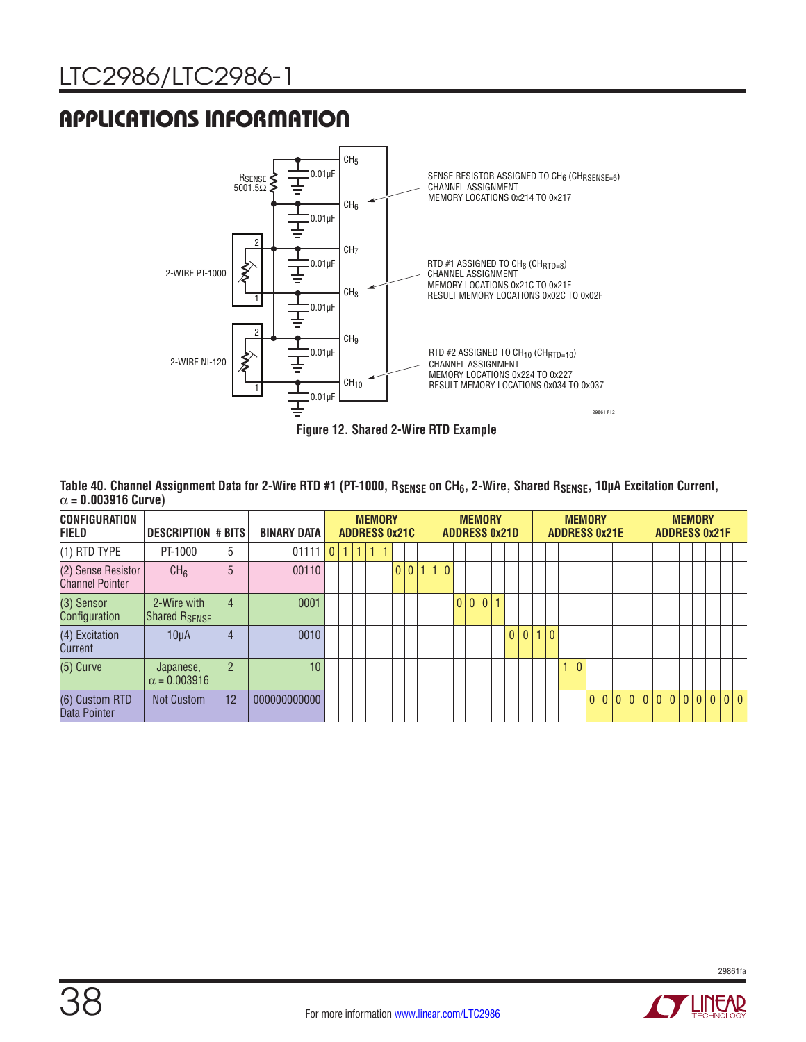## APPLICATIONS INFORMATION

$R_{SENSE}$ 5001.5Ω

0.01µF

$CH_5$

$CH_6$

$CH_7$

$CH_8$

$CH_9$

$CH_{10}$

2-WIRE PT-1000

2-WIRE NI-120

SENSE RESISTOR ASSIGNED TO $CH_6$ ($CH_{RSENSE=6}$)
CHANNEL ASSIGNMENT
MEMORY LOCATIONS 0x214 TO 0x217

RTD #1 ASSIGNED TO $CH_8$ ($CH_{RTD=8}$)
CHANNEL ASSIGNMENT
MEMORY LOCATIONS 0x21C TO 0x21F
RESULT MEMORY LOCATIONS 0x02C TO 0x02F

RTD #2 ASSIGNED TO $CH_{10}$ ($CH_{RTD=10}$)
CHANNEL ASSIGNMENT
MEMORY LOCATIONS 0x224 TO 0x227
RESULT MEMORY LOCATIONS 0x034 TO 0x037

**Figure 12. Shared 2-Wire RTD Example**

**Table 40. Channel Assignment Data for 2-Wire RTD #1 (PT-1000, $R_{SENSE}$ on $CH_6$, 2-Wire, Shared $R_{SENSE}$, 10µA Excitation Current, $\alpha$ = 0.003916 Curve)**

| CONFIGURATION FIELD | DESCRIPTION | # BITS | BINARY DATA | MEMORY ADDRESS 0x21C | MEMORY ADDRESS 0x21D | MEMORY ADDRESS 0x21E | MEMORY ADDRESS 0x21F |
|---|---|---|---|---|---|---|---|
| (1) RTD TYPE | PT-1000 | 5 | 01111 | 0 1 1 1 1 | | | |
| (2) Sense Resistor Channel Pointer | $CH_6$ | 5 | 00110 | 0 0 1 | 1 0 | | |
| (3) Sensor Configuration | 2-Wire with Shared $R_{SENSE}$ | 4 | 0001 | | 0 0 0 1 | | |
| (4) Excitation Current | 10µA | 4 | 0010 | | 0 | 0 1 0 | |
| (5) Curve | Japanese, $\alpha$ = 0.003916 | 2 | 10 | | | 1 0 | |
| (6) Custom RTD Data Pointer | Not Custom | 12 | 000000000000 | | | 0 0 0 0 | 0 0 0 0 0 0 0 0 |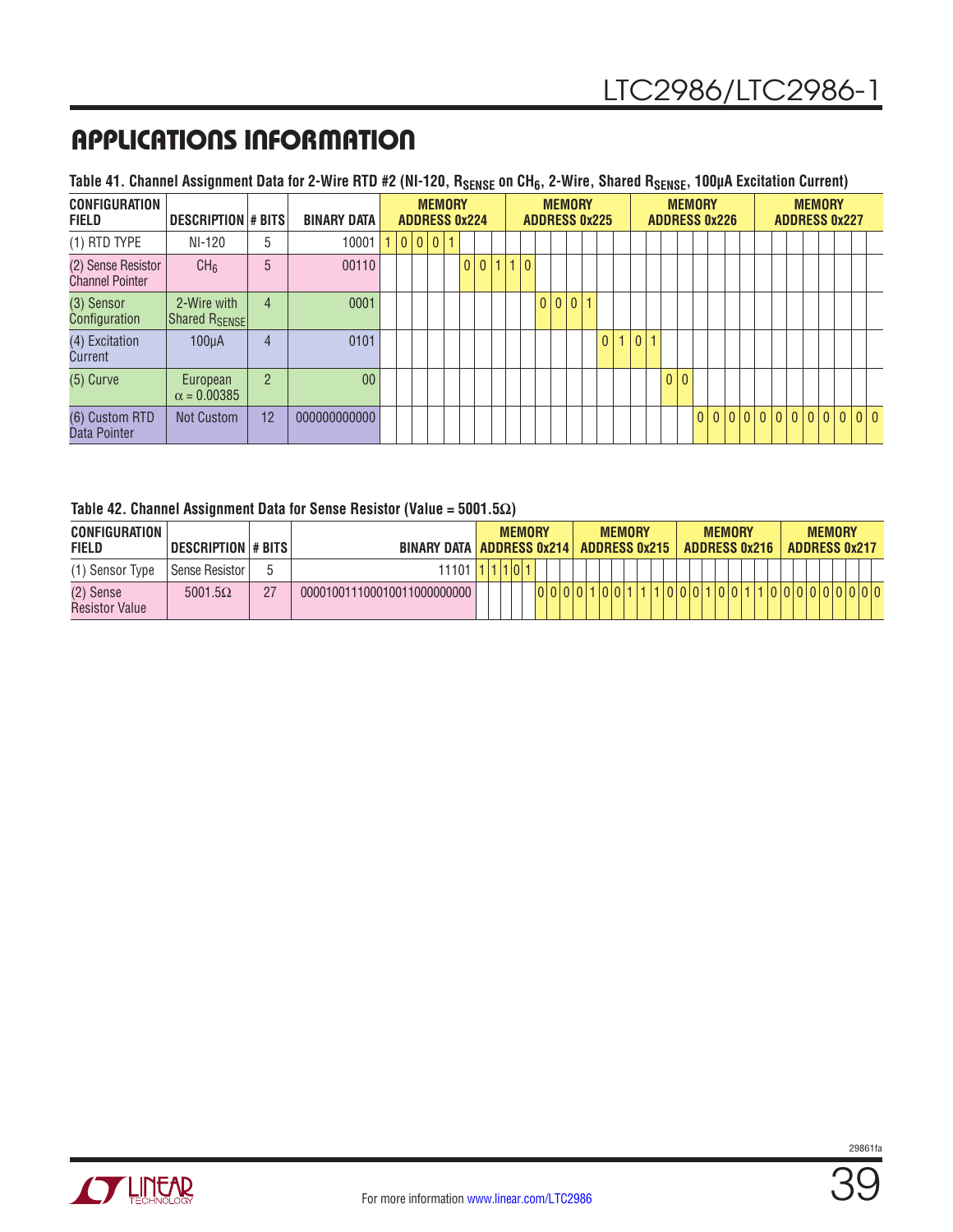## APPLICATIONS INFORMATION

**Table 41. Channel Assignment Data for 2-Wire RTD #2 (NI-120, $R_{SENSE}$ on $CH_6$, 2-Wire, Shared $R_{SENSE}$, 100µA Excitation Current)**

| CONFIGURATION FIELD | DESCRIPTION | # BITS | BINARY DATA | MEMORY ADDRESS 0x224 | MEMORY ADDRESS 0x225 | MEMORY ADDRESS 0x226 | MEMORY ADDRESS 0x227 |
|---|---|---|---|---|---|---|---|
| (1) RTD TYPE | NI-120 | 5 | 10001 | 1 0 0 0 1 | | | |
| (2) Sense Resistor Channel Pointer | $CH_6$ | 5 | 00110 | 0 0 1 | 1 0 | | |
| (3) Sensor Configuration | 2-Wire with Shared $R_{SENSE}$ | 4 | 0001 | | 0 0 0 1 | | |
| (4) Excitation Current | 100µA | 4 | 0101 | | 0 | 1 0 1 | |
| (5) Curve | European $\alpha$ = 0.00385 | 2 | 00 | | | 0 0 | |
| (6) Custom RTD Data Pointer | Not Custom | 12 | 000000000000 | | | 0 0 0 0 | 0 0 0 0 0 0 0 0 |

**Table 42. Channel Assignment Data for Sense Resistor (Value = 5001.5Ω)**

| CONFIGURATION FIELD | DESCRIPTION | # BITS | BINARY DATA | MEMORY ADDRESS 0x214 | MEMORY ADDRESS 0x215 | MEMORY ADDRESS 0x216 | MEMORY ADDRESS 0x217 |
|---|---|---|---|---|---|---|---|
| (1) Sensor Type | Sense Resistor | 5 | 11101 | 1 1 1 0 1 | | | |
| (2) Sense Resistor Value | 5001.5Ω | 27 | 000010011100010011000000000 | 0 0 0 | 0 1 0 0 1 1 1 0 | 0 0 1 0 0 1 1 0 | 0 0 0 0 0 0 0 0 |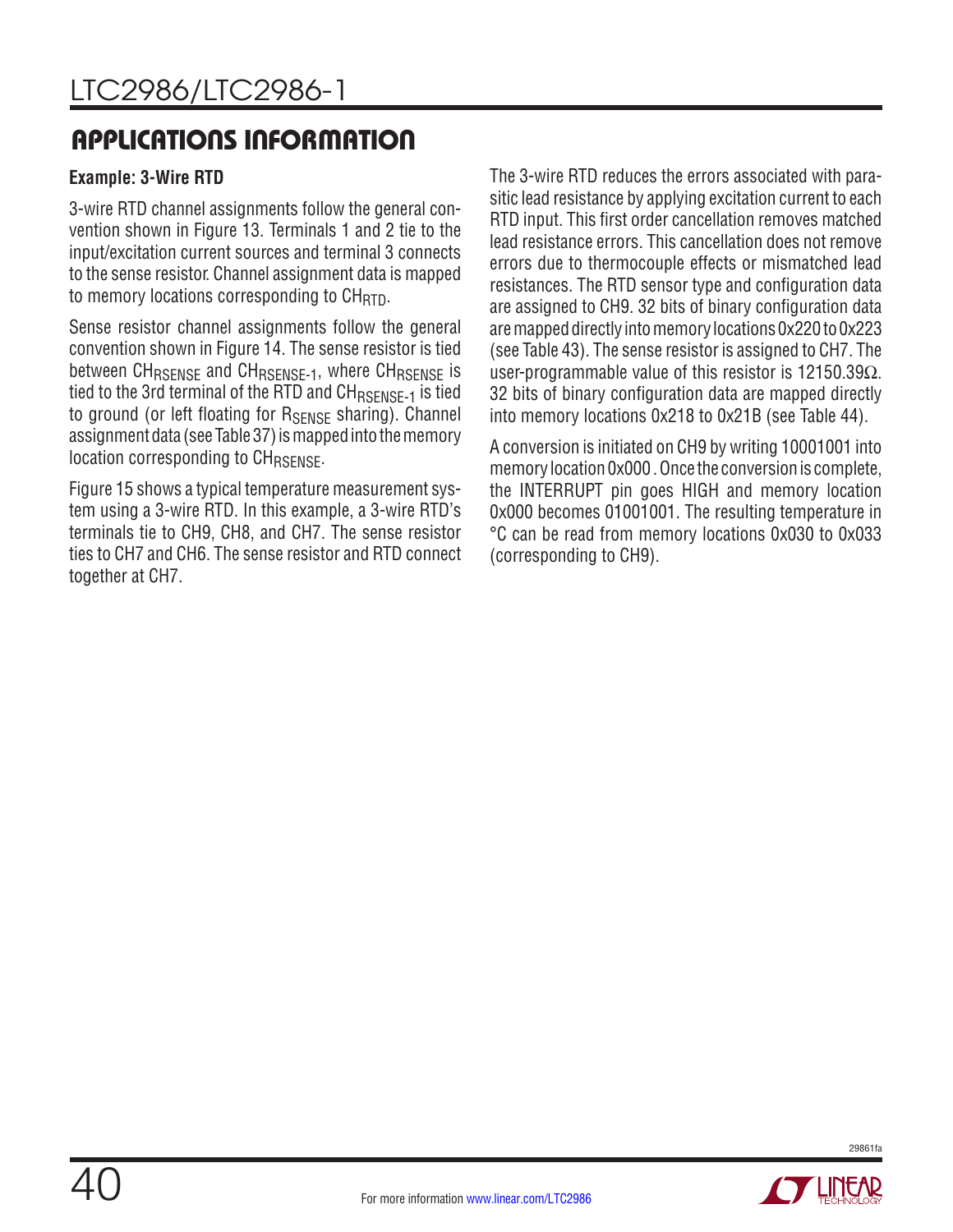## APPLICATIONS INFORMATION

**Example: 3-Wire RTD**

3-wire RTD channel assignments follow the general convention shown in Figure 13. Terminals 1 and 2 tie to the input/excitation current sources and terminal 3 connects to the sense resistor. Channel assignment data is mapped to memory locations corresponding to $CH_{RTD}$.

Sense resistor channel assignments follow the general convention shown in Figure 14. The sense resistor is tied between $CH_{RSENSE}$ and $CH_{RSENSE-1}$, where $CH_{RSENSE}$ is tied to the 3rd terminal of the RTD and $CH_{RSENSE-1}$ is tied to ground (or left floating for $R_{SENSE}$ sharing). Channel assignment data (see Table 37) is mapped into the memory location corresponding to $CH_{RSENSE}$.

Figure 15 shows a typical temperature measurement system using a 3-wire RTD. In this example, a 3-wire RTD's terminals tie to CH9, CH8, and CH7. The sense resistor ties to CH7 and CH6. The sense resistor and RTD connect together at CH7.

The 3-wire RTD reduces the errors associated with parasitic lead resistance by applying excitation current to each RTD input. This first order cancellation removes matched lead resistance errors. This cancellation does not remove errors due to thermocouple effects or mismatched lead resistances. The RTD sensor type and configuration data are assigned to CH9. 32 bits of binary configuration data are mapped directly into memory locations 0x220 to 0x223 (see Table 43). The sense resistor is assigned to CH7. The user-programmable value of this resistor is 12150.39Ω. 32 bits of binary configuration data are mapped directly into memory locations 0x218 to 0x21B (see Table 44).

A conversion is initiated on CH9 by writing 10001001 into memory location 0x000 . Once the conversion is complete, the INTERRUPT pin goes HIGH and memory location 0x000 becomes 01001001. The resulting temperature in °C can be read from memory locations 0x030 to 0x033 (corresponding to CH9).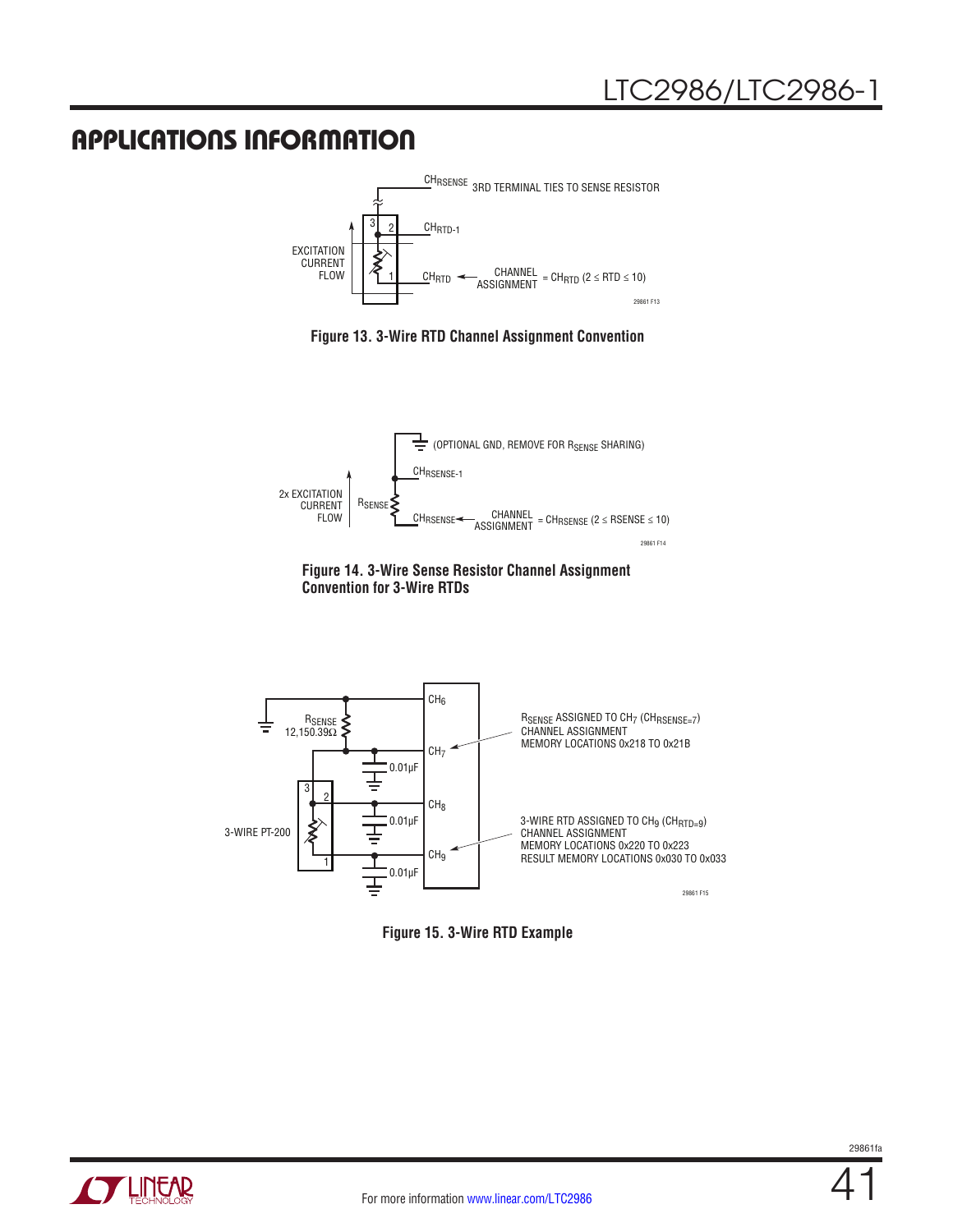## APPLICATIONS INFORMATION

CHRSENSE 3RD TERMINAL TIES TO SENSE RESISTOR

$CH_{RTD-1}$

EXCITATION CURRENT FLOW

$CH_{RTD}$ ← CHANNEL ASSIGNMENT = $CH_{RTD}$ (2 ≤ RTD ≤ 10)

**Figure 13. 3-Wire RTD Channel Assignment Convention**

(OPTIONAL GND, REMOVE FOR $R_{SENSE}$ SHARING)

$CH_{RSENSE-1}$

2x EXCITATION CURRENT FLOW

$R_{SENSE}$

$CH_{RSENSE}$ ← CHANNEL ASSIGNMENT = $CH_{RSENSE}$ (2 ≤ RSENSE ≤ 10)

**Figure 14. 3-Wire Sense Resistor Channel Assignment Convention for 3-Wire RTDs**

$R_{SENSE}$ 12,150.39Ω

3-WIRE PT-200

$CH_6$, $CH_7$, $CH_8$, $CH_9$

0.01µF

$R_{SENSE}$ ASSIGNED TO $CH_7$ ($CH_{RSENSE=7}$)
CHANNEL ASSIGNMENT
MEMORY LOCATIONS 0x218 TO 0x21B

3-WIRE RTD ASSIGNED TO $CH_9$ ($CH_{RTD=9}$)
CHANNEL ASSIGNMENT
MEMORY LOCATIONS 0x220 TO 0x223
RESULT MEMORY LOCATIONS 0x030 TO 0x033

**Figure 15. 3-Wire RTD Example**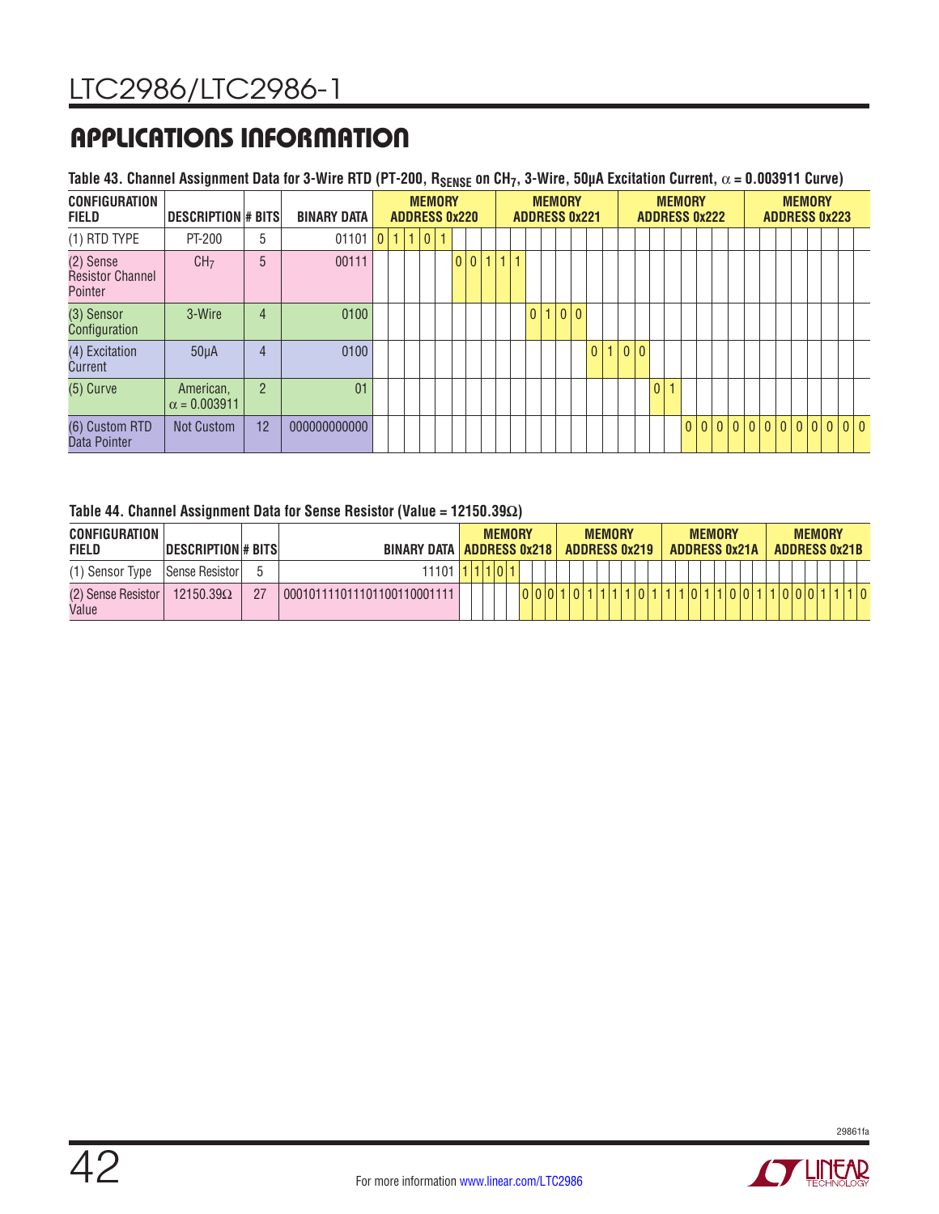## APPLICATIONS INFORMATION

**Table 43. Channel Assignment Data for 3-Wire RTD (PT-200, $R_{SENSE}$ on $CH_7$, 3-Wire, 50µA Excitation Current, α = 0.003911 Curve)**

| CONFIGURATION FIELD | DESCRIPTION | # BITS | BINARY DATA | MEMORY ADDRESS 0x220 | MEMORY ADDRESS 0x221 | MEMORY ADDRESS 0x222 | MEMORY ADDRESS 0x223 |
|---|---|---|---|---|---|---|---|
| (1) RTD TYPE | PT-200 | 5 | 01101 | 0 1 1 0 1 | | | |
| (2) Sense Resistor Channel Pointer | $CH_7$ | 5 | 00111 | 0 0 1 | 1 1 | | |
| (3) Sensor Configuration | 3-Wire | 4 | 0100 | | 0 1 0 0 | | |
| (4) Excitation Current | 50µA | 4 | 0100 | | 0 | 1 0 0 | |
| (5) Curve | American, α = 0.003911 | 2 | 01 | | | 0 1 | |
| (6) Custom RTD Data Pointer | Not Custom | 12 | 000000000000 | | | 0 0 0 0 | 0 0 0 0 0 0 0 0 |

**Table 44. Channel Assignment Data for Sense Resistor (Value = 12150.39Ω)**

| CONFIGURATION FIELD | DESCRIPTION | # BITS | BINARY DATA | MEMORY ADDRESS 0x218 | MEMORY ADDRESS 0x219 | MEMORY ADDRESS 0x21A | MEMORY ADDRESS 0x21B |
|---|---|---|---|---|---|---|---|
| (1) Sensor Type | Sense Resistor | 5 | 11101 | 1 1 1 0 1 | | | |
| (2) Sense Resistor Value | 12150.39Ω | 27 | 000101111011101100110001111 | 0 0 0 | 1 0 1 1 1 1 0 1 | 1 1 0 1 1 0 0 1 | 1 0 0 0 1 1 1 0 |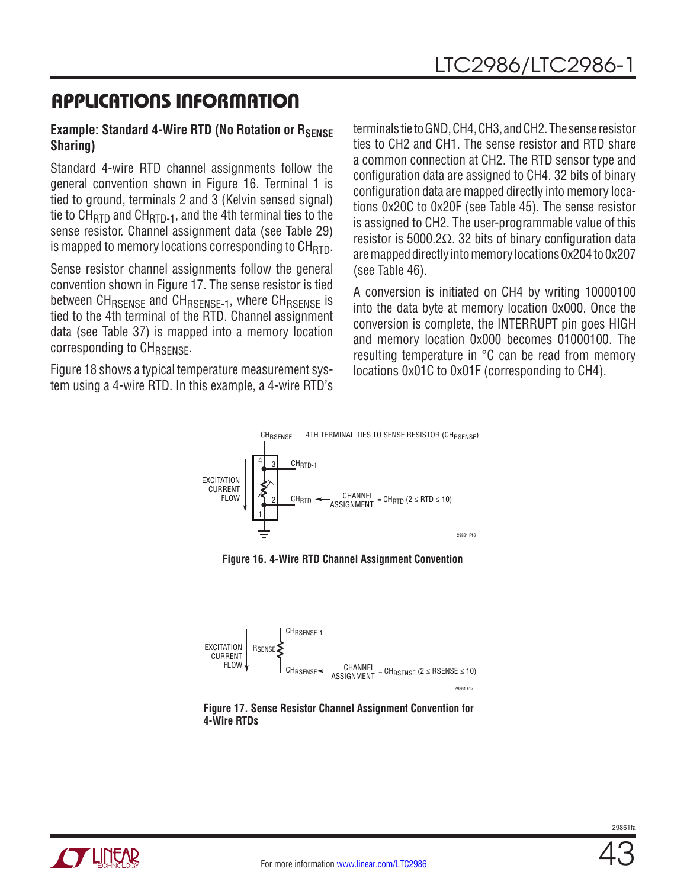## APPLICATIONS INFORMATION

### Example: Standard 4-Wire RTD (No Rotation or $R_{SENSE}$ Sharing)

Standard 4-wire RTD channel assignments follow the general convention shown in Figure 16. Terminal 1 is tied to ground, terminals 2 and 3 (Kelvin sensed signal) tie to $CH_{RTD}$ and $CH_{RTD-1}$, and the 4th terminal ties to the sense resistor. Channel assignment data (see Table 29) is mapped to memory locations corresponding to $CH_{RTD}$.

Sense resistor channel assignments follow the general convention shown in Figure 17. The sense resistor is tied between $CH_{RSENSE}$ and $CH_{RSENSE-1}$, where $CH_{RSENSE}$ is tied to the 4th terminal of the RTD. Channel assignment data (see Table 37) is mapped into a memory location corresponding to $CH_{RSENSE}$.

Figure 18 shows a typical temperature measurement system using a 4-wire RTD. In this example, a 4-wire RTD's terminals tie to GND, CH4, CH3, and CH2. The sense resistor ties to CH2 and CH1. The sense resistor and RTD share a common connection at CH2. The RTD sensor type and configuration data are assigned to CH4. 32 bits of binary configuration data are mapped directly into memory locations 0x20C to 0x20F (see Table 45). The sense resistor is assigned to CH2. The user-programmable value of this resistor is 5000.2Ω. 32 bits of binary configuration data are mapped directly into memory locations 0x204 to 0x207 (see Table 46).

A conversion is initiated on CH4 by writing 10000100 into the data byte at memory location 0x000. Once the conversion is complete, the INTERRUPT pin goes HIGH and memory location 0x000 becomes 01000100. The resulting temperature in °C can be read from memory locations 0x01C to 0x01F (corresponding to CH4).

Figure 16. 4-Wire RTD Channel Assignment Convention

Figure 17. Sense Resistor Channel Assignment Convention for 4-Wire RTDs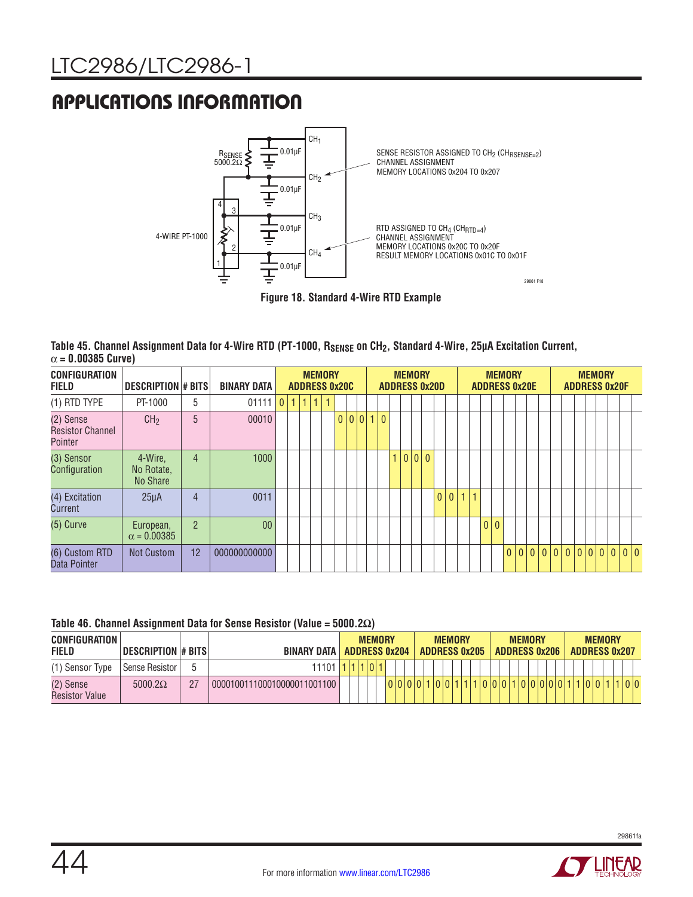## APPLICATIONS INFORMATION

Figure 18. Standard 4-Wire RTD Example

**Table 45. Channel Assignment Data for 4-Wire RTD (PT-1000, $R_{SENSE}$ on $CH_2$, Standard 4-Wire, 25µA Excitation Current, $\alpha$ = 0.00385 Curve)**

| CONFIGURATION FIELD | DESCRIPTION | # BITS | BINARY DATA | MEMORY ADDRESS 0x20C | MEMORY ADDRESS 0x20D | MEMORY ADDRESS 0x20E | MEMORY ADDRESS 0x20F |
|---|---|---|---|---|---|---|---|
| (1) RTD TYPE | PT-1000 | 5 | 01111 | 0 1 1 1 1 | | | |
| (2) Sense Resistor Channel Pointer | $CH_2$ | 5 | 00010 | 0 0 0 | 1 0 | | |
| (3) Sensor Configuration | 4-Wire, No Rotate, No Share | 4 | 1000 | | 1 0 0 0 | | |
| (4) Excitation Current | 25µA | 4 | 0011 | | 0 0 | 1 1 | |
| (5) Curve | European, $\alpha$ = 0.00385 | 2 | 00 | | | 0 0 | |
| (6) Custom RTD Data Pointer | Not Custom | 12 | 000000000000 | | | 0 0 0 0 | 0 0 0 0 0 0 0 0 |

**Table 46. Channel Assignment Data for Sense Resistor (Value = 5000.2Ω)**

| CONFIGURATION FIELD | DESCRIPTION | # BITS | BINARY DATA | MEMORY ADDRESS 0x204 | MEMORY ADDRESS 0x205 | MEMORY ADDRESS 0x206 | MEMORY ADDRESS 0x207 |
|---|---|---|---|---|---|---|---|
| (1) Sensor Type | Sense Resistor | 5 | 11101 | 1 1 1 0 1 | | | |
| (2) Sense Resistor Value | 5000.2Ω | 27 | 000010011100010000011001100 | 0 0 0 | 0 1 0 0 1 1 1 0 | 0 0 1 0 0 0 0 0 | 1 1 0 0 1 1 0 0 |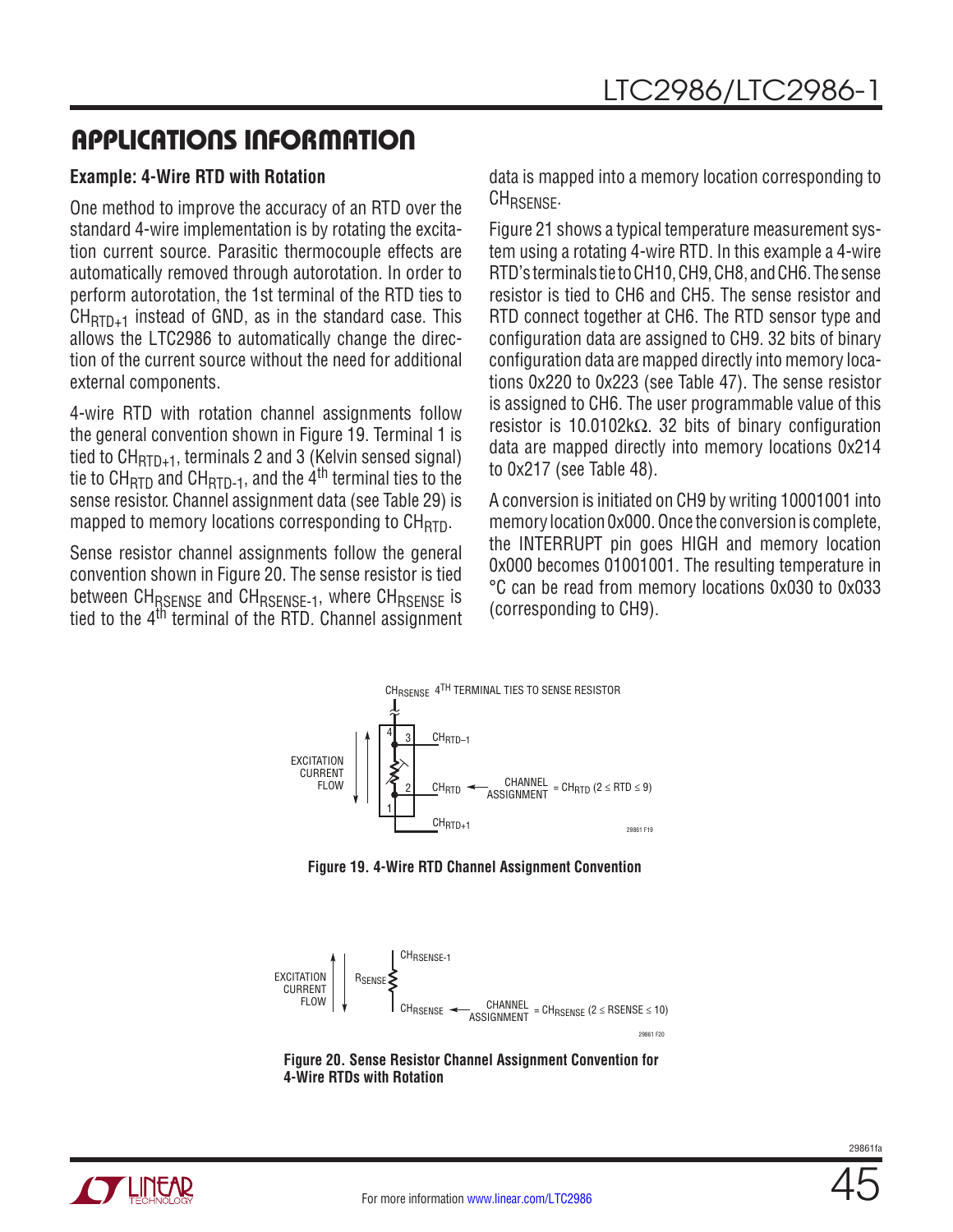## APPLICATIONS INFORMATION

**Example: 4-Wire RTD with Rotation**

One method to improve the accuracy of an RTD over the standard 4-wire implementation is by rotating the excitation current source. Parasitic thermocouple effects are automatically removed through autorotation. In order to perform autorotation, the 1st terminal of the RTD ties to $CH_{RTD+1}$ instead of GND, as in the standard case. This allows the LTC2986 to automatically change the direction of the current source without the need for additional external components.

4-wire RTD with rotation channel assignments follow the general convention shown in Figure 19. Terminal 1 is tied to $CH_{RTD+1}$, terminals 2 and 3 (Kelvin sensed signal) tie to $CH_{RTD}$ and $CH_{RTD-1}$, and the 4th terminal ties to the sense resistor. Channel assignment data (see Table 29) is mapped to memory locations corresponding to $CH_{RTD}$.

Sense resistor channel assignments follow the general convention shown in Figure 20. The sense resistor is tied between $CH_{RSENSE}$ and $CH_{RSENSE-1}$, where $CH_{RSENSE}$ is tied to the 4th terminal of the RTD. Channel assignment data is mapped into a memory location corresponding to $CH_{RSENSE}$.

Figure 21 shows a typical temperature measurement system using a rotating 4-wire RTD. In this example a 4-wire RTD's terminals tie to CH10, CH9, CH8, and CH6. The sense resistor is tied to CH6 and CH5. The sense resistor and RTD connect together at CH6. The RTD sensor type and configuration data are assigned to CH9. 32 bits of binary configuration data are mapped directly into memory locations 0x220 to 0x223 (see Table 47). The sense resistor is assigned to CH6. The user programmable value of this resistor is 10.0102kΩ. 32 bits of binary configuration data are mapped directly into memory locations 0x214 to 0x217 (see Table 48).

A conversion is initiated on CH9 by writing 10001001 into memory location 0x000. Once the conversion is complete, the INTERRUPT pin goes HIGH and memory location 0x000 becomes 01001001. The resulting temperature in °C can be read from memory locations 0x030 to 0x033 (corresponding to CH9).

$CH_{RSENSE}$ 4TH TERMINAL TIES TO SENSE RESISTOR

EXCITATION CURRENT FLOW — $CH_{RTD-1}$ (3), $CH_{RTD}$ (2), $CH_{RTD+1}$ (1); CHANNEL ASSIGNMENT = $CH_{RTD}$ ($2 \le RTD \le 9$)

**Figure 19. 4-Wire RTD Channel Assignment Convention**

EXCITATION CURRENT FLOW — $R_{SENSE}$ between $CH_{RSENSE-1}$ and $CH_{RSENSE}$; CHANNEL ASSIGNMENT = $CH_{RSENSE}$ ($2 \le RSENSE \le 10$)

**Figure 20. Sense Resistor Channel Assignment Convention for 4-Wire RTDs with Rotation**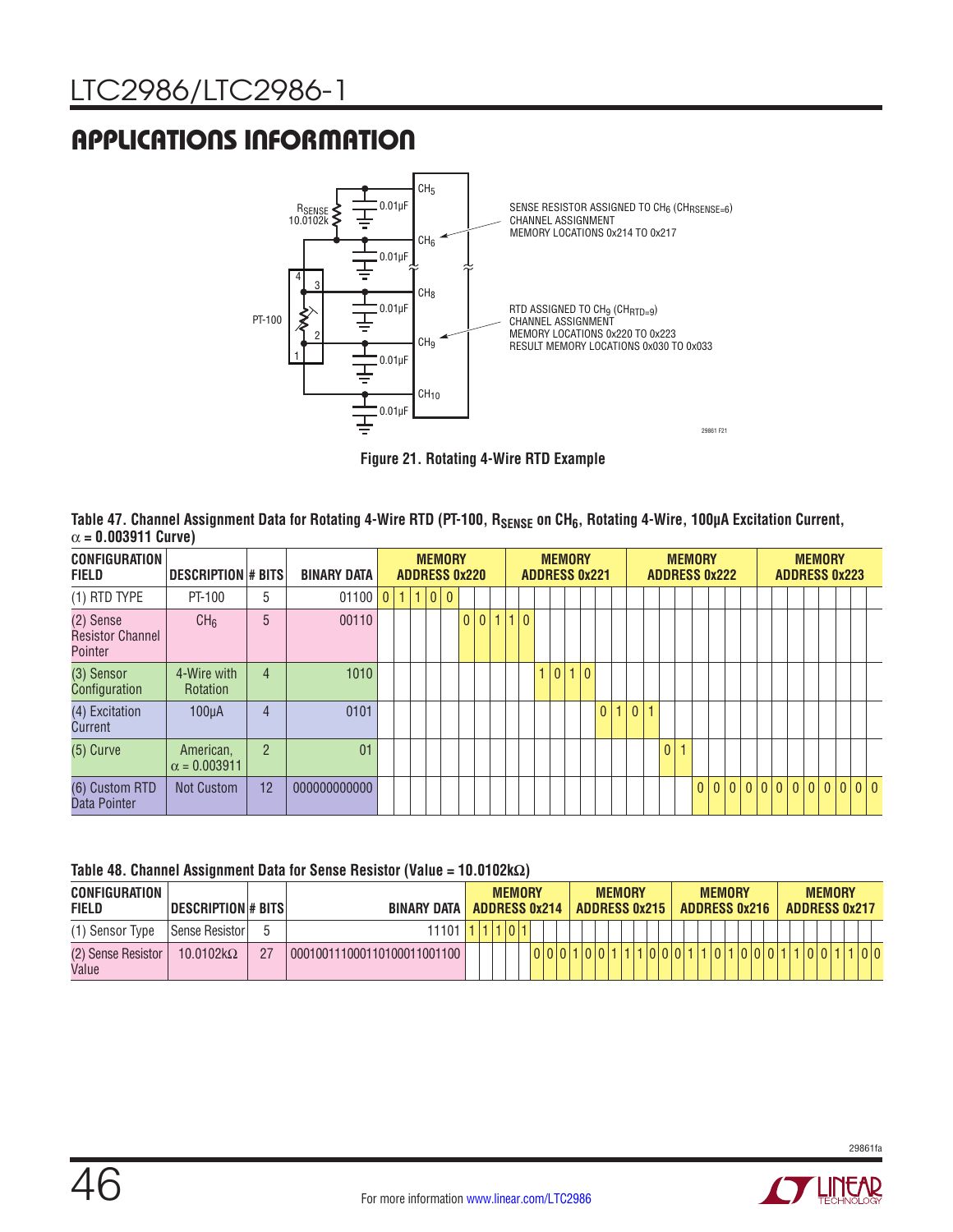## APPLICATIONS INFORMATION

SENSE RESISTOR ASSIGNED TO $CH_6$ ($CH_{RSENSE=6}$)
CHANNEL ASSIGNMENT
MEMORY LOCATIONS 0x214 TO 0x217

RTD ASSIGNED TO $CH_9$ ($CH_{RTD=9}$)
CHANNEL ASSIGNMENT
MEMORY LOCATIONS 0x220 TO 0x223
RESULT MEMORY LOCATIONS 0x030 TO 0x033

**Figure 21. Rotating 4-Wire RTD Example**

**Table 47. Channel Assignment Data for Rotating 4-Wire RTD (PT-100, $R_{SENSE}$ on $CH_6$, Rotating 4-Wire, 100µA Excitation Current, α = 0.003911 Curve)**

| CONFIGURATION FIELD | DESCRIPTION | # BITS | BINARY DATA | MEMORY ADDRESS 0x220 | MEMORY ADDRESS 0x221 | MEMORY ADDRESS 0x222 | MEMORY ADDRESS 0x223 |
|---|---|---|---|---|---|---|---|
| (1) RTD TYPE | PT-100 | 5 | 01100 | 01100 | | | |
| (2) Sense Resistor Channel Pointer | $CH_6$ | 5 | 00110 | 001 | 10 | | |
| (3) Sensor Configuration | 4-Wire with Rotation | 4 | 1010 | | 1010 | | |
| (4) Excitation Current | 100µA | 4 | 0101 | | 01 | 01 | |
| (5) Curve | American, α = 0.003911 | 2 | 01 | | | 01 | |
| (6) Custom RTD Data Pointer | Not Custom | 12 | 000000000000 | | | 0000 | 00000000 |

**Table 48. Channel Assignment Data for Sense Resistor (Value = 10.0102kΩ)**

| CONFIGURATION FIELD | DESCRIPTION | # BITS | BINARY DATA | MEMORY ADDRESS 0x214 | MEMORY ADDRESS 0x215 | MEMORY ADDRESS 0x216 | MEMORY ADDRESS 0x217 |
|---|---|---|---|---|---|---|---|
| (1) Sensor Type | Sense Resistor | 5 | 11101 | 11101 | | | |
| (2) Sense Resistor Value | 10.0102kΩ | 27 | 000100111000110100011001100 | 000 | 10011100 | 01101000 | 11001100 |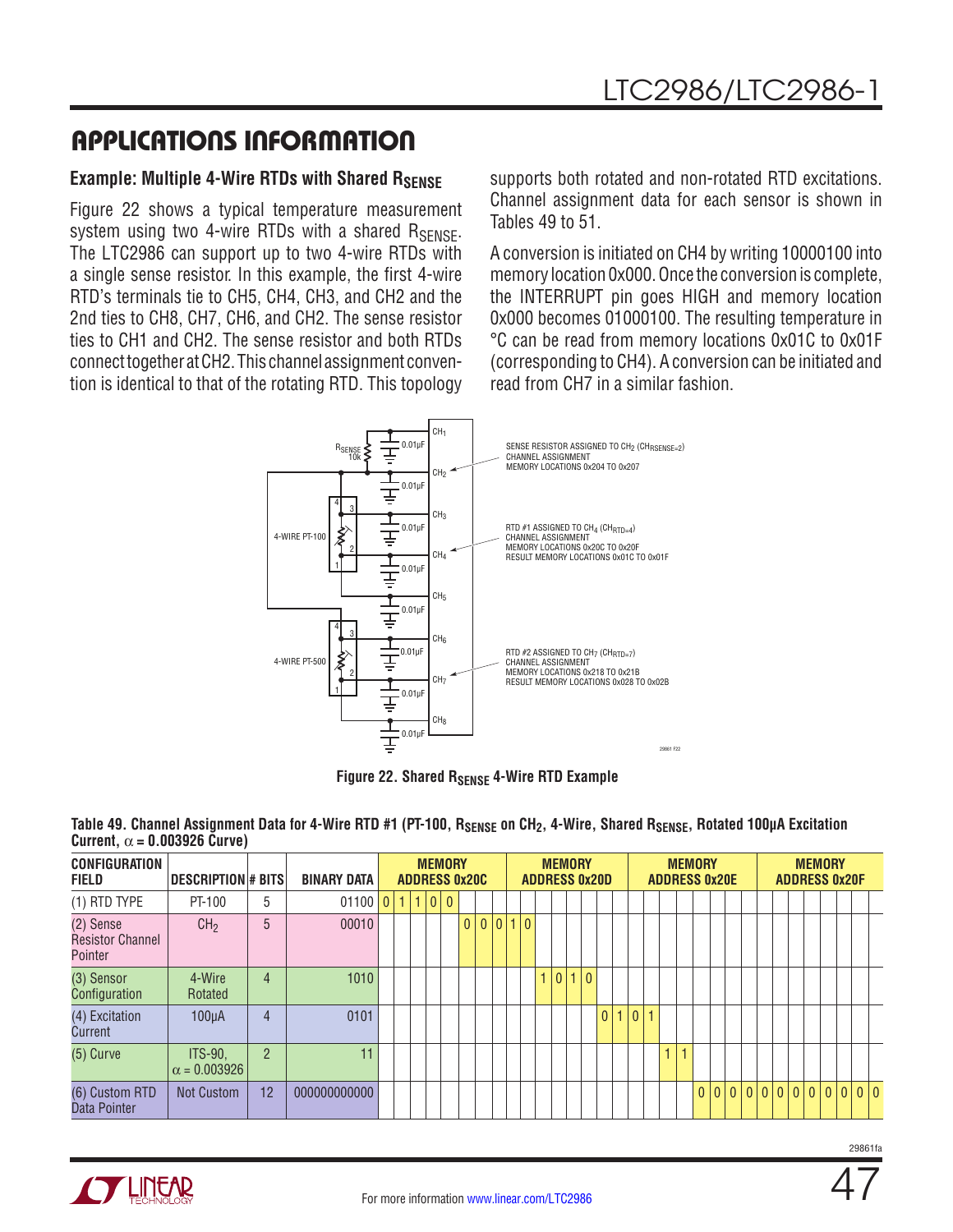# APPLICATIONS INFORMATION

### Example: Multiple 4-Wire RTDs with Shared $R_{SENSE}$

Figure 22 shows a typical temperature measurement system using two 4-wire RTDs with a shared $R_{SENSE}$. The LTC2986 can support up to two 4-wire RTDs with a single sense resistor. In this example, the first 4-wire RTD's terminals tie to CH5, CH4, CH3, and CH2 and the 2nd ties to CH8, CH7, CH6, and CH2. The sense resistor ties to CH1 and CH2. The sense resistor and both RTDs connect together at CH2. This channel assignment convention is identical to that of the rotating RTD. This topology supports both rotated and non-rotated RTD excitations. Channel assignment data for each sensor is shown in Tables 49 to 51.

A conversion is initiated on CH4 by writing 10000100 into memory location 0x000. Once the conversion is complete, the INTERRUPT pin goes HIGH and memory location 0x000 becomes 01000100. The resulting temperature in °C can be read from memory locations 0x01C to 0x01F (corresponding to CH4). A conversion can be initiated and read from CH7 in a similar fashion.

Figure 22. Shared $R_{SENSE}$ 4-Wire RTD Example

**Table 49. Channel Assignment Data for 4-Wire RTD #1 (PT-100, $R_{SENSE}$ on $CH_2$, 4-Wire, Shared $R_{SENSE}$, Rotated 100µA Excitation Current, $\alpha$ = 0.003926 Curve)**

| CONFIGURATION FIELD | DESCRIPTION | # BITS | BINARY DATA | MEMORY ADDRESS 0x20C | MEMORY ADDRESS 0x20D | MEMORY ADDRESS 0x20E | MEMORY ADDRESS 0x20F |
|---|---|---|---|---|---|---|---|
| (1) RTD TYPE | PT-100 | 5 | 01100 | 0 1 1 0 0 | | | |
| (2) Sense Resistor Channel Pointer | $CH_2$ | 5 | 00010 | 0 0 0 | 1 0 | | |
| (3) Sensor Configuration | 4-Wire Rotated | 4 | 1010 | | 1 0 1 0 | | |
| (4) Excitation Current | 100µA | 4 | 0101 | | 0 1 | 0 1 | |
| (5) Curve | ITS-90, $\alpha$ = 0.003926 | 2 | 11 | | | 1 1 | |
| (6) Custom RTD Data Pointer | Not Custom | 12 | 000000000000 | | | 0 0 0 0 | 0 0 0 0 0 0 0 0 |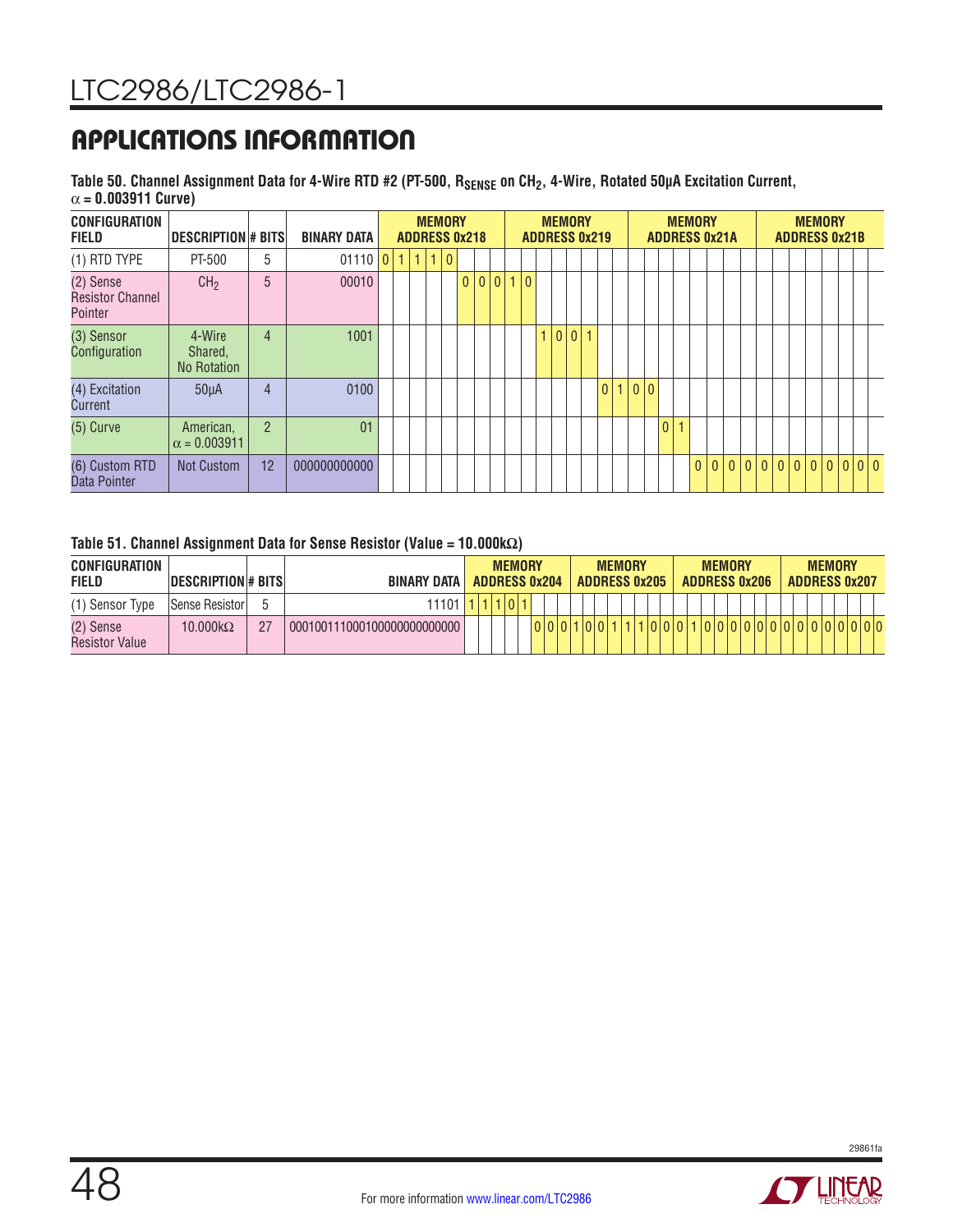## APPLICATIONS INFORMATION

**Table 50. Channel Assignment Data for 4-Wire RTD #2 (PT-500, $R_{SENSE}$ on $CH_2$, 4-Wire, Rotated 50µA Excitation Current, α = 0.003911 Curve)**

| CONFIGURATION FIELD | DESCRIPTION | # BITS | BINARY DATA | MEMORY ADDRESS 0x218 | MEMORY ADDRESS 0x219 | MEMORY ADDRESS 0x21A | MEMORY ADDRESS 0x21B |
|---|---|---|---|---|---|---|---|
| (1) RTD TYPE | PT-500 | 5 | 01110 | 0 1 1 1 0 | | | |
| (2) Sense Resistor Channel Pointer | $CH_2$ | 5 | 00010 | 0 0 0 | 1 0 | | |
| (3) Sensor Configuration | 4-Wire Shared, No Rotation | 4 | 1001 | | 1 0 0 1 | | |
| (4) Excitation Current | 50µA | 4 | 0100 | | 0 | 1 0 0 | |
| (5) Curve | American, α = 0.003911 | 2 | 01 | | | 0 1 | |
| (6) Custom RTD Data Pointer | Not Custom | 12 | 000000000000 | | | 0 0 0 0 | 0 0 0 0 0 0 0 0 |

**Table 51. Channel Assignment Data for Sense Resistor (Value = 10.000kΩ)**

| CONFIGURATION FIELD | DESCRIPTION | # BITS | BINARY DATA | MEMORY ADDRESS 0x204 | MEMORY ADDRESS 0x205 | MEMORY ADDRESS 0x206 | MEMORY ADDRESS 0x207 |
|---|---|---|---|---|---|---|---|
| (1) Sensor Type | Sense Resistor | 5 | 11101 | 1 1 1 0 1 | | | |
| (2) Sense Resistor Value | 10.000kΩ | 27 | 000100111000100000000000000 | 0 0 0 | 1 0 0 1 1 1 0 0 | 0 1 0 0 0 0 0 0 | 0 0 0 0 0 0 0 0 |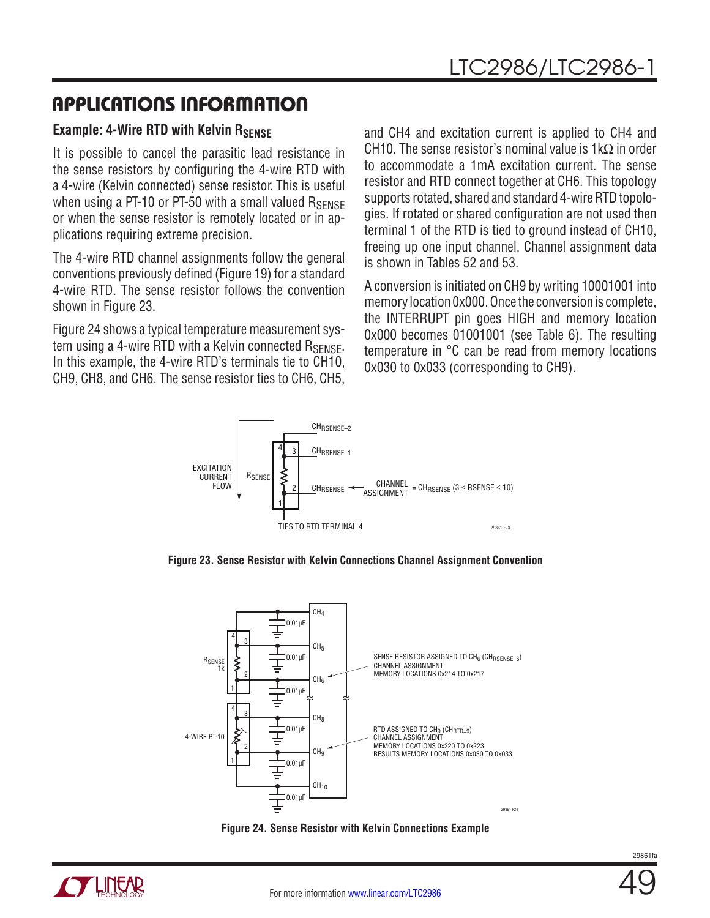## APPLICATIONS INFORMATION

### Example: 4-Wire RTD with Kelvin $R_{SENSE}$

It is possible to cancel the parasitic lead resistance in the sense resistors by configuring the 4-wire RTD with a 4-wire (Kelvin connected) sense resistor. This is useful when using a PT-10 or PT-50 with a small valued $R_{SENSE}$ or when the sense resistor is remotely located or in applications requiring extreme precision.

The 4-wire RTD channel assignments follow the general conventions previously defined (Figure 19) for a standard 4-wire RTD. The sense resistor follows the convention shown in Figure 23.

Figure 24 shows a typical temperature measurement system using a 4-wire RTD with a Kelvin connected $R_{SENSE}$. In this example, the 4-wire RTD's terminals tie to CH10, CH9, CH8, and CH6. The sense resistor ties to CH6, CH5, and CH4 and excitation current is applied to CH4 and CH10. The sense resistor's nominal value is 1kΩ in order to accommodate a 1mA excitation current. The sense resistor and RTD connect together at CH6. This topology supports rotated, shared and standard 4-wire RTD topologies. If rotated or shared configuration are not used then terminal 1 of the RTD is tied to ground instead of CH10, freeing up one input channel. Channel assignment data is shown in Tables 52 and 53.

A conversion is initiated on CH9 by writing 10001001 into memory location 0x000. Once the conversion is complete, the INTERRUPT pin goes HIGH and memory location 0x000 becomes 01001001 (see Table 6). The resulting temperature in °C can be read from memory locations 0x030 to 0x033 (corresponding to CH9).

**Figure 23. Sense Resistor with Kelvin Connections Channel Assignment Convention**

**Figure 24. Sense Resistor with Kelvin Connections Example**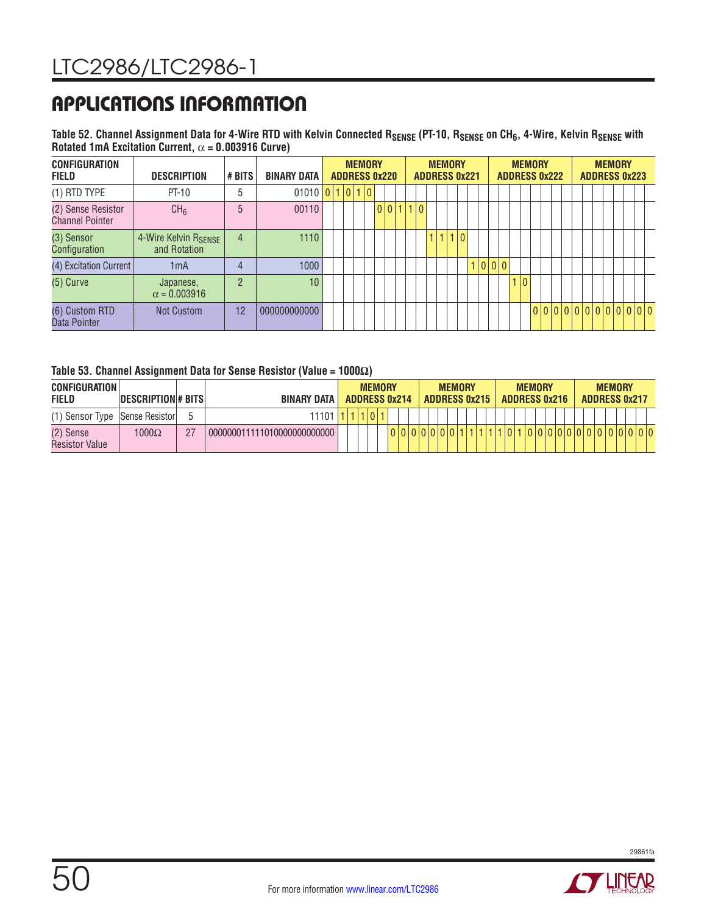## APPLICATIONS INFORMATION

**Table 52. Channel Assignment Data for 4-Wire RTD with Kelvin Connected $R_{SENSE}$ (PT-10, $R_{SENSE}$ on $CH_6$, 4-Wire, Kelvin $R_{SENSE}$ with Rotated 1mA Excitation Current, $\alpha$ = 0.003916 Curve)**

| CONFIGURATION FIELD | DESCRIPTION | # BITS | BINARY DATA | MEMORY ADDRESS 0x220 | MEMORY ADDRESS 0x221 | MEMORY ADDRESS 0x222 | MEMORY ADDRESS 0x223 |
|---|---|---|---|---|---|---|---|
| (1) RTD TYPE | PT-10 | 5 | 01010 | 0 1 0 1 0 | | | |
| (2) Sense Resistor Channel Pointer | $CH_6$ | 5 | 00110 | 0 0 1 | 1 0 | | |
| (3) Sensor Configuration | 4-Wire Kelvin $R_{SENSE}$ and Rotation | 4 | 1110 | | 1 1 1 0 | | |
| (4) Excitation Current | 1mA | 4 | 1000 | | 1 | 0 0 0 | |
| (5) Curve | Japanese, $\alpha$ = 0.003916 | 2 | 10 | | | 1 0 | |
| (6) Custom RTD Data Pointer | Not Custom | 12 | 000000000000 | | | 0 0 0 0 | 0 0 0 0 0 0 0 0 |

**Table 53. Channel Assignment Data for Sense Resistor (Value = 1000Ω)**

| CONFIGURATION FIELD | DESCRIPTION | # BITS | BINARY DATA | MEMORY ADDRESS 0x214 | MEMORY ADDRESS 0x215 | MEMORY ADDRESS 0x216 | MEMORY ADDRESS 0x217 |
|---|---|---|---|---|---|---|---|
| (1) Sensor Type | Sense Resistor | 5 | 11101 | 1 1 1 0 1 | | | |
| (2) Sense Resistor Value | 1000Ω | 27 | 000000011111010000000000000 | 0 0 0 | 0 0 0 0 1 1 1 1 | 1 0 1 0 0 0 0 0 | 0 0 0 0 0 0 0 0 |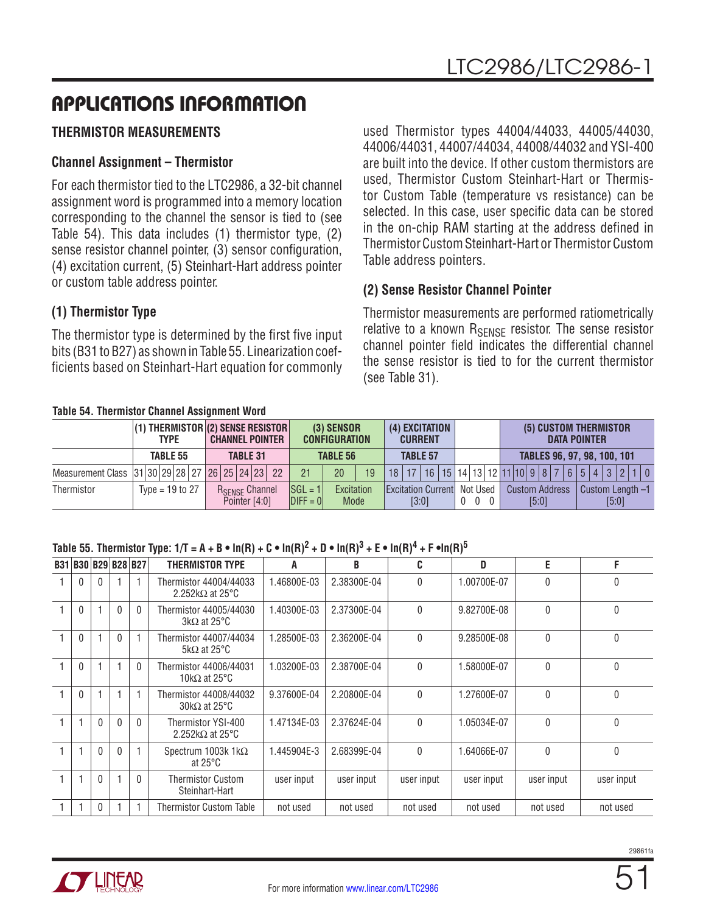## APPLICATIONS INFORMATION

### THERMISTOR MEASUREMENTS

#### Channel Assignment – Thermistor

For each thermistor tied to the LTC2986, a 32-bit channel assignment word is programmed into a memory location corresponding to the channel the sensor is tied to (see Table 54). This data includes (1) thermistor type, (2) sense resistor channel pointer, (3) sensor configuration, (4) excitation current, (5) Steinhart-Hart address pointer or custom table address pointer.

#### (1) Thermistor Type

The thermistor type is determined by the first five input bits (B31 to B27) as shown in Table 55. Linearization coefficients based on Steinhart-Hart equation for commonly used Thermistor types 44004/44033, 44005/44030, 44006/44031, 44007/44034, 44008/44032 and YSI-400 are built into the device. If other custom thermistors are used, Thermistor Custom Steinhart-Hart or Thermistor Custom Table (temperature vs resistance) can be selected. In this case, user specific data can be stored in the on-chip RAM starting at the address defined in Thermistor Custom Steinhart-Hart or Thermistor Custom Table address pointers.

#### (2) Sense Resistor Channel Pointer

Thermistor measurements are performed ratiometrically relative to a known $R_{SENSE}$ resistor. The sense resistor channel pointer field indicates the differential channel the sense resistor is tied to for the current thermistor (see Table 31).

**Table 54. Thermistor Channel Assignment Word**

| | (1) THERMISTOR TYPE | (2) SENSE RESISTOR CHANNEL POINTER | (3) SENSOR CONFIGURATION | | (4) EXCITATION CURRENT | | (5) CUSTOM THERMISTOR DATA POINTER | |
|---|---|---|---|---|---|---|---|---|
| | TABLE 55 | TABLE 31 | TABLE 56 | | TABLE 57 | | TABLES 96, 97, 98, 100, 101 | |
| Measurement Class | 31 30 29 28 27 | 26 25 24 23 22 | 21 | 20 19 | 18 17 16 15 | 14 13 12 | 11 10 9 8 7 6 | 5 4 3 2 1 0 |
| Thermistor | Type = 19 to 27 | $R_{SENSE}$ Channel Pointer [4:0] | SGL = 1 DIFF = 0 | Excitation Mode | Excitation Current [3:0] | Not Used 0 0 0 | Custom Address [5:0] | Custom Length –1 [5:0] |

**Table 55. Thermistor Type: $1/T = A + B \bullet \ln(R) + C \bullet \ln(R)^2 + D \bullet \ln(R)^3 + E \bullet \ln(R)^4 + F \bullet \ln(R)^5$**

| B31 | B30 | B29 | B28 | B27 | THERMISTOR TYPE | A | B | C | D | E | F |
|---|---|---|---|---|---|---|---|---|---|---|---|
| 1 | 0 | 0 | 1 | 1 | Thermistor 44004/44033 2.252kΩ at 25°C | 1.46800E-03 | 2.38300E-04 | 0 | 1.00700E-07 | 0 | 0 |
| 1 | 0 | 1 | 0 | 0 | Thermistor 44005/44030 3kΩ at 25°C | 1.40300E-03 | 2.37300E-04 | 0 | 9.82700E-08 | 0 | 0 |
| 1 | 0 | 1 | 0 | 1 | Thermistor 44007/44034 5kΩ at 25°C | 1.28500E-03 | 2.36200E-04 | 0 | 9.28500E-08 | 0 | 0 |
| 1 | 0 | 1 | 1 | 0 | Thermistor 44006/44031 10kΩ at 25°C | 1.03200E-03 | 2.38700E-04 | 0 | 1.58000E-07 | 0 | 0 |
| 1 | 0 | 1 | 1 | 1 | Thermistor 44008/44032 30kΩ at 25°C | 9.37600E-04 | 2.20800E-04 | 0 | 1.27600E-07 | 0 | 0 |
| 1 | 1 | 0 | 0 | 0 | Thermistor YSI-400 2.252kΩ at 25°C | 1.47134E-03 | 2.37624E-04 | 0 | 1.05034E-07 | 0 | 0 |
| 1 | 1 | 0 | 0 | 1 | Spectrum 1003k 1kΩ at 25°C | 1.445904E-3 | 2.68399E-04 | 0 | 1.64066E-07 | 0 | 0 |
| 1 | 1 | 0 | 1 | 0 | Thermistor Custom Steinhart-Hart | user input | user input | user input | user input | user input | user input |
| 1 | 1 | 0 | 1 | 1 | Thermistor Custom Table | not used | not used | not used | not used | not used | not used |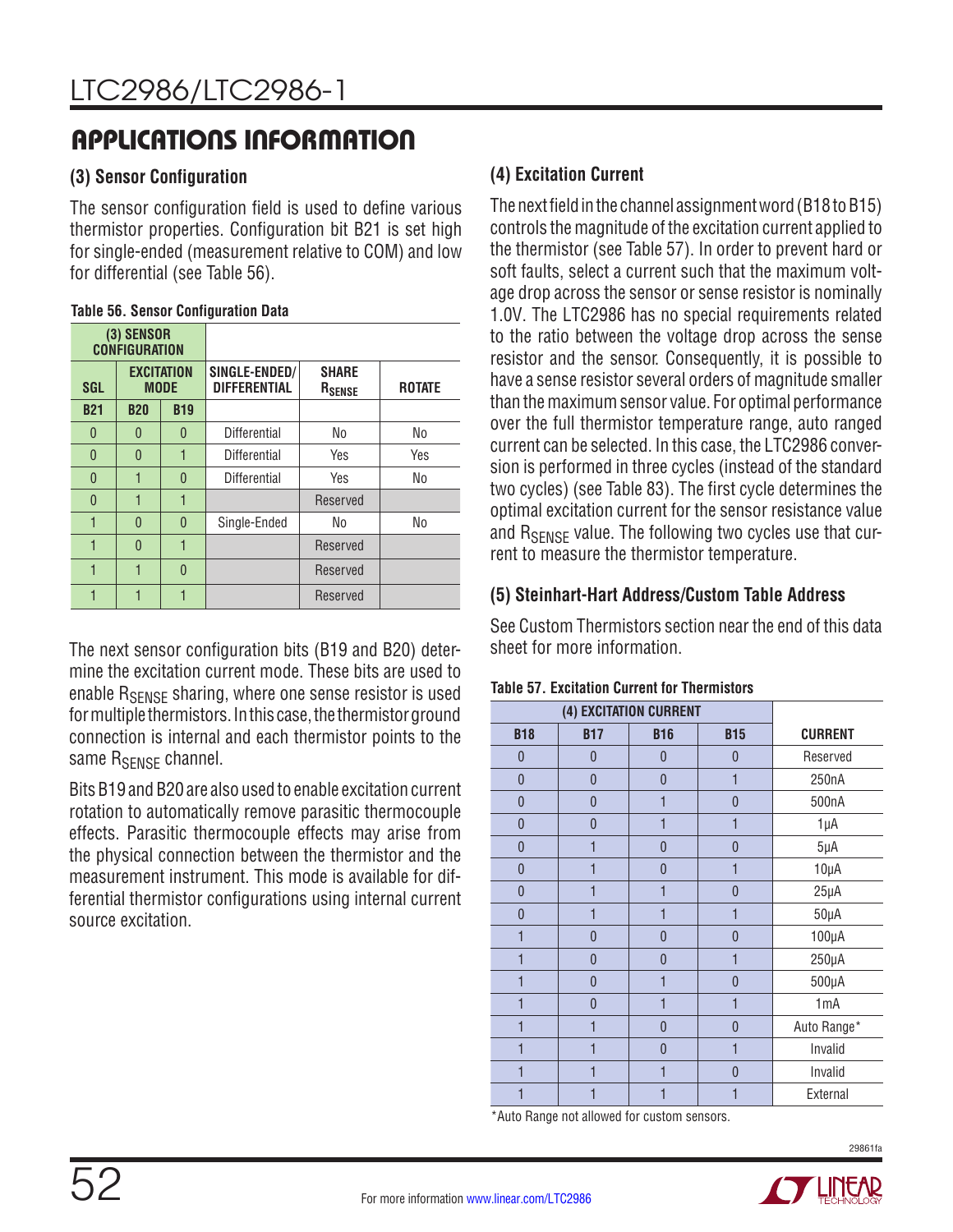## APPLICATIONS INFORMATION

### (3) Sensor Configuration

The sensor configuration field is used to define various thermistor properties. Configuration bit B21 is set high for single-ended (measurement relative to COM) and low for differential (see Table 56).

**Table 56. Sensor Configuration Data**

| (3) SENSOR CONFIGURATION | | | | | |
|---|---|---|---|---|---|
| SGL | EXCITATION MODE | | SINGLE-ENDED/ DIFFERENTIAL | SHARE $R_{SENSE}$ | ROTATE |
| B21 | B20 | B19 | | | |
| 0 | 0 | 0 | Differential | No | No |
| 0 | 0 | 1 | Differential | Yes | Yes |
| 0 | 1 | 0 | Differential | Yes | No |
| 0 | 1 | 1 | | Reserved | |
| 1 | 0 | 0 | Single-Ended | No | No |
| 1 | 0 | 1 | | Reserved | |
| 1 | 1 | 0 | | Reserved | |
| 1 | 1 | 1 | | Reserved | |

The next sensor configuration bits (B19 and B20) determine the excitation current mode. These bits are used to enable $R_{SENSE}$ sharing, where one sense resistor is used for multiple thermistors. In this case, the thermistor ground connection is internal and each thermistor points to the same $R_{SENSE}$ channel.

Bits B19 and B20 are also used to enable excitation current rotation to automatically remove parasitic thermocouple effects. Parasitic thermocouple effects may arise from the physical connection between the thermistor and the measurement instrument. This mode is available for differential thermistor configurations using internal current source excitation.

### (4) Excitation Current

The next field in the channel assignment word (B18 to B15) controls the magnitude of the excitation current applied to the thermistor (see Table 57). In order to prevent hard or soft faults, select a current such that the maximum voltage drop across the sensor or sense resistor is nominally 1.0V. The LTC2986 has no special requirements related to the ratio between the voltage drop across the sense resistor and the sensor. Consequently, it is possible to have a sense resistor several orders of magnitude smaller than the maximum sensor value. For optimal performance over the full thermistor temperature range, auto ranged current can be selected. In this case, the LTC2986 conversion is performed in three cycles (instead of the standard two cycles) (see Table 83). The first cycle determines the optimal excitation current for the sensor resistance value and $R_{SENSE}$ value. The following two cycles use that current to measure the thermistor temperature.

### (5) Steinhart-Hart Address/Custom Table Address

See Custom Thermistors section near the end of this data sheet for more information.

**Table 57. Excitation Current for Thermistors**

| (4) EXCITATION CURRENT | | | | |
|---|---|---|---|---|
| B18 | B17 | B16 | B15 | CURRENT |
| 0 | 0 | 0 | 0 | Reserved |
| 0 | 0 | 0 | 1 | 250nA |
| 0 | 0 | 1 | 0 | 500nA |
| 0 | 0 | 1 | 1 | 1µA |
| 0 | 1 | 0 | 0 | 5µA |
| 0 | 1 | 0 | 1 | 10µA |
| 0 | 1 | 1 | 0 | 25µA |
| 0 | 1 | 1 | 1 | 50µA |
| 1 | 0 | 0 | 0 | 100µA |
| 1 | 0 | 0 | 1 | 250µA |
| 1 | 0 | 1 | 0 | 500µA |
| 1 | 0 | 1 | 1 | 1mA |
| 1 | 1 | 0 | 0 | Auto Range* |
| 1 | 1 | 0 | 1 | Invalid |
| 1 | 1 | 1 | 0 | Invalid |
| 1 | 1 | 1 | 1 | External |

*Auto Range not allowed for custom sensors.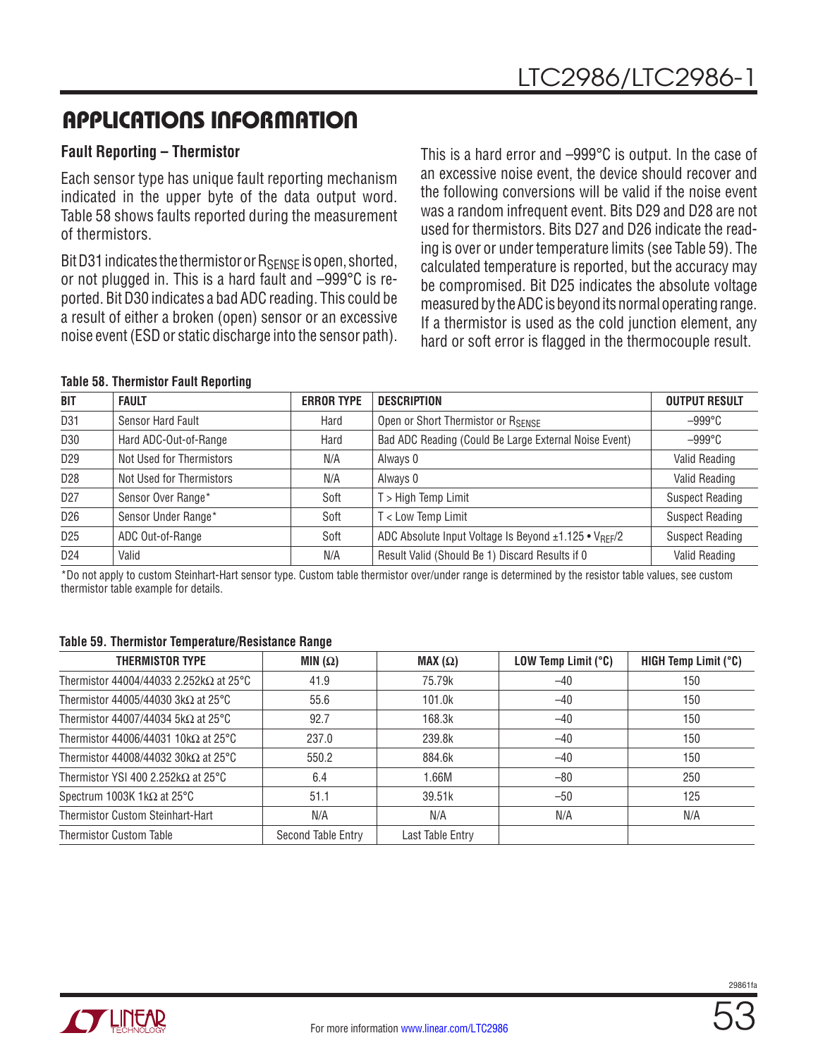## APPLICATIONS INFORMATION

### Fault Reporting – Thermistor

Each sensor type has unique fault reporting mechanism indicated in the upper byte of the data output word. Table 58 shows faults reported during the measurement of thermistors.

Bit D31 indicates the thermistor or $R_{SENSE}$ is open, shorted, or not plugged in. This is a hard fault and –999°C is reported. Bit D30 indicates a bad ADC reading. This could be a result of either a broken (open) sensor or an excessive noise event (ESD or static discharge into the sensor path). This is a hard error and –999°C is output. In the case of an excessive noise event, the device should recover and the following conversions will be valid if the noise event was a random infrequent event. Bits D29 and D28 are not used for thermistors. Bits D27 and D26 indicate the reading is over or under temperature limits (see Table 59). The calculated temperature is reported, but the accuracy may be compromised. Bit D25 indicates the absolute voltage measured by the ADC is beyond its normal operating range. If a thermistor is used as the cold junction element, any hard or soft error is flagged in the thermocouple result.

**Table 58. Thermistor Fault Reporting**

| BIT | FAULT | ERROR TYPE | DESCRIPTION | OUTPUT RESULT |
|---|---|---|---|---|
| D31 | Sensor Hard Fault | Hard | Open or Short Thermistor or $R_{SENSE}$ | –999°C |
| D30 | Hard ADC-Out-of-Range | Hard | Bad ADC Reading (Could Be Large External Noise Event) | –999°C |
| D29 | Not Used for Thermistors | N/A | Always 0 | Valid Reading |
| D28 | Not Used for Thermistors | N/A | Always 0 | Valid Reading |
| D27 | Sensor Over Range* | Soft | T > High Temp Limit | Suspect Reading |
| D26 | Sensor Under Range* | Soft | T < Low Temp Limit | Suspect Reading |
| D25 | ADC Out-of-Range | Soft | ADC Absolute Input Voltage Is Beyond ±1.125 • $V_{REF}$/2 | Suspect Reading |
| D24 | Valid | N/A | Result Valid (Should Be 1) Discard Results if 0 | Valid Reading |

*Do not apply to custom Steinhart-Hart sensor type. Custom table thermistor over/under range is determined by the resistor table values, see custom thermistor table example for details.

**Table 59. Thermistor Temperature/Resistance Range**

| THERMISTOR TYPE | MIN (Ω) | MAX (Ω) | LOW Temp Limit (°C) | HIGH Temp Limit (°C) |
|---|---|---|---|---|
| Thermistor 44004/44033 2.252kΩ at 25°C | 41.9 | 75.79k | –40 | 150 |
| Thermistor 44005/44030 3kΩ at 25°C | 55.6 | 101.0k | –40 | 150 |
| Thermistor 44007/44034 5kΩ at 25°C | 92.7 | 168.3k | –40 | 150 |
| Thermistor 44006/44031 10kΩ at 25°C | 237.0 | 239.8k | –40 | 150 |
| Thermistor 44008/44032 30kΩ at 25°C | 550.2 | 884.6k | –40 | 150 |
| Thermistor YSI 400 2.252kΩ at 25°C | 6.4 | 1.66M | –80 | 250 |
| Spectrum 1003K 1kΩ at 25°C | 51.1 | 39.51k | –50 | 125 |
| Thermistor Custom Steinhart-Hart | N/A | N/A | N/A | N/A |
| Thermistor Custom Table | Second Table Entry | Last Table Entry | | |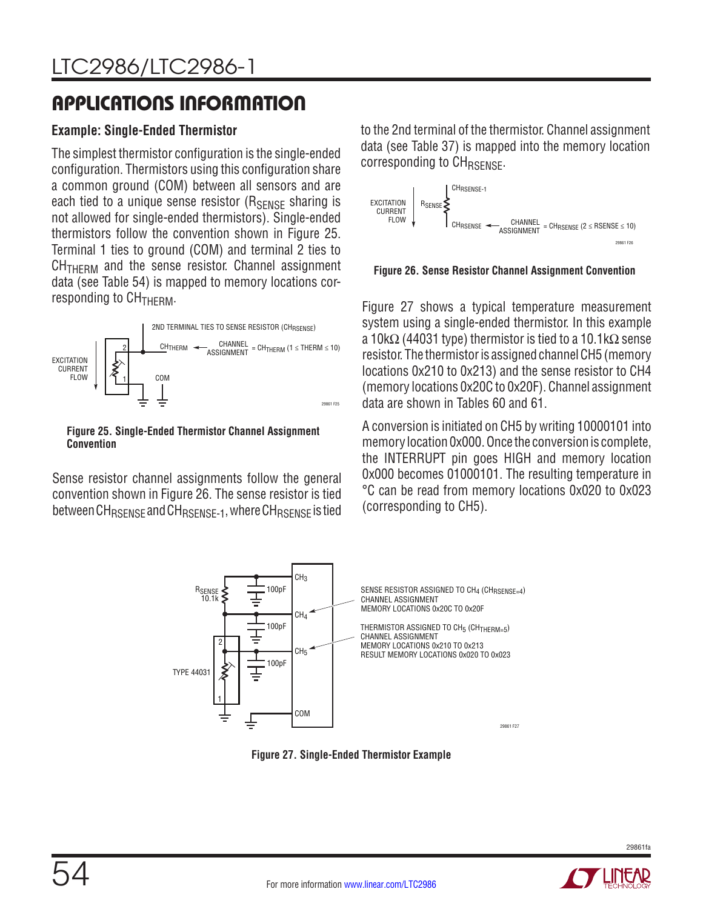## APPLICATIONS INFORMATION

### Example: Single-Ended Thermistor

The simplest thermistor configuration is the single-ended configuration. Thermistors using this configuration share a common ground (COM) between all sensors and are each tied to a unique sense resistor ($R_{SENSE}$ sharing is not allowed for single-ended thermistors). Single-ended thermistors follow the convention shown in Figure 25. Terminal 1 ties to ground (COM) and terminal 2 ties to $CH_{THERM}$ and the sense resistor. Channel assignment data (see Table 54) is mapped to memory locations corresponding to $CH_{THERM}$.

**Figure 25. Single-Ended Thermistor Channel Assignment Convention**

Sense resistor channel assignments follow the general convention shown in Figure 26. The sense resistor is tied between $CH_{RSENSE}$ and $CH_{RSENSE-1}$, where $CH_{RSENSE}$ is tied to the 2nd terminal of the thermistor. Channel assignment data (see Table 37) is mapped into the memory location corresponding to $CH_{RSENSE}$.

**Figure 26. Sense Resistor Channel Assignment Convention**

Figure 27 shows a typical temperature measurement system using a single-ended thermistor. In this example a 10kΩ (44031 type) thermistor is tied to a 10.1kΩ sense resistor. The thermistor is assigned channel CH5 (memory locations 0x210 to 0x213) and the sense resistor to CH4 (memory locations 0x20C to 0x20F). Channel assignment data are shown in Tables 60 and 61.

A conversion is initiated on CH5 by writing 10000101 into memory location 0x000. Once the conversion is complete, the INTERRUPT pin goes HIGH and memory location 0x000 becomes 01000101. The resulting temperature in °C can be read from memory locations 0x020 to 0x023 (corresponding to CH5).

**Figure 27. Single-Ended Thermistor Example**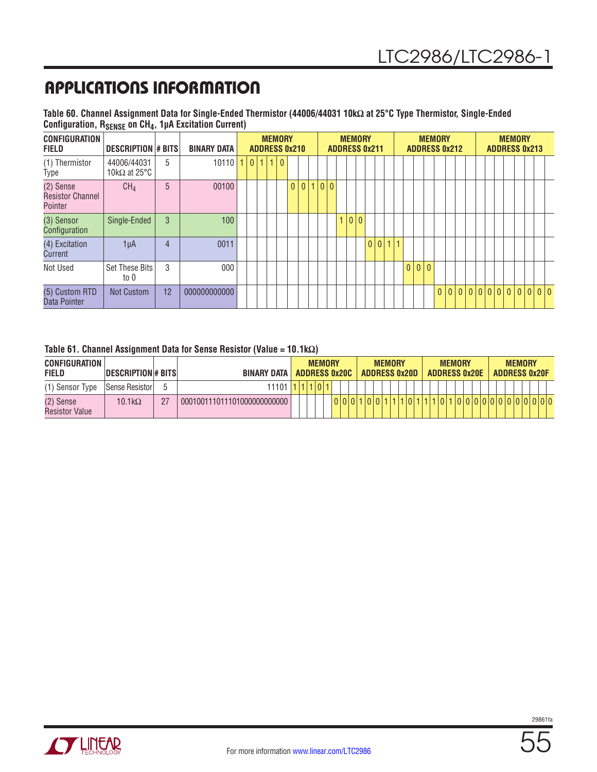## APPLICATIONS INFORMATION

**Table 60. Channel Assignment Data for Single-Ended Thermistor (44006/44031 10kΩ at 25°C Type Thermistor, Single-Ended Configuration, $R_{SENSE}$ on $CH_4$, 1µA Excitation Current)**

| CONFIGURATION FIELD | DESCRIPTION | # BITS | BINARY DATA | MEMORY ADDRESS 0x210 | MEMORY ADDRESS 0x211 | MEMORY ADDRESS 0x212 | MEMORY ADDRESS 0x213 |
|---|---|---|---|---|---|---|---|
| (1) Thermistor Type | 44006/44031 10kΩ at 25°C | 5 | 10110 | 1 0 1 1 0 | | | |
| (2) Sense Resistor Channel Pointer | $CH_4$ | 5 | 00100 | 0 0 1 | 0 0 | | |
| (3) Sensor Configuration | Single-Ended | 3 | 100 | | 1 0 0 | | |
| (4) Excitation Current | 1µA | 4 | 0011 | | 0 0 1 | 1 | |
| Not Used | Set These Bits to 0 | 3 | 000 | | | 0 0 0 | |
| (5) Custom RTD Data Pointer | Not Custom | 12 | 000000000000 | | | 0 0 0 0 | 0 0 0 0 0 0 0 0 |

**Table 61. Channel Assignment Data for Sense Resistor (Value = 10.1kΩ)**

| CONFIGURATION FIELD | DESCRIPTION | # BITS | BINARY DATA | MEMORY ADDRESS 0x20C | MEMORY ADDRESS 0x20D | MEMORY ADDRESS 0x20E | MEMORY ADDRESS 0x20F |
|---|---|---|---|---|---|---|---|
| (1) Sensor Type | Sense Resistor | 5 | 11101 | 1 1 1 0 1 | | | |
| (2) Sense Resistor Value | 10.1kΩ | 27 | 000100111011101000000000000 | 0 0 0 | 1 0 0 1 1 1 0 1 | 1 1 0 1 0 0 0 0 | 0 0 0 0 0 0 0 0 |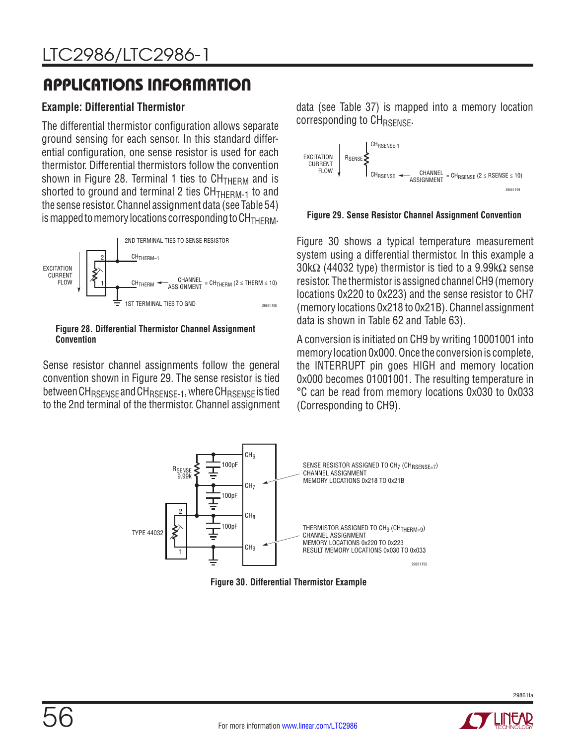## APPLICATIONS INFORMATION

### Example: Differential Thermistor

The differential thermistor configuration allows separate ground sensing for each sensor. In this standard differential configuration, one sense resistor is used for each thermistor. Differential thermistors follow the convention shown in Figure 28. Terminal 1 ties to $CH_{THERM}$ and is shorted to ground and terminal 2 ties $CH_{THERM-1}$ to and the sense resistor. Channel assignment data (see Table 54) is mapped to memory locations corresponding to $CH_{THERM}$.

**Figure 28. Differential Thermistor Channel Assignment Convention**

Sense resistor channel assignments follow the general convention shown in Figure 29. The sense resistor is tied between $CH_{RSENSE}$ and $CH_{RSENSE-1}$, where $CH_{RSENSE}$ is tied to the 2nd terminal of the thermistor. Channel assignment data (see Table 37) is mapped into a memory location corresponding to $CH_{RSENSE}$.

**Figure 29. Sense Resistor Channel Assignment Convention**

Figure 30 shows a typical temperature measurement system using a differential thermistor. In this example a 30kΩ (44032 type) thermistor is tied to a 9.99kΩ sense resistor. The thermistor is assigned channel CH9 (memory locations 0x220 to 0x223) and the sense resistor to CH7 (memory locations 0x218 to 0x21B). Channel assignment data is shown in Table 62 and Table 63).

A conversion is initiated on CH9 by writing 10001001 into memory location 0x000. Once the conversion is complete, the INTERRUPT pin goes HIGH and memory location 0x000 becomes 01001001. The resulting temperature in °C can be read from memory locations 0x030 to 0x033 (Corresponding to CH9).

**Figure 30. Differential Thermistor Example**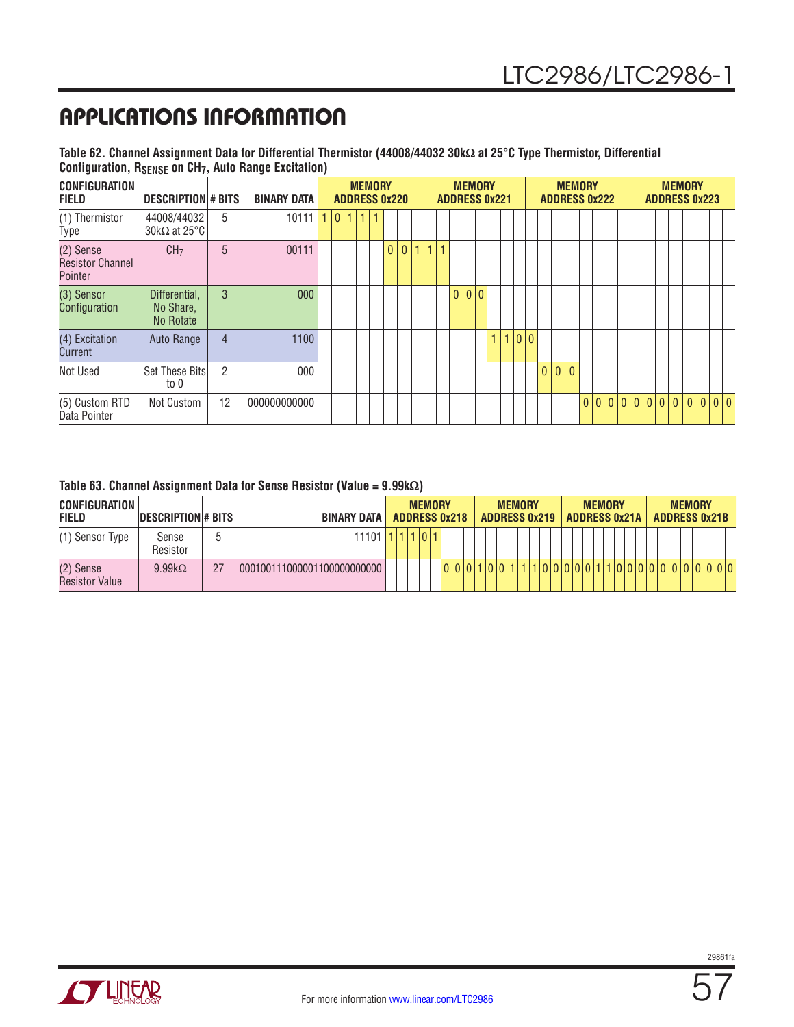# APPLICATIONS INFORMATION

**Table 62. Channel Assignment Data for Differential Thermistor (44008/44032 30kΩ at 25°C Type Thermistor, Differential Configuration, $R_{SENSE}$ on $CH_7$, Auto Range Excitation)**

| CONFIGURATION FIELD | DESCRIPTION | # BITS | BINARY DATA | MEMORY ADDRESS 0x220 | MEMORY ADDRESS 0x221 | MEMORY ADDRESS 0x222 | MEMORY ADDRESS 0x223 |
|---|---|---|---|---|---|---|---|
| (1) Thermistor Type | 44008/44032 30kΩ at 25°C | 5 | 10111 | 1 0 1 1 1 | | | |
| (2) Sense Resistor Channel Pointer | $CH_7$ | 5 | 00111 | 0 0 1 | 1 1 | | |
| (3) Sensor Configuration | Differential, No Share, No Rotate | 3 | 000 | | 0 0 0 | | |
| (4) Excitation Current | Auto Range | 4 | 1100 | | 1 1 0 | 0 | |
| Not Used | Set These Bits to 0 | 2 | 000 | | | 0 0 0 | |
| (5) Custom RTD Data Pointer | Not Custom | 12 | 000000000000 | | | 0 0 0 0 | 0 0 0 0 0 0 0 0 |

**Table 63. Channel Assignment Data for Sense Resistor (Value = 9.99kΩ)**

| CONFIGURATION FIELD | DESCRIPTION | # BITS | BINARY DATA | MEMORY ADDRESS 0x218 | MEMORY ADDRESS 0x219 | MEMORY ADDRESS 0x21A | MEMORY ADDRESS 0x21B |
|---|---|---|---|---|---|---|---|
| (1) Sensor Type | Sense Resistor | 5 | 11101 | 1 1 1 0 1 | | | |
| (2) Sense Resistor Value | 9.99kΩ | 27 | 000100111000001100000000000 | 0 0 0 | 1 0 0 1 1 1 0 0 | 0 0 0 1 1 0 0 0 | 0 0 0 0 0 0 0 0 |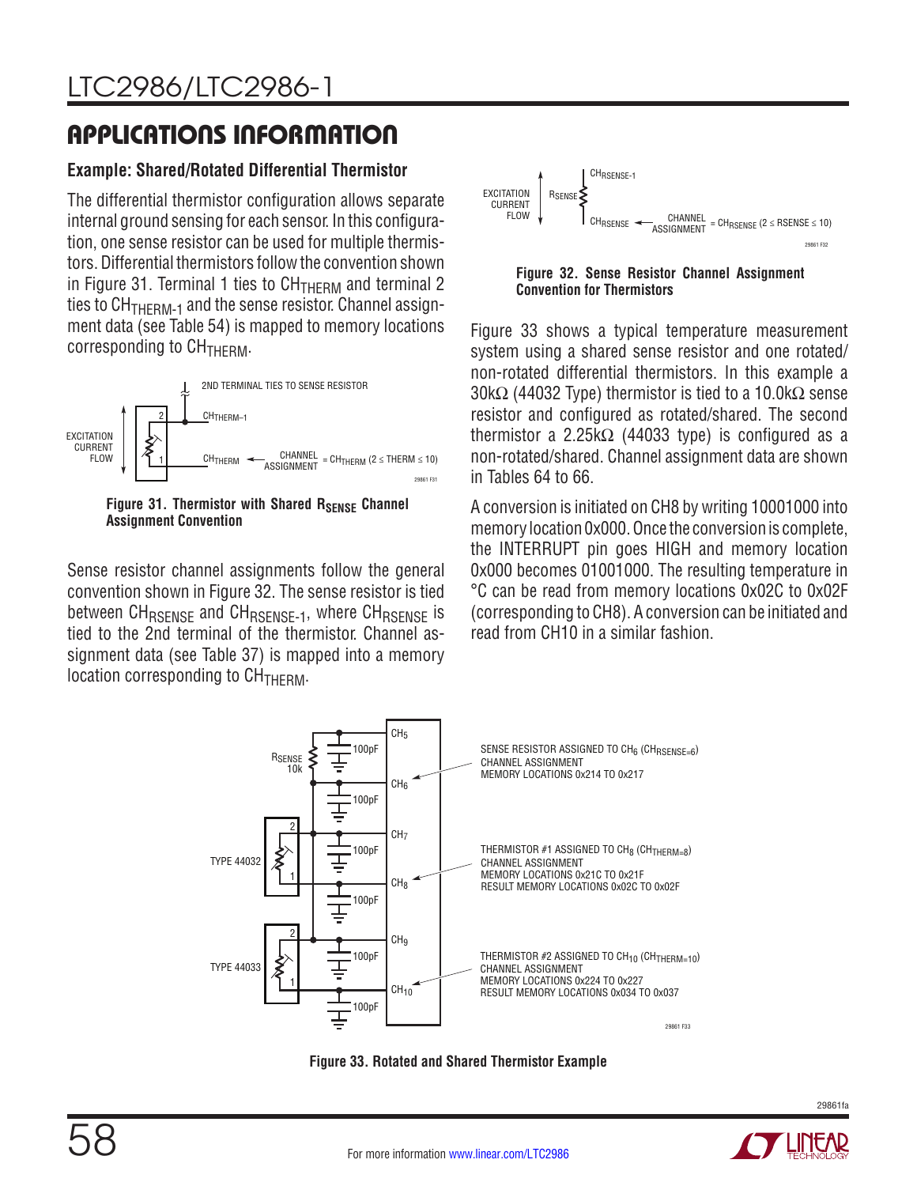## APPLICATIONS INFORMATION

### Example: Shared/Rotated Differential Thermistor

The differential thermistor configuration allows separate internal ground sensing for each sensor. In this configuration, one sense resistor can be used for multiple thermistors. Differential thermistors follow the convention shown in Figure 31. Terminal 1 ties to $CH_{THERM}$ and terminal 2 ties to $CH_{THERM-1}$ and the sense resistor. Channel assignment data (see Table 54) is mapped to memory locations corresponding to $CH_{THERM}$.

**Figure 31. Thermistor with Shared $R_{SENSE}$ Channel Assignment Convention**

Sense resistor channel assignments follow the general convention shown in Figure 32. The sense resistor is tied between $CH_{RSENSE}$ and $CH_{RSENSE-1}$, where $CH_{RSENSE}$ is tied to the 2nd terminal of the thermistor. Channel assignment data (see Table 37) is mapped into a memory location corresponding to $CH_{THERM}$.

**Figure 32. Sense Resistor Channel Assignment Convention for Thermistors**

Figure 33 shows a typical temperature measurement system using a shared sense resistor and one rotated/non-rotated differential thermistors. In this example a 30kΩ (44032 Type) thermistor is tied to a 10.0kΩ sense resistor and configured as rotated/shared. The second thermistor a 2.25kΩ (44033 type) is configured as a non-rotated/shared. Channel assignment data are shown in Tables 64 to 66.

A conversion is initiated on CH8 by writing 10001000 into memory location 0x000. Once the conversion is complete, the INTERRUPT pin goes HIGH and memory location 0x000 becomes 01001000. The resulting temperature in °C can be read from memory locations 0x02C to 0x02F (corresponding to CH8). A conversion can be initiated and read from CH10 in a similar fashion.

**Figure 33. Rotated and Shared Thermistor Example**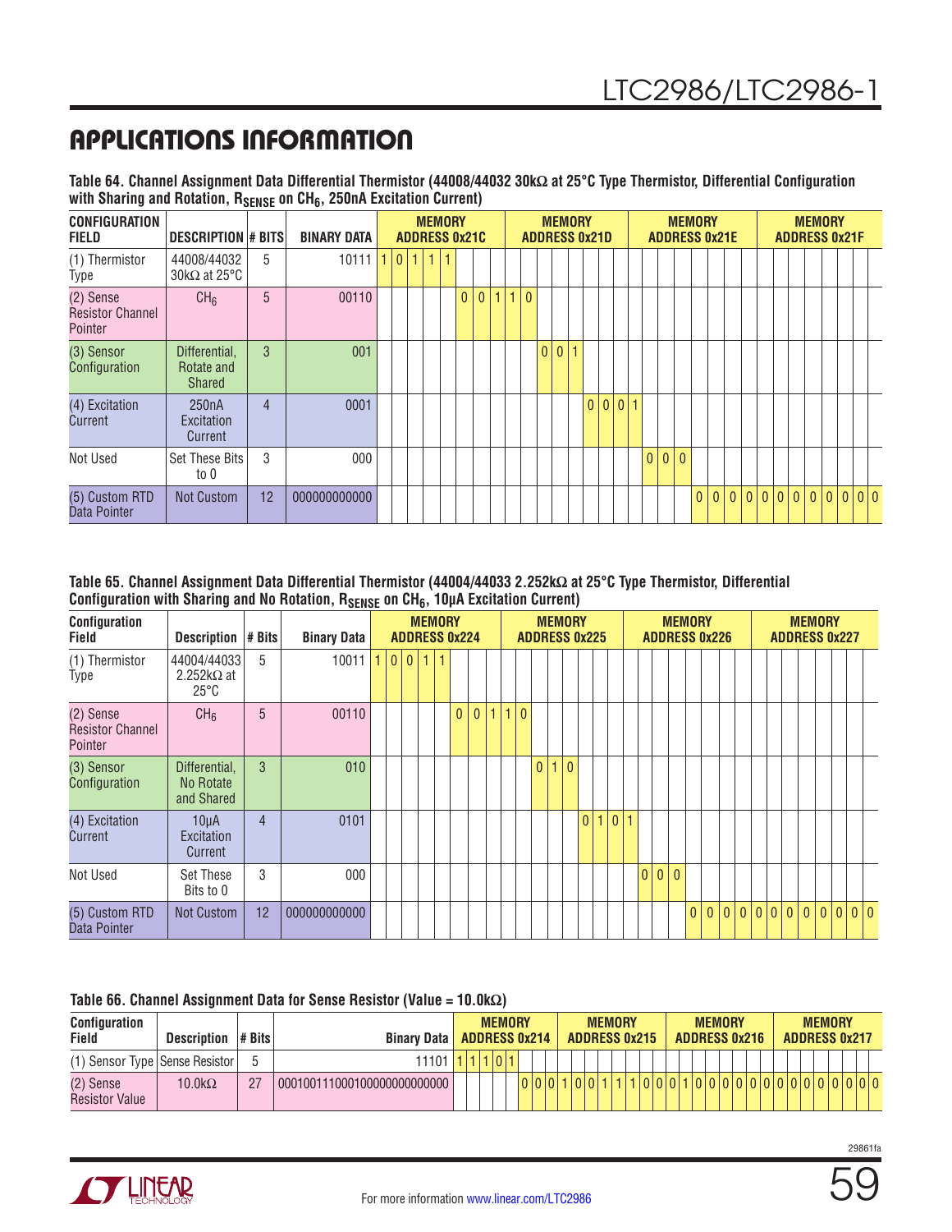# APPLICATIONS INFORMATION

**Table 64. Channel Assignment Data Differential Thermistor (44008/44032 30kΩ at 25°C Type Thermistor, Differential Configuration with Sharing and Rotation, $R_{SENSE}$ on $CH_6$, 250nA Excitation Current)**

| CONFIGURATION FIELD | DESCRIPTION | # BITS | BINARY DATA | MEMORY ADDRESS 0x21C | MEMORY ADDRESS 0x21D | MEMORY ADDRESS 0x21E | MEMORY ADDRESS 0x21F |
|---|---|---|---|---|---|---|---|
| (1) Thermistor Type | 44008/44032 30kΩ at 25°C | 5 | 10111 | 1 0 1 1 1 | | | |
| (2) Sense Resistor Channel Pointer | $CH_6$ | 5 | 00110 | 0 0 1 | 1 0 | | |
| (3) Sensor Configuration | Differential, Rotate and Shared | 3 | 001 | | 0 0 1 | | |
| (4) Excitation Current | 250nA Excitation Current | 4 | 0001 | | 0 0 0 | 1 | |
| Not Used | Set These Bits to 0 | 3 | 000 | | | 0 0 0 | |
| (5) Custom RTD Data Pointer | Not Custom | 12 | 000000000000 | | | 0 0 0 0 | 0 0 0 0 0 0 0 0 |

**Table 65. Channel Assignment Data Differential Thermistor (44004/44033 2.252kΩ at 25°C Type Thermistor, Differential Configuration with Sharing and No Rotation, $R_{SENSE}$ on $CH_6$, 10µA Excitation Current)**

| Configuration Field | Description | # Bits | Binary Data | MEMORY ADDRESS 0x224 | MEMORY ADDRESS 0x225 | MEMORY ADDRESS 0x226 | MEMORY ADDRESS 0x227 |
|---|---|---|---|---|---|---|---|
| (1) Thermistor Type | 44004/44033 2.252kΩ at 25°C | 5 | 10011 | 1 0 0 1 1 | | | |
| (2) Sense Resistor Channel Pointer | $CH_6$ | 5 | 00110 | 0 0 1 | 1 0 | | |
| (3) Sensor Configuration | Differential, No Rotate and Shared | 3 | 010 | | 0 1 0 | | |
| (4) Excitation Current | 10µA Excitation Current | 4 | 0101 | | 0 1 0 | 1 | |
| Not Used | Set These Bits to 0 | 3 | 000 | | | 0 0 0 | |
| (5) Custom RTD Data Pointer | Not Custom | 12 | 000000000000 | | | 0 0 0 0 | 0 0 0 0 0 0 0 0 |

**Table 66. Channel Assignment Data for Sense Resistor (Value = 10.0kΩ)**

| Configuration Field | Description | # Bits | Binary Data | MEMORY ADDRESS 0x214 | MEMORY ADDRESS 0x215 | MEMORY ADDRESS 0x216 | MEMORY ADDRESS 0x217 |
|---|---|---|---|---|---|---|---|
| (1) Sensor Type | Sense Resistor | 5 | 11101 | 1 1 1 0 1 | | | |
| (2) Sense Resistor Value | 10.0kΩ | 27 | 000100111000100000000000000 | 0 0 0 | 1 0 0 1 1 1 0 0 | 0 1 0 0 0 0 0 0 | 0 0 0 0 0 0 0 0 |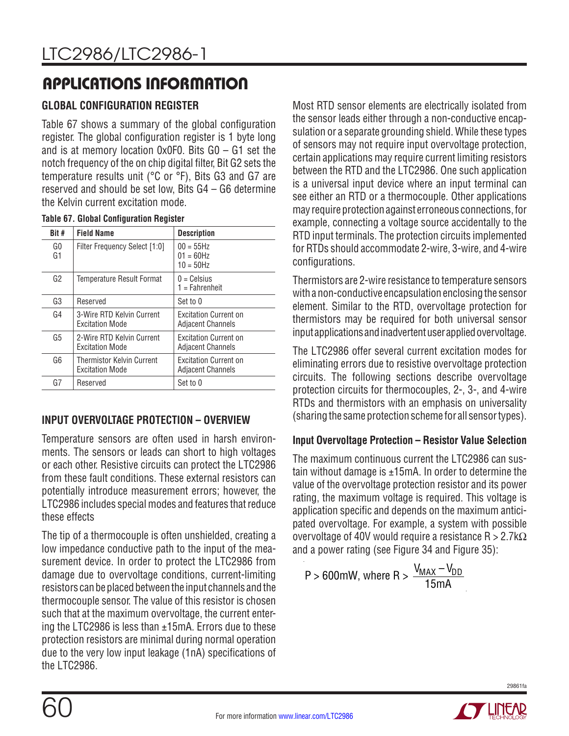## APPLICATIONS INFORMATION

### GLOBAL CONFIGURATION REGISTER

Table 67 shows a summary of the global configuration register. The global configuration register is 1 byte long and is at memory location 0x0F0. Bits G0 – G1 set the notch frequency of the on chip digital filter, Bit G2 sets the temperature results unit (°C or °F), Bits G3 and G7 are reserved and should be set low, Bits G4 – G6 determine the Kelvin current excitation mode.

**Table 67. Global Configuration Register**

| Bit # | Field Name | Description |
|---|---|---|
| G0<br>G1 | Filter Frequency Select [1:0] | 00 = 55Hz<br>01 = 60Hz<br>10 = 50Hz |
| G2 | Temperature Result Format | 0 = Celsius<br>1 = Fahrenheit |
| G3 | Reserved | Set to 0 |
| G4 | 3-Wire RTD Kelvin Current Excitation Mode | Excitation Current on Adjacent Channels |
| G5 | 2-Wire RTD Kelvin Current Excitation Mode | Excitation Current on Adjacent Channels |
| G6 | Thermistor Kelvin Current Excitation Mode | Excitation Current on Adjacent Channels |
| G7 | Reserved | Set to 0 |

### INPUT OVERVOLTAGE PROTECTION – OVERVIEW

Temperature sensors are often used in harsh environments. The sensors or leads can short to high voltages or each other. Resistive circuits can protect the LTC2986 from these fault conditions. These external resistors can potentially introduce measurement errors; however, the LTC2986 includes special modes and features that reduce these effects

The tip of a thermocouple is often unshielded, creating a low impedance conductive path to the input of the measurement device. In order to protect the LTC2986 from damage due to overvoltage conditions, current-limiting resistors can be placed between the input channels and the thermocouple sensor. The value of this resistor is chosen such that at the maximum overvoltage, the current entering the LTC2986 is less than ±15mA. Errors due to these protection resistors are minimal during normal operation due to the very low input leakage (1nA) specifications of the LTC2986.

Most RTD sensor elements are electrically isolated from the sensor leads either through a non-conductive encapsulation or a separate grounding shield. While these types of sensors may not require input overvoltage protection, certain applications may require current limiting resistors between the RTD and the LTC2986. One such application is a universal input device where an input terminal can see either an RTD or a thermocouple. Other applications may require protection against erroneous connections, for example, connecting a voltage source accidentally to the RTD input terminals. The protection circuits implemented for RTDs should accommodate 2-wire, 3-wire, and 4-wire configurations.

Thermistors are 2-wire resistance to temperature sensors with a non-conductive encapsulation enclosing the sensor element. Similar to the RTD, overvoltage protection for thermistors may be required for both universal sensor input applications and inadvertent user applied overvoltage.

The LTC2986 offer several current excitation modes for eliminating errors due to resistive overvoltage protection circuits. The following sections describe overvoltage protection circuits for thermocouples, 2-, 3-, and 4-wire RTDs and thermistors with an emphasis on universality (sharing the same protection scheme for all sensor types).

#### Input Overvoltage Protection – Resistor Value Selection

The maximum continuous current the LTC2986 can sustain without damage is ±15mA. In order to determine the value of the overvoltage protection resistor and its power rating, the maximum voltage is required. This voltage is application specific and depends on the maximum anticipated overvoltage. For example, a system with possible overvoltage of 40V would require a resistance R > 2.7kΩ and a power rating (see Figure 34 and Figure 35):

$$P > 600\text{mW, where } R > \frac{V_{MAX} - V_{DD}}{15\text{mA}}$$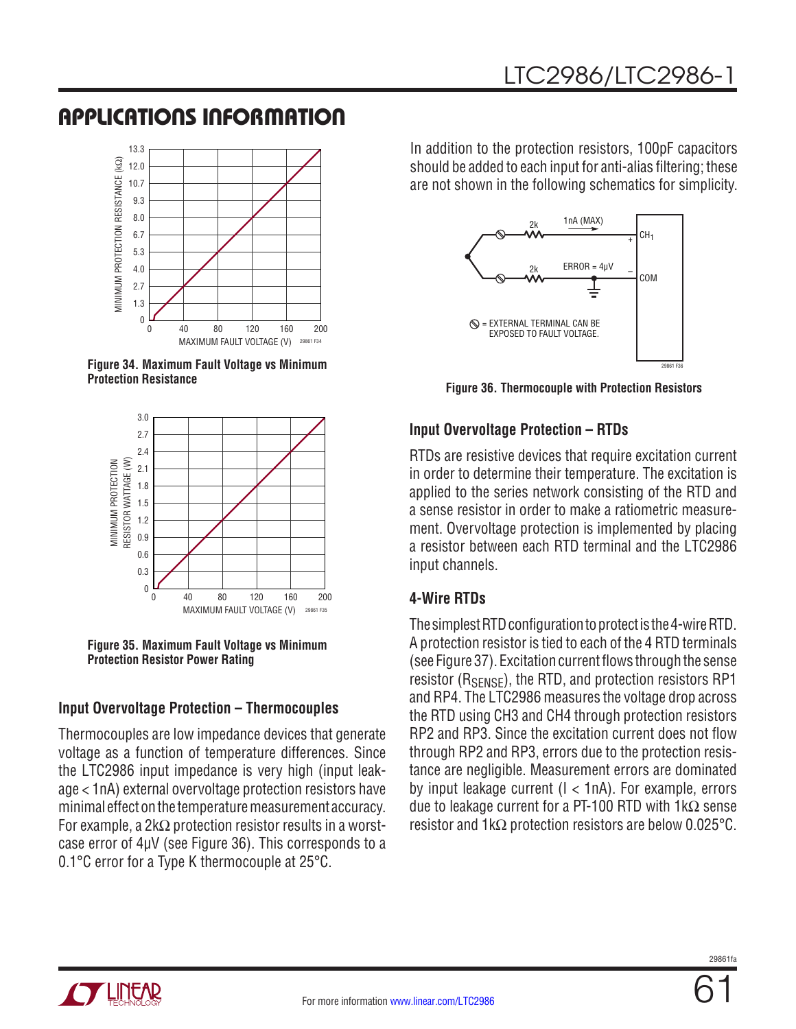## APPLICATIONS INFORMATION

Figure 34. Maximum Fault Voltage vs Minimum Protection Resistance

Figure 35. Maximum Fault Voltage vs Minimum Protection Resistor Power Rating

### Input Overvoltage Protection – Thermocouples

Thermocouples are low impedance devices that generate voltage as a function of temperature differences. Since the LTC2986 input impedance is very high (input leakage < 1nA) external overvoltage protection resistors have minimal effect on the temperature measurement accuracy. For example, a 2kΩ protection resistor results in a worst-case error of 4μV (see Figure 36). This corresponds to a 0.1°C error for a Type K thermocouple at 25°C.

In addition to the protection resistors, 100pF capacitors should be added to each input for anti-alias filtering; these are not shown in the following schematics for simplicity.

Figure 36. Thermocouple with Protection Resistors

### Input Overvoltage Protection – RTDs

RTDs are resistive devices that require excitation current in order to determine their temperature. The excitation is applied to the series network consisting of the RTD and a sense resistor in order to make a ratiometric measurement. Overvoltage protection is implemented by placing a resistor between each RTD terminal and the LTC2986 input channels.

### 4-Wire RTDs

The simplest RTD configuration to protect is the 4-wire RTD. A protection resistor is tied to each of the 4 RTD terminals (see Figure 37). Excitation current flows through the sense resistor ($R_{SENSE}$), the RTD, and protection resistors RP1 and RP4. The LTC2986 measures the voltage drop across the RTD using CH3 and CH4 through protection resistors RP2 and RP3. Since the excitation current does not flow through RP2 and RP3, errors due to the protection resistance are negligible. Measurement errors are dominated by input leakage current (I < 1nA). For example, errors due to leakage current for a PT-100 RTD with 1kΩ sense resistor and 1kΩ protection resistors are below 0.025°C.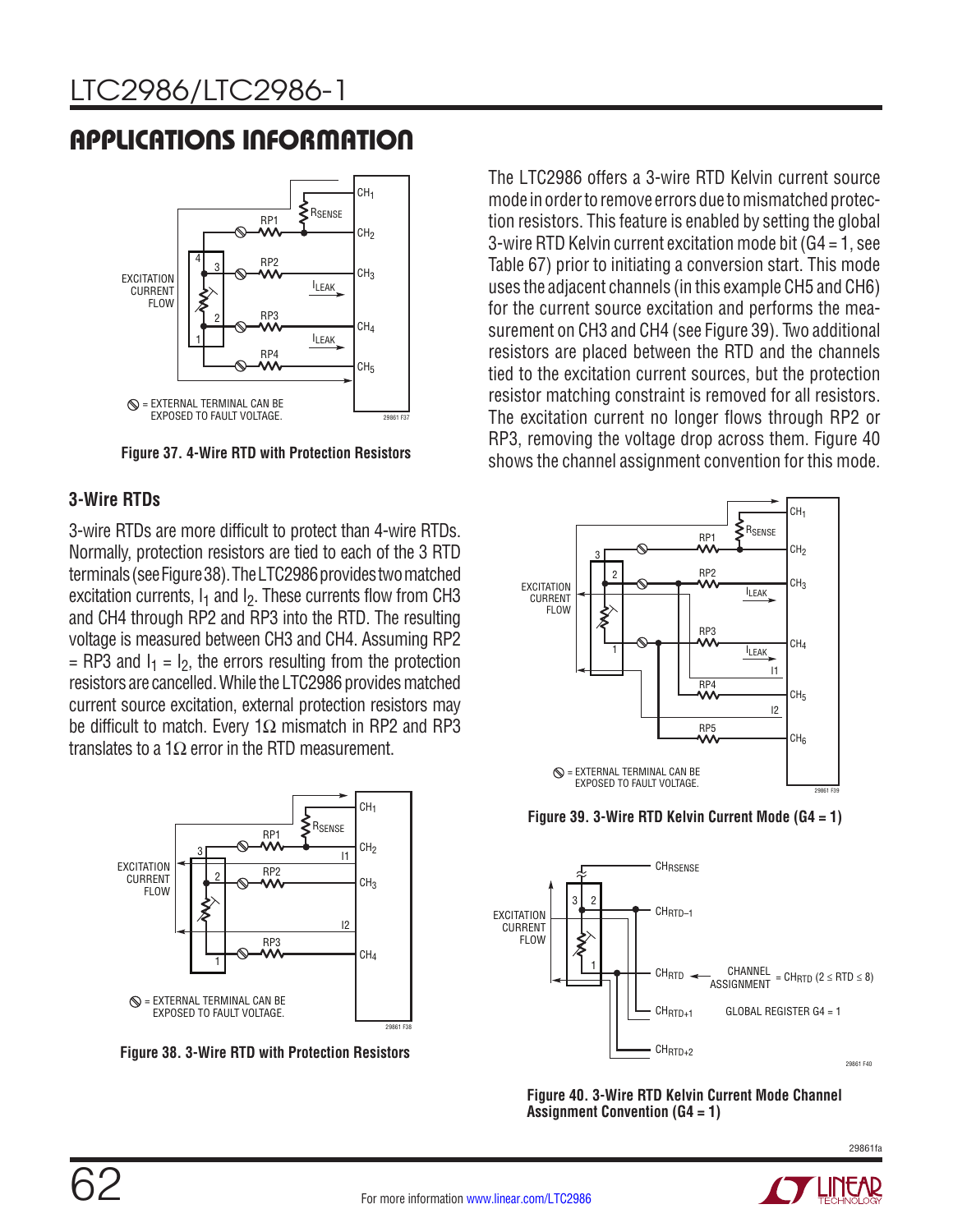# APPLICATIONS INFORMATION

Figure 37. 4-Wire RTD with Protection Resistors

### 3-Wire RTDs

3-wire RTDs are more difficult to protect than 4-wire RTDs. Normally, protection resistors are tied to each of the 3 RTD terminals (see Figure 38). The LTC2986 provides two matched excitation currents, $I_1$ and $I_2$. These currents flow from CH3 and CH4 through RP2 and RP3 into the RTD. The resulting voltage is measured between CH3 and CH4. Assuming RP2 = RP3 and $I_1 = I_2$, the errors resulting from the protection resistors are cancelled. While the LTC2986 provides matched current source excitation, external protection resistors may be difficult to match. Every 1Ω mismatch in RP2 and RP3 translates to a 1Ω error in the RTD measurement.

Figure 38. 3-Wire RTD with Protection Resistors

The LTC2986 offers a 3-wire RTD Kelvin current source mode in order to remove errors due to mismatched protection resistors. This feature is enabled by setting the global 3-wire RTD Kelvin current excitation mode bit (G4 = 1, see Table 67) prior to initiating a conversion start. This mode uses the adjacent channels (in this example CH5 and CH6) for the current source excitation and performs the measurement on CH3 and CH4 (see Figure 39). Two additional resistors are placed between the RTD and the channels tied to the excitation current sources, but the protection resistor matching constraint is removed for all resistors. The excitation current no longer flows through RP2 or RP3, removing the voltage drop across them. Figure 40 shows the channel assignment convention for this mode.

Figure 39. 3-Wire RTD Kelvin Current Mode (G4 = 1)

Figure 40. 3-Wire RTD Kelvin Current Mode Channel Assignment Convention (G4 = 1)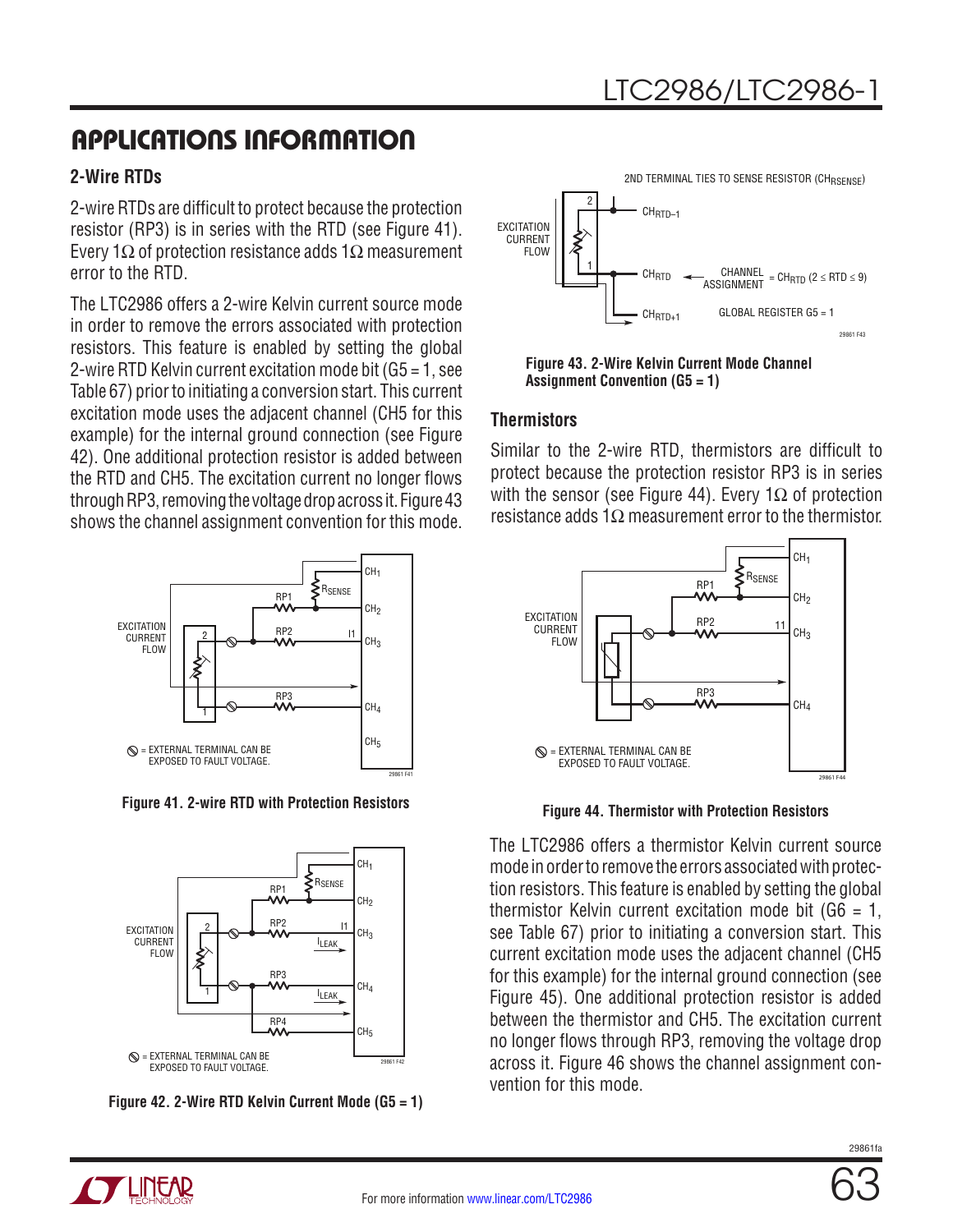## APPLICATIONS INFORMATION

### 2-Wire RTDs

2-wire RTDs are difficult to protect because the protection resistor (RP3) is in series with the RTD (see Figure 41). Every 1Ω of protection resistance adds 1Ω measurement error to the RTD.

The LTC2986 offers a 2-wire Kelvin current source mode in order to remove the errors associated with protection resistors. This feature is enabled by setting the global 2-wire RTD Kelvin current excitation mode bit (G5 = 1, see Table 67) prior to initiating a conversion start. This current excitation mode uses the adjacent channel (CH5 for this example) for the internal ground connection (see Figure 42). One additional protection resistor is added between the RTD and CH5. The excitation current no longer flows through RP3, removing the voltage drop across it. Figure 43 shows the channel assignment convention for this mode.

**Figure 41. 2-wire RTD with Protection Resistors**

**Figure 42. 2-Wire RTD Kelvin Current Mode (G5 = 1)**

**Figure 43. 2-Wire Kelvin Current Mode Channel Assignment Convention (G5 = 1)**

### Thermistors

Similar to the 2-wire RTD, thermistors are difficult to protect because the protection resistor RP3 is in series with the sensor (see Figure 44). Every 1Ω of protection resistance adds 1Ω measurement error to the thermistor.

**Figure 44. Thermistor with Protection Resistors**

The LTC2986 offers a thermistor Kelvin current source mode in order to remove the errors associated with protection resistors. This feature is enabled by setting the global thermistor Kelvin current excitation mode bit (G6 = 1, see Table 67) prior to initiating a conversion start. This current excitation mode uses the adjacent channel (CH5 for this example) for the internal ground connection (see Figure 45). One additional protection resistor is added between the thermistor and CH5. The excitation current no longer flows through RP3, removing the voltage drop across it. Figure 46 shows the channel assignment convention for this mode.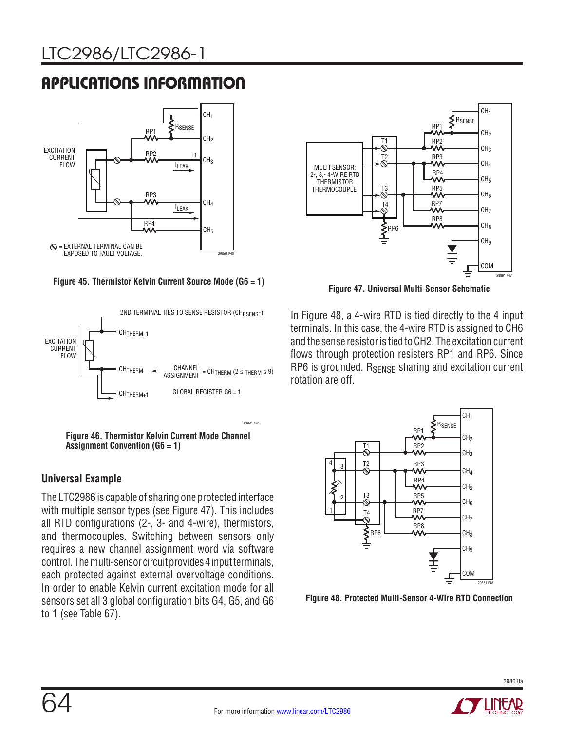## APPLICATIONS INFORMATION

Figure 45. Thermistor Kelvin Current Source Mode (G6 = 1)

Figure 46. Thermistor Kelvin Current Mode Channel Assignment Convention (G6 = 1)

### Universal Example

The LTC2986 is capable of sharing one protected interface with multiple sensor types (see Figure 47). This includes all RTD configurations (2-, 3- and 4-wire), thermistors, and thermocouples. Switching between sensors only requires a new channel assignment word via software control. The multi-sensor circuit provides 4 input terminals, each protected against external overvoltage conditions. In order to enable Kelvin current excitation mode for all sensors set all 3 global configuration bits G4, G5, and G6 to 1 (see Table 67).

Figure 47. Universal Multi-Sensor Schematic

In Figure 48, a 4-wire RTD is tied directly to the 4 input terminals. In this case, the 4-wire RTD is assigned to CH6 and the sense resistor is tied to CH2. The excitation current flows through protection resisters RP1 and RP6. Since RP6 is grounded, $R_{SENSE}$ sharing and excitation current rotation are off.

Figure 48. Protected Multi-Sensor 4-Wire RTD Connection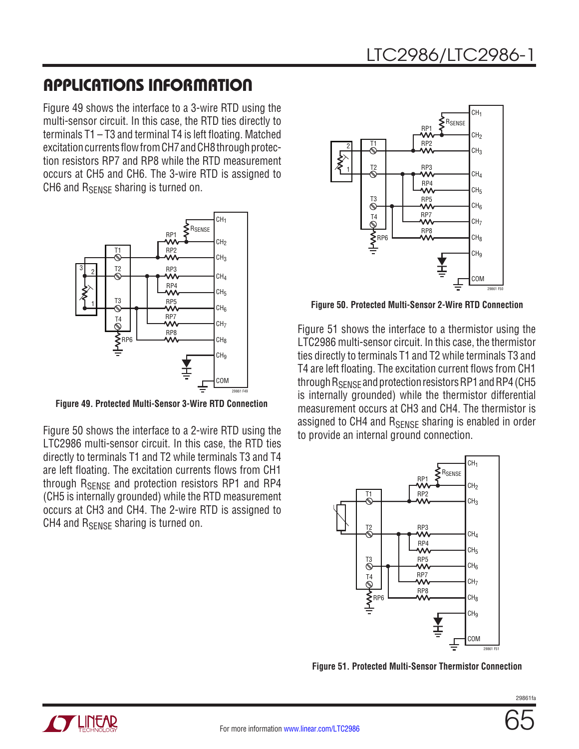## APPLICATIONS INFORMATION

Figure 49 shows the interface to a 3-wire RTD using the multi-sensor circuit. In this case, the RTD ties directly to terminals T1 – T3 and terminal T4 is left floating. Matched excitation currents flow from CH7 and CH8 through protection resistors RP7 and RP8 while the RTD measurement occurs at CH5 and CH6. The 3-wire RTD is assigned to CH6 and $R_{SENSE}$ sharing is turned on.

**Figure 49. Protected Multi-Sensor 3-Wire RTD Connection**

Figure 50 shows the interface to a 2-wire RTD using the LTC2986 multi-sensor circuit. In this case, the RTD ties directly to terminals T1 and T2 while terminals T3 and T4 are left floating. The excitation currents flows from CH1 through $R_{SENSE}$ and protection resistors RP1 and RP4 (CH5 is internally grounded) while the RTD measurement occurs at CH3 and CH4. The 2-wire RTD is assigned to CH4 and $R_{SENSE}$ sharing is turned on.

**Figure 50. Protected Multi-Sensor 2-Wire RTD Connection**

Figure 51 shows the interface to a thermistor using the LTC2986 multi-sensor circuit. In this case, the thermistor ties directly to terminals T1 and T2 while terminals T3 and T4 are left floating. The excitation current flows from CH1 through $R_{SENSE}$ and protection resistors RP1 and RP4 (CH5 is internally grounded) while the thermistor differential measurement occurs at CH3 and CH4. The thermistor is assigned to CH4 and $R_{SENSE}$ sharing is enabled in order to provide an internal ground connection.

**Figure 51. Protected Multi-Sensor Thermistor Connection**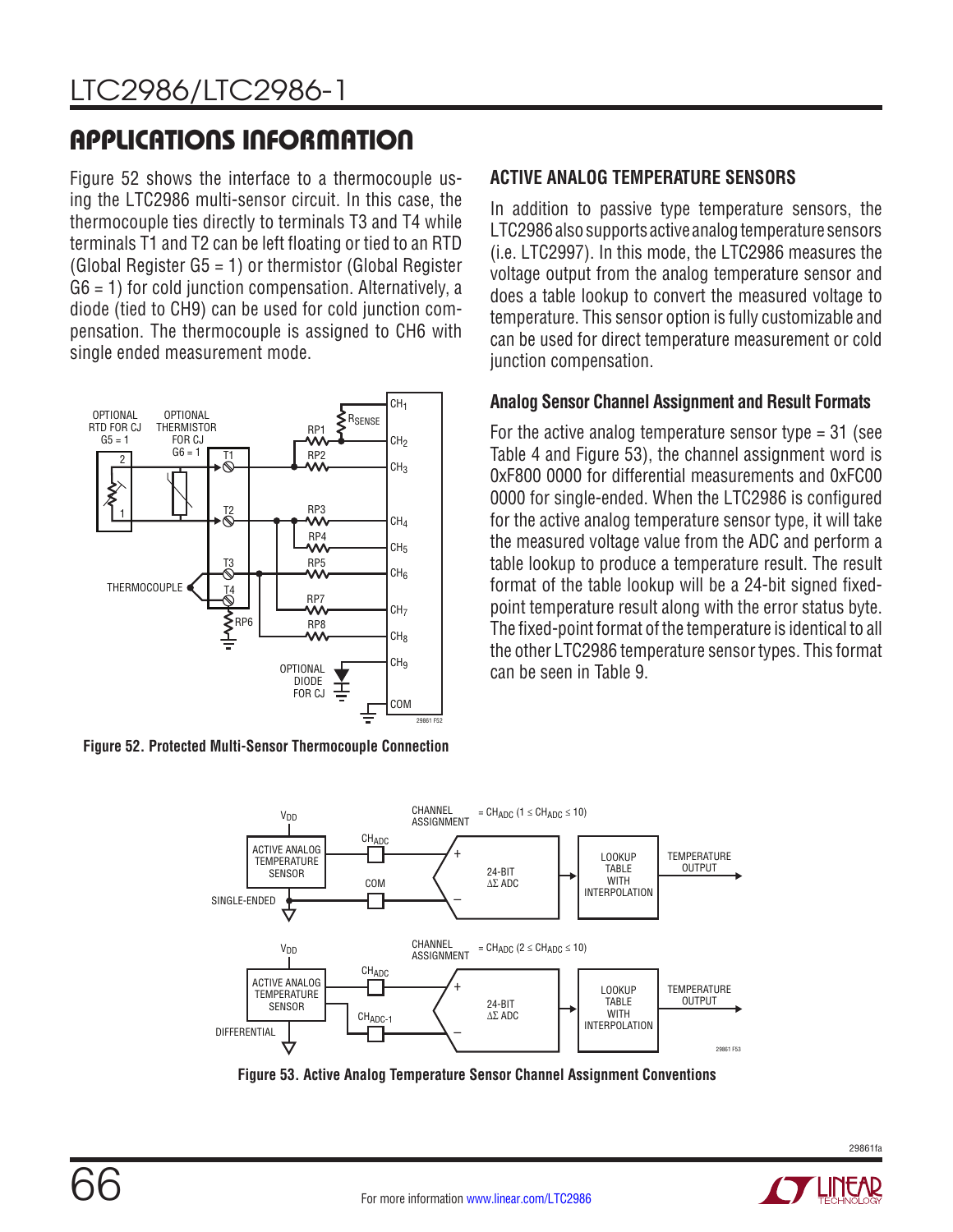## APPLICATIONS INFORMATION

Figure 52 shows the interface to a thermocouple using the LTC2986 multi-sensor circuit. In this case, the thermocouple ties directly to terminals T3 and T4 while terminals T1 and T2 can be left floating or tied to an RTD (Global Register G5 = 1) or thermistor (Global Register G6 = 1) for cold junction compensation. Alternatively, a diode (tied to CH9) can be used for cold junction compensation. The thermocouple is assigned to CH6 with single ended measurement mode.

Figure 52. Protected Multi-Sensor Thermocouple Connection

### ACTIVE ANALOG TEMPERATURE SENSORS

In addition to passive type temperature sensors, the LTC2986 also supports active analog temperature sensors (i.e. LTC2997). In this mode, the LTC2986 measures the voltage output from the analog temperature sensor and does a table lookup to convert the measured voltage to temperature. This sensor option is fully customizable and can be used for direct temperature measurement or cold junction compensation.

#### Analog Sensor Channel Assignment and Result Formats

For the active analog temperature sensor type = 31 (see Table 4 and Figure 53), the channel assignment word is 0xF800 0000 for differential measurements and 0xFC00 0000 for single-ended. When the LTC2986 is configured for the active analog temperature sensor type, it will take the measured voltage value from the ADC and perform a table lookup to produce a temperature result. The result format of the table lookup will be a 24-bit signed fixed-point temperature result along with the error status byte. The fixed-point format of the temperature is identical to all the other LTC2986 temperature sensor types. This format can be seen in Table 9.

Figure 53. Active Analog Temperature Sensor Channel Assignment Conventions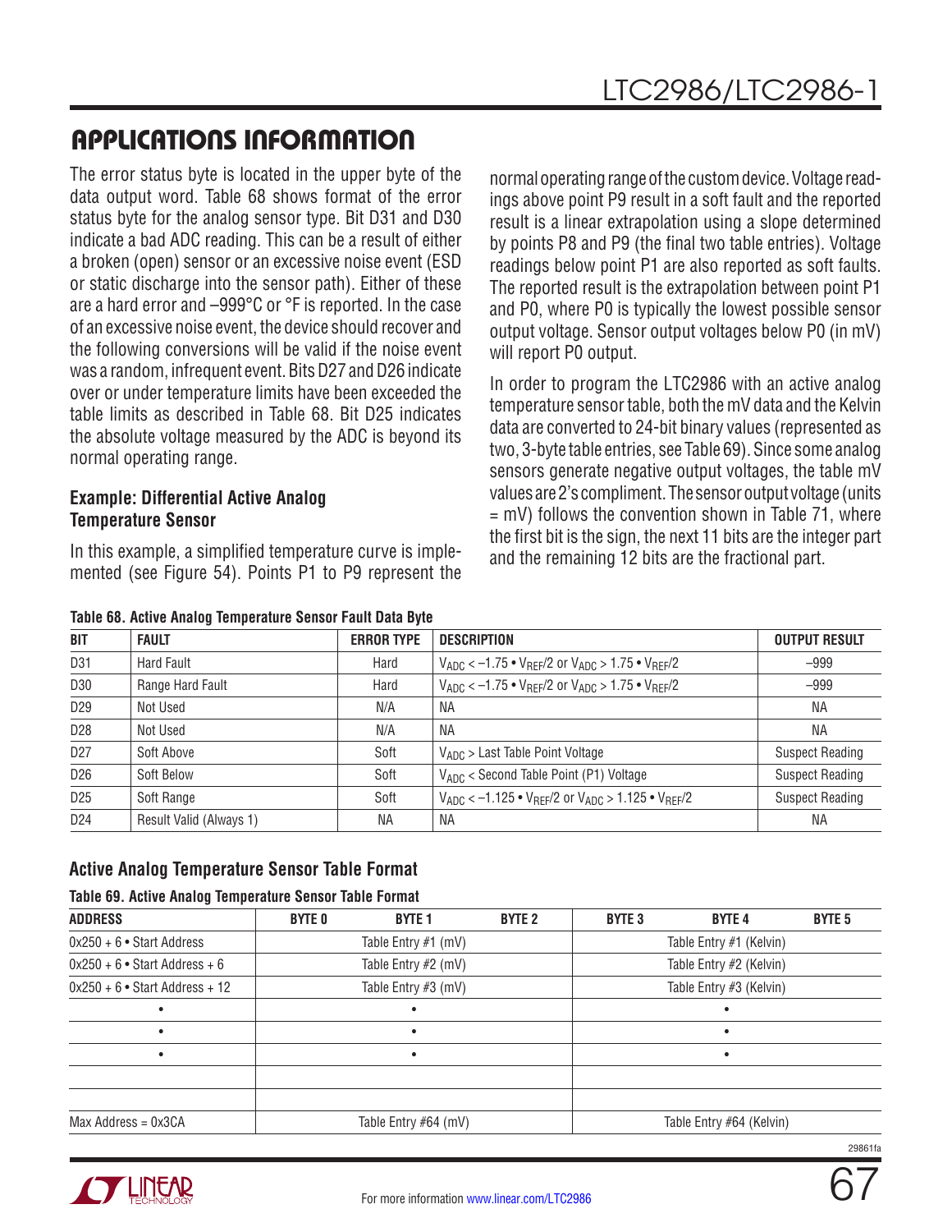## APPLICATIONS INFORMATION

The error status byte is located in the upper byte of the data output word. Table 68 shows format of the error status byte for the analog sensor type. Bit D31 and D30 indicate a bad ADC reading. This can be a result of either a broken (open) sensor or an excessive noise event (ESD or static discharge into the sensor path). Either of these are a hard error and –999°C or °F is reported. In the case of an excessive noise event, the device should recover and the following conversions will be valid if the noise event was a random, infrequent event. Bits D27 and D26 indicate over or under temperature limits have been exceeded the table limits as described in Table 68. Bit D25 indicates the absolute voltage measured by the ADC is beyond its normal operating range.

### Example: Differential Active Analog Temperature Sensor

In this example, a simplified temperature curve is implemented (see Figure 54). Points P1 to P9 represent the normal operating range of the custom device. Voltage readings above point P9 result in a soft fault and the reported result is a linear extrapolation using a slope determined by points P8 and P9 (the final two table entries). Voltage readings below point P1 are also reported as soft faults. The reported result is the extrapolation between point P1 and P0, where P0 is typically the lowest possible sensor output voltage. Sensor output voltages below P0 (in mV) will report P0 output.

In order to program the LTC2986 with an active analog temperature sensor table, both the mV data and the Kelvin data are converted to 24-bit binary values (represented as two, 3-byte table entries, see Table 69). Since some analog sensors generate negative output voltages, the table mV values are 2's compliment. The sensor output voltage (units = mV) follows the convention shown in Table 71, where the first bit is the sign, the next 11 bits are the integer part and the remaining 12 bits are the fractional part.

**Table 68. Active Analog Temperature Sensor Fault Data Byte**

| BIT | FAULT | ERROR TYPE | DESCRIPTION | OUTPUT RESULT |
|---|---|---|---|---|
| D31 | Hard Fault | Hard | $V_{ADC} < -1.75 \bullet V_{REF}/2$ or $V_{ADC} > 1.75 \bullet V_{REF}/2$ | –999 |
| D30 | Range Hard Fault | Hard | $V_{ADC} < -1.75 \bullet V_{REF}/2$ or $V_{ADC} > 1.75 \bullet V_{REF}/2$ | –999 |
| D29 | Not Used | N/A | NA | NA |
| D28 | Not Used | N/A | NA | NA |
| D27 | Soft Above | Soft | $V_{ADC}$ > Last Table Point Voltage | Suspect Reading |
| D26 | Soft Below | Soft | $V_{ADC}$ < Second Table Point (P1) Voltage | Suspect Reading |
| D25 | Soft Range | Soft | $V_{ADC} < -1.125 \bullet V_{REF}/2$ or $V_{ADC} > 1.125 \bullet V_{REF}/2$ | Suspect Reading |
| D24 | Result Valid (Always 1) | NA | NA | NA |

### Active Analog Temperature Sensor Table Format

**Table 69. Active Analog Temperature Sensor Table Format**

| ADDRESS | BYTE 0 | BYTE 1 | BYTE 2 | BYTE 3 | BYTE 4 | BYTE 5 |
|---|---|---|---|---|---|---|
| 0x250 + 6 • Start Address | | Table Entry #1 (mV) | | | Table Entry #1 (Kelvin) | |
| 0x250 + 6 • Start Address + 6 | | Table Entry #2 (mV) | | | Table Entry #2 (Kelvin) | |
| 0x250 + 6 • Start Address + 12 | | Table Entry #3 (mV) | | | Table Entry #3 (Kelvin) | |
| • | | • | | | • | |
| • | | • | | | • | |
| • | | • | | | • | |
| | | | | | | |
| | | | | | | |
| Max Address = 0x3CA | | Table Entry #64 (mV) | | | Table Entry #64 (Kelvin) | |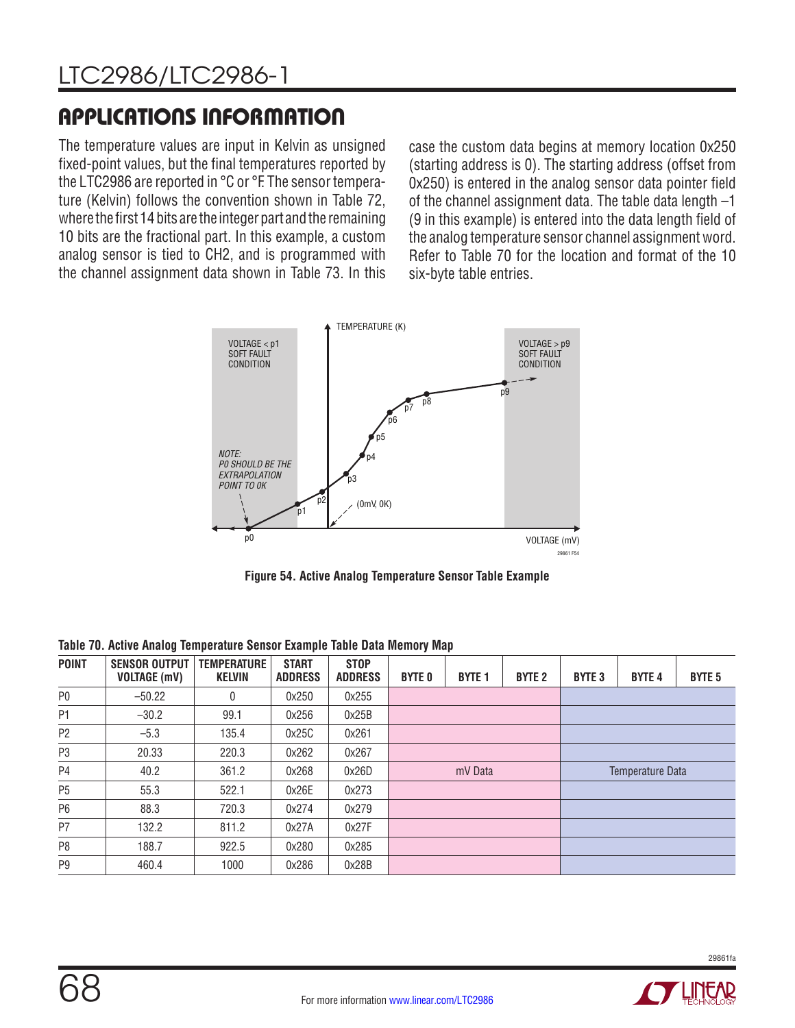## APPLICATIONS INFORMATION

The temperature values are input in Kelvin as unsigned fixed-point values, but the final temperatures reported by the LTC2986 are reported in °C or °F. The sensor temperature (Kelvin) follows the convention shown in Table 72, where the first 14 bits are the integer part and the remaining 10 bits are the fractional part. In this example, a custom analog sensor is tied to CH2, and is programmed with the channel assignment data shown in Table 73. In this case the custom data begins at memory location 0x250 (starting address is 0). The starting address (offset from 0x250) is entered in the analog sensor data pointer field of the channel assignment data. The table data length –1 (9 in this example) is entered into the data length field of the analog temperature sensor channel assignment word. Refer to Table 70 for the location and format of the 10 six-byte table entries.

Figure 54. Active Analog Temperature Sensor Table Example

**Table 70. Active Analog Temperature Sensor Example Table Data Memory Map**

| POINT | SENSOR OUTPUT VOLTAGE (mV) | TEMPERATURE KELVIN | START ADDRESS | STOP ADDRESS | BYTE 0 | BYTE 1 | BYTE 2 | BYTE 3 | BYTE 4 | BYTE 5 |
|---|---|---|---|---|---|---|---|---|---|---|
| P0 | –50.22 | 0 | 0x250 | 0x255 | | | | | | |
| P1 | –30.2 | 99.1 | 0x256 | 0x25B | | | | | | |
| P2 | –5.3 | 135.4 | 0x25C | 0x261 | | | | | | |
| P3 | 20.33 | 220.3 | 0x262 | 0x267 | | | | | | |
| P4 | 40.2 | 361.2 | 0x268 | 0x26D | | mV Data | | | Temperature Data | |
| P5 | 55.3 | 522.1 | 0x26E | 0x273 | | | | | | |
| P6 | 88.3 | 720.3 | 0x274 | 0x279 | | | | | | |
| P7 | 132.2 | 811.2 | 0x27A | 0x27F | | | | | | |
| P8 | 188.7 | 922.5 | 0x280 | 0x285 | | | | | | |
| P9 | 460.4 | 1000 | 0x286 | 0x28B | | | | | | |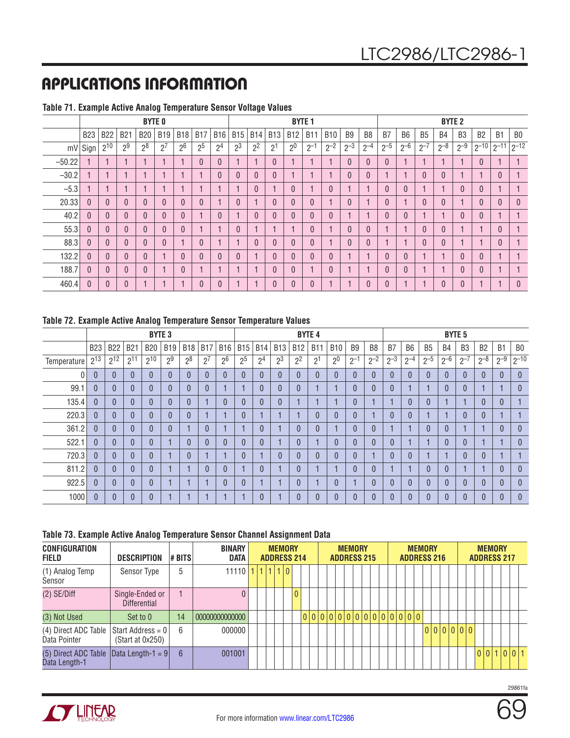## APPLICATIONS INFORMATION

**Table 71. Example Active Analog Temperature Sensor Voltage Values**

| | BYTE 0 | | | | | | | | BYTE 1 | | | | | | | | BYTE 2 | | | | | | | |
|---|---|---|---|---|---|---|---|---|---|---|---|---|---|---|---|---|---|---|---|---|---|---|---|---|
| | B23 | B22 | B21 | B20 | B19 | B18 | B17 | B16 | B15 | B14 | B13 | B12 | B11 | B10 | B9 | B8 | B7 | B6 | B5 | B4 | B3 | B2 | B1 | B0 |
| mV | Sign | $2^{10}$ | $2^{9}$ | $2^{8}$ | $2^{7}$ | $2^{6}$ | $2^{5}$ | $2^{4}$ | $2^{3}$ | $2^{2}$ | $2^{1}$ | $2^{0}$ | $2^{-1}$ | $2^{-2}$ | $2^{-3}$ | $2^{-4}$ | $2^{-5}$ | $2^{-6}$ | $2^{-7}$ | $2^{-8}$ | $2^{-9}$ | $2^{-10}$ | $2^{-11}$ | $2^{-12}$ |
| –50.22 | 1 | 1 | 1 | 1 | 1 | 1 | 0 | 0 | 1 | 1 | 0 | 1 | 1 | 1 | 0 | 0 | 0 | 1 | 1 | 1 | 1 | 0 | 1 | 1 |
| –30.2 | 1 | 1 | 1 | 1 | 1 | 1 | 1 | 0 | 0 | 0 | 0 | 1 | 1 | 1 | 0 | 0 | 1 | 1 | 0 | 0 | 1 | 1 | 0 | 1 |
| –5.3 | 1 | 1 | 1 | 1 | 1 | 1 | 1 | 1 | 1 | 0 | 1 | 0 | 1 | 0 | 1 | 1 | 0 | 0 | 1 | 1 | 0 | 0 | 1 | 1 |
| 20.33 | 0 | 0 | 0 | 0 | 0 | 0 | 0 | 1 | 0 | 1 | 0 | 0 | 0 | 1 | 0 | 1 | 0 | 1 | 0 | 0 | 1 | 0 | 0 | 0 |
| 40.2 | 0 | 0 | 0 | 0 | 0 | 0 | 1 | 0 | 1 | 0 | 0 | 0 | 0 | 0 | 1 | 1 | 0 | 0 | 1 | 1 | 0 | 0 | 1 | 1 |
| 55.3 | 0 | 0 | 0 | 0 | 0 | 0 | 1 | 1 | 0 | 1 | 1 | 1 | 0 | 1 | 0 | 0 | 1 | 1 | 0 | 0 | 1 | 1 | 0 | 1 |
| 88.3 | 0 | 0 | 0 | 0 | 0 | 1 | 0 | 1 | 1 | 0 | 0 | 0 | 0 | 1 | 0 | 0 | 1 | 1 | 0 | 0 | 1 | 1 | 0 | 1 |
| 132.2 | 0 | 0 | 0 | 0 | 1 | 0 | 0 | 0 | 0 | 1 | 0 | 0 | 0 | 0 | 1 | 1 | 0 | 0 | 1 | 1 | 0 | 0 | 1 | 1 |
| 188.7 | 0 | 0 | 0 | 0 | 1 | 0 | 1 | 1 | 1 | 1 | 0 | 0 | 1 | 0 | 1 | 1 | 0 | 0 | 1 | 1 | 0 | 0 | 1 | 1 |
| 460.4 | 0 | 0 | 0 | 1 | 1 | 1 | 0 | 0 | 1 | 1 | 0 | 0 | 0 | 1 | 1 | 0 | 0 | 1 | 1 | 0 | 0 | 1 | 1 | 0 |

**Table 72. Example Active Analog Temperature Sensor Temperature Values**

| | BYTE 3 | | | | | | | | BYTE 4 | | | | | | | | BYTE 5 | | | | | | | |
|---|---|---|---|---|---|---|---|---|---|---|---|---|---|---|---|---|---|---|---|---|---|---|---|---|
| | B23 | B22 | B21 | B20 | B19 | B18 | B17 | B16 | B15 | B14 | B13 | B12 | B11 | B10 | B9 | B8 | B7 | B6 | B5 | B4 | B3 | B2 | B1 | B0 |
| Temperature | $2^{13}$ | $2^{12}$ | $2^{11}$ | $2^{10}$ | $2^{9}$ | $2^{8}$ | $2^{7}$ | $2^{6}$ | $2^{5}$ | $2^{4}$ | $2^{3}$ | $2^{2}$ | $2^{1}$ | $2^{0}$ | $2^{-1}$ | $2^{-2}$ | $2^{-3}$ | $2^{-4}$ | $2^{-5}$ | $2^{-6}$ | $2^{-7}$ | $2^{-8}$ | $2^{-9}$ | $2^{-10}$ |
| 0 | 0 | 0 | 0 | 0 | 0 | 0 | 0 | 0 | 0 | 0 | 0 | 0 | 0 | 0 | 0 | 0 | 0 | 0 | 0 | 0 | 0 | 0 | 0 | 0 |
| 99.1 | 0 | 0 | 0 | 0 | 0 | 0 | 0 | 1 | 1 | 0 | 0 | 0 | 1 | 1 | 0 | 0 | 0 | 1 | 1 | 0 | 0 | 1 | 1 | 0 |
| 135.4 | 0 | 0 | 0 | 0 | 0 | 0 | 1 | 0 | 0 | 0 | 0 | 1 | 1 | 1 | 0 | 1 | 1 | 0 | 0 | 1 | 1 | 0 | 0 | 1 |
| 220.3 | 0 | 0 | 0 | 0 | 0 | 0 | 1 | 1 | 0 | 1 | 1 | 1 | 0 | 0 | 0 | 1 | 0 | 0 | 1 | 1 | 0 | 0 | 1 | 1 |
| 361.2 | 0 | 0 | 0 | 0 | 0 | 1 | 0 | 1 | 1 | 0 | 1 | 0 | 0 | 1 | 0 | 0 | 1 | 1 | 0 | 0 | 1 | 1 | 0 | 0 |
| 522.1 | 0 | 0 | 0 | 0 | 1 | 0 | 0 | 0 | 0 | 0 | 1 | 0 | 1 | 0 | 0 | 0 | 0 | 1 | 1 | 0 | 0 | 1 | 1 | 0 |
| 720.3 | 0 | 0 | 0 | 0 | 1 | 0 | 1 | 1 | 0 | 1 | 0 | 0 | 0 | 0 | 0 | 1 | 0 | 0 | 1 | 1 | 0 | 0 | 1 | 1 |
| 811.2 | 0 | 0 | 0 | 0 | 1 | 1 | 0 | 0 | 1 | 0 | 1 | 0 | 1 | 1 | 0 | 0 | 1 | 1 | 0 | 0 | 1 | 1 | 0 | 0 |
| 922.5 | 0 | 0 | 0 | 0 | 1 | 1 | 1 | 0 | 0 | 1 | 1 | 0 | 1 | 0 | 1 | 0 | 0 | 0 | 0 | 0 | 0 | 0 | 0 | 0 |
| 1000 | 0 | 0 | 0 | 0 | 1 | 1 | 1 | 1 | 1 | 0 | 1 | 0 | 0 | 0 | 0 | 0 | 0 | 0 | 0 | 0 | 0 | 0 | 0 | 0 |

**Table 73. Example Active Analog Temperature Sensor Channel Assignment Data**

| CONFIGURATION FIELD | DESCRIPTION | # BITS | BINARY DATA | MEMORY ADDRESS 214 | MEMORY ADDRESS 215 | MEMORY ADDRESS 216 | MEMORY ADDRESS 217 |
|---|---|---|---|---|---|---|---|
| (1) Analog Temp Sensor | Sensor Type | 5 | 11110 | 1 1 1 1 0 | | | |
| (2) SE/Diff | Single-Ended or Differential | 1 | 0 | 0 | | | |
| (3) Not Used | Set to 0 | 14 | 00000000000000 | 0 0 | 0 0 0 0 0 0 0 0 | 0 0 0 0 | |
| (4) Direct ADC Table Data Pointer | Start Address = 0 (Start at 0x250) | 6 | 000000 | | | 0 0 0 0 | 0 0 |
| (5) Direct ADC Table Data Length-1 | Data Length-1 = 9 | 6 | 001001 | | | | 0 0 1 0 0 1 |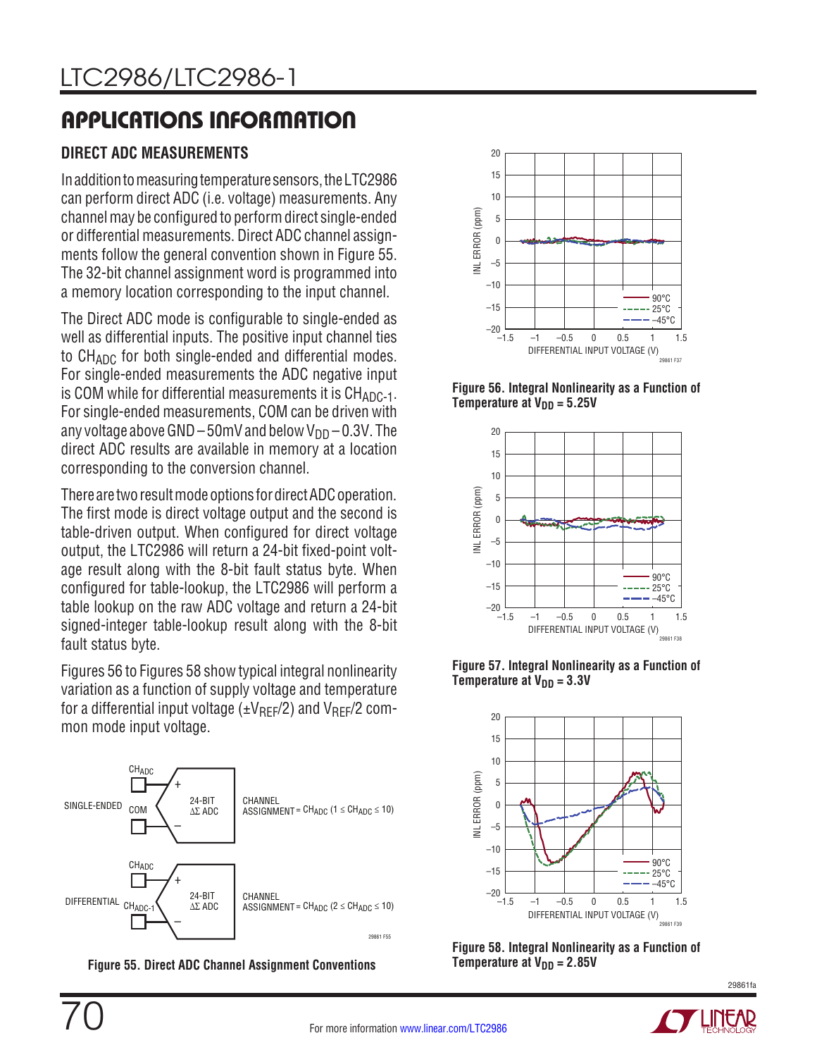# APPLICATIONS INFORMATION

## DIRECT ADC MEASUREMENTS

In addition to measuring temperature sensors, the LTC2986 can perform direct ADC (i.e. voltage) measurements. Any channel may be configured to perform direct single-ended or differential measurements. Direct ADC channel assignments follow the general convention shown in Figure 55. The 32-bit channel assignment word is programmed into a memory location corresponding to the input channel.

The Direct ADC mode is configurable to single-ended as well as differential inputs. The positive input channel ties to $CH_{ADC}$ for both single-ended and differential modes. For single-ended measurements the ADC negative input is COM while for differential measurements it is $CH_{ADC-1}$. For single-ended measurements, COM can be driven with any voltage above GND – 50mV and below $V_{DD}$ – 0.3V. The direct ADC results are available in memory at a location corresponding to the conversion channel.

There are two result mode options for direct ADC operation. The first mode is direct voltage output and the second is table-driven output. When configured for direct voltage output, the LTC2986 will return a 24-bit fixed-point voltage result along with the 8-bit fault status byte. When configured for table-lookup, the LTC2986 will perform a table lookup on the raw ADC voltage and return a 24-bit signed-integer table-lookup result along with the 8-bit fault status byte.

Figures 56 to Figures 58 show typical integral nonlinearity variation as a function of supply voltage and temperature for a differential input voltage ($\pm V_{REF}/2$) and $V_{REF}/2$ common mode input voltage.

**Figure 55. Direct ADC Channel Assignment Conventions**

**Figure 56. Integral Nonlinearity as a Function of Temperature at $V_{DD}$ = 5.25V**

**Figure 57. Integral Nonlinearity as a Function of Temperature at $V_{DD}$ = 3.3V**

**Figure 58. Integral Nonlinearity as a Function of Temperature at $V_{DD}$ = 2.85V**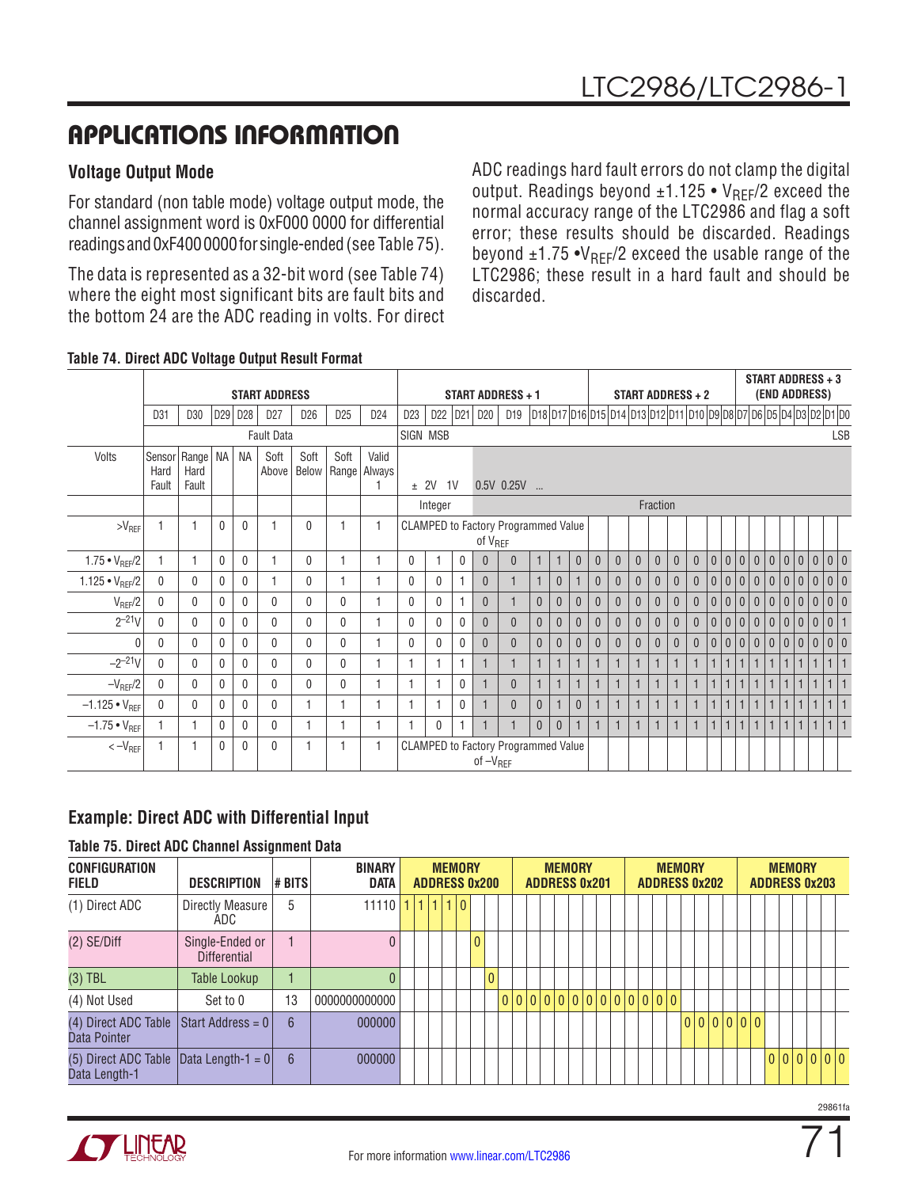## APPLICATIONS INFORMATION

### Voltage Output Mode

For standard (non table mode) voltage output mode, the channel assignment word is 0xF000 0000 for differential readings and 0xF400 0000 for single-ended (see Table 75).

The data is represented as a 32-bit word (see Table 74) where the eight most significant bits are fault bits and the bottom 24 are the ADC reading in volts. For direct ADC readings hard fault errors do not clamp the digital output. Readings beyond ±1.125 • $V_{REF}/2$ exceed the normal accuracy range of the LTC2986 and flag a soft error; these results should be discarded. Readings beyond ±1.75 • $V_{REF}/2$ exceed the usable range of the LTC2986; these result in a hard fault and should be discarded.

**Table 74. Direct ADC Voltage Output Result Format**

| | START ADDRESS | | | | | | | | START ADDRESS + 1 | | | | | | | | START ADDRESS + 2 | | | | | | | | START ADDRESS + 3 (END ADDRESS) | | | | | | | |
|---|---|---|---|---|---|---|---|---|---|---|---|---|---|---|---|---|---|---|---|---|---|---|---|---|---|---|---|---|---|---|---|---|
| | D31 | D30 | D29 | D28 | D27 | D26 | D25 | D24 | D23 | D22 | D21 | D20 | D19 | D18 | D17 | D16 | D15 | D14 | D13 | D12 | D11 | D10 | D9 | D8 | D7 | D6 | D5 | D4 | D3 | D2 | D1 | D0 |
| | Fault Data | | | | | | | | SIGN | MSB | | | | | | | | | | | | | | | | | | | | | | LSB |
| Volts | Sensor Hard Fault | Range Hard Fault | NA | NA | Soft Above | Soft Below | Soft Range | Valid Always 1 | ± | 2V | 1V | 0.5V | 0.25V | ... | | | | | | | | | | | | | | | | | | |
| | | | | | | | | | Integer | | | Fraction | | | | | | | | | | | | | | | | | | | | |
| $>V_{REF}$ | 1 | 1 | 0 | 0 | 1 | 0 | 1 | 1 | CLAMPED to Factory Programmed Value of $V_{REF}$ | | | | | | | | | | | | | | | | | | | | | | | |
| $1.75 \cdot V_{REF}/2$ | 1 | 1 | 0 | 0 | 1 | 0 | 1 | 1 | 0 | 1 | 0 | 0 | 0 | 1 | 1 | 0 | 0 | 0 | 0 | 0 | 0 | 0 | 0 | 0 | 0 | 0 | 0 | 0 | 0 | 0 | 0 | 0 |
| $1.125 \cdot V_{REF}/2$ | 0 | 0 | 0 | 0 | 1 | 0 | 1 | 1 | 0 | 0 | 1 | 0 | 1 | 1 | 0 | 1 | 0 | 0 | 0 | 0 | 0 | 0 | 0 | 0 | 0 | 0 | 0 | 0 | 0 | 0 | 0 | 0 |
| $V_{REF}/2$ | 0 | 0 | 0 | 0 | 0 | 0 | 0 | 1 | 0 | 0 | 1 | 0 | 1 | 0 | 0 | 0 | 0 | 0 | 0 | 0 | 0 | 0 | 0 | 0 | 0 | 0 | 0 | 0 | 0 | 0 | 0 | 0 |
| $2^{-21}V$ | 0 | 0 | 0 | 0 | 0 | 0 | 0 | 1 | 0 | 0 | 0 | 0 | 0 | 0 | 0 | 0 | 0 | 0 | 0 | 0 | 0 | 0 | 0 | 0 | 0 | 0 | 0 | 0 | 0 | 0 | 0 | 1 |
| 0 | 0 | 0 | 0 | 0 | 0 | 0 | 0 | 1 | 0 | 0 | 0 | 0 | 0 | 0 | 0 | 0 | 0 | 0 | 0 | 0 | 0 | 0 | 0 | 0 | 0 | 0 | 0 | 0 | 0 | 0 | 0 | 0 |
| $-2^{-21}V$ | 0 | 0 | 0 | 0 | 0 | 0 | 0 | 1 | 1 | 1 | 1 | 1 | 1 | 1 | 1 | 1 | 1 | 1 | 1 | 1 | 1 | 1 | 1 | 1 | 1 | 1 | 1 | 1 | 1 | 1 | 1 | 1 |
| $-V_{REF}/2$ | 0 | 0 | 0 | 0 | 0 | 0 | 0 | 1 | 1 | 1 | 0 | 1 | 0 | 1 | 1 | 1 | 1 | 1 | 1 | 1 | 1 | 1 | 1 | 1 | 1 | 1 | 1 | 1 | 1 | 1 | 1 | 1 |
| $-1.125 \cdot V_{REF}$ | 0 | 0 | 0 | 0 | 0 | 1 | 1 | 1 | 1 | 1 | 0 | 1 | 0 | 0 | 1 | 0 | 1 | 1 | 1 | 1 | 1 | 1 | 1 | 1 | 1 | 1 | 1 | 1 | 1 | 1 | 1 | 1 |
| $-1.75 \cdot V_{REF}$ | 1 | 1 | 0 | 0 | 0 | 1 | 1 | 1 | 1 | 0 | 1 | 1 | 1 | 0 | 0 | 1 | 1 | 1 | 1 | 1 | 1 | 1 | 1 | 1 | 1 | 1 | 1 | 1 | 1 | 1 | 1 | 1 |
| $<-V_{REF}$ | 1 | 1 | 0 | 0 | 0 | 1 | 1 | 1 | CLAMPED to Factory Programmed Value of $-V_{REF}$ | | | | | | | | | | | | | | | | | | | | | | | |

### Example: Direct ADC with Differential Input

**Table 75. Direct ADC Channel Assignment Data**

| CONFIGURATION FIELD | DESCRIPTION | # BITS | BINARY DATA | MEMORY ADDRESS 0x200 | MEMORY ADDRESS 0x201 | MEMORY ADDRESS 0x202 | MEMORY ADDRESS 0x203 |
|---|---|---|---|---|---|---|---|
| (1) Direct ADC | Directly Measure ADC | 5 | 11110 | 1 1 1 1 0 | | | |
| (2) SE/Diff | Single-Ended or Differential | 1 | 0 | 0 | | | |
| (3) TBL | Table Lookup | 1 | 0 | 0 | | | |
| (4) Not Used | Set to 0 | 13 | 0000000000000 | 0 | 0 0 0 0 0 0 0 0 | 0 0 0 0 | |
| (4) Direct ADC Table Data Pointer | Start Address = 0 | 6 | 000000 | | | 0 0 0 0 0 0 | |
| (5) Direct ADC Table Data Length-1 | Data Length-1 = 0 | 6 | 000000 | | | | 0 0 0 0 0 0 |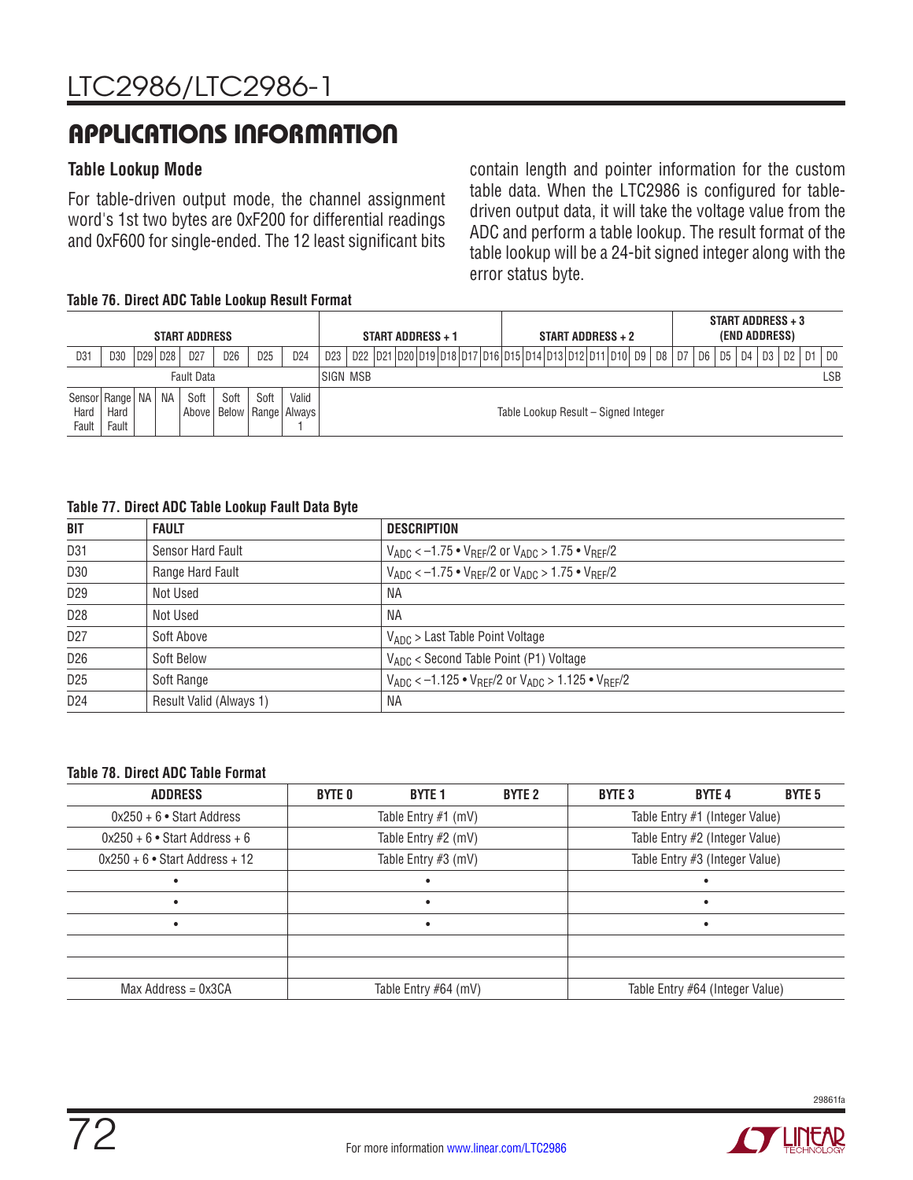## APPLICATIONS INFORMATION

### Table Lookup Mode

For table-driven output mode, the channel assignment word's 1st two bytes are 0xF200 for differential readings and 0xF600 for single-ended. The 12 least significant bits contain length and pointer information for the custom table data. When the LTC2986 is configured for table-driven output data, it will take the voltage value from the ADC and perform a table lookup. The result format of the table lookup will be a 24-bit signed integer along with the error status byte.

**Table 76. Direct ADC Table Lookup Result Format**

| START ADDRESS | | | | | | | | START ADDRESS + 1 | | | | | | | | START ADDRESS + 2 | | | | | | | | START ADDRESS + 3 (END ADDRESS) | | | | | | | |
|---|---|---|---|---|---|---|---|---|---|---|---|---|---|---|---|---|---|---|---|---|---|---|---|---|---|---|---|---|---|---|---|
| D31 | D30 | D29 | D28 | D27 | D26 | D25 | D24 | D23 | D22 | D21 | D20 | D19 | D18 | D17 | D16 | D15 | D14 | D13 | D12 | D11 | D10 | D9 | D8 | D7 | D6 | D5 | D4 | D3 | D2 | D1 | D0 |
| Fault Data | | | | | | | | SIGN | MSB | | | | | | | | | | | | | | | | | | | | | | LSB |
| Sensor Hard Fault | Range Hard Fault | NA | NA | Soft Above | Soft Below | Soft Range | Valid Always 1 | Table Lookup Result – Signed Integer | | | | | | | | | | | | | | | | | | | | | | | |

**Table 77. Direct ADC Table Lookup Fault Data Byte**

| BIT | FAULT | DESCRIPTION |
|---|---|---|
| D31 | Sensor Hard Fault | $V_{ADC} < –1.75 \cdot V_{REF}/2$ or $V_{ADC} > 1.75 \cdot V_{REF}/2$ |
| D30 | Range Hard Fault | $V_{ADC} < –1.75 \cdot V_{REF}/2$ or $V_{ADC} > 1.75 \cdot V_{REF}/2$ |
| D29 | Not Used | NA |
| D28 | Not Used | NA |
| D27 | Soft Above | $V_{ADC}$ > Last Table Point Voltage |
| D26 | Soft Below | $V_{ADC}$ < Second Table Point (P1) Voltage |
| D25 | Soft Range | $V_{ADC} < –1.125 \cdot V_{REF}/2$ or $V_{ADC} > 1.125 \cdot V_{REF}/2$ |
| D24 | Result Valid (Always 1) | NA |

**Table 78. Direct ADC Table Format**

| ADDRESS | BYTE 0 | BYTE 1 | BYTE 2 | BYTE 3 | BYTE 4 | BYTE 5 |
|---|---|---|---|---|---|---|
| 0x250 + 6 • Start Address | Table Entry #1 (mV) | | | Table Entry #1 (Integer Value) | | |
| 0x250 + 6 • Start Address + 6 | Table Entry #2 (mV) | | | Table Entry #2 (Integer Value) | | |
| 0x250 + 6 • Start Address + 12 | Table Entry #3 (mV) | | | Table Entry #3 (Integer Value) | | |
| • | • | | | • | | |
| • | • | | | • | | |
| • | • | | | • | | |
| | | | | | | |
| | | | | | | |
| Max Address = 0x3CA | Table Entry #64 (mV) | | | Table Entry #64 (Integer Value) | | |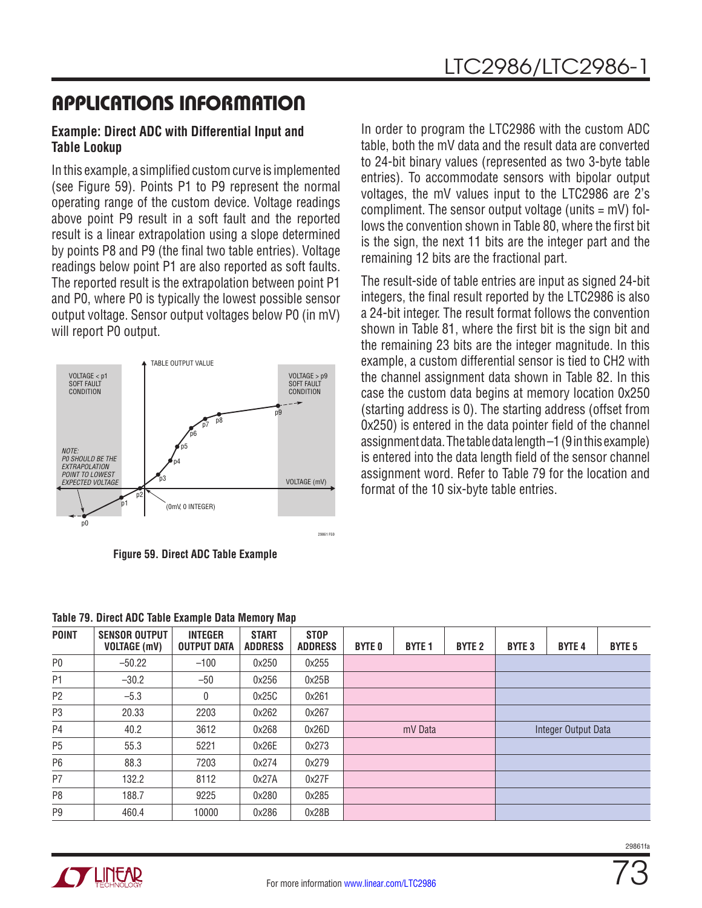## APPLICATIONS INFORMATION

### Example: Direct ADC with Differential Input and Table Lookup

In this example, a simplified custom curve is implemented (see Figure 59). Points P1 to P9 represent the normal operating range of the custom device. Voltage readings above point P9 result in a soft fault and the reported result is a linear extrapolation using a slope determined by points P8 and P9 (the final two table entries). Voltage readings below point P1 are also reported as soft faults. The reported result is the extrapolation between point P1 and P0, where P0 is typically the lowest possible sensor output voltage. Sensor output voltages below P0 (in mV) will report P0 output.

Figure 59. Direct ADC Table Example

In order to program the LTC2986 with the custom ADC table, both the mV data and the result data are converted to 24-bit binary values (represented as two 3-byte table entries). To accommodate sensors with bipolar output voltages, the mV values input to the LTC2986 are 2's compliment. The sensor output voltage (units = mV) follows the convention shown in Table 80, where the first bit is the sign, the next 11 bits are the integer part and the remaining 12 bits are the fractional part.

The result-side of table entries are input as signed 24-bit integers, the final result reported by the LTC2986 is also a 24-bit integer. The result format follows the convention shown in Table 81, where the first bit is the sign bit and the remaining 23 bits are the integer magnitude. In this example, a custom differential sensor is tied to CH2 with the channel assignment data shown in Table 82. In this case the custom data begins at memory location 0x250 (starting address is 0). The starting address (offset from 0x250) is entered in the data pointer field of the channel assignment data. The table data length –1 (9 in this example) is entered into the data length field of the sensor channel assignment word. Refer to Table 79 for the location and format of the 10 six-byte table entries.

**Table 79. Direct ADC Table Example Data Memory Map**

| POINT | SENSOR OUTPUT VOLTAGE (mV) | INTEGER OUTPUT DATA | START ADDRESS | STOP ADDRESS | BYTE 0 | BYTE 1 | BYTE 2 | BYTE 3 | BYTE 4 | BYTE 5 |
|---|---|---|---|---|---|---|---|---|---|---|
| P0 | –50.22 | –100 | 0x250 | 0x255 | | | | | | |
| P1 | –30.2 | –50 | 0x256 | 0x25B | | | | | | |
| P2 | –5.3 | 0 | 0x25C | 0x261 | | | | | | |
| P3 | 20.33 | 2203 | 0x262 | 0x267 | | | | | | |
| P4 | 40.2 | 3612 | 0x268 | 0x26D | | mV Data | | | Integer Output Data | |
| P5 | 55.3 | 5221 | 0x26E | 0x273 | | | | | | |
| P6 | 88.3 | 7203 | 0x274 | 0x279 | | | | | | |
| P7 | 132.2 | 8112 | 0x27A | 0x27F | | | | | | |
| P8 | 188.7 | 9225 | 0x280 | 0x285 | | | | | | |
| P9 | 460.4 | 10000 | 0x286 | 0x28B | | | | | | |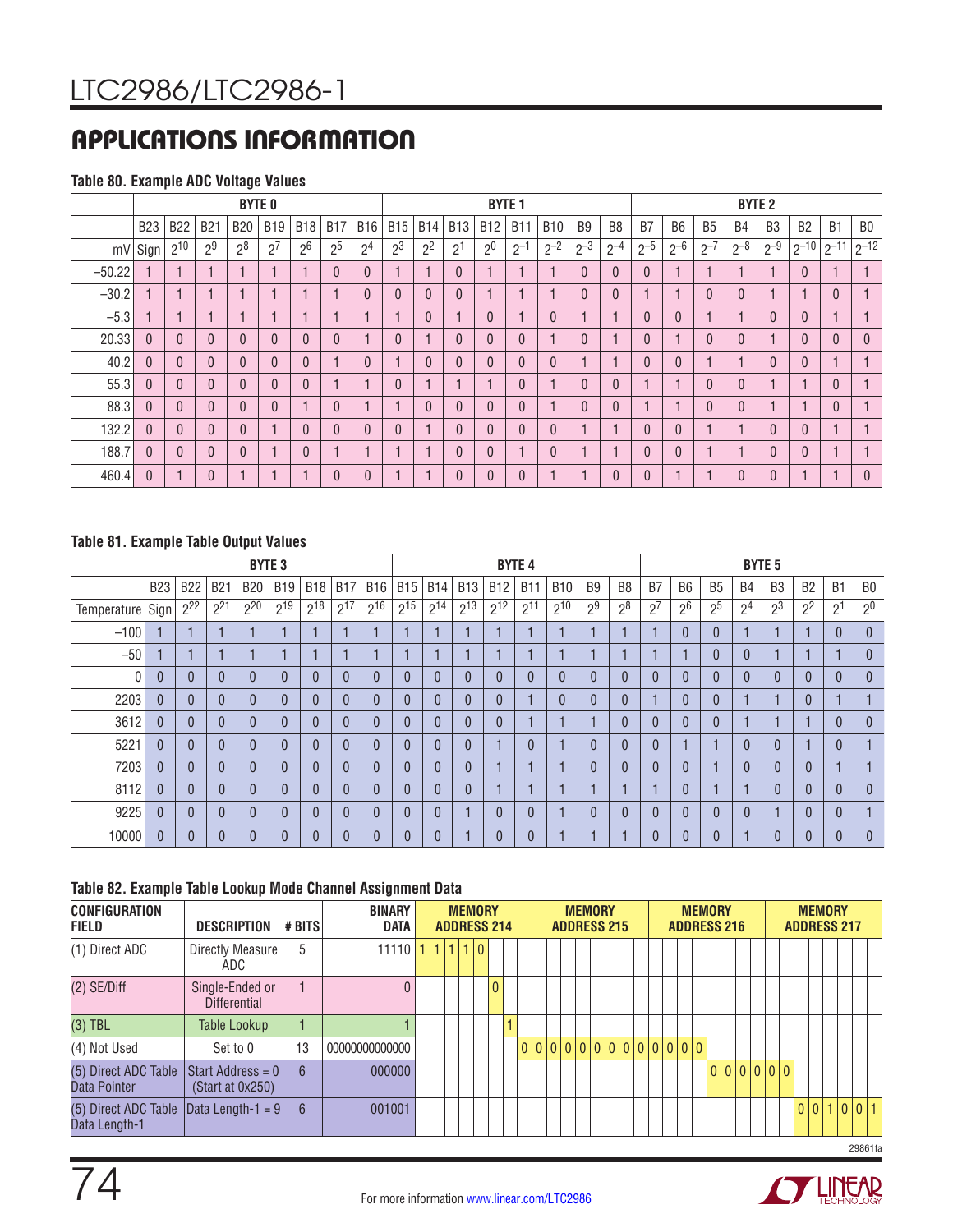## APPLICATIONS INFORMATION

**Table 80. Example ADC Voltage Values**

| | BYTE 0 | | | | | | | | BYTE 1 | | | | | | | | BYTE 2 | | | | | | | |
|---|---|---|---|---|---|---|---|---|---|---|---|---|---|---|---|---|---|---|---|---|---|---|---|---|
| | B23 | B22 | B21 | B20 | B19 | B18 | B17 | B16 | B15 | B14 | B13 | B12 | B11 | B10 | B9 | B8 | B7 | B6 | B5 | B4 | B3 | B2 | B1 | B0 |
| mV | Sign | $2^{10}$ | $2^9$ | $2^8$ | $2^7$ | $2^6$ | $2^5$ | $2^4$ | $2^3$ | $2^2$ | $2^1$ | $2^0$ | $2^{-1}$ | $2^{-2}$ | $2^{-3}$ | $2^{-4}$ | $2^{-5}$ | $2^{-6}$ | $2^{-7}$ | $2^{-8}$ | $2^{-9}$ | $2^{-10}$ | $2^{-11}$ | $2^{-12}$ |
| –50.22 | 1 | 1 | 1 | 1 | 1 | 1 | 0 | 0 | 1 | 1 | 0 | 1 | 1 | 1 | 0 | 0 | 0 | 1 | 1 | 1 | 1 | 0 | 1 | 1 |
| –30.2 | 1 | 1 | 1 | 1 | 1 | 1 | 1 | 0 | 0 | 0 | 0 | 1 | 1 | 1 | 0 | 0 | 1 | 1 | 0 | 0 | 1 | 1 | 0 | 1 |
| –5.3 | 1 | 1 | 1 | 1 | 1 | 1 | 1 | 1 | 1 | 0 | 1 | 0 | 1 | 0 | 1 | 1 | 0 | 0 | 1 | 1 | 0 | 0 | 1 | 1 |
| 20.33 | 0 | 0 | 0 | 0 | 0 | 0 | 0 | 1 | 0 | 1 | 0 | 0 | 0 | 1 | 0 | 1 | 0 | 1 | 0 | 0 | 1 | 0 | 0 | 0 |
| 40.2 | 0 | 0 | 0 | 0 | 0 | 0 | 1 | 0 | 1 | 0 | 0 | 0 | 0 | 0 | 1 | 1 | 0 | 0 | 1 | 1 | 0 | 0 | 1 | 1 |
| 55.3 | 0 | 0 | 0 | 0 | 0 | 0 | 1 | 1 | 0 | 1 | 1 | 1 | 0 | 1 | 0 | 0 | 1 | 1 | 0 | 0 | 1 | 1 | 0 | 1 |
| 88.3 | 0 | 0 | 0 | 0 | 0 | 1 | 0 | 1 | 1 | 0 | 0 | 0 | 0 | 1 | 0 | 0 | 1 | 1 | 0 | 0 | 1 | 1 | 0 | 1 |
| 132.2 | 0 | 0 | 0 | 0 | 1 | 0 | 0 | 0 | 0 | 1 | 0 | 0 | 0 | 0 | 1 | 1 | 0 | 0 | 1 | 1 | 0 | 0 | 1 | 1 |
| 188.7 | 0 | 0 | 0 | 0 | 1 | 0 | 1 | 1 | 1 | 1 | 0 | 0 | 1 | 0 | 1 | 1 | 0 | 0 | 1 | 1 | 0 | 0 | 1 | 1 |
| 460.4 | 0 | 1 | 0 | 1 | 1 | 1 | 0 | 0 | 1 | 1 | 0 | 0 | 0 | 1 | 1 | 0 | 0 | 1 | 1 | 0 | 0 | 1 | 1 | 0 |

**Table 81. Example Table Output Values**

| | BYTE 3 | | | | | | | | BYTE 4 | | | | | | | | BYTE 5 | | | | | | | |
|---|---|---|---|---|---|---|---|---|---|---|---|---|---|---|---|---|---|---|---|---|---|---|---|---|
| | B23 | B22 | B21 | B20 | B19 | B18 | B17 | B16 | B15 | B14 | B13 | B12 | B11 | B10 | B9 | B8 | B7 | B6 | B5 | B4 | B3 | B2 | B1 | B0 |
| Temperature | Sign | $2^{22}$ | $2^{21}$ | $2^{20}$ | $2^{19}$ | $2^{18}$ | $2^{17}$ | $2^{16}$ | $2^{15}$ | $2^{14}$ | $2^{13}$ | $2^{12}$ | $2^{11}$ | $2^{10}$ | $2^9$ | $2^8$ | $2^7$ | $2^6$ | $2^5$ | $2^4$ | $2^3$ | $2^2$ | $2^1$ | $2^0$ |
| –100 | 1 | 1 | 1 | 1 | 1 | 1 | 1 | 1 | 1 | 1 | 1 | 1 | 1 | 1 | 1 | 1 | 1 | 0 | 0 | 1 | 1 | 1 | 0 | 0 |
| –50 | 1 | 1 | 1 | 1 | 1 | 1 | 1 | 1 | 1 | 1 | 1 | 1 | 1 | 1 | 1 | 1 | 1 | 1 | 0 | 0 | 1 | 1 | 1 | 0 |
| 0 | 0 | 0 | 0 | 0 | 0 | 0 | 0 | 0 | 0 | 0 | 0 | 0 | 0 | 0 | 0 | 0 | 0 | 0 | 0 | 0 | 0 | 0 | 0 | 0 |
| 2203 | 0 | 0 | 0 | 0 | 0 | 0 | 0 | 0 | 0 | 0 | 0 | 0 | 1 | 0 | 0 | 0 | 1 | 0 | 0 | 1 | 1 | 0 | 1 | 1 |
| 3612 | 0 | 0 | 0 | 0 | 0 | 0 | 0 | 0 | 0 | 0 | 0 | 0 | 1 | 1 | 1 | 0 | 0 | 0 | 0 | 1 | 1 | 1 | 0 | 0 |
| 5221 | 0 | 0 | 0 | 0 | 0 | 0 | 0 | 0 | 0 | 0 | 0 | 1 | 0 | 1 | 0 | 0 | 0 | 1 | 1 | 0 | 0 | 1 | 0 | 1 |
| 7203 | 0 | 0 | 0 | 0 | 0 | 0 | 0 | 0 | 0 | 0 | 0 | 1 | 1 | 1 | 0 | 0 | 0 | 0 | 1 | 0 | 0 | 0 | 1 | 1 |
| 8112 | 0 | 0 | 0 | 0 | 0 | 0 | 0 | 0 | 0 | 0 | 0 | 1 | 1 | 1 | 1 | 1 | 1 | 0 | 1 | 1 | 0 | 0 | 0 | 0 |
| 9225 | 0 | 0 | 0 | 0 | 0 | 0 | 0 | 0 | 0 | 0 | 1 | 0 | 0 | 1 | 0 | 0 | 0 | 0 | 0 | 0 | 1 | 0 | 0 | 1 |
| 10000 | 0 | 0 | 0 | 0 | 0 | 0 | 0 | 0 | 0 | 0 | 1 | 0 | 0 | 1 | 1 | 1 | 0 | 0 | 0 | 1 | 0 | 0 | 0 | 0 |

**Table 82. Example Table Lookup Mode Channel Assignment Data**

| CONFIGURATION FIELD | DESCRIPTION | # BITS | BINARY DATA | MEMORY ADDRESS 214 | MEMORY ADDRESS 215 | MEMORY ADDRESS 216 | MEMORY ADDRESS 217 |
|---|---|---|---|---|---|---|---|
| (1) Direct ADC | Directly Measure ADC | 5 | 11110 | 1 1 1 1 0 | | | |
| (2) SE/Diff | Single-Ended or Differential | 1 | 0 | 0 | | | |
| (3) TBL | Table Lookup | 1 | 1 | 1 | | | |
| (4) Not Used | Set to 0 | 13 | 0000000000000 | 0 | 0 0 0 0 0 0 0 0 | 0 0 0 0 | |
| (5) Direct ADC Table Data Pointer | Start Address = 0 (Start at 0x250) | 6 | 000000 | | | 0 0 0 0 | 0 0 |
| (5) Direct ADC Table Data Length-1 | Data Length-1 = 9 | 6 | 001001 | | | | 0 0 1 0 0 1 |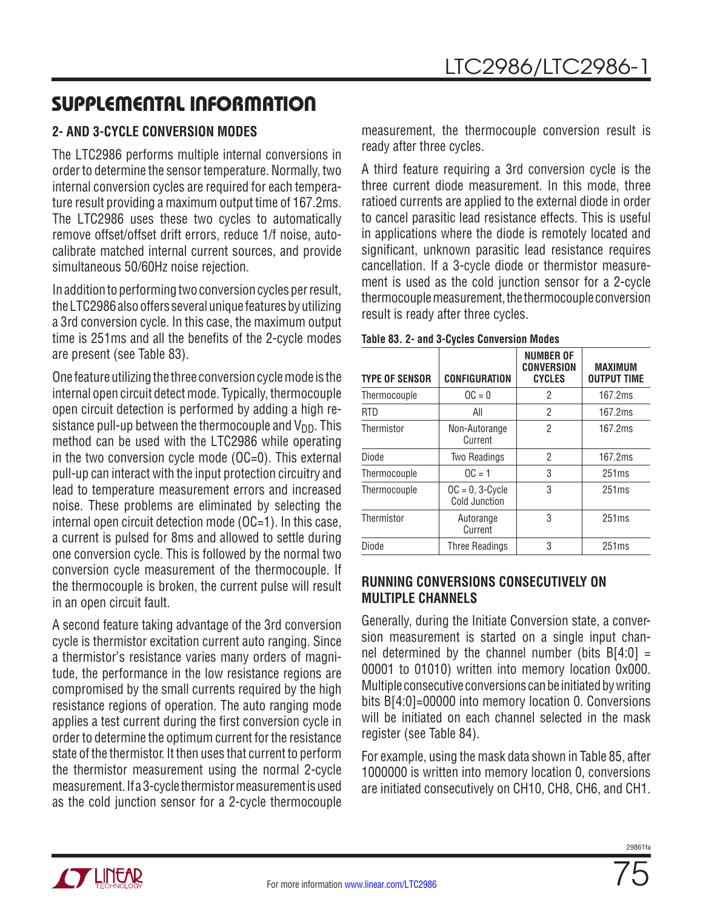# SUPPLEMENTAL INFORMATION

## 2- AND 3-CYCLE CONVERSION MODES

The LTC2986 performs multiple internal conversions in order to determine the sensor temperature. Normally, two internal conversion cycles are required for each temperature result providing a maximum output time of 167.2ms. The LTC2986 uses these two cycles to automatically remove offset/offset drift errors, reduce 1/f noise, autocalibrate matched internal current sources, and provide simultaneous 50/60Hz noise rejection.

In addition to performing two conversion cycles per result, the LTC2986 also offers several unique features by utilizing a 3rd conversion cycle. In this case, the maximum output time is 251ms and all the benefits of the 2-cycle modes are present (see Table 83).

One feature utilizing the three conversion cycle mode is the internal open circuit detect mode. Typically, thermocouple open circuit detection is performed by adding a high resistance pull-up between the thermocouple and $V_{DD}$. This method can be used with the LTC2986 while operating in the two conversion cycle mode (OC=0). This external pull-up can interact with the input protection circuitry and lead to temperature measurement errors and increased noise. These problems are eliminated by selecting the internal open circuit detection mode (OC=1). In this case, a current is pulsed for 8ms and allowed to settle during one conversion cycle. This is followed by the normal two conversion cycle measurement of the thermocouple. If the thermocouple is broken, the current pulse will result in an open circuit fault.

A second feature taking advantage of the 3rd conversion cycle is thermistor excitation current auto ranging. Since a thermistor's resistance varies many orders of magnitude, the performance in the low resistance regions are compromised by the small currents required by the high resistance regions of operation. The auto ranging mode applies a test current during the first conversion cycle in order to determine the optimum current for the resistance state of the thermistor. It then uses that current to perform the thermistor measurement using the normal 2-cycle measurement. If a 3-cycle thermistor measurement is used as the cold junction sensor for a 2-cycle thermocouple measurement, the thermocouple conversion result is ready after three cycles.

A third feature requiring a 3rd conversion cycle is the three current diode measurement. In this mode, three ratioed currents are applied to the external diode in order to cancel parasitic lead resistance effects. This is useful in applications where the diode is remotely located and significant, unknown parasitic lead resistance requires cancellation. If a 3-cycle diode or thermistor measurement is used as the cold junction sensor for a 2-cycle thermocouple measurement, the thermocouple conversion result is ready after three cycles.

**Table 83. 2- and 3-Cycles Conversion Modes**

| TYPE OF SENSOR | CONFIGURATION | NUMBER OF CONVERSION CYCLES | MAXIMUM OUTPUT TIME |
|---|---|---|---|
| Thermocouple | OC = 0 | 2 | 167.2ms |
| RTD | All | 2 | 167.2ms |
| Thermistor | Non-Autorange Current | 2 | 167.2ms |
| Diode | Two Readings | 2 | 167.2ms |
| Thermocouple | OC = 1 | 3 | 251ms |
| Thermocouple | OC = 0, 3-Cycle Cold Junction | 3 | 251ms |
| Thermistor | Autorange Current | 3 | 251ms |
| Diode | Three Readings | 3 | 251ms |

## RUNNING CONVERSIONS CONSECUTIVELY ON MULTIPLE CHANNELS

Generally, during the Initiate Conversion state, a conversion measurement is started on a single input channel determined by the channel number (bits B[4:0] = 00001 to 01010) written into memory location 0x000. Multiple consecutive conversions can be initiated by writing bits B[4:0]=00000 into memory location 0. Conversions will be initiated on each channel selected in the mask register (see Table 84).

For example, using the mask data shown in Table 85, after 1000000 is written into memory location 0, conversions are initiated consecutively on CH10, CH8, CH6, and CH1.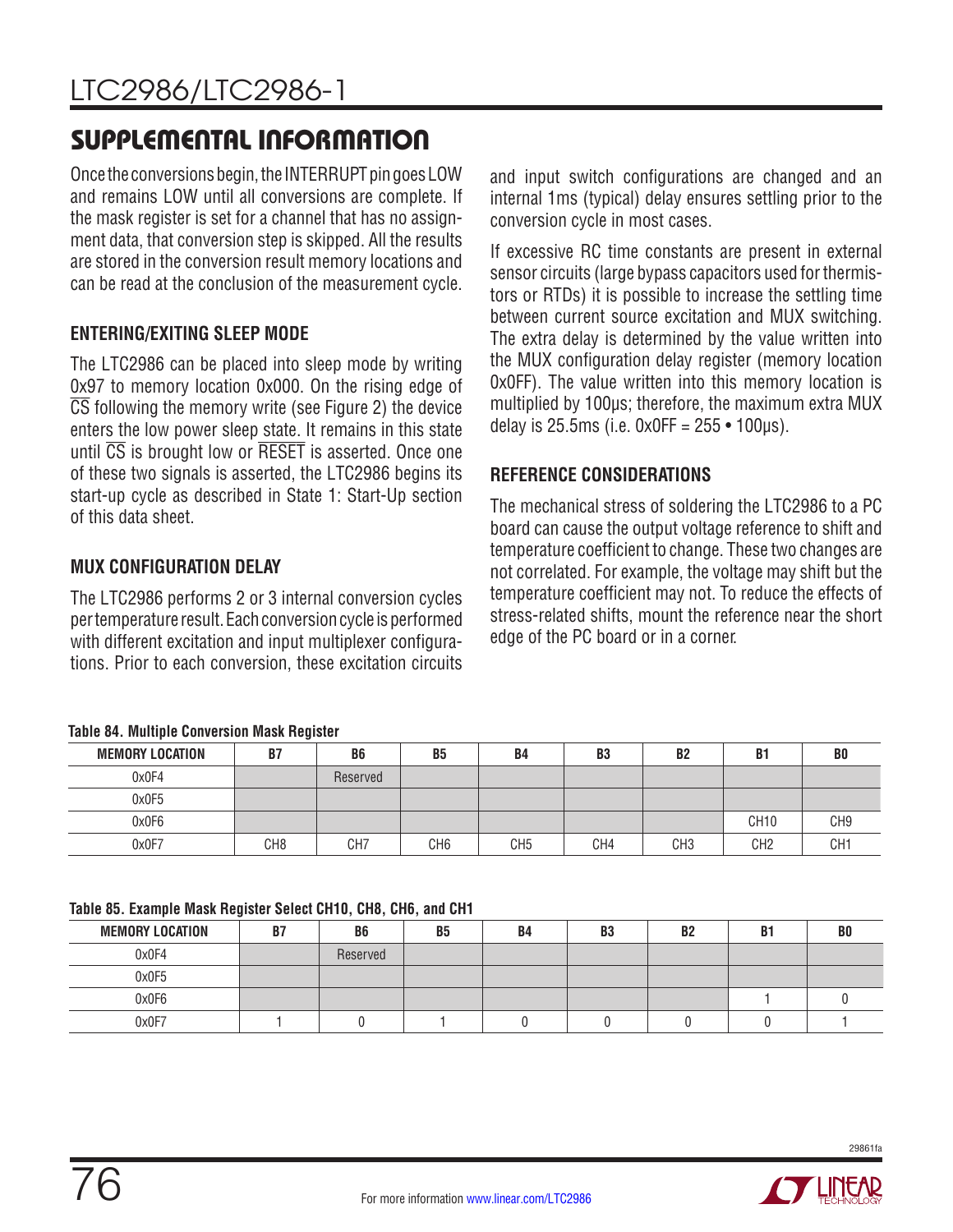## SUPPLEMENTAL INFORMATION

Once the conversions begin, the INTERRUPT pin goes LOW and remains LOW until all conversions are complete. If the mask register is set for a channel that has no assignment data, that conversion step is skipped. All the results are stored in the conversion result memory locations and can be read at the conclusion of the measurement cycle.

### ENTERING/EXITING SLEEP MODE

The LTC2986 can be placed into sleep mode by writing 0x97 to memory location 0x000. On the rising edge of $\overline{CS}$ following the memory write (see Figure 2) the device enters the low power sleep state. It remains in this state until $\overline{CS}$ is brought low or $\overline{RESET}$ is asserted. Once one of these two signals is asserted, the LTC2986 begins its start-up cycle as described in State 1: Start-Up section of this data sheet.

### MUX CONFIGURATION DELAY

The LTC2986 performs 2 or 3 internal conversion cycles per temperature result. Each conversion cycle is performed with different excitation and input multiplexer configurations. Prior to each conversion, these excitation circuits and input switch configurations are changed and an internal 1ms (typical) delay ensures settling prior to the conversion cycle in most cases.

If excessive RC time constants are present in external sensor circuits (large bypass capacitors used for thermistors or RTDs) it is possible to increase the settling time between current source excitation and MUX switching. The extra delay is determined by the value written into the MUX configuration delay register (memory location 0x0FF). The value written into this memory location is multiplied by 100µs; therefore, the maximum extra MUX delay is 25.5ms (i.e. 0x0FF = 255 • 100µs).

### REFERENCE CONSIDERATIONS

The mechanical stress of soldering the LTC2986 to a PC board can cause the output voltage reference to shift and temperature coefficient to change. These two changes are not correlated. For example, the voltage may shift but the temperature coefficient may not. To reduce the effects of stress-related shifts, mount the reference near the short edge of the PC board or in a corner.

**Table 84. Multiple Conversion Mask Register**

| MEMORY LOCATION | B7 | B6 | B5 | B4 | B3 | B2 | B1 | B0 |
|---|---|---|---|---|---|---|---|---|
| 0x0F4 | | Reserved | | | | | | |
| 0x0F5 | | | | | | | | |
| 0x0F6 | | | | | | | CH10 | CH9 |
| 0x0F7 | CH8 | CH7 | CH6 | CH5 | CH4 | CH3 | CH2 | CH1 |

**Table 85. Example Mask Register Select CH10, CH8, CH6, and CH1**

| MEMORY LOCATION | B7 | B6 | B5 | B4 | B3 | B2 | B1 | B0 |
|---|---|---|---|---|---|---|---|---|
| 0x0F4 | | Reserved | | | | | | |
| 0x0F5 | | | | | | | | |
| 0x0F6 | | | | | | | 1 | 0 |
| 0x0F7 | 1 | 0 | 1 | 0 | 0 | 0 | 0 | 1 |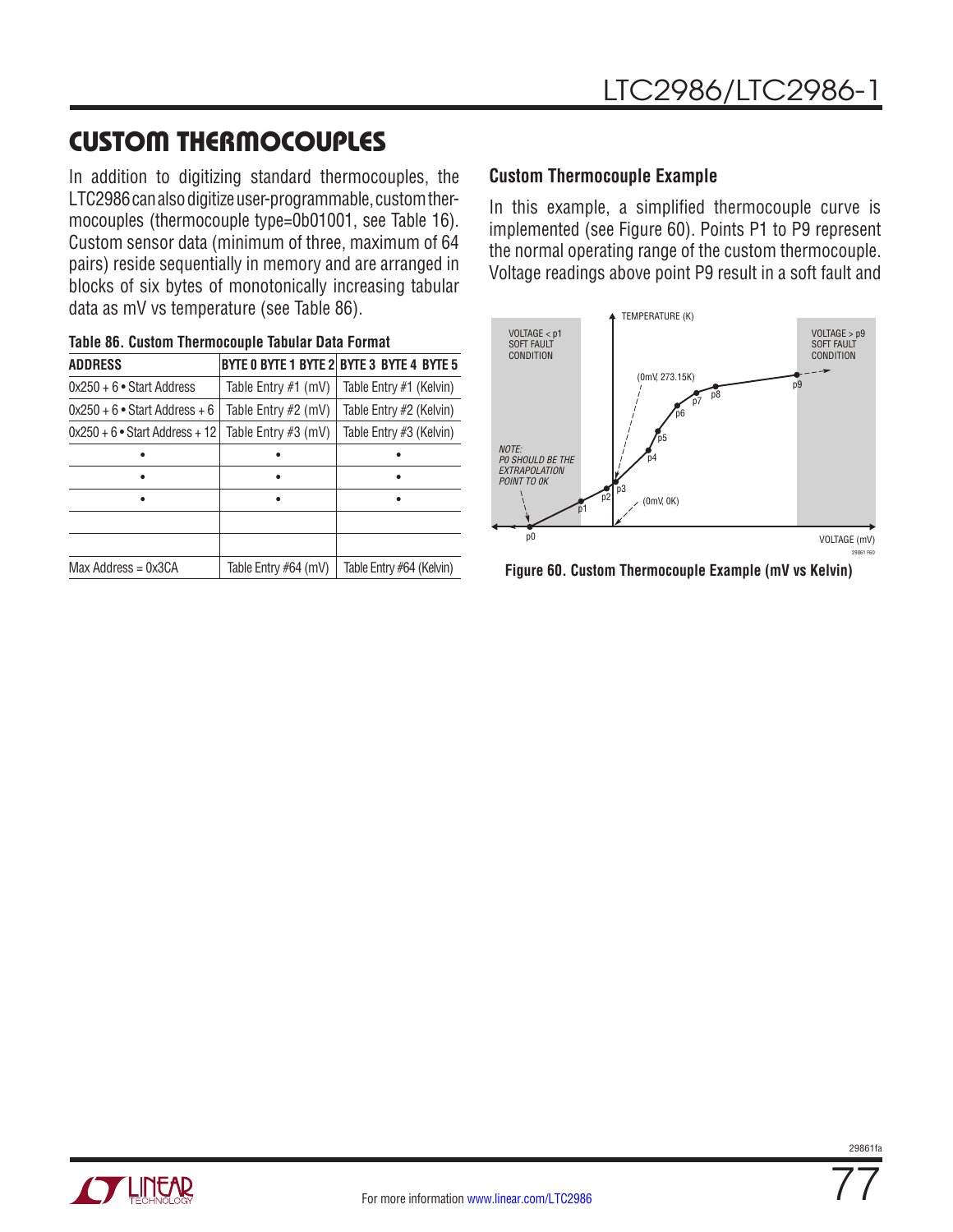# CUSTOM THERMOCOUPLES

In addition to digitizing standard thermocouples, the LTC2986 can also digitize user-programmable, custom thermocouples (thermocouple type=0b01001, see Table 16). Custom sensor data (minimum of three, maximum of 64 pairs) reside sequentially in memory and are arranged in blocks of six bytes of monotonically increasing tabular data as mV vs temperature (see Table 86).

**Table 86. Custom Thermocouple Tabular Data Format**

| ADDRESS | BYTE 0 BYTE 1 BYTE 2 | BYTE 3 BYTE 4 BYTE 5 |
|---|---|---|
| 0x250 + 6 • Start Address | Table Entry #1 (mV) | Table Entry #1 (Kelvin) |
| 0x250 + 6 • Start Address + 6 | Table Entry #2 (mV) | Table Entry #2 (Kelvin) |
| 0x250 + 6 • Start Address + 12 | Table Entry #3 (mV) | Table Entry #3 (Kelvin) |
| • | • | • |
| • | • | • |
| • | • | • |
| | | |
| | | |
| Max Address = 0x3CA | Table Entry #64 (mV) | Table Entry #64 (Kelvin) |

### Custom Thermocouple Example

In this example, a simplified thermocouple curve is implemented (see Figure 60). Points P1 to P9 represent the normal operating range of the custom thermocouple. Voltage readings above point P9 result in a soft fault and

Figure 60. Custom Thermocouple Example (mV vs Kelvin)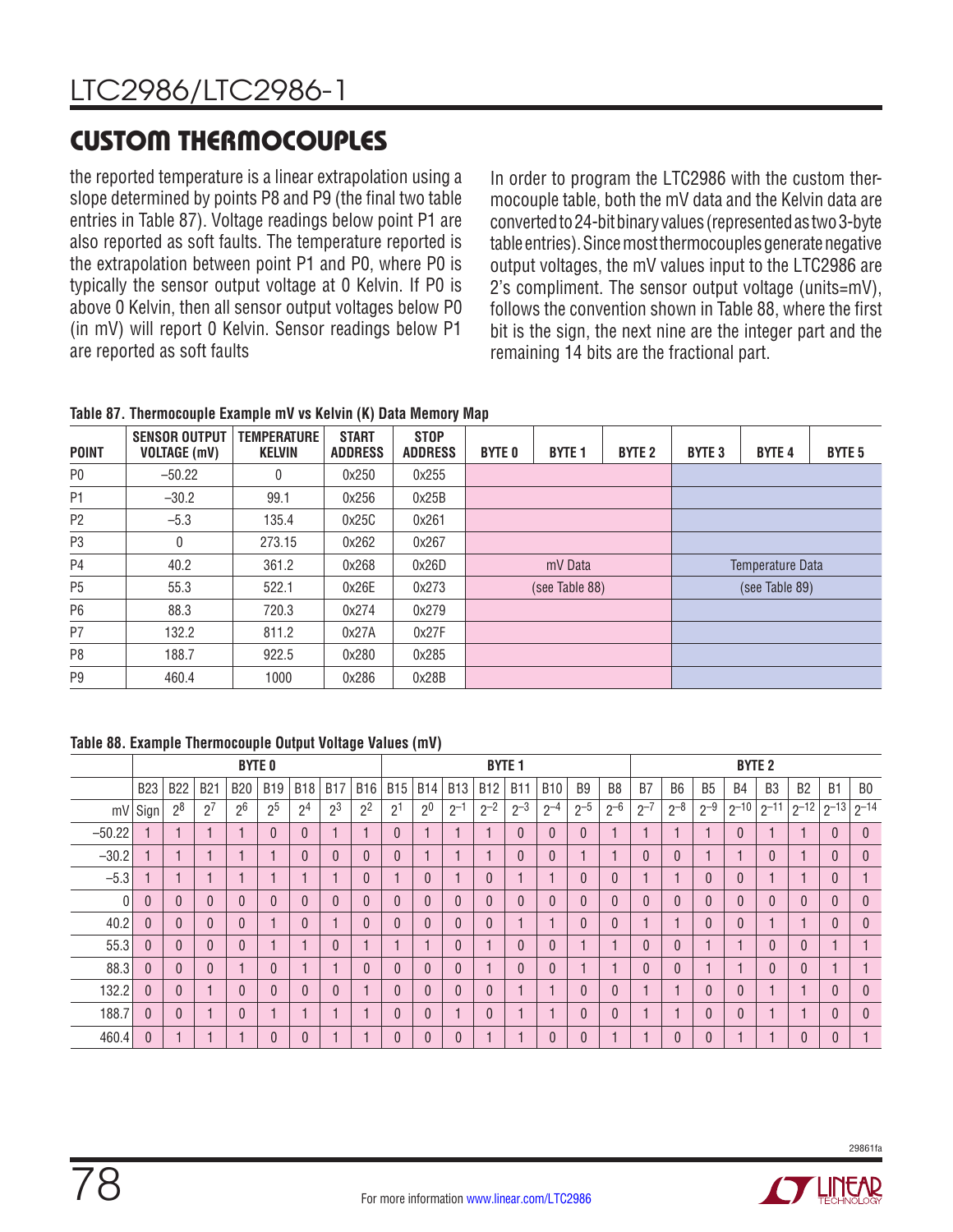# CUSTOM THERMOCOUPLES

the reported temperature is a linear extrapolation using a slope determined by points P8 and P9 (the final two table entries in Table 87). Voltage readings below point P1 are also reported as soft faults. The temperature reported is the extrapolation between point P1 and P0, where P0 is typically the sensor output voltage at 0 Kelvin. If P0 is above 0 Kelvin, then all sensor output voltages below P0 (in mV) will report 0 Kelvin. Sensor readings below P1 are reported as soft faults

In order to program the LTC2986 with the custom thermocouple table, both the mV data and the Kelvin data are converted to 24-bit binary values (represented as two 3-byte table entries). Since most thermocouples generate negative output voltages, the mV values input to the LTC2986 are 2's compliment. The sensor output voltage (units=mV), follows the convention shown in Table 88, where the first bit is the sign, the next nine are the integer part and the remaining 14 bits are the fractional part.

**Table 87. Thermocouple Example mV vs Kelvin (K) Data Memory Map**

| POINT | SENSOR OUTPUT VOLTAGE (mV) | TEMPERATURE KELVIN | START ADDRESS | STOP ADDRESS | BYTE 0 | BYTE 1 | BYTE 2 | BYTE 3 | BYTE 4 | BYTE 5 |
|---|---|---|---|---|---|---|---|---|---|---|
| P0 | –50.22 | 0 | 0x250 | 0x255 | | | | | | |
| P1 | –30.2 | 99.1 | 0x256 | 0x25B | | | | | | |
| P2 | –5.3 | 135.4 | 0x25C | 0x261 | | | | | | |
| P3 | 0 | 273.15 | 0x262 | 0x267 | | | | | | |
| P4 | 40.2 | 361.2 | 0x268 | 0x26D | | mV Data | | | Temperature Data | |
| P5 | 55.3 | 522.1 | 0x26E | 0x273 | | (see Table 88) | | | (see Table 89) | |
| P6 | 88.3 | 720.3 | 0x274 | 0x279 | | | | | | |
| P7 | 132.2 | 811.2 | 0x27A | 0x27F | | | | | | |
| P8 | 188.7 | 922.5 | 0x280 | 0x285 | | | | | | |
| P9 | 460.4 | 1000 | 0x286 | 0x28B | | | | | | |

**Table 88. Example Thermocouple Output Voltage Values (mV)**

| | BYTE 0 | | | | | | | | BYTE 1 | | | | | | | | BYTE 2 | | | | | | | |
|---|---|---|---|---|---|---|---|---|---|---|---|---|---|---|---|---|---|---|---|---|---|---|---|---|
| | B23 | B22 | B21 | B20 | B19 | B18 | B17 | B16 | B15 | B14 | B13 | B12 | B11 | B10 | B9 | B8 | B7 | B6 | B5 | B4 | B3 | B2 | B1 | B0 |
| mV | Sign | $2^8$ | $2^7$ | $2^6$ | $2^5$ | $2^4$ | $2^3$ | $2^2$ | $2^1$ | $2^0$ | $2^{-1}$ | $2^{-2}$ | $2^{-3}$ | $2^{-4}$ | $2^{-5}$ | $2^{-6}$ | $2^{-7}$ | $2^{-8}$ | $2^{-9}$ | $2^{-10}$ | $2^{-11}$ | $2^{-12}$ | $2^{-13}$ | $2^{-14}$ |
| –50.22 | 1 | 1 | 1 | 1 | 0 | 0 | 1 | 1 | 0 | 1 | 1 | 1 | 0 | 0 | 0 | 1 | 1 | 1 | 1 | 0 | 1 | 1 | 0 | 0 |
| –30.2 | 1 | 1 | 1 | 1 | 1 | 0 | 0 | 0 | 0 | 1 | 1 | 1 | 0 | 0 | 1 | 1 | 0 | 0 | 1 | 1 | 0 | 1 | 0 | 0 |
| –5.3 | 1 | 1 | 1 | 1 | 1 | 1 | 1 | 0 | 1 | 0 | 1 | 0 | 1 | 1 | 0 | 0 | 1 | 1 | 0 | 0 | 1 | 1 | 0 | 1 |
| 0 | 0 | 0 | 0 | 0 | 0 | 0 | 0 | 0 | 0 | 0 | 0 | 0 | 0 | 0 | 0 | 0 | 0 | 0 | 0 | 0 | 0 | 0 | 0 | 0 |
| 40.2 | 0 | 0 | 0 | 0 | 1 | 0 | 1 | 0 | 0 | 0 | 0 | 0 | 1 | 1 | 0 | 0 | 1 | 1 | 0 | 0 | 1 | 1 | 0 | 0 |
| 55.3 | 0 | 0 | 0 | 0 | 1 | 1 | 0 | 1 | 1 | 1 | 0 | 1 | 0 | 0 | 1 | 1 | 0 | 0 | 1 | 1 | 0 | 0 | 1 | 1 |
| 88.3 | 0 | 0 | 0 | 1 | 0 | 1 | 1 | 0 | 0 | 0 | 0 | 1 | 0 | 0 | 1 | 1 | 0 | 0 | 1 | 1 | 0 | 0 | 1 | 1 |
| 132.2 | 0 | 0 | 1 | 0 | 0 | 0 | 0 | 1 | 0 | 0 | 0 | 0 | 1 | 1 | 0 | 0 | 1 | 1 | 0 | 0 | 1 | 1 | 0 | 0 |
| 188.7 | 0 | 0 | 1 | 0 | 1 | 1 | 1 | 1 | 0 | 0 | 1 | 0 | 1 | 1 | 0 | 0 | 1 | 1 | 0 | 0 | 1 | 1 | 0 | 0 |
| 460.4 | 0 | 1 | 1 | 1 | 0 | 0 | 1 | 1 | 0 | 0 | 0 | 1 | 1 | 0 | 0 | 1 | 1 | 0 | 0 | 1 | 1 | 0 | 0 | 1 |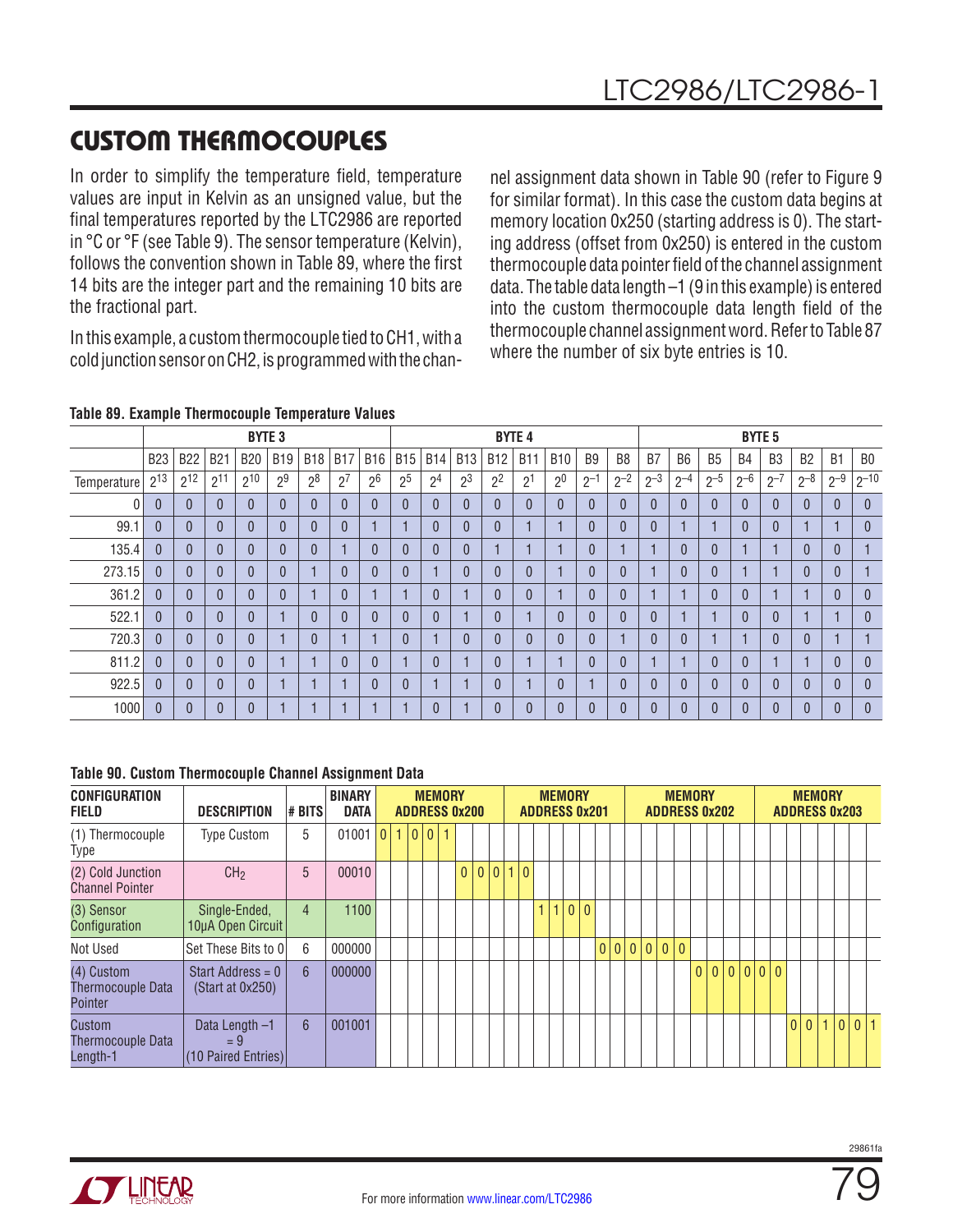# CUSTOM THERMOCOUPLES

In order to simplify the temperature field, temperature values are input in Kelvin as an unsigned value, but the final temperatures reported by the LTC2986 are reported in °C or °F (see Table 9). The sensor temperature (Kelvin), follows the convention shown in Table 89, where the first 14 bits are the integer part and the remaining 10 bits are the fractional part.

In this example, a custom thermocouple tied to CH1, with a cold junction sensor on CH2, is programmed with the channel assignment data shown in Table 90 (refer to Figure 9 for similar format). In this case the custom data begins at memory location 0x250 (starting address is 0). The starting address (offset from 0x250) is entered in the custom thermocouple data pointer field of the channel assignment data. The table data length –1 (9 in this example) is entered into the custom thermocouple data length field of the thermocouple channel assignment word. Refer to Table 87 where the number of six byte entries is 10.

**Table 89. Example Thermocouple Temperature Values**

| | BYTE 3 | | | | | | | | BYTE 4 | | | | | | | | BYTE 5 | | | | | | | |
|---|---|---|---|---|---|---|---|---|---|---|---|---|---|---|---|---|---|---|---|---|---|---|---|---|
| | B23 | B22 | B21 | B20 | B19 | B18 | B17 | B16 | B15 | B14 | B13 | B12 | B11 | B10 | B9 | B8 | B7 | B6 | B5 | B4 | B3 | B2 | B1 | B0 |
| Temperature | $2^{13}$ | $2^{12}$ | $2^{11}$ | $2^{10}$ | $2^{9}$ | $2^{8}$ | $2^{7}$ | $2^{6}$ | $2^{5}$ | $2^{4}$ | $2^{3}$ | $2^{2}$ | $2^{1}$ | $2^{0}$ | $2^{-1}$ | $2^{-2}$ | $2^{-3}$ | $2^{-4}$ | $2^{-5}$ | $2^{-6}$ | $2^{-7}$ | $2^{-8}$ | $2^{-9}$ | $2^{-10}$ |
| 0 | 0 | 0 | 0 | 0 | 0 | 0 | 0 | 0 | 0 | 0 | 0 | 0 | 0 | 0 | 0 | 0 | 0 | 0 | 0 | 0 | 0 | 0 | 0 | 0 |
| 99.1 | 0 | 0 | 0 | 0 | 0 | 0 | 0 | 1 | 1 | 0 | 0 | 0 | 1 | 1 | 0 | 0 | 0 | 1 | 1 | 0 | 0 | 1 | 1 | 0 |
| 135.4 | 0 | 0 | 0 | 0 | 0 | 0 | 1 | 0 | 0 | 0 | 0 | 1 | 1 | 1 | 0 | 1 | 1 | 0 | 0 | 1 | 1 | 0 | 0 | 1 |
| 273.15 | 0 | 0 | 0 | 0 | 0 | 1 | 0 | 0 | 0 | 1 | 0 | 0 | 0 | 1 | 0 | 0 | 1 | 0 | 0 | 1 | 1 | 0 | 0 | 1 |
| 361.2 | 0 | 0 | 0 | 0 | 0 | 1 | 0 | 1 | 1 | 0 | 1 | 0 | 0 | 1 | 0 | 0 | 1 | 1 | 0 | 0 | 1 | 1 | 0 | 0 |
| 522.1 | 0 | 0 | 0 | 0 | 1 | 0 | 0 | 0 | 0 | 0 | 1 | 0 | 1 | 0 | 0 | 0 | 0 | 1 | 1 | 0 | 0 | 1 | 1 | 0 |
| 720.3 | 0 | 0 | 0 | 0 | 1 | 0 | 1 | 1 | 0 | 1 | 0 | 0 | 0 | 0 | 0 | 1 | 0 | 0 | 1 | 1 | 0 | 0 | 1 | 1 |
| 811.2 | 0 | 0 | 0 | 0 | 1 | 1 | 0 | 0 | 1 | 0 | 1 | 0 | 1 | 1 | 0 | 0 | 1 | 1 | 0 | 0 | 1 | 1 | 0 | 0 |
| 922.5 | 0 | 0 | 0 | 0 | 1 | 1 | 1 | 0 | 0 | 1 | 1 | 0 | 1 | 0 | 1 | 0 | 0 | 0 | 0 | 0 | 0 | 0 | 0 | 0 |
| 1000 | 0 | 0 | 0 | 0 | 1 | 1 | 1 | 1 | 1 | 0 | 1 | 0 | 0 | 0 | 0 | 0 | 0 | 0 | 0 | 0 | 0 | 0 | 0 | 0 |

**Table 90. Custom Thermocouple Channel Assignment Data**

| CONFIGURATION FIELD | DESCRIPTION | # BITS | BINARY DATA | MEMORY ADDRESS 0x200 | MEMORY ADDRESS 0x201 | MEMORY ADDRESS 0x202 | MEMORY ADDRESS 0x203 |
|---|---|---|---|---|---|---|---|
| (1) Thermocouple Type | Type Custom | 5 | 01001 | 0 1 0 0 1 | | | |
| (2) Cold Junction Channel Pointer | $CH_2$ | 5 | 00010 | 0 0 0 | 1 0 | | |
| (3) Sensor Configuration | Single-Ended, 10µA Open Circuit | 4 | 1100 | | 1 1 0 0 | | |
| Not Used | Set These Bits to 0 | 6 | 000000 | | 0 | 0 0 0 0 0 | |
| (4) Custom Thermocouple Data Pointer | Start Address = 0 (Start at 0x250) | 6 | 000000 | | | 0 0 0 | 0 0 0 |
| Custom Thermocouple Data Length-1 | Data Length –1 = 9 (10 Paired Entries) | 6 | 001001 | | | | 0 0 1 0 0 1 |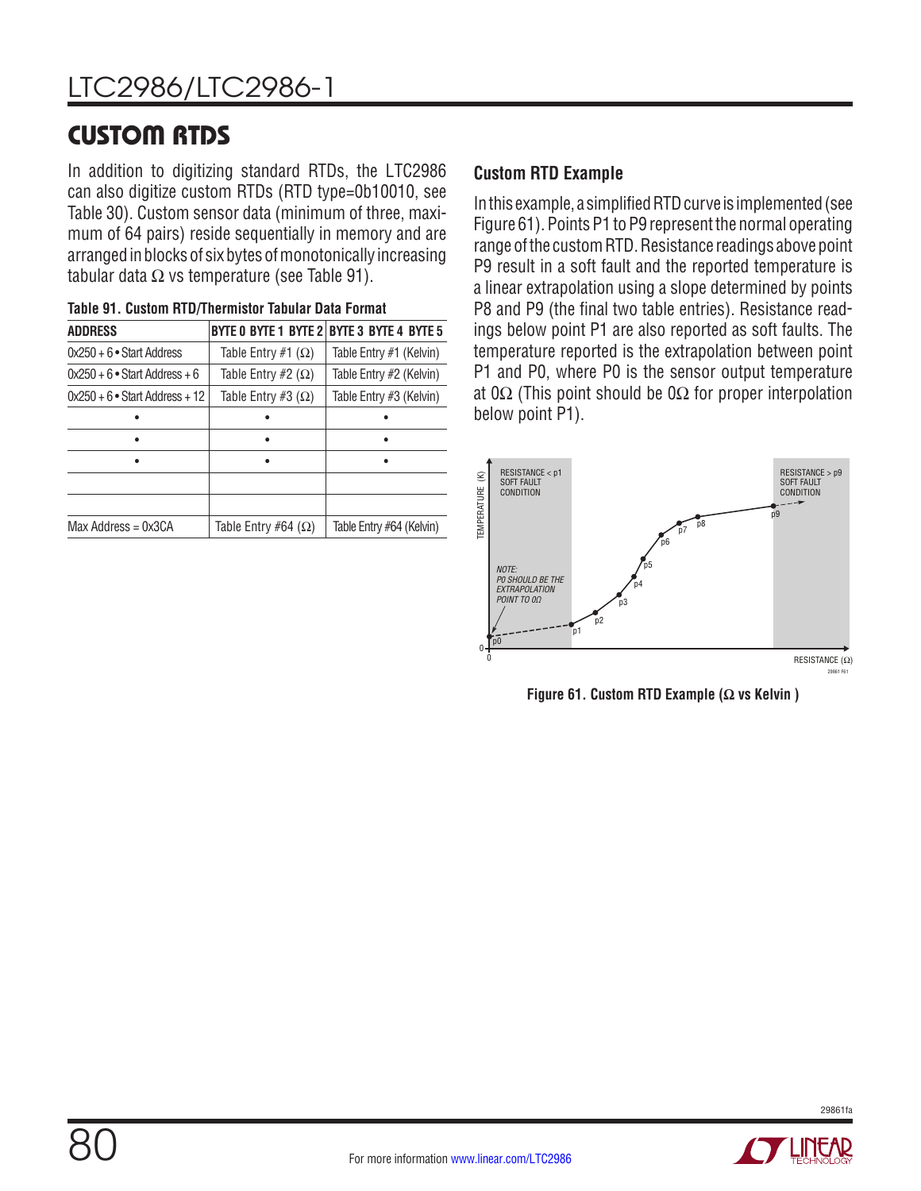## CUSTOM RTDS

In addition to digitizing standard RTDs, the LTC2986 can also digitize custom RTDs (RTD type=0b10010, see Table 30). Custom sensor data (minimum of three, maximum of 64 pairs) reside sequentially in memory and are arranged in blocks of six bytes of monotonically increasing tabular data Ω vs temperature (see Table 91).

**Table 91. Custom RTD/Thermistor Tabular Data Format**

| ADDRESS | BYTE 0 BYTE 1 BYTE 2 | BYTE 3 BYTE 4 BYTE 5 |
|---|---|---|
| 0x250 + 6 • Start Address | Table Entry #1 (Ω) | Table Entry #1 (Kelvin) |
| 0x250 + 6 • Start Address + 6 | Table Entry #2 (Ω) | Table Entry #2 (Kelvin) |
| 0x250 + 6 • Start Address + 12 | Table Entry #3 (Ω) | Table Entry #3 (Kelvin) |
| • | • | • |
| • | • | • |
| • | • | • |
| | | |
| | | |
| Max Address = 0x3CA | Table Entry #64 (Ω) | Table Entry #64 (Kelvin) |

### Custom RTD Example

In this example, a simplified RTD curve is implemented (see Figure 61). Points P1 to P9 represent the normal operating range of the custom RTD. Resistance readings above point P9 result in a soft fault and the reported temperature is a linear extrapolation using a slope determined by points P8 and P9 (the final two table entries). Resistance readings below point P1 are also reported as soft faults. The temperature reported is the extrapolation between point P1 and P0, where P0 is the sensor output temperature at 0Ω (This point should be 0Ω for proper interpolation below point P1).

**Figure 61. Custom RTD Example (Ω vs Kelvin )**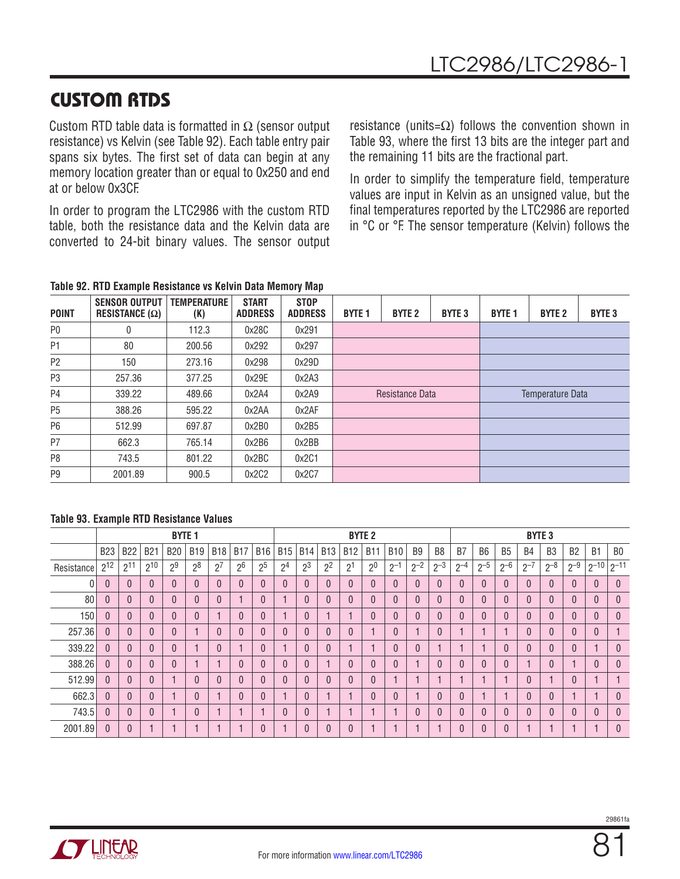## CUSTOM RTDS

Custom RTD table data is formatted in Ω (sensor output resistance) vs Kelvin (see Table 92). Each table entry pair spans six bytes. The first set of data can begin at any memory location greater than or equal to 0x250 and end at or below 0x3CF.

In order to program the LTC2986 with the custom RTD table, both the resistance data and the Kelvin data are converted to 24-bit binary values. The sensor output resistance (units=Ω) follows the convention shown in Table 93, where the first 13 bits are the integer part and the remaining 11 bits are the fractional part.

In order to simplify the temperature field, temperature values are input in Kelvin as an unsigned value, but the final temperatures reported by the LTC2986 are reported in °C or °F. The sensor temperature (Kelvin) follows the

**Table 92. RTD Example Resistance vs Kelvin Data Memory Map**

| POINT | SENSOR OUTPUT RESISTANCE (Ω) | TEMPERATURE (K) | START ADDRESS | STOP ADDRESS | BYTE 1 | BYTE 2 | BYTE 3 | BYTE 1 | BYTE 2 | BYTE 3 |
|---|---|---|---|---|---|---|---|---|---|---|
| P0 | 0 | 112.3 | 0x28C | 0x291 | | | | | | |
| P1 | 80 | 200.56 | 0x292 | 0x297 | | | | | | |
| P2 | 150 | 273.16 | 0x298 | 0x29D | | | | | | |
| P3 | 257.36 | 377.25 | 0x29E | 0x2A3 | | | | | | |
| P4 | 339.22 | 489.66 | 0x2A4 | 0x2A9 | | Resistance Data | | | Temperature Data | |
| P5 | 388.26 | 595.22 | 0x2AA | 0x2AF | | | | | | |
| P6 | 512.99 | 697.87 | 0x2B0 | 0x2B5 | | | | | | |
| P7 | 662.3 | 765.14 | 0x2B6 | 0x2BB | | | | | | |
| P8 | 743.5 | 801.22 | 0x2BC | 0x2C1 | | | | | | |
| P9 | 2001.89 | 900.5 | 0x2C2 | 0x2C7 | | | | | | |

**Table 93. Example RTD Resistance Values**

| | BYTE 1 | | | | | | | | BYTE 2 | | | | | | | | BYTE 3 | | | | | | | |
|---|---|---|---|---|---|---|---|---|---|---|---|---|---|---|---|---|---|---|---|---|---|---|---|---|
| | B23 | B22 | B21 | B20 | B19 | B18 | B17 | B16 | B15 | B14 | B13 | B12 | B11 | B10 | B9 | B8 | B7 | B6 | B5 | B4 | B3 | B2 | B1 | B0 |
| Resistance | $2^{12}$ | $2^{11}$ | $2^{10}$ | $2^{9}$ | $2^{8}$ | $2^{7}$ | $2^{6}$ | $2^{5}$ | $2^{4}$ | $2^{3}$ | $2^{2}$ | $2^{1}$ | $2^{0}$ | $2^{-1}$ | $2^{-2}$ | $2^{-3}$ | $2^{-4}$ | $2^{-5}$ | $2^{-6}$ | $2^{-7}$ | $2^{-8}$ | $2^{-9}$ | $2^{-10}$ | $2^{-11}$ |
| 0 | 0 | 0 | 0 | 0 | 0 | 0 | 0 | 0 | 0 | 0 | 0 | 0 | 0 | 0 | 0 | 0 | 0 | 0 | 0 | 0 | 0 | 0 | 0 | 0 |
| 80 | 0 | 0 | 0 | 0 | 0 | 0 | 1 | 0 | 1 | 0 | 0 | 0 | 0 | 0 | 0 | 0 | 0 | 0 | 0 | 0 | 0 | 0 | 0 | 0 |
| 150 | 0 | 0 | 0 | 0 | 0 | 1 | 0 | 0 | 1 | 0 | 1 | 1 | 0 | 0 | 0 | 0 | 0 | 0 | 0 | 0 | 0 | 0 | 0 | 0 |
| 257.36 | 0 | 0 | 0 | 0 | 1 | 0 | 0 | 0 | 0 | 0 | 0 | 0 | 1 | 0 | 1 | 0 | 1 | 1 | 1 | 0 | 0 | 0 | 0 | 1 |
| 339.22 | 0 | 0 | 0 | 0 | 1 | 0 | 1 | 0 | 1 | 0 | 0 | 1 | 1 | 0 | 0 | 1 | 1 | 1 | 0 | 0 | 0 | 0 | 1 | 0 |
| 388.26 | 0 | 0 | 0 | 0 | 1 | 1 | 0 | 0 | 0 | 0 | 1 | 0 | 0 | 0 | 1 | 0 | 0 | 0 | 0 | 1 | 0 | 1 | 0 | 0 |
| 512.99 | 0 | 0 | 0 | 1 | 0 | 0 | 0 | 0 | 0 | 0 | 0 | 0 | 0 | 1 | 1 | 1 | 1 | 1 | 1 | 0 | 1 | 0 | 1 | 1 |
| 662.3 | 0 | 0 | 0 | 1 | 0 | 1 | 0 | 0 | 1 | 0 | 1 | 1 | 0 | 0 | 1 | 0 | 0 | 1 | 1 | 0 | 0 | 1 | 1 | 0 |
| 743.5 | 0 | 0 | 0 | 1 | 0 | 1 | 1 | 1 | 0 | 0 | 1 | 1 | 1 | 1 | 0 | 0 | 0 | 0 | 0 | 0 | 0 | 0 | 0 | 0 |
| 2001.89 | 0 | 0 | 1 | 1 | 1 | 1 | 1 | 0 | 1 | 0 | 0 | 0 | 1 | 1 | 1 | 1 | 0 | 0 | 0 | 1 | 1 | 1 | 1 | 0 |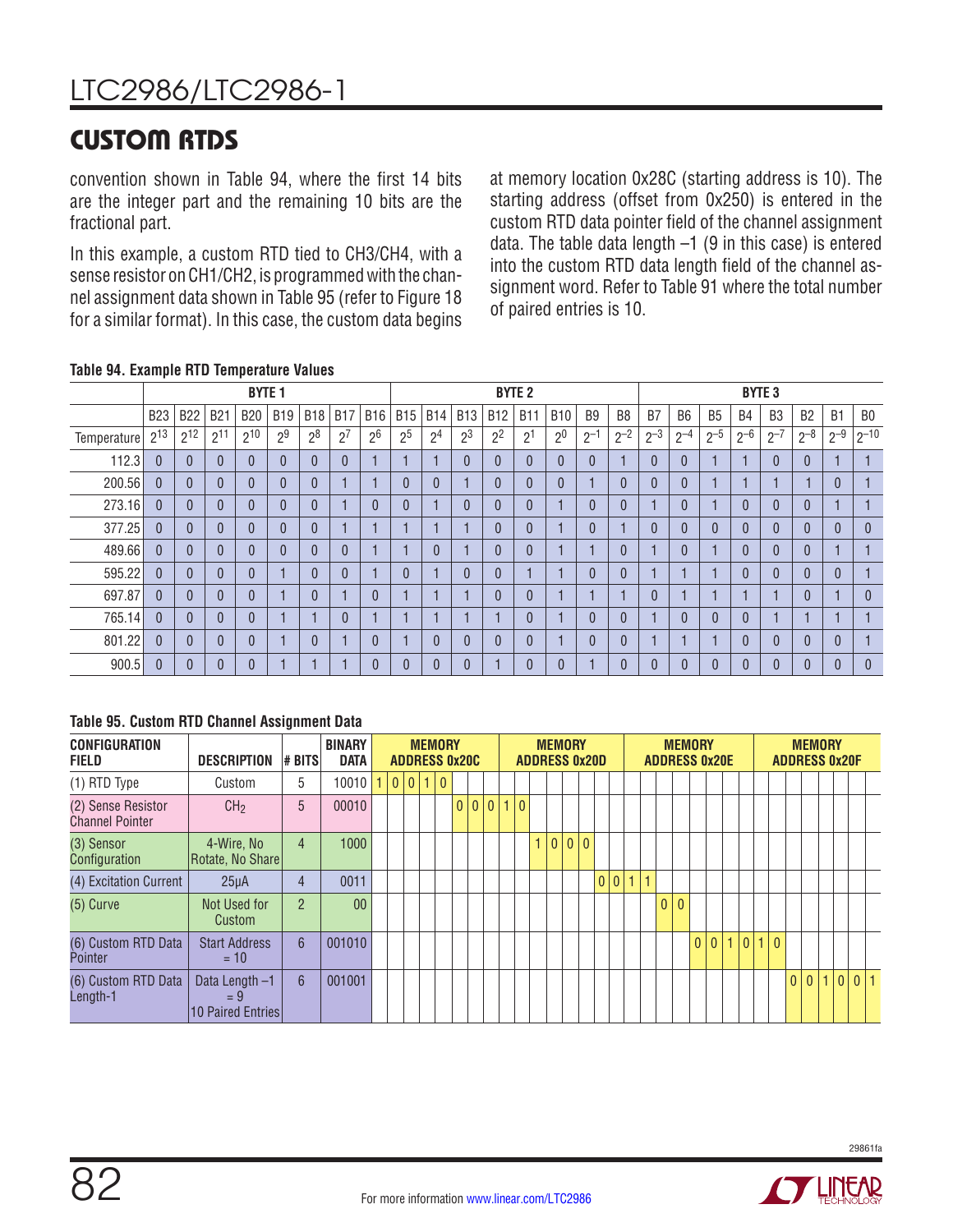## CUSTOM RTDS

convention shown in Table 94, where the first 14 bits are the integer part and the remaining 10 bits are the fractional part.

In this example, a custom RTD tied to CH3/CH4, with a sense resistor on CH1/CH2, is programmed with the channel assignment data shown in Table 95 (refer to Figure 18 for a similar format). In this case, the custom data begins at memory location 0x28C (starting address is 10). The starting address (offset from 0x250) is entered in the custom RTD data pointer field of the channel assignment data. The table data length –1 (9 in this case) is entered into the custom RTD data length field of the channel assignment word. Refer to Table 91 where the total number of paired entries is 10.

**Table 94. Example RTD Temperature Values**

| | BYTE 1 | | | | | | | | BYTE 2 | | | | | | | | BYTE 3 | | | | | | | |
|---|---|---|---|---|---|---|---|---|---|---|---|---|---|---|---|---|---|---|---|---|---|---|---|---|
| | B23 | B22 | B21 | B20 | B19 | B18 | B17 | B16 | B15 | B14 | B13 | B12 | B11 | B10 | B9 | B8 | B7 | B6 | B5 | B4 | B3 | B2 | B1 | B0 |
| Temperature | $2^{13}$ | $2^{12}$ | $2^{11}$ | $2^{10}$ | $2^{9}$ | $2^{8}$ | $2^{7}$ | $2^{6}$ | $2^{5}$ | $2^{4}$ | $2^{3}$ | $2^{2}$ | $2^{1}$ | $2^{0}$ | $2^{-1}$ | $2^{-2}$ | $2^{-3}$ | $2^{-4}$ | $2^{-5}$ | $2^{-6}$ | $2^{-7}$ | $2^{-8}$ | $2^{-9}$ | $2^{-10}$ |
| 112.3 | 0 | 0 | 0 | 0 | 0 | 0 | 0 | 1 | 1 | 1 | 0 | 0 | 0 | 0 | 0 | 1 | 0 | 0 | 1 | 1 | 0 | 0 | 1 | 1 |
| 200.56 | 0 | 0 | 0 | 0 | 0 | 0 | 1 | 1 | 0 | 0 | 1 | 0 | 0 | 0 | 1 | 0 | 0 | 0 | 1 | 1 | 1 | 1 | 0 | 1 |
| 273.16 | 0 | 0 | 0 | 0 | 0 | 0 | 1 | 0 | 0 | 1 | 0 | 0 | 0 | 1 | 0 | 0 | 1 | 0 | 1 | 0 | 0 | 0 | 1 | 1 |
| 377.25 | 0 | 0 | 0 | 0 | 0 | 0 | 1 | 1 | 1 | 1 | 1 | 0 | 0 | 1 | 0 | 1 | 0 | 0 | 0 | 0 | 0 | 0 | 0 | 0 |
| 489.66 | 0 | 0 | 0 | 0 | 0 | 0 | 0 | 1 | 1 | 0 | 1 | 0 | 0 | 1 | 1 | 0 | 1 | 0 | 1 | 0 | 0 | 0 | 1 | 1 |
| 595.22 | 0 | 0 | 0 | 0 | 1 | 0 | 0 | 1 | 0 | 1 | 0 | 0 | 1 | 1 | 0 | 0 | 1 | 1 | 1 | 0 | 0 | 0 | 0 | 1 |
| 697.87 | 0 | 0 | 0 | 0 | 1 | 0 | 1 | 0 | 1 | 1 | 1 | 0 | 0 | 1 | 1 | 1 | 0 | 1 | 1 | 1 | 1 | 0 | 1 | 0 |
| 765.14 | 0 | 0 | 0 | 0 | 1 | 1 | 0 | 1 | 1 | 1 | 1 | 1 | 0 | 1 | 0 | 0 | 1 | 0 | 0 | 0 | 1 | 1 | 1 | 1 |
| 801.22 | 0 | 0 | 0 | 0 | 1 | 0 | 1 | 0 | 1 | 0 | 0 | 0 | 0 | 1 | 0 | 0 | 1 | 1 | 1 | 0 | 0 | 0 | 0 | 1 |
| 900.5 | 0 | 0 | 0 | 0 | 1 | 1 | 1 | 0 | 0 | 0 | 0 | 1 | 0 | 0 | 1 | 0 | 0 | 0 | 0 | 0 | 0 | 0 | 0 | 0 |

**Table 95. Custom RTD Channel Assignment Data**

| CONFIGURATION FIELD | DESCRIPTION | # BITS | BINARY DATA | MEMORY ADDRESS 0x20C | MEMORY ADDRESS 0x20D | MEMORY ADDRESS 0x20E | MEMORY ADDRESS 0x20F |
|---|---|---|---|---|---|---|---|
| (1) RTD Type | Custom | 5 | 10010 | 1 0 0 1 0 | | | |
| (2) Sense Resistor Channel Pointer | $CH_2$ | 5 | 00010 | 0 0 0 | 1 0 | | |
| (3) Sensor Configuration | 4-Wire, No Rotate, No Share | 4 | 1000 | | 1 0 0 0 | | |
| (4) Excitation Current | 25µA | 4 | 0011 | | 0 0 1 | 1 | |
| (5) Curve | Not Used for Custom | 2 | 00 | | | 0 0 | |
| (6) Custom RTD Data Pointer | Start Address = 10 | 6 | 001010 | | | 0 0 1 0 1 | 0 |
| (6) Custom RTD Data Length-1 | Data Length –1 = 9 10 Paired Entries | 6 | 001001 | | | | 0 0 1 0 0 1 |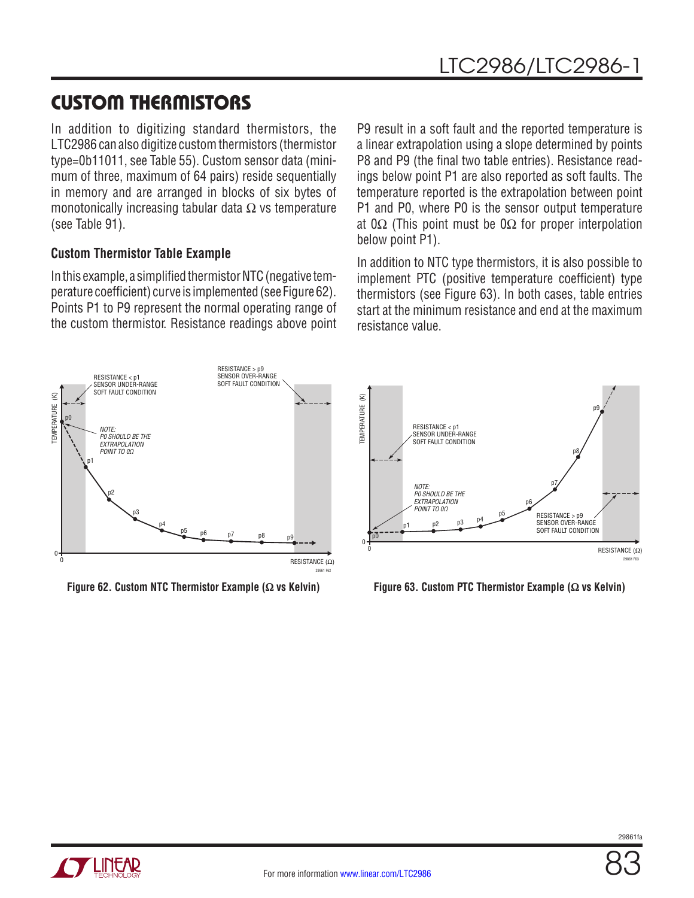# CUSTOM THERMISTORS

In addition to digitizing standard thermistors, the LTC2986 can also digitize custom thermistors (thermistor type=0b11011, see Table 55). Custom sensor data (minimum of three, maximum of 64 pairs) reside sequentially in memory and are arranged in blocks of six bytes of monotonically increasing tabular data Ω vs temperature (see Table 91).

### Custom Thermistor Table Example

In this example, a simplified thermistor NTC (negative temperature coefficient) curve is implemented (see Figure 62). Points P1 to P9 represent the normal operating range of the custom thermistor. Resistance readings above point P9 result in a soft fault and the reported temperature is a linear extrapolation using a slope determined by points P8 and P9 (the final two table entries). Resistance readings below point P1 are also reported as soft faults. The temperature reported is the extrapolation between point P1 and P0, where P0 is the sensor output temperature at 0Ω (This point must be 0Ω for proper interpolation below point P1).

In addition to NTC type thermistors, it is also possible to implement PTC (positive temperature coefficient) type thermistors (see Figure 63). In both cases, table entries start at the minimum resistance and end at the maximum resistance value.

**Figure 62. Custom NTC Thermistor Example (Ω vs Kelvin)**

**Figure 63. Custom PTC Thermistor Example (Ω vs Kelvin)**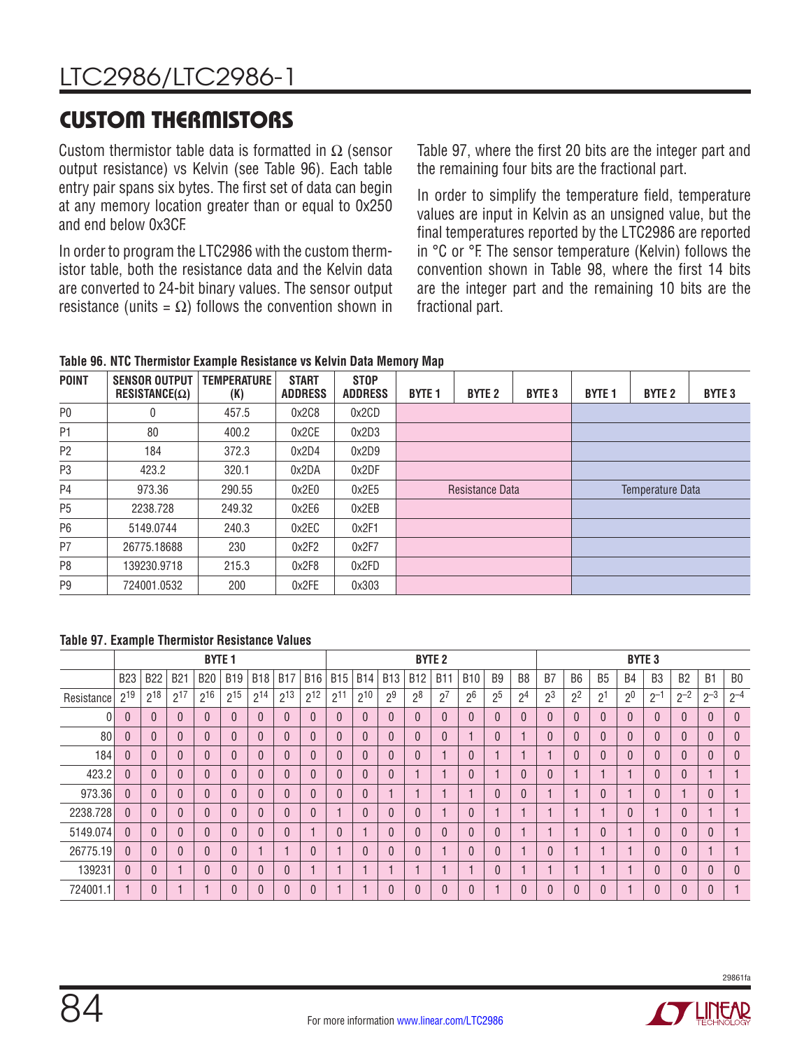# CUSTOM THERMISTORS

Custom thermistor table data is formatted in Ω (sensor output resistance) vs Kelvin (see Table 96). Each table entry pair spans six bytes. The first set of data can begin at any memory location greater than or equal to 0x250 and end below 0x3CF.

In order to program the LTC2986 with the custom thermistor table, both the resistance data and the Kelvin data are converted to 24-bit binary values. The sensor output resistance (units = Ω) follows the convention shown in Table 97, where the first 20 bits are the integer part and the remaining four bits are the fractional part.

In order to simplify the temperature field, temperature values are input in Kelvin as an unsigned value, but the final temperatures reported by the LTC2986 are reported in °C or °F. The sensor temperature (Kelvin) follows the convention shown in Table 98, where the first 14 bits are the integer part and the remaining 10 bits are the fractional part.

**Table 96. NTC Thermistor Example Resistance vs Kelvin Data Memory Map**

| POINT | SENSOR OUTPUT RESISTANCE(Ω) | TEMPERATURE (K) | START ADDRESS | STOP ADDRESS | BYTE 1 | BYTE 2 | BYTE 3 | BYTE 1 | BYTE 2 | BYTE 3 |
|---|---|---|---|---|---|---|---|---|---|---|
| P0 | 0 | 457.5 | 0x2C8 | 0x2CD | | | | | | |
| P1 | 80 | 400.2 | 0x2CE | 0x2D3 | | | | | | |
| P2 | 184 | 372.3 | 0x2D4 | 0x2D9 | | | | | | |
| P3 | 423.2 | 320.1 | 0x2DA | 0x2DF | | | | | | |
| P4 | 973.36 | 290.55 | 0x2E0 | 0x2E5 | | Resistance Data | | | Temperature Data | |
| P5 | 2238.728 | 249.32 | 0x2E6 | 0x2EB | | | | | | |
| P6 | 5149.0744 | 240.3 | 0x2EC | 0x2F1 | | | | | | |
| P7 | 26775.18688 | 230 | 0x2F2 | 0x2F7 | | | | | | |
| P8 | 139230.9718 | 215.3 | 0x2F8 | 0x2FD | | | | | | |
| P9 | 724001.0532 | 200 | 0x2FE | 0x303 | | | | | | |

**Table 97. Example Thermistor Resistance Values**

| | BYTE 1 | | | | | | | | BYTE 2 | | | | | | | | BYTE 3 | | | | | | | |
|---|---|---|---|---|---|---|---|---|---|---|---|---|---|---|---|---|---|---|---|---|---|---|---|---|
| | B23 | B22 | B21 | B20 | B19 | B18 | B17 | B16 | B15 | B14 | B13 | B12 | B11 | B10 | B9 | B8 | B7 | B6 | B5 | B4 | B3 | B2 | B1 | B0 |
| Resistance | $2^{19}$ | $2^{18}$ | $2^{17}$ | $2^{16}$ | $2^{15}$ | $2^{14}$ | $2^{13}$ | $2^{12}$ | $2^{11}$ | $2^{10}$ | $2^9$ | $2^8$ | $2^7$ | $2^6$ | $2^5$ | $2^4$ | $2^3$ | $2^2$ | $2^1$ | $2^0$ | $2^{-1}$ | $2^{-2}$ | $2^{-3}$ | $2^{-4}$ |
| 0 | 0 | 0 | 0 | 0 | 0 | 0 | 0 | 0 | 0 | 0 | 0 | 0 | 0 | 0 | 0 | 0 | 0 | 0 | 0 | 0 | 0 | 0 | 0 | 0 |
| 80 | 0 | 0 | 0 | 0 | 0 | 0 | 0 | 0 | 0 | 0 | 0 | 0 | 0 | 1 | 0 | 1 | 0 | 0 | 0 | 0 | 0 | 0 | 0 | 0 |
| 184 | 0 | 0 | 0 | 0 | 0 | 0 | 0 | 0 | 0 | 0 | 0 | 0 | 1 | 0 | 1 | 1 | 1 | 0 | 0 | 0 | 0 | 0 | 0 | 0 |
| 423.2 | 0 | 0 | 0 | 0 | 0 | 0 | 0 | 0 | 0 | 0 | 0 | 1 | 1 | 0 | 1 | 0 | 0 | 1 | 1 | 1 | 0 | 0 | 1 | 1 |
| 973.36 | 0 | 0 | 0 | 0 | 0 | 0 | 0 | 0 | 0 | 0 | 1 | 1 | 1 | 1 | 0 | 0 | 1 | 1 | 0 | 1 | 0 | 1 | 0 | 1 |
| 2238.728 | 0 | 0 | 0 | 0 | 0 | 0 | 0 | 0 | 1 | 0 | 0 | 0 | 1 | 0 | 1 | 1 | 1 | 1 | 1 | 0 | 1 | 0 | 1 | 1 |
| 5149.074 | 0 | 0 | 0 | 0 | 0 | 0 | 0 | 1 | 0 | 1 | 0 | 0 | 0 | 0 | 0 | 1 | 1 | 1 | 0 | 1 | 0 | 0 | 0 | 1 |
| 26775.19 | 0 | 0 | 0 | 0 | 0 | 1 | 1 | 0 | 1 | 0 | 0 | 0 | 1 | 0 | 0 | 1 | 0 | 1 | 1 | 1 | 0 | 0 | 1 | 1 |
| 139231 | 0 | 0 | 1 | 0 | 0 | 0 | 0 | 1 | 1 | 1 | 1 | 1 | 1 | 1 | 0 | 1 | 1 | 1 | 1 | 1 | 0 | 0 | 0 | 0 |
| 724001.1 | 1 | 0 | 1 | 1 | 0 | 0 | 0 | 0 | 1 | 1 | 0 | 0 | 0 | 0 | 1 | 0 | 0 | 0 | 0 | 1 | 0 | 0 | 0 | 1 |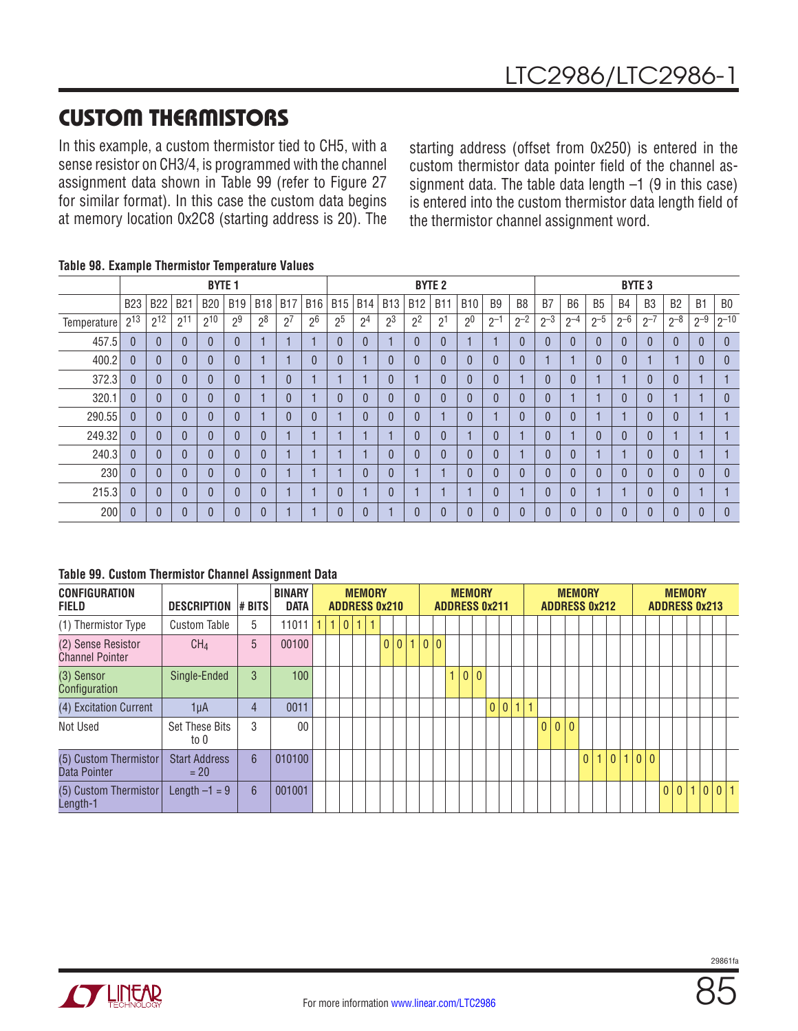## CUSTOM THERMISTORS

In this example, a custom thermistor tied to CH5, with a sense resistor on CH3/4, is programmed with the channel assignment data shown in Table 99 (refer to Figure 27 for similar format). In this case the custom data begins at memory location 0x2C8 (starting address is 20). The starting address (offset from 0x250) is entered in the custom thermistor data pointer field of the channel assignment data. The table data length –1 (9 in this case) is entered into the custom thermistor data length field of the thermistor channel assignment word.

**Table 98. Example Thermistor Temperature Values**

| | BYTE 1 | | | | | | | | BYTE 2 | | | | | | | | BYTE 3 | | | | | | | |
|---|---|---|---|---|---|---|---|---|---|---|---|---|---|---|---|---|---|---|---|---|---|---|---|---|
| | B23 | B22 | B21 | B20 | B19 | B18 | B17 | B16 | B15 | B14 | B13 | B12 | B11 | B10 | B9 | B8 | B7 | B6 | B5 | B4 | B3 | B2 | B1 | B0 |
| Temperature | $2^{13}$ | $2^{12}$ | $2^{11}$ | $2^{10}$ | $2^{9}$ | $2^{8}$ | $2^{7}$ | $2^{6}$ | $2^{5}$ | $2^{4}$ | $2^{3}$ | $2^{2}$ | $2^{1}$ | $2^{0}$ | $2^{-1}$ | $2^{-2}$ | $2^{-3}$ | $2^{-4}$ | $2^{-5}$ | $2^{-6}$ | $2^{-7}$ | $2^{-8}$ | $2^{-9}$ | $2^{-10}$ |
| 457.5 | 0 | 0 | 0 | 0 | 0 | 1 | 1 | 1 | 0 | 0 | 1 | 0 | 0 | 1 | 1 | 0 | 0 | 0 | 0 | 0 | 0 | 0 | 0 | 0 |
| 400.2 | 0 | 0 | 0 | 0 | 0 | 1 | 1 | 0 | 0 | 1 | 0 | 0 | 0 | 0 | 0 | 0 | 1 | 1 | 0 | 0 | 1 | 1 | 0 | 0 |
| 372.3 | 0 | 0 | 0 | 0 | 0 | 1 | 0 | 1 | 1 | 1 | 0 | 1 | 0 | 0 | 0 | 1 | 0 | 0 | 1 | 1 | 0 | 0 | 1 | 1 |
| 320.1 | 0 | 0 | 0 | 0 | 0 | 1 | 0 | 1 | 0 | 0 | 0 | 0 | 0 | 0 | 0 | 0 | 0 | 1 | 1 | 0 | 0 | 1 | 1 | 0 |
| 290.55 | 0 | 0 | 0 | 0 | 0 | 1 | 0 | 0 | 1 | 0 | 0 | 0 | 1 | 0 | 1 | 0 | 0 | 0 | 1 | 1 | 0 | 0 | 1 | 1 |
| 249.32 | 0 | 0 | 0 | 0 | 0 | 0 | 1 | 1 | 1 | 1 | 1 | 0 | 0 | 1 | 0 | 1 | 0 | 1 | 0 | 0 | 0 | 1 | 1 | 1 |
| 240.3 | 0 | 0 | 0 | 0 | 0 | 0 | 1 | 1 | 1 | 1 | 0 | 0 | 0 | 0 | 0 | 1 | 0 | 0 | 1 | 1 | 0 | 0 | 1 | 1 |
| 230 | 0 | 0 | 0 | 0 | 0 | 0 | 1 | 1 | 1 | 0 | 0 | 1 | 1 | 0 | 0 | 0 | 0 | 0 | 0 | 0 | 0 | 0 | 0 | 0 |
| 215.3 | 0 | 0 | 0 | 0 | 0 | 0 | 1 | 1 | 0 | 1 | 0 | 1 | 1 | 1 | 0 | 1 | 0 | 0 | 1 | 1 | 0 | 0 | 1 | 1 |
| 200 | 0 | 0 | 0 | 0 | 0 | 0 | 1 | 1 | 0 | 0 | 1 | 0 | 0 | 0 | 0 | 0 | 0 | 0 | 0 | 0 | 0 | 0 | 0 | 0 |

**Table 99. Custom Thermistor Channel Assignment Data**

| CONFIGURATION FIELD | DESCRIPTION | # BITS | BINARY DATA | MEMORY ADDRESS 0x210 | MEMORY ADDRESS 0x211 | MEMORY ADDRESS 0x212 | MEMORY ADDRESS 0x213 |
|---|---|---|---|---|---|---|---|
| (1) Thermistor Type | Custom Table | 5 | 11011 | 1 1 0 1 1 | | | |
| (2) Sense Resistor Channel Pointer | $CH_4$ | 5 | 00100 | 0 0 1 | 0 0 | | |
| (3) Sensor Configuration | Single-Ended | 3 | 100 | | 1 0 0 | | |
| (4) Excitation Current | 1µA | 4 | 0011 | | 0 0 1 | 1 | |
| Not Used | Set These Bits to 0 | 3 | 00 | | | 0 0 0 | |
| (5) Custom Thermistor Data Pointer | Start Address = 20 | 6 | 010100 | | | 0 1 0 1 0 0 | |
| (5) Custom Thermistor Length-1 | Length –1 = 9 | 6 | 001001 | | | | 0 0 1 0 0 1 |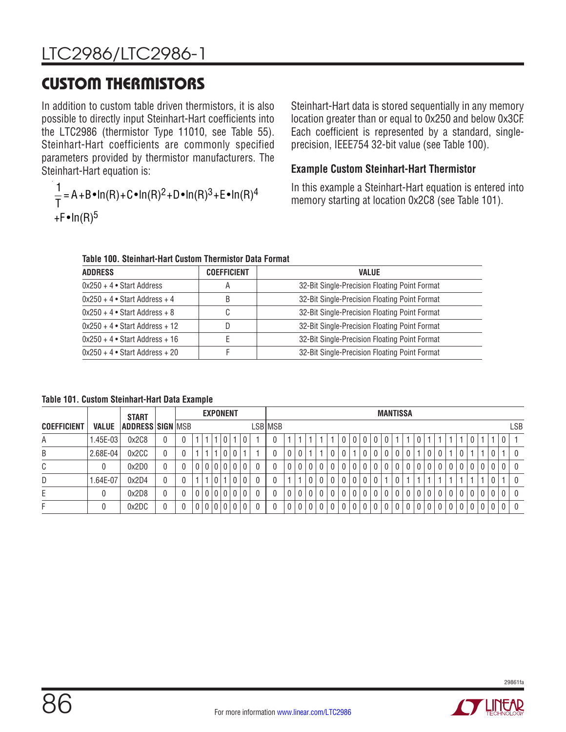# CUSTOM THERMISTORS

In addition to custom table driven thermistors, it is also possible to directly input Steinhart-Hart coefficients into the LTC2986 (thermistor Type 11010, see Table 55). Steinhart-Hart coefficients are commonly specified parameters provided by thermistor manufacturers. The Steinhart-Hart equation is:

$$\frac{1}{T} = A + B \bullet \ln(R) + C \bullet \ln(R)^2 + D \bullet \ln(R)^3 + E \bullet \ln(R)^4 + F \bullet \ln(R)^5$$

Steinhart-Hart data is stored sequentially in any memory location greater than or equal to 0x250 and below 0x3CF. Each coefficient is represented by a standard, single-precision, IEEE754 32-bit value (see Table 100).

### Example Custom Steinhart-Hart Thermistor

In this example a Steinhart-Hart equation is entered into memory starting at location 0x2C8 (see Table 101).

**Table 100. Steinhart-Hart Custom Thermistor Data Format**

| ADDRESS | COEFFICIENT | VALUE |
|---|---|---|
| 0x250 + 4 • Start Address | A | 32-Bit Single-Precision Floating Point Format |
| 0x250 + 4 • Start Address + 4 | B | 32-Bit Single-Precision Floating Point Format |
| 0x250 + 4 • Start Address + 8 | C | 32-Bit Single-Precision Floating Point Format |
| 0x250 + 4 • Start Address + 12 | D | 32-Bit Single-Precision Floating Point Format |
| 0x250 + 4 • Start Address + 16 | E | 32-Bit Single-Precision Floating Point Format |
| 0x250 + 4 • Start Address + 20 | F | 32-Bit Single-Precision Floating Point Format |

**Table 101. Custom Steinhart-Hart Data Example**

| COEFFICIENT | VALUE | START ADDRESS | SIGN | EXPONENT | | | | | | | | MANTISSA | | | | | | | | | | | | | | | | | | | | | | |
|---|---|---|---|---|---|---|---|---|---|---|---|---|---|---|---|---|---|---|---|---|---|---|---|---|---|---|---|---|---|---|---|---|---|---|
| | | | | MSB | | | | | | | LSB | MSB | | | | | | | | | | | | | | | | | | | | | | LSB |
| A | 1.45E-03 | 0x2C8 | 0 | 0 | 1 | 1 | 1 | 0 | 1 | 0 | 1 | 0 | 1 | 1 | 1 | 1 | 1 | 0 | 0 | 0 | 0 | 0 | 1 | 1 | 0 | 1 | 1 | 1 | 1 | 0 | 1 | 1 | 0 | 1 |
| B | 2.68E-04 | 0x2CC | 0 | 0 | 1 | 1 | 1 | 0 | 0 | 1 | 1 | 0 | 0 | 0 | 1 | 1 | 0 | 0 | 1 | 0 | 0 | 0 | 0 | 0 | 1 | 0 | 0 | 1 | 0 | 1 | 1 | 0 | 1 | 0 |
| C | 0 | 0x2D0 | 0 | 0 | 0 | 0 | 0 | 0 | 0 | 0 | 0 | 0 | 0 | 0 | 0 | 0 | 0 | 0 | 0 | 0 | 0 | 0 | 0 | 0 | 0 | 0 | 0 | 0 | 0 | 0 | 0 | 0 | 0 | 0 |
| D | 1.64E-07 | 0x2D4 | 0 | 0 | 1 | 1 | 0 | 1 | 0 | 0 | 0 | 0 | 1 | 1 | 0 | 0 | 0 | 0 | 0 | 0 | 0 | 1 | 0 | 1 | 1 | 1 | 1 | 1 | 1 | 1 | 1 | 0 | 1 | 0 |
| E | 0 | 0x2D8 | 0 | 0 | 0 | 0 | 0 | 0 | 0 | 0 | 0 | 0 | 0 | 0 | 0 | 0 | 0 | 0 | 0 | 0 | 0 | 0 | 0 | 0 | 0 | 0 | 0 | 0 | 0 | 0 | 0 | 0 | 0 | 0 |
| F | 0 | 0x2DC | 0 | 0 | 0 | 0 | 0 | 0 | 0 | 0 | 0 | 0 | 0 | 0 | 0 | 0 | 0 | 0 | 0 | 0 | 0 | 0 | 0 | 0 | 0 | 0 | 0 | 0 | 0 | 0 | 0 | 0 | 0 | 0 |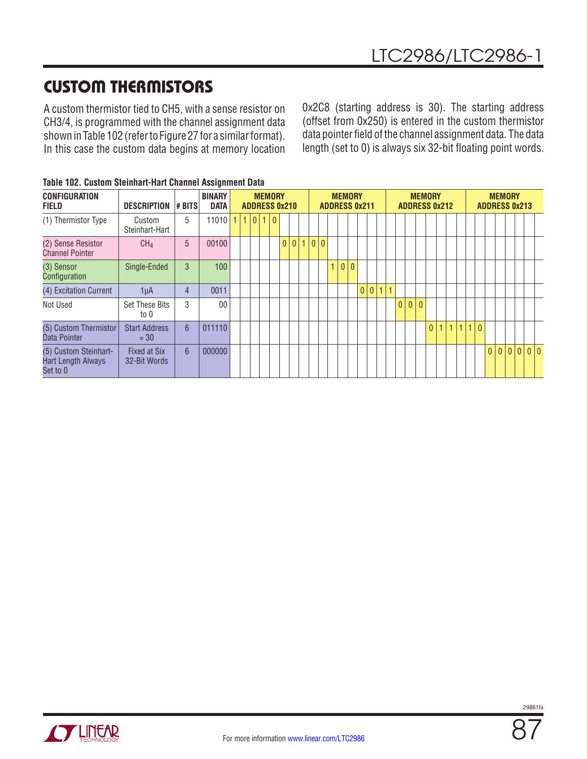## CUSTOM THERMISTORS

A custom thermistor tied to CH5, with a sense resistor on CH3/4, is programmed with the channel assignment data shown in Table 102 (refer to Figure 27 for a similar format). In this case the custom data begins at memory location 0x2C8 (starting address is 30). The starting address (offset from 0x250) is entered in the custom thermistor data pointer field of the channel assignment data. The data length (set to 0) is always six 32-bit floating point words.

**Table 102. Custom Steinhart-Hart Channel Assignment Data**

| CONFIGURATION FIELD | DESCRIPTION | # BITS | BINARY DATA | MEMORY ADDRESS 0x210 | MEMORY ADDRESS 0x211 | MEMORY ADDRESS 0x212 | MEMORY ADDRESS 0x213 |
|---|---|---|---|---|---|---|---|
| (1) Thermistor Type | Custom Steinhart-Hart | 5 | 11010 | 1 1 0 1 0 | | | |
| (2) Sense Resistor Channel Pointer | $CH_4$ | 5 | 00100 | 0 0 1 | 0 0 | | |
| (3) Sensor Configuration | Single-Ended | 3 | 100 | | 1 0 0 | | |
| (4) Excitation Current | 1µA | 4 | 0011 | | 0 0 1 1 | | |
| Not Used | Set These Bits to 0 | 3 | 00 | | | 0 0 0 | |
| (5) Custom Thermistor Data Pointer | Start Address = 30 | 6 | 011110 | | | 0 1 1 1 1 | 0 |
| (5) Custom Steinhart-Hart Length Always Set to 0 | Fixed at Six 32-Bit Words | 6 | 000000 | | | | 0 0 0 0 0 0 |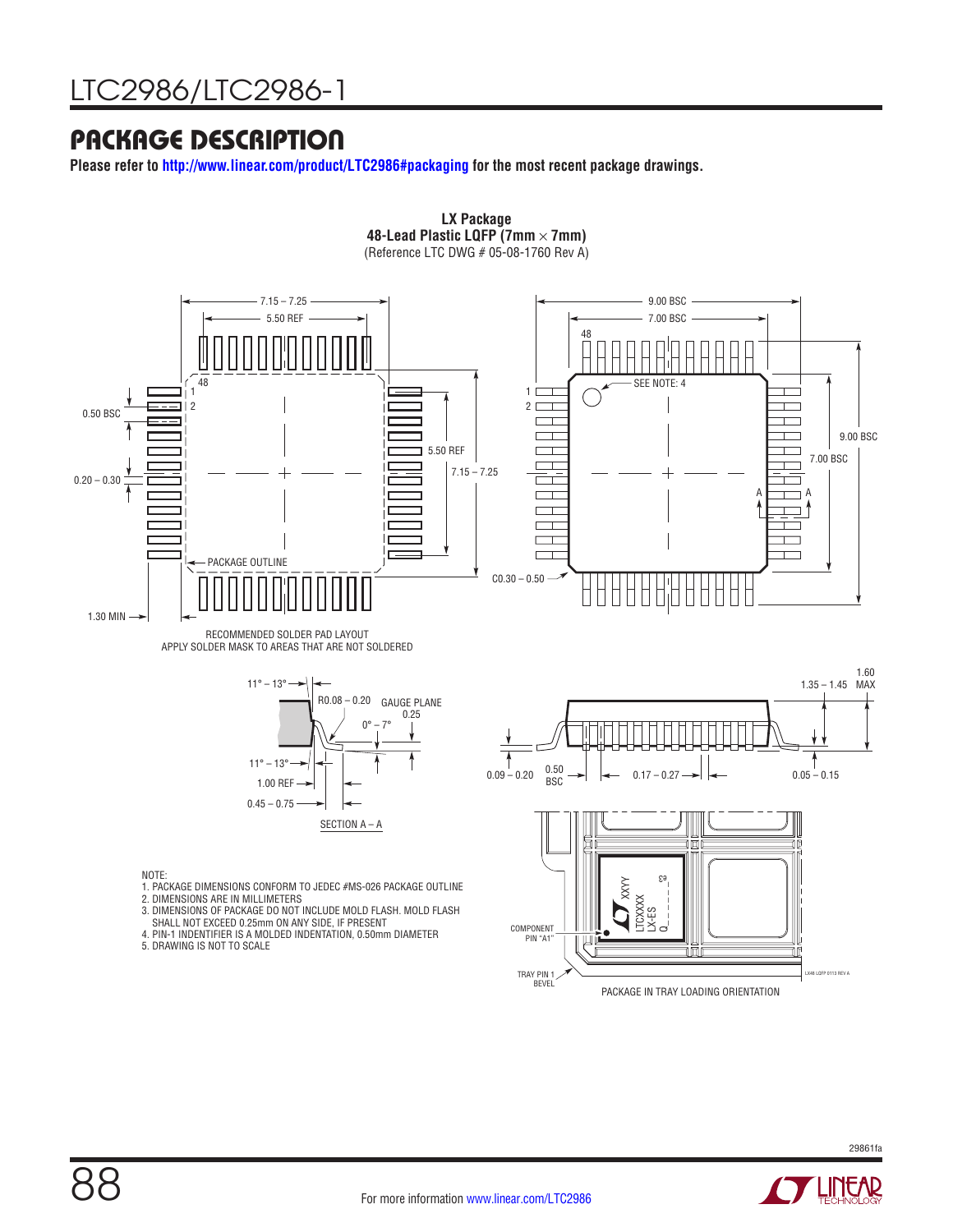## PACKAGE DESCRIPTION

**Please refer to http://www.linear.com/product/LTC2986#packaging for the most recent package drawings.**

**LX Package**
**48-Lead Plastic LQFP (7mm × 7mm)**
(Reference LTC DWG # 05-08-1760 Rev A)

7.15 – 7.25
5.50 REF
48
1
2
0.50 BSC
5.50 REF
7.15 – 7.25
0.20 – 0.30
PACKAGE OUTLINE
1.30 MIN

RECOMMENDED SOLDER PAD LAYOUT
APPLY SOLDER MASK TO AREAS THAT ARE NOT SOLDERED

9.00 BSC
7.00 BSC
48
1
2
SEE NOTE: 4
9.00 BSC
7.00 BSC
A A
C0.30 – 0.50

11° – 13°
R0.08 – 0.20
GAUGE PLANE
0.25
0° – 7°
11° – 13°
1.00 REF
0.45 – 0.75
SECTION A – A

1.60 MAX
1.35 – 1.45
0.09 – 0.20
0.50 BSC
0.17 – 0.27
0.05 – 0.15

COMPONENT PIN "A1"
TRAY PIN 1 BEVEL
LTCXXXX LX-ES Q XXYY e3
LX48 LQFP 0113 REV A
PACKAGE IN TRAY LOADING ORIENTATION

NOTE:
1. PACKAGE DIMENSIONS CONFORM TO JEDEC #MS-026 PACKAGE OUTLINE
2. DIMENSIONS ARE IN MILLIMETERS
3. DIMENSIONS OF PACKAGE DO NOT INCLUDE MOLD FLASH. MOLD FLASH SHALL NOT EXCEED 0.25mm ON ANY SIDE, IF PRESENT
4. PIN-1 INDENTIFIER IS A MOLDED INDENTATION, 0.50mm DIAMETER
5. DRAWING IS NOT TO SCALE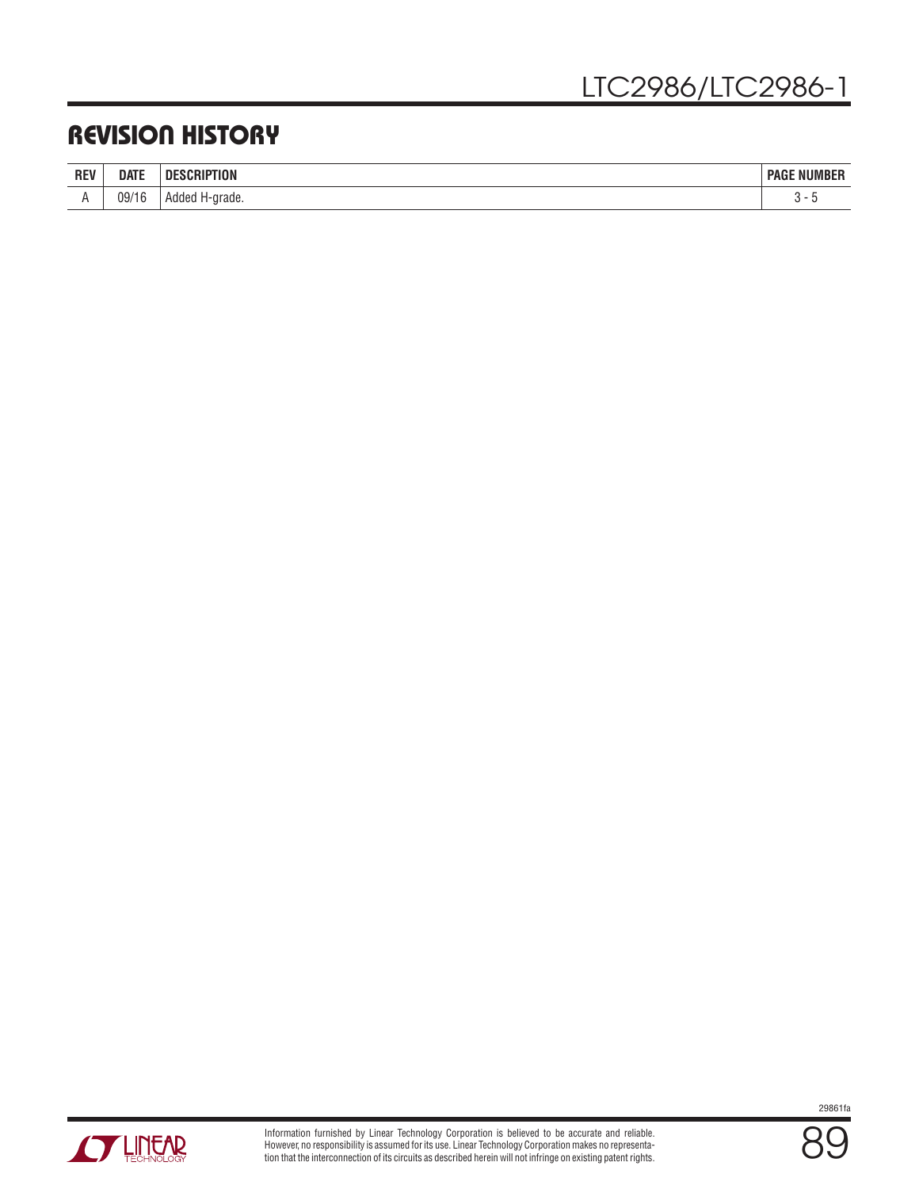## REVISION HISTORY

| REV | DATE | DESCRIPTION | PAGE NUMBER |
|---|---|---|---|
| A | 09/16 | Added H-grade. | 3 - 5 |

Information furnished by Linear Technology Corporation is believed to be accurate and reliable. However, no responsibility is assumed for its use. Linear Technology Corporation makes no representation that the interconnection of its circuits as described herein will not infringe on existing patent rights.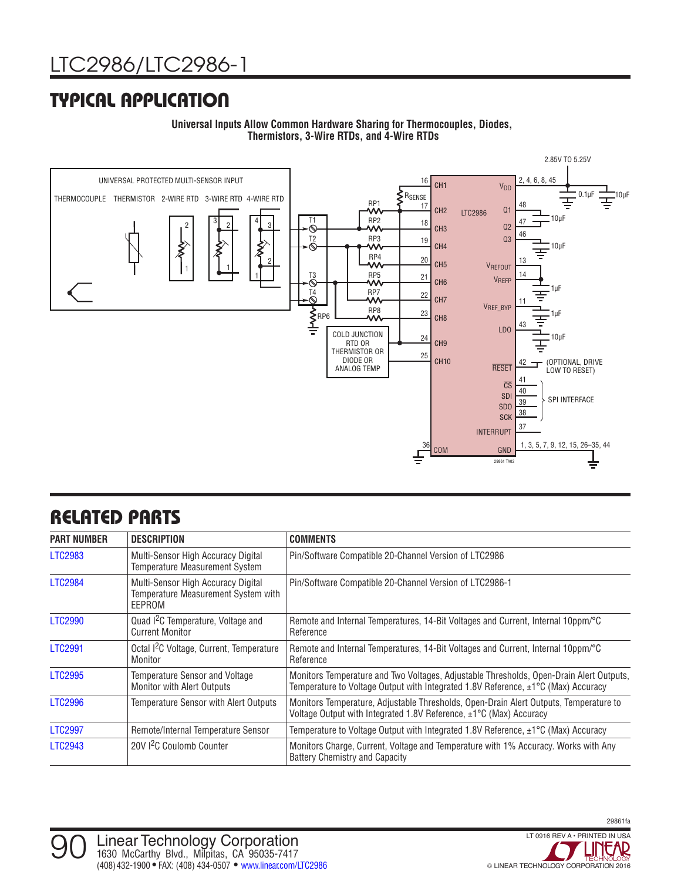## TYPICAL APPLICATION

**Universal Inputs Allow Common Hardware Sharing for Thermocouples, Diodes, Thermistors, 3-Wire RTDs, and 4-Wire RTDs**

2.85V TO 5.25V

UNIVERSAL PROTECTED MULTI-SENSOR INPUT

THERMOCOUPLE THERMISTOR 2-WIRE RTD 3-WIRE RTD 4-WIRE RTD

T1 T2 T3 T4

RP1 RP2 RP3 RP4 RP5 RP6 RP7 RP8

$R_{SENSE}$

COLD JUNCTION RTD OR THERMISTOR OR DIODE OR ANALOG TEMP

LTC2986

CH1 CH2 CH3 CH4 CH5 CH6 CH7 CH8 CH9 CH10 COM

$V_{DD}$ Q1 Q2 Q3 $V_{REFOUT}$ $V_{REFP}$ $V_{REF\_BYP}$ LDO RESET CS SDI SDO SCK INTERRUPT GND

2, 4, 6, 8, 45

0.1µF 10µF 1µF

(OPTIONAL, DRIVE LOW TO RESET)

SPI INTERFACE

1, 3, 5, 7, 9, 12, 15, 26–35, 44

29861 TA02

## RELATED PARTS

| PART NUMBER | DESCRIPTION | COMMENTS |
|---|---|---|
| LTC2983 | Multi-Sensor High Accuracy Digital Temperature Measurement System | Pin/Software Compatible 20-Channel Version of LTC2986 |
| LTC2984 | Multi-Sensor High Accuracy Digital Temperature Measurement System with EEPROM | Pin/Software Compatible 20-Channel Version of LTC2986-1 |
| LTC2990 | Quad I²C Temperature, Voltage and Current Monitor | Remote and Internal Temperatures, 14-Bit Voltages and Current, Internal 10ppm/°C Reference |
| LTC2991 | Octal I²C Voltage, Current, Temperature Monitor | Remote and Internal Temperatures, 14-Bit Voltages and Current, Internal 10ppm/°C Reference |
| LTC2995 | Temperature Sensor and Voltage Monitor with Alert Outputs | Monitors Temperature and Two Voltages, Adjustable Thresholds, Open-Drain Alert Outputs, Temperature to Voltage Output with Integrated 1.8V Reference, ±1°C (Max) Accuracy |
| LTC2996 | Temperature Sensor with Alert Outputs | Monitors Temperature, Adjustable Thresholds, Open-Drain Alert Outputs, Temperature to Voltage Output with Integrated 1.8V Reference, ±1°C (Max) Accuracy |
| LTC2997 | Remote/Internal Temperature Sensor | Temperature to Voltage Output with Integrated 1.8V Reference, ±1°C (Max) Accuracy |
| LTC2943 | 20V I²C Coulomb Counter | Monitors Charge, Current, Voltage and Temperature with 1% Accuracy. Works with Any Battery Chemistry and Capacity |

Linear Technology Corporation
1630 McCarthy Blvd., Milpitas, CA 95035-7417
(408) 432-1900 • FAX: (408) 434-0507 • www.linear.com/LTC2986

29861fa

LT 0916 REV A • PRINTED IN USA

© LINEAR TECHNOLOGY CORPORATION 2016